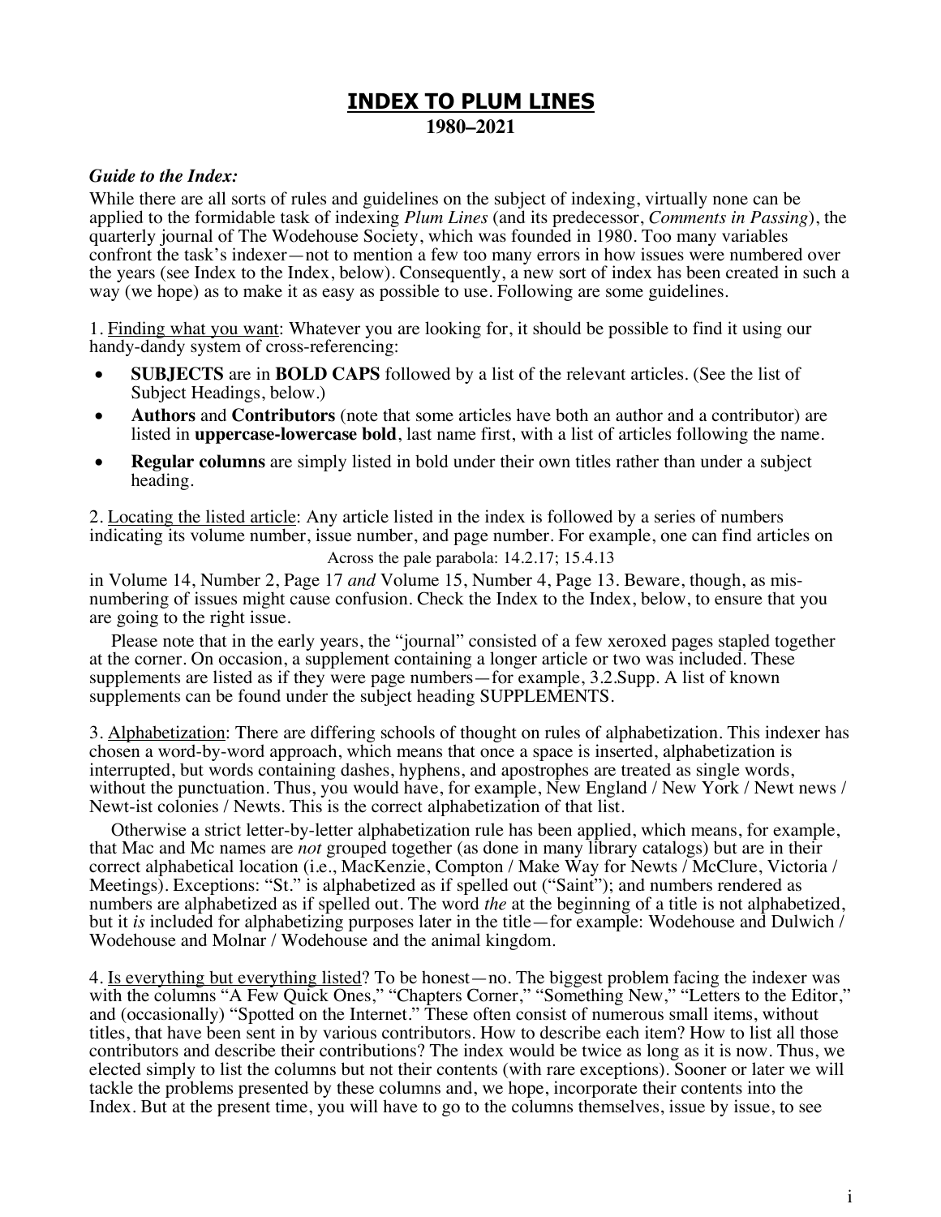# INDEX TO PLUM LINES

**1980–2021**

***Guide to the Index:***

While there are all sorts of rules and guidelines on the subject of indexing, virtually none can be applied to the formidable task of indexing *Plum Lines* (and its predecessor, *Comments in Passing*), the quarterly journal of The Wodehouse Society, which was founded in 1980. Too many variables confront the task's indexer—not to mention a few too many errors in how issues were numbered over the years (see Index to the Index, below). Consequently, a new sort of index has been created in such a way (we hope) as to make it as easy as possible to use. Following are some guidelines.

1. Finding what you want: Whatever you are looking for, it should be possible to find it using our handy-dandy system of cross-referencing:

- **SUBJECTS** are in **BOLD CAPS** followed by a list of the relevant articles. (See the list of Subject Headings, below.)
- **Authors** and **Contributors** (note that some articles have both an author and a contributor) are listed in **uppercase-lowercase bold**, last name first, with a list of articles following the name.
- **Regular columns** are simply listed in bold under their own titles rather than under a subject heading.

2. Locating the listed article: Any article listed in the index is followed by a series of numbers indicating its volume number, issue number, and page number. For example, one can find articles on

Across the pale parabola: 14.2.17; 15.4.13

in Volume 14, Number 2, Page 17 *and* Volume 15, Number 4, Page 13. Beware, though, as mis-numbering of issues might cause confusion. Check the Index to the Index, below, to ensure that you are going to the right issue.

Please note that in the early years, the "journal" consisted of a few xeroxed pages stapled together at the corner. On occasion, a supplement containing a longer article or two was included. These supplements are listed as if they were page numbers—for example, 3.2.Supp. A list of known supplements can be found under the subject heading SUPPLEMENTS.

3. Alphabetization: There are differing schools of thought on rules of alphabetization. This indexer has chosen a word-by-word approach, which means that once a space is inserted, alphabetization is interrupted, but words containing dashes, hyphens, and apostrophes are treated as single words, without the punctuation. Thus, you would have, for example, New England / New York / Newt news / Newt-ist colonies / Newts. This is the correct alphabetization of that list.

Otherwise a strict letter-by-letter alphabetization rule has been applied, which means, for example, that Mac and Mc names are *not* grouped together (as done in many library catalogs) but are in their correct alphabetical location (i.e., MacKenzie, Compton / Make Way for Newts / McClure, Victoria / Meetings). Exceptions: "St." is alphabetized as if spelled out ("Saint"); and numbers rendered as numbers are alphabetized as if spelled out. The word *the* at the beginning of a title is not alphabetized, but it *is* included for alphabetizing purposes later in the title—for example: Wodehouse and Dulwich / Wodehouse and Molnar / Wodehouse and the animal kingdom.

4. Is everything but everything listed? To be honest—no. The biggest problem facing the indexer was with the columns "A Few Quick Ones," "Chapters Corner," "Something New," "Letters to the Editor," and (occasionally) "Spotted on the Internet." These often consist of numerous small items, without titles, that have been sent in by various contributors. How to describe each item? How to list all those contributors and describe their contributions? The index would be twice as long as it is now. Thus, we elected simply to list the columns but not their contents (with rare exceptions). Sooner or later we will tackle the problems presented by these columns and, we hope, incorporate their contents into the Index. But at the present time, you will have to go to the columns themselves, issue by issue, to see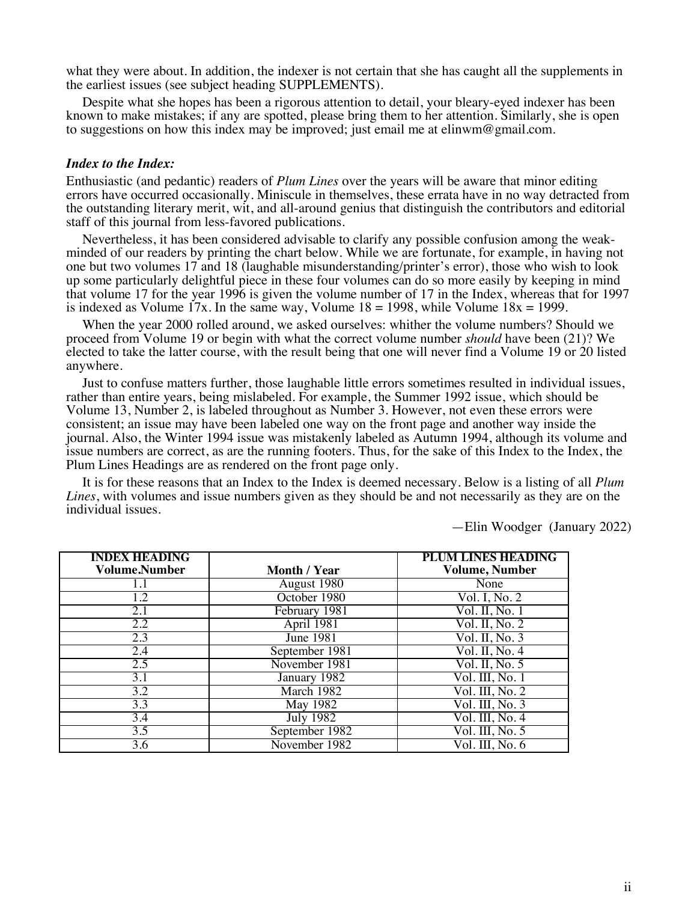what they were about. In addition, the indexer is not certain that she has caught all the supplements in the earliest issues (see subject heading SUPPLEMENTS).

Despite what she hopes has been a rigorous attention to detail, your bleary-eyed indexer has been known to make mistakes; if any are spotted, please bring them to her attention. Similarly, she is open to suggestions on how this index may be improved; just email me at elinwm@gmail.com.

### *Index to the Index:*

Enthusiastic (and pedantic) readers of *Plum Lines* over the years will be aware that minor editing errors have occurred occasionally. Miniscule in themselves, these errata have in no way detracted from the outstanding literary merit, wit, and all-around genius that distinguish the contributors and editorial staff of this journal from less-favored publications.

Nevertheless, it has been considered advisable to clarify any possible confusion among the weak-minded of our readers by printing the chart below. While we are fortunate, for example, in having not one but two volumes 17 and 18 (laughable misunderstanding/printer's error), those who wish to look up some particularly delightful piece in these four volumes can do so more easily by keeping in mind that volume 17 for the year 1996 is given the volume number of 17 in the Index, whereas that for 1997 is indexed as Volume 17x. In the same way, Volume 18 = 1998, while Volume 18x = 1999.

When the year 2000 rolled around, we asked ourselves: whither the volume numbers? Should we proceed from Volume 19 or begin with what the correct volume number *should* have been (21)? We elected to take the latter course, with the result being that one will never find a Volume 19 or 20 listed anywhere.

Just to confuse matters further, those laughable little errors sometimes resulted in individual issues, rather than entire years, being mislabeled. For example, the Summer 1992 issue, which should be Volume 13, Number 2, is labeled throughout as Number 3. However, not even these errors were consistent; an issue may have been labeled one way on the front page and another way inside the journal. Also, the Winter 1994 issue was mistakenly labeled as Autumn 1994, although its volume and issue numbers are correct, as are the running footers. Thus, for the sake of this Index to the Index, the Plum Lines Headings are as rendered on the front page only.

It is for these reasons that an Index to the Index is deemed necessary. Below is a listing of all *Plum Lines*, with volumes and issue numbers given as they should be and not necessarily as they are on the individual issues.

—Elin Woodger (January 2022)

| INDEX HEADING Volume.Number | Month / Year | PLUM LINES HEADING Volume, Number |
|---|---|---|
| 1.1 | August 1980 | None |
| 1.2 | October 1980 | Vol. I, No. 2 |
| 2.1 | February 1981 | Vol. II, No. 1 |
| 2.2 | April 1981 | Vol. II, No. 2 |
| 2.3 | June 1981 | Vol. II, No. 3 |
| 2.4 | September 1981 | Vol. II, No. 4 |
| 2.5 | November 1981 | Vol. II, No. 5 |
| 3.1 | January 1982 | Vol. III, No. 1 |
| 3.2 | March 1982 | Vol. III, No. 2 |
| 3.3 | May 1982 | Vol. III, No. 3 |
| 3.4 | July 1982 | Vol. III, No. 4 |
| 3.5 | September 1982 | Vol. III, No. 5 |
| 3.6 | November 1982 | Vol. III, No. 6 |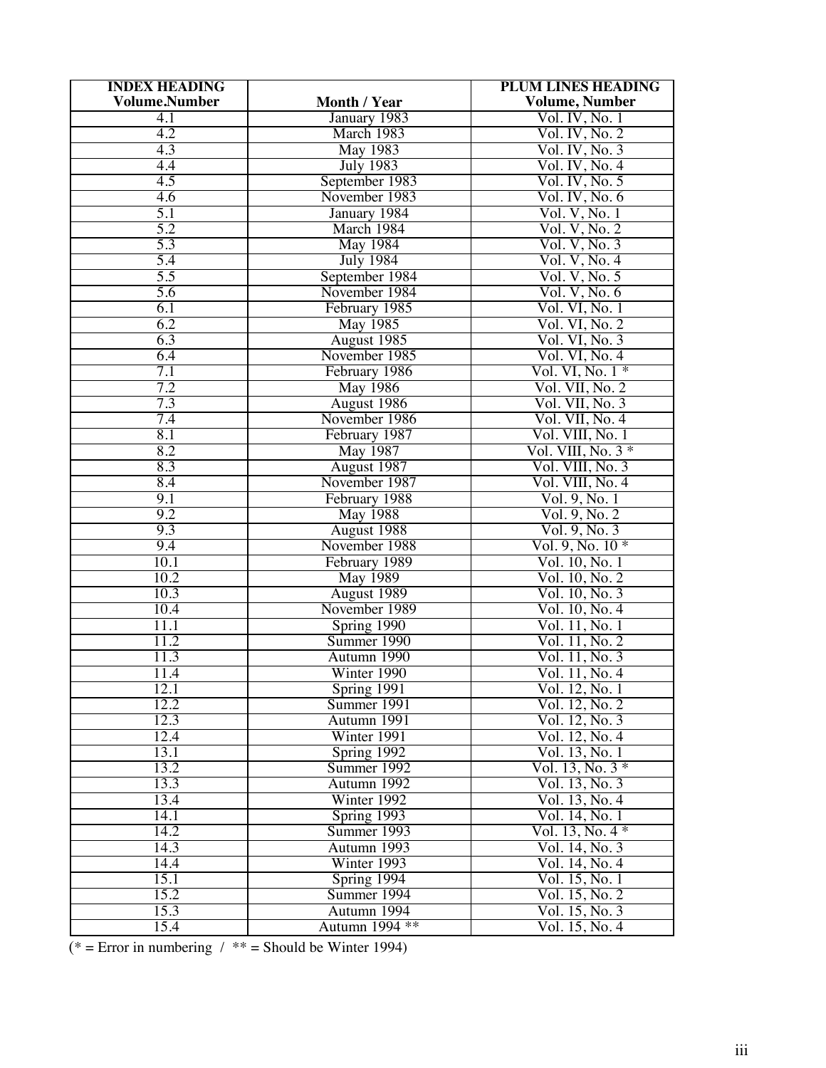| INDEX HEADING Volume.Number | Month / Year | PLUM LINES HEADING Volume, Number |
|---|---|---|
| 4.1 | January 1983 | Vol. IV, No. 1 |
| 4.2 | March 1983 | Vol. IV, No. 2 |
| 4.3 | May 1983 | Vol. IV, No. 3 |
| 4.4 | July 1983 | Vol. IV, No. 4 |
| 4.5 | September 1983 | Vol. IV, No. 5 |
| 4.6 | November 1983 | Vol. IV, No. 6 |
| 5.1 | January 1984 | Vol. V, No. 1 |
| 5.2 | March 1984 | Vol. V, No. 2 |
| 5.3 | May 1984 | Vol. V, No. 3 |
| 5.4 | July 1984 | Vol. V, No. 4 |
| 5.5 | September 1984 | Vol. V, No. 5 |
| 5.6 | November 1984 | Vol. V, No. 6 |
| 6.1 | February 1985 | Vol. VI, No. 1 |
| 6.2 | May 1985 | Vol. VI, No. 2 |
| 6.3 | August 1985 | Vol. VI, No. 3 |
| 6.4 | November 1985 | Vol. VI, No. 4 |
| 7.1 | February 1986 | Vol. VI, No. 1 * |
| 7.2 | May 1986 | Vol. VII, No. 2 |
| 7.3 | August 1986 | Vol. VII, No. 3 |
| 7.4 | November 1986 | Vol. VII, No. 4 |
| 8.1 | February 1987 | Vol. VIII, No. 1 |
| 8.2 | May 1987 | Vol. VIII, No. 3 * |
| 8.3 | August 1987 | Vol. VIII, No. 3 |
| 8.4 | November 1987 | Vol. VIII, No. 4 |
| 9.1 | February 1988 | Vol. 9, No. 1 |
| 9.2 | May 1988 | Vol. 9, No. 2 |
| 9.3 | August 1988 | Vol. 9, No. 3 |
| 9.4 | November 1988 | Vol. 9, No. 10 * |
| 10.1 | February 1989 | Vol. 10, No. 1 |
| 10.2 | May 1989 | Vol. 10, No. 2 |
| 10.3 | August 1989 | Vol. 10, No. 3 |
| 10.4 | November 1989 | Vol. 10, No. 4 |
| 11.1 | Spring 1990 | Vol. 11, No. 1 |
| 11.2 | Summer 1990 | Vol. 11, No. 2 |
| 11.3 | Autumn 1990 | Vol. 11, No. 3 |
| 11.4 | Winter 1990 | Vol. 11, No. 4 |
| 12.1 | Spring 1991 | Vol. 12, No. 1 |
| 12.2 | Summer 1991 | Vol. 12, No. 2 |
| 12.3 | Autumn 1991 | Vol. 12, No. 3 |
| 12.4 | Winter 1991 | Vol. 12, No. 4 |
| 13.1 | Spring 1992 | Vol. 13, No. 1 |
| 13.2 | Summer 1992 | Vol. 13, No. 3 * |
| 13.3 | Autumn 1992 | Vol. 13, No. 3 |
| 13.4 | Winter 1992 | Vol. 13, No. 4 |
| 14.1 | Spring 1993 | Vol. 14, No. 1 |
| 14.2 | Summer 1993 | Vol. 13, No. 4 * |
| 14.3 | Autumn 1993 | Vol. 14, No. 3 |
| 14.4 | Winter 1993 | Vol. 14, No. 4 |
| 15.1 | Spring 1994 | Vol. 15, No. 1 |
| 15.2 | Summer 1994 | Vol. 15, No. 2 |
| 15.3 | Autumn 1994 | Vol. 15, No. 3 |
| 15.4 | Autumn 1994 ** | Vol. 15, No. 4 |

(* = Error in numbering / ** = Should be Winter 1994)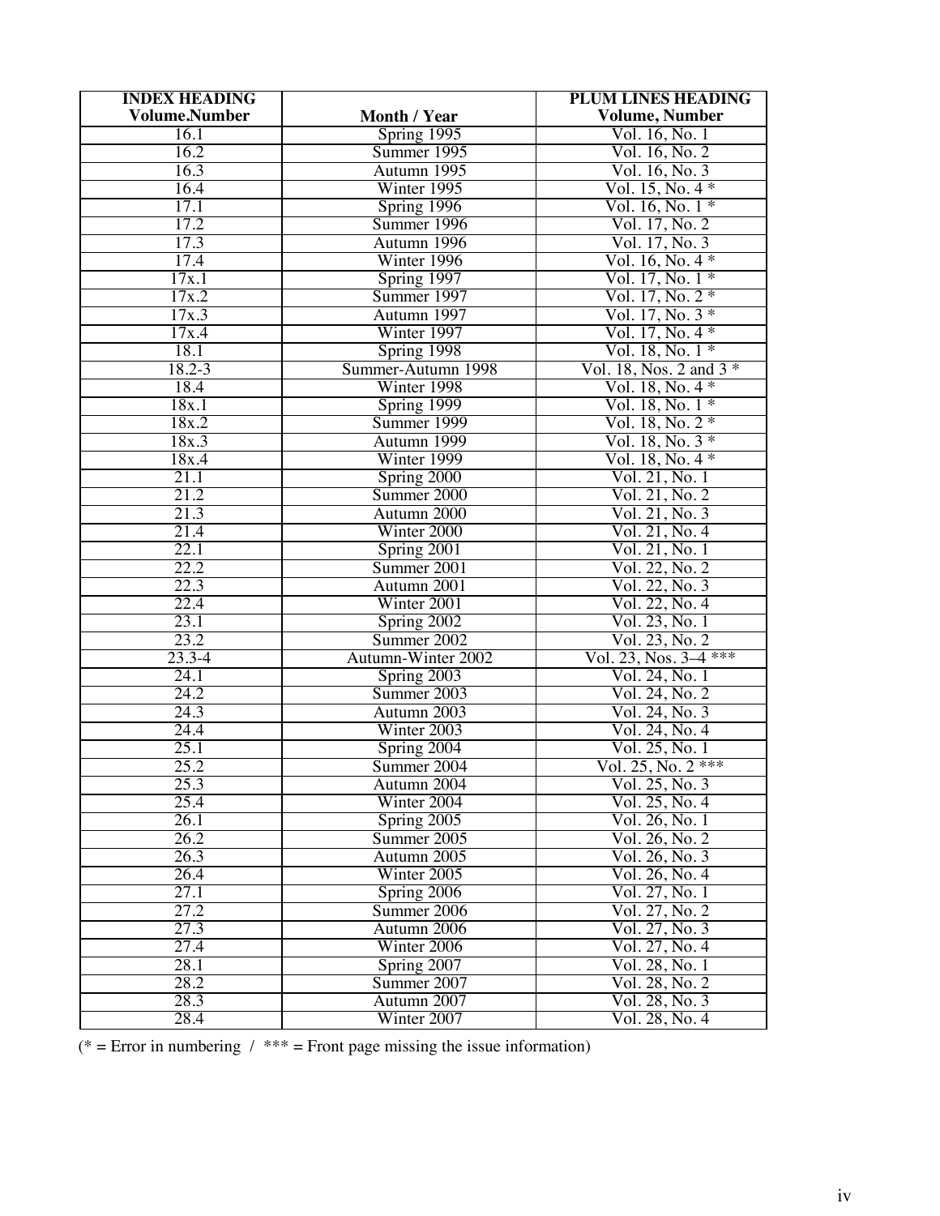| INDEX HEADING<br>Volume.Number | Month / Year | PLUM LINES HEADING<br>Volume, Number |
|---|---|---|
| 16.1 | Spring 1995 | Vol. 16, No. 1 |
| 16.2 | Summer 1995 | Vol. 16, No. 2 |
| 16.3 | Autumn 1995 | Vol. 16, No. 3 |
| 16.4 | Winter 1995 | Vol. 15, No. 4 * |
| 17.1 | Spring 1996 | Vol. 16, No. 1 * |
| 17.2 | Summer 1996 | Vol. 17, No. 2 |
| 17.3 | Autumn 1996 | Vol. 17, No. 3 |
| 17.4 | Winter 1996 | Vol. 16, No. 4 * |
| 17x.1 | Spring 1997 | Vol. 17, No. 1 * |
| 17x.2 | Summer 1997 | Vol. 17, No. 2 * |
| 17x.3 | Autumn 1997 | Vol. 17, No. 3 * |
| 17x.4 | Winter 1997 | Vol. 17, No. 4 * |
| 18.1 | Spring 1998 | Vol. 18, No. 1 * |
| 18.2-3 | Summer-Autumn 1998 | Vol. 18, Nos. 2 and 3 * |
| 18.4 | Winter 1998 | Vol. 18, No. 4 * |
| 18x.1 | Spring 1999 | Vol. 18, No. 1 * |
| 18x.2 | Summer 1999 | Vol. 18, No. 2 * |
| 18x.3 | Autumn 1999 | Vol. 18, No. 3 * |
| 18x.4 | Winter 1999 | Vol. 18, No. 4 * |
| 21.1 | Spring 2000 | Vol. 21, No. 1 |
| 21.2 | Summer 2000 | Vol. 21, No. 2 |
| 21.3 | Autumn 2000 | Vol. 21, No. 3 |
| 21.4 | Winter 2000 | Vol. 21, No. 4 |
| 22.1 | Spring 2001 | Vol. 21, No. 1 |
| 22.2 | Summer 2001 | Vol. 22, No. 2 |
| 22.3 | Autumn 2001 | Vol. 22, No. 3 |
| 22.4 | Winter 2001 | Vol. 22, No. 4 |
| 23.1 | Spring 2002 | Vol. 23, No. 1 |
| 23.2 | Summer 2002 | Vol. 23, No. 2 |
| 23.3-4 | Autumn-Winter 2002 | Vol. 23, Nos. 3–4 *** |
| 24.1 | Spring 2003 | Vol. 24, No. 1 |
| 24.2 | Summer 2003 | Vol. 24, No. 2 |
| 24.3 | Autumn 2003 | Vol. 24, No. 3 |
| 24.4 | Winter 2003 | Vol. 24, No. 4 |
| 25.1 | Spring 2004 | Vol. 25, No. 1 |
| 25.2 | Summer 2004 | Vol. 25, No. 2 *** |
| 25.3 | Autumn 2004 | Vol. 25, No. 3 |
| 25.4 | Winter 2004 | Vol. 25, No. 4 |
| 26.1 | Spring 2005 | Vol. 26, No. 1 |
| 26.2 | Summer 2005 | Vol. 26, No. 2 |
| 26.3 | Autumn 2005 | Vol. 26, No. 3 |
| 26.4 | Winter 2005 | Vol. 26, No. 4 |
| 27.1 | Spring 2006 | Vol. 27, No. 1 |
| 27.2 | Summer 2006 | Vol. 27, No. 2 |
| 27.3 | Autumn 2006 | Vol. 27, No. 3 |
| 27.4 | Winter 2006 | Vol. 27, No. 4 |
| 28.1 | Spring 2007 | Vol. 28, No. 1 |
| 28.2 | Summer 2007 | Vol. 28, No. 2 |
| 28.3 | Autumn 2007 | Vol. 28, No. 3 |
| 28.4 | Winter 2007 | Vol. 28, No. 4 |

(* = Error in numbering  /  *** = Front page missing the issue information)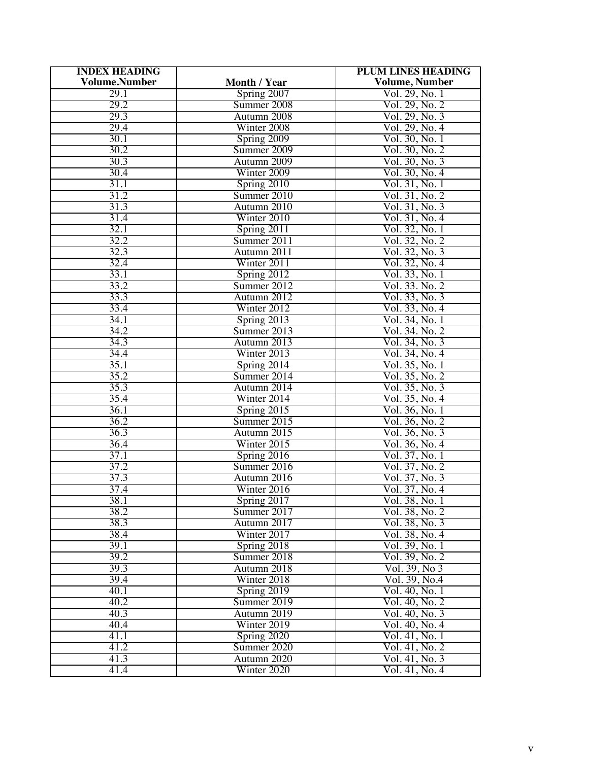| INDEX HEADING Volume.Number | Month / Year | PLUM LINES HEADING Volume, Number |
|---|---|---|
| 29.1 | Spring 2007 | Vol. 29, No. 1 |
| 29.2 | Summer 2008 | Vol. 29, No. 2 |
| 29.3 | Autumn 2008 | Vol. 29, No. 3 |
| 29.4 | Winter 2008 | Vol. 29, No. 4 |
| 30.1 | Spring 2009 | Vol. 30, No. 1 |
| 30.2 | Summer 2009 | Vol. 30, No. 2 |
| 30.3 | Autumn 2009 | Vol. 30, No. 3 |
| 30.4 | Winter 2009 | Vol. 30, No. 4 |
| 31.1 | Spring 2010 | Vol. 31, No. 1 |
| 31.2 | Summer 2010 | Vol. 31, No. 2 |
| 31.3 | Autumn 2010 | Vol. 31, No. 3 |
| 31.4 | Winter 2010 | Vol. 31, No. 4 |
| 32.1 | Spring 2011 | Vol. 32, No. 1 |
| 32.2 | Summer 2011 | Vol. 32, No. 2 |
| 32.3 | Autumn 2011 | Vol. 32, No. 3 |
| 32.4 | Winter 2011 | Vol. 32, No. 4 |
| 33.1 | Spring 2012 | Vol. 33, No. 1 |
| 33.2 | Summer 2012 | Vol. 33. No. 2 |
| 33.3 | Autumn 2012 | Vol. 33, No. 3 |
| 33.4 | Winter 2012 | Vol. 33, No. 4 |
| 34.1 | Spring 2013 | Vol. 34, No. 1 |
| 34.2 | Summer 2013 | Vol. 34. No. 2 |
| 34.3 | Autumn 2013 | Vol. 34, No. 3 |
| 34.4 | Winter 2013 | Vol. 34, No. 4 |
| 35.1 | Spring 2014 | Vol. 35, No. 1 |
| 35.2 | Summer 2014 | Vol. 35, No. 2 |
| 35.3 | Autumn 2014 | Vol. 35, No. 3 |
| 35.4 | Winter 2014 | Vol. 35, No. 4 |
| 36.1 | Spring 2015 | Vol. 36, No. 1 |
| 36.2 | Summer 2015 | Vol. 36, No. 2 |
| 36.3 | Autumn 2015 | Vol. 36, No. 3 |
| 36.4 | Winter 2015 | Vol. 36, No. 4 |
| 37.1 | Spring 2016 | Vol. 37, No. 1 |
| 37.2 | Summer 2016 | Vol. 37, No. 2 |
| 37.3 | Autumn 2016 | Vol. 37, No. 3 |
| 37.4 | Winter 2016 | Vol. 37, No. 4 |
| 38.1 | Spring 2017 | Vol. 38, No. 1 |
| 38.2 | Summer 2017 | Vol. 38, No. 2 |
| 38.3 | Autumn 2017 | Vol. 38, No. 3 |
| 38.4 | Winter 2017 | Vol. 38, No. 4 |
| 39.1 | Spring 2018 | Vol. 39, No. 1 |
| 39.2 | Summer 2018 | Vol. 39, No. 2 |
| 39.3 | Autumn 2018 | Vol. 39, No 3 |
| 39.4 | Winter 2018 | Vol. 39, No.4 |
| 40.1 | Spring 2019 | Vol. 40, No. 1 |
| 40.2 | Summer 2019 | Vol. 40, No. 2 |
| 40.3 | Autumn 2019 | Vol. 40, No. 3 |
| 40.4 | Winter 2019 | Vol. 40, No. 4 |
| 41.1 | Spring 2020 | Vol. 41, No. 1 |
| 41.2 | Summer 2020 | Vol. 41, No. 2 |
| 41.3 | Autumn 2020 | Vol. 41, No. 3 |
| 41.4 | Winter 2020 | Vol. 41, No. 4 |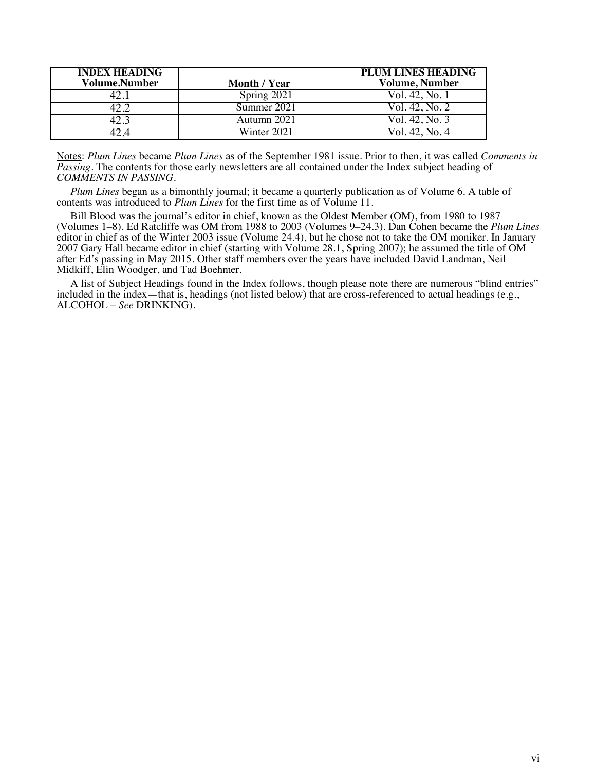| INDEX HEADING Volume.Number | Month / Year | PLUM LINES HEADING Volume, Number |
|---|---|---|
| 42.1 | Spring 2021 | Vol. 42, No. 1 |
| 42.2 | Summer 2021 | Vol. 42, No. 2 |
| 42.3 | Autumn 2021 | Vol. 42, No. 3 |
| 42.4 | Winter 2021 | Vol. 42, No. 4 |

Notes: *Plum Lines* became *Plum Lines* as of the September 1981 issue. Prior to then, it was called *Comments in Passing*. The contents for those early newsletters are all contained under the Index subject heading of *COMMENTS IN PASSING*.

*Plum Lines* began as a bimonthly journal; it became a quarterly publication as of Volume 6. A table of contents was introduced to *Plum Lines* for the first time as of Volume 11.

Bill Blood was the journal's editor in chief, known as the Oldest Member (OM), from 1980 to 1987 (Volumes 1–8). Ed Ratcliffe was OM from 1988 to 2003 (Volumes 9–24.3). Dan Cohen became the *Plum Lines* editor in chief as of the Winter 2003 issue (Volume 24.4), but he chose not to take the OM moniker. In January 2007 Gary Hall became editor in chief (starting with Volume 28.1, Spring 2007); he assumed the title of OM after Ed's passing in May 2015. Other staff members over the years have included David Landman, Neil Midkiff, Elin Woodger, and Tad Boehmer.

A list of Subject Headings found in the Index follows, though please note there are numerous "blind entries" included in the index—that is, headings (not listed below) that are cross-referenced to actual headings (e.g., ALCOHOL – *See* DRINKING).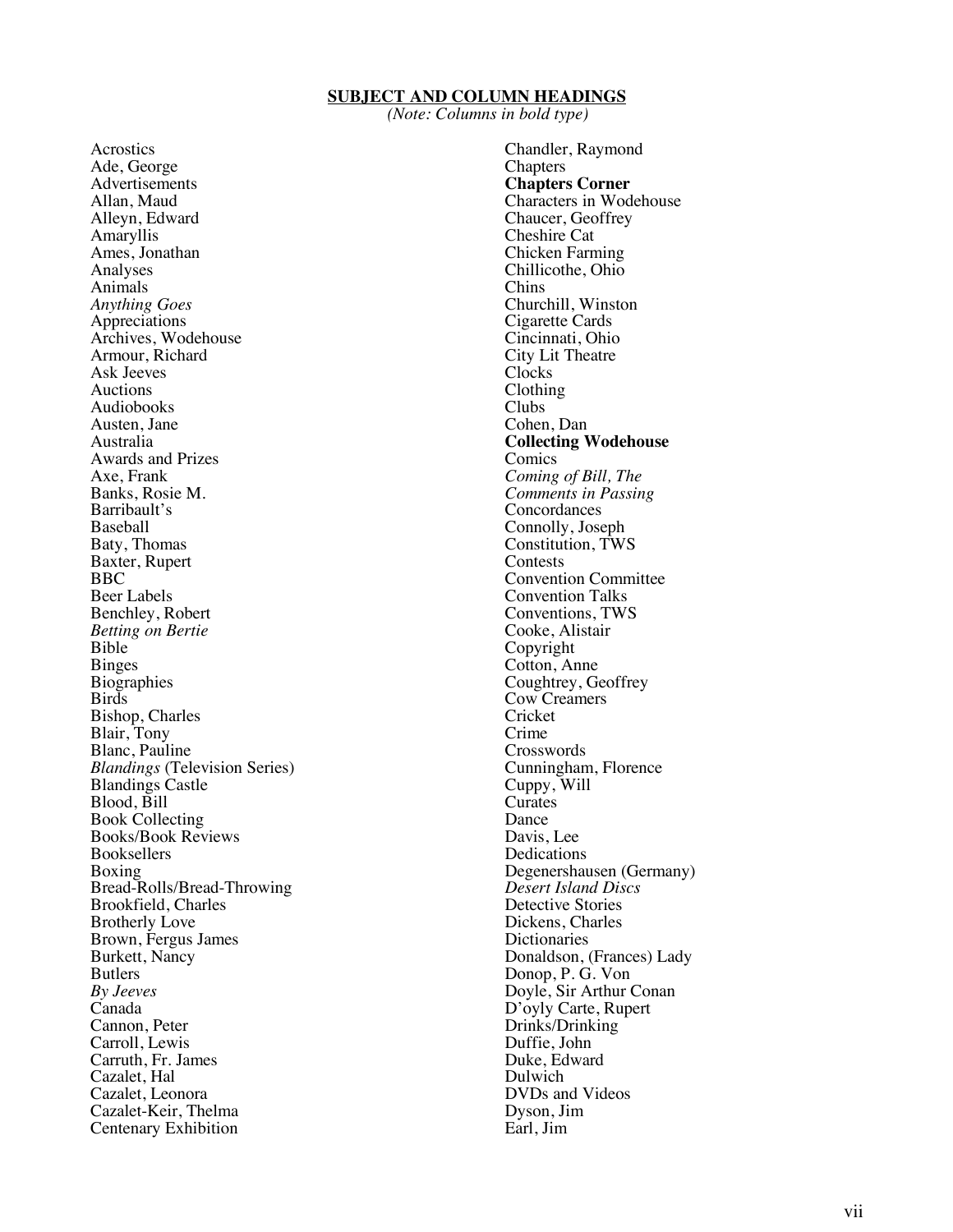**SUBJECT AND COLUMN HEADINGS**

*(Note: Columns in bold type)*

Acrostics
Ade, George
Advertisements
Allan, Maud
Alleyn, Edward
Amaryllis
Ames, Jonathan
Analyses
Animals
*Anything Goes*
Appreciations
Archives, Wodehouse
Armour, Richard
Ask Jeeves
Auctions
Audiobooks
Austen, Jane
Australia
Awards and Prizes
Axe, Frank
Banks, Rosie M.
Barribault's
Baseball
Baty, Thomas
Baxter, Rupert
BBC
Beer Labels
Benchley, Robert
*Betting on Bertie*
Bible
Binges
Biographies
Birds
Bishop, Charles
Blair, Tony
Blanc, Pauline
*Blandings* (Television Series)
Blandings Castle
Blood, Bill
Book Collecting
Books/Book Reviews
Booksellers
Boxing
Bread-Rolls/Bread-Throwing
Brookfield, Charles
Brotherly Love
Brown, Fergus James
Burkett, Nancy
Butlers
*By Jeeves*
Canada
Cannon, Peter
Carroll, Lewis
Carruth, Fr. James
Cazalet, Hal
Cazalet, Leonora
Cazalet-Keir, Thelma
Centenary Exhibition
Chandler, Raymond
Chapters
**Chapters Corner**
Characters in Wodehouse
Chaucer, Geoffrey
Cheshire Cat
Chicken Farming
Chillicothe, Ohio
Chins
Churchill, Winston
Cigarette Cards
Cincinnati, Ohio
City Lit Theatre
Clocks
Clothing
Clubs
Cohen, Dan
**Collecting Wodehouse**
Comics
*Coming of Bill, The*
*Comments in Passing*
Concordances
Connolly, Joseph
Constitution, TWS
Contests
Convention Committee
Convention Talks
Conventions, TWS
Cooke, Alistair
Copyright
Cotton, Anne
Coughtrey, Geoffrey
Cow Creamers
Cricket
Crime
Crosswords
Cunningham, Florence
Cuppy, Will
Curates
Dance
Davis, Lee
Dedications
Degenershausen (Germany)
*Desert Island Discs*
Detective Stories
Dickens, Charles
Dictionaries
Donaldson, (Frances) Lady
Donop, P. G. Von
Doyle, Sir Arthur Conan
D'oyly Carte, Rupert
Drinks/Drinking
Duffie, John
Duke, Edward
Dulwich
DVDs and Videos
Dyson, Jim
Earl, Jim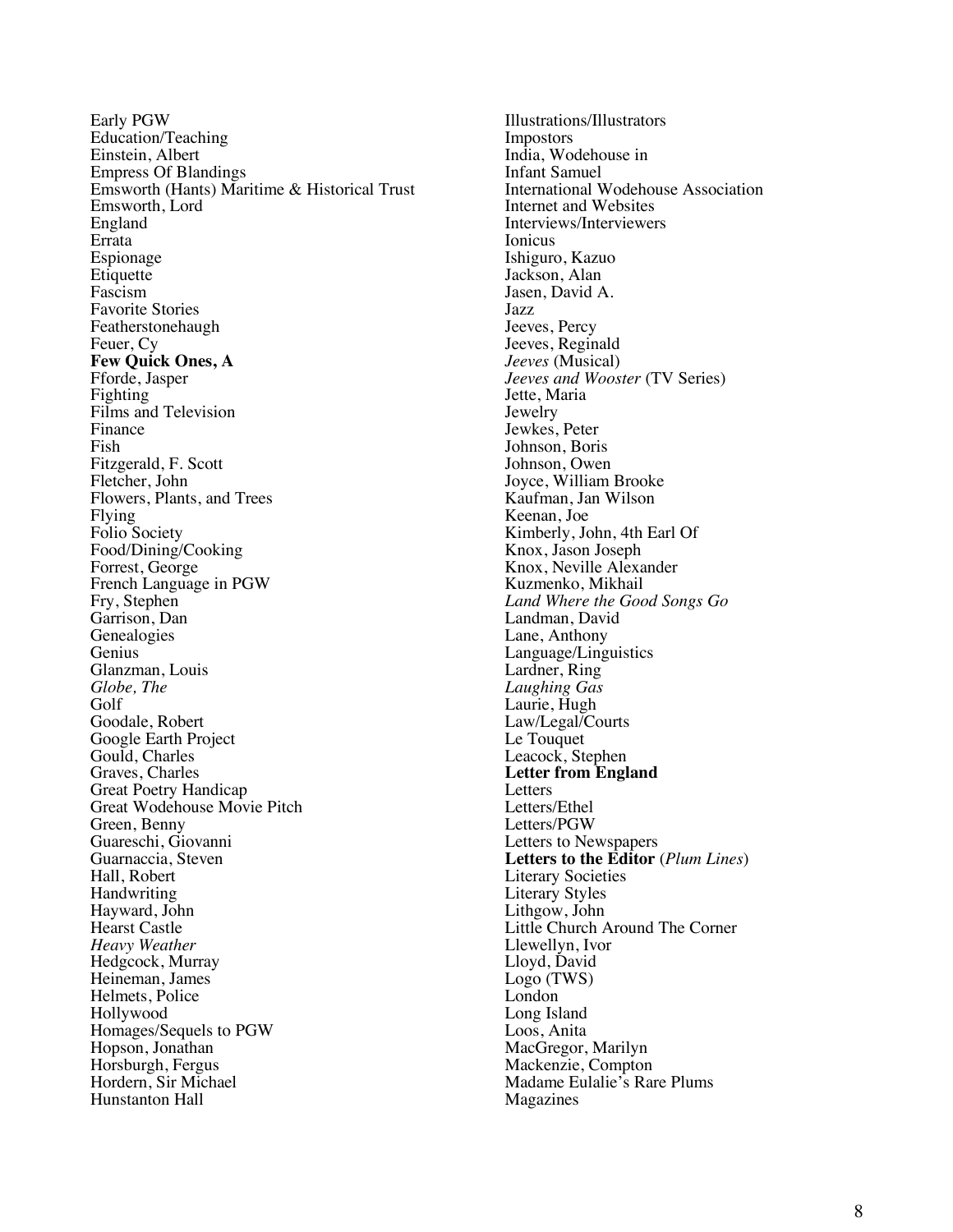Early PGW
Education/Teaching
Einstein, Albert
Empress Of Blandings
Emsworth (Hants) Maritime & Historical Trust
Emsworth, Lord
England
Errata
Espionage
Etiquette
Fascism
Favorite Stories
Featherstonehaugh
Feuer, Cy
**Few Quick Ones, A**
Fforde, Jasper
Fighting
Films and Television
Finance
Fish
Fitzgerald, F. Scott
Fletcher, John
Flowers, Plants, and Trees
Flying
Folio Society
Food/Dining/Cooking
Forrest, George
French Language in PGW
Fry, Stephen
Garrison, Dan
Genealogies
Genius
Glanzman, Louis
*Globe, The*
Golf
Goodale, Robert
Google Earth Project
Gould, Charles
Graves, Charles
Great Poetry Handicap
Great Wodehouse Movie Pitch
Green, Benny
Guareschi, Giovanni
Guarnaccia, Steven
Hall, Robert
Handwriting
Hayward, John
Hearst Castle
*Heavy Weather*
Hedgcock, Murray
Heineman, James
Helmets, Police
Hollywood
Homages/Sequels to PGW
Hopson, Jonathan
Horsburgh, Fergus
Hordern, Sir Michael
Hunstanton Hall
Illustrations/Illustrators
Impostors
India, Wodehouse in
Infant Samuel
International Wodehouse Association
Internet and Websites
Interviews/Interviewers
Ionicus
Ishiguro, Kazuo
Jackson, Alan
Jasen, David A.
Jazz
Jeeves, Percy
Jeeves, Reginald
*Jeeves* (Musical)
*Jeeves and Wooster* (TV Series)
Jette, Maria
Jewelry
Jewkes, Peter
Johnson, Boris
Johnson, Owen
Joyce, William Brooke
Kaufman, Jan Wilson
Keenan, Joe
Kimberly, John, 4th Earl Of
Knox, Jason Joseph
Knox, Neville Alexander
Kuzmenko, Mikhail
*Land Where the Good Songs Go*
Landman, David
Lane, Anthony
Language/Linguistics
Lardner, Ring
*Laughing Gas*
Laurie, Hugh
Law/Legal/Courts
Le Touquet
Leacock, Stephen
**Letter from England**
Letters
Letters/Ethel
Letters/PGW
Letters to Newspapers
**Letters to the Editor** (*Plum Lines*)
Literary Societies
Literary Styles
Lithgow, John
Little Church Around The Corner
Llewellyn, Ivor
Lloyd, David
Logo (TWS)
London
Long Island
Loos, Anita
MacGregor, Marilyn
Mackenzie, Compton
Madame Eulalie's Rare Plums
Magazines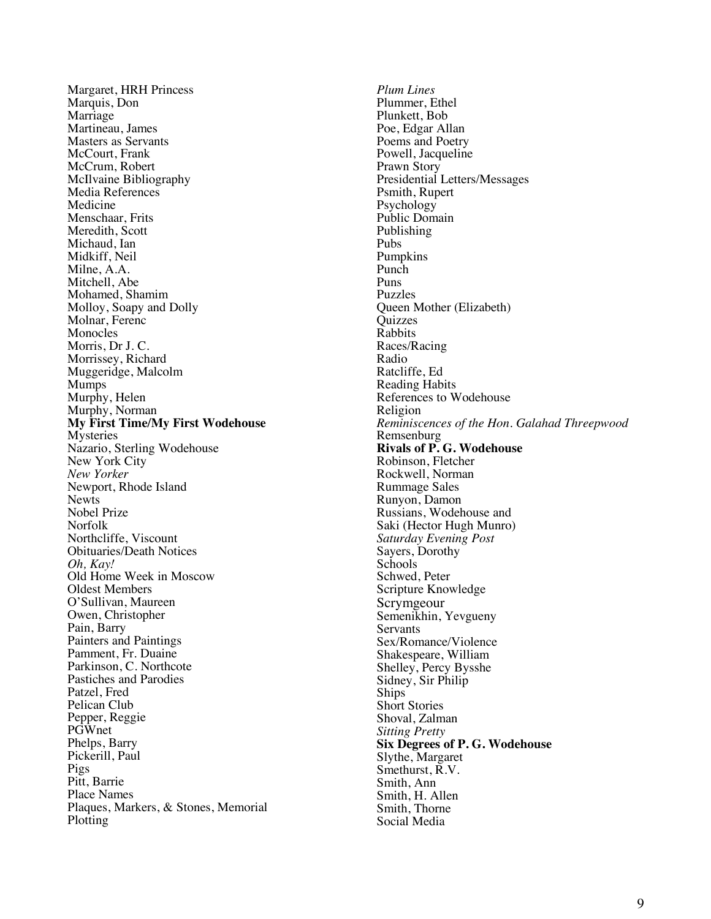Margaret, HRH Princess
Marquis, Don
Marriage
Martineau, James
Masters as Servants
McCourt, Frank
McCrum, Robert
McIlvaine Bibliography
Media References
Medicine
Menschaar, Frits
Meredith, Scott
Michaud, Ian
Midkiff, Neil
Milne, A.A.
Mitchell, Abe
Mohamed, Shamim
Molloy, Soapy and Dolly
Molnar, Ferenc
Monocles
Morris, Dr J. C.
Morrissey, Richard
Muggeridge, Malcolm
Mumps
Murphy, Helen
Murphy, Norman
**My First Time/My First Wodehouse**
Mysteries
Nazario, Sterling Wodehouse
New York City
*New Yorker*
Newport, Rhode Island
Newts
Nobel Prize
Norfolk
Northcliffe, Viscount
Obituaries/Death Notices
*Oh, Kay!*
Old Home Week in Moscow
Oldest Members
O'Sullivan, Maureen
Owen, Christopher
Pain, Barry
Painters and Paintings
Pamment, Fr. Duaine
Parkinson, C. Northcote
Pastiches and Parodies
Patzel, Fred
Pelican Club
Pepper, Reggie
PGWnet
Phelps, Barry
Pickerill, Paul
Pigs
Pitt, Barrie
Place Names
Plaques, Markers, & Stones, Memorial
Plotting
*Plum Lines*
Plummer, Ethel
Plunkett, Bob
Poe, Edgar Allan
Poems and Poetry
Powell, Jacqueline
Prawn Story
Presidential Letters/Messages
Psmith, Rupert
Psychology
Public Domain
Publishing
Pubs
Pumpkins
Punch
Puns
Puzzles
Queen Mother (Elizabeth)
Quizzes
Rabbits
Races/Racing
Radio
Ratcliffe, Ed
Reading Habits
References to Wodehouse
Religion
*Reminiscences of the Hon. Galahad Threepwood*
Remsenburg
**Rivals of P. G. Wodehouse**
Robinson, Fletcher
Rockwell, Norman
Rummage Sales
Runyon, Damon
Russians, Wodehouse and
Saki (Hector Hugh Munro)
*Saturday Evening Post*
Sayers, Dorothy
Schools
Schwed, Peter
Scripture Knowledge
Scrymgeour
Semenikhin, Yevgueny
Servants
Sex/Romance/Violence
Shakespeare, William
Shelley, Percy Bysshe
Sidney, Sir Philip
Ships
Short Stories
Shoval, Zalman
*Sitting Pretty*
**Six Degrees of P. G. Wodehouse**
Slythe, Margaret
Smethurst, R.V.
Smith, Ann
Smith, H. Allen
Smith, Thorne
Social Media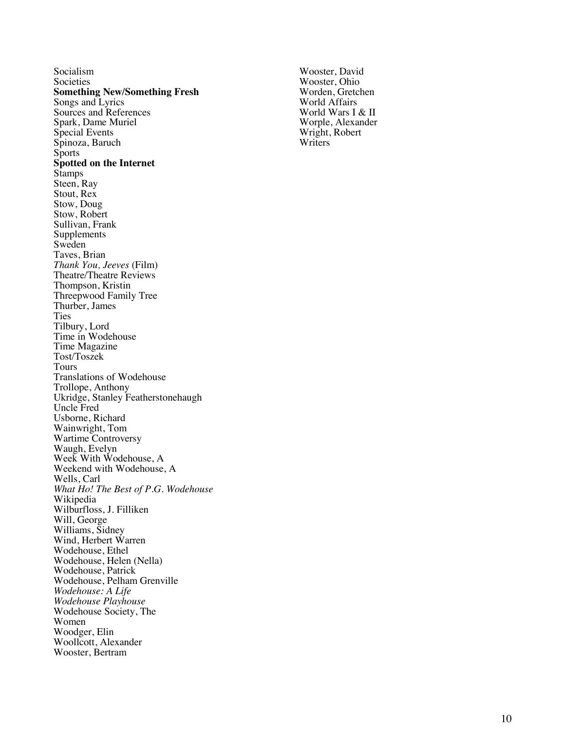Socialism  
Societies  
**Something New/Something Fresh**  
Songs and Lyrics  
Sources and References  
Spark, Dame Muriel  
Special Events  
Spinoza, Baruch  
Sports  
**Spotted on the Internet**  
Stamps  
Steen, Ray  
Stout, Rex  
Stow, Doug  
Stow, Robert  
Sullivan, Frank  
Supplements  
Sweden  
Taves, Brian  
*Thank You, Jeeves* (Film)  
Theatre/Theatre Reviews  
Thompson, Kristin  
Threepwood Family Tree  
Thurber, James  
Ties  
Tilbury, Lord  
Time in Wodehouse  
Time Magazine  
Tost/Toszek  
Tours  
Translations of Wodehouse  
Trollope, Anthony  
Ukridge, Stanley Featherstonehaugh  
Uncle Fred  
Usborne, Richard  
Wainwright, Tom  
Wartime Controversy  
Waugh, Evelyn  
Week With Wodehouse, A  
Weekend with Wodehouse, A  
Wells, Carl  
*What Ho! The Best of P.G. Wodehouse*  
Wikipedia  
Wilburfloss, J. Filliken  
Will, George  
Williams, Sidney  
Wind, Herbert Warren  
Wodehouse, Ethel  
Wodehouse, Helen (Nella)  
Wodehouse, Patrick  
Wodehouse, Pelham Grenville  
*Wodehouse: A Life*  
*Wodehouse Playhouse*  
Wodehouse Society, The  
Women  
Woodger, Elin  
Woollcott, Alexander  
Wooster, Bertram  
Wooster, David  
Wooster, Ohio  
Worden, Gretchen  
World Affairs  
World Wars I & II  
Worple, Alexander  
Wright, Robert  
Writers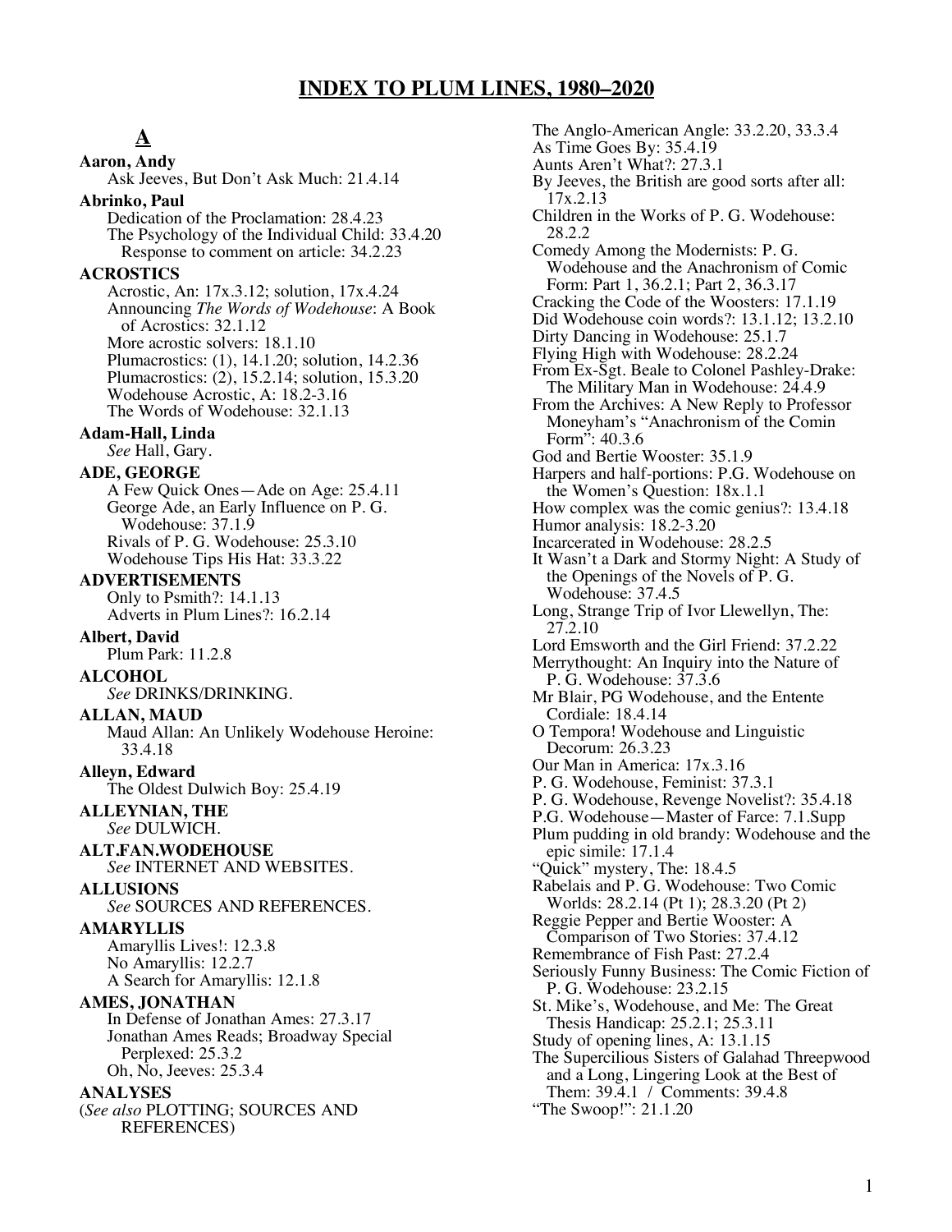# INDEX TO PLUM LINES, 1980–2020

## A

**Aaron, Andy**
- Ask Jeeves, But Don't Ask Much: 21.4.14

**Abrinko, Paul**
- Dedication of the Proclamation: 28.4.23
- The Psychology of the Individual Child: 33.4.20
  - Response to comment on article: 34.2.23

**ACROSTICS**
- Acrostic, An: 17x.3.12; solution, 17x.4.24
- Announcing *The Words of Wodehouse*: A Book of Acrostics: 32.1.12
- More acrostic solvers: 18.1.10
- Plumacrostics: (1), 14.1.20; solution, 14.2.36
- Plumacrostics: (2), 15.2.14; solution, 15.3.20
- Wodehouse Acrostic, A: 18.2-3.16
- The Words of Wodehouse: 32.1.13

**Adam-Hall, Linda**
- *See* Hall, Gary.

**ADE, GEORGE**
- A Few Quick Ones—Ade on Age: 25.4.11
- George Ade, an Early Influence on P. G. Wodehouse: 37.1.9
- Rivals of P. G. Wodehouse: 25.3.10
- Wodehouse Tips His Hat: 33.3.22

**ADVERTISEMENTS**
- Only to Psmith?: 14.1.13
- Adverts in Plum Lines?: 16.2.14

**Albert, David**
- Plum Park: 11.2.8

**ALCOHOL**
- *See* DRINKS/DRINKING.

**ALLAN, MAUD**
- Maud Allan: An Unlikely Wodehouse Heroine: 33.4.18

**Alleyn, Edward**
- The Oldest Dulwich Boy: 25.4.19

**ALLEYNIAN, THE**
- *See* DULWICH.

**ALT.FAN.WODEHOUSE**
- *See* INTERNET AND WEBSITES.

**ALLUSIONS**
- *See* SOURCES AND REFERENCES.

**AMARYLLIS**
- Amaryllis Lives!: 12.3.8
- No Amaryllis: 12.2.7
- A Search for Amaryllis: 12.1.8

**AMES, JONATHAN**
- In Defense of Jonathan Ames: 27.3.17
- Jonathan Ames Reads; Broadway Special Perplexed: 25.3.2
- Oh, No, Jeeves: 25.3.4

**ANALYSES**
(*See also* PLOTTING; SOURCES AND REFERENCES)
- The Anglo-American Angle: 33.2.20, 33.3.4
- As Time Goes By: 35.4.19
- Aunts Aren't What?: 27.3.1
- By Jeeves, the British are good sorts after all: 17x.2.13
- Children in the Works of P. G. Wodehouse: 28.2.2
- Comedy Among the Modernists: P. G. Wodehouse and the Anachronism of Comic Form: Part 1, 36.2.1; Part 2, 36.3.17
- Cracking the Code of the Woosters: 17.1.19
- Did Wodehouse coin words?: 13.1.12; 13.2.10
- Dirty Dancing in Wodehouse: 25.1.7
- Flying High with Wodehouse: 28.2.24
- From Ex-Sgt. Beale to Colonel Pashley-Drake: The Military Man in Wodehouse: 24.4.9
- From the Archives: A New Reply to Professor Moneyham's "Anachronism of the Comin Form": 40.3.6
- God and Bertie Wooster: 35.1.9
- Harpers and half-portions: P.G. Wodehouse on the Women's Question: 18x.1.1
- How complex was the comic genius?: 13.4.18
- Humor analysis: 18.2-3.20
- Incarcerated in Wodehouse: 28.2.5
- It Wasn't a Dark and Stormy Night: A Study of the Openings of the Novels of P. G. Wodehouse: 37.4.5
- Long, Strange Trip of Ivor Llewellyn, The: 27.2.10
- Lord Emsworth and the Girl Friend: 37.2.22
- Merrythought: An Inquiry into the Nature of P. G. Wodehouse: 37.3.6
- Mr Blair, PG Wodehouse, and the Entente Cordiale: 18.4.14
- O Tempora! Wodehouse and Linguistic Decorum: 26.3.23
- Our Man in America: 17x.3.16
- P. G. Wodehouse, Feminist: 37.3.1
- P. G. Wodehouse, Revenge Novelist?: 35.4.18
- P.G. Wodehouse—Master of Farce: 7.1.Supp
- Plum pudding in old brandy: Wodehouse and the epic simile: 17.1.4
- "Quick" mystery, The: 18.4.5
- Rabelais and P. G. Wodehouse: Two Comic Worlds: 28.2.14 (Pt 1); 28.3.20 (Pt 2)
- Reggie Pepper and Bertie Wooster: A Comparison of Two Stories: 37.4.12
- Remembrance of Fish Past: 27.2.4
- Seriously Funny Business: The Comic Fiction of P. G. Wodehouse: 23.2.15
- St. Mike's, Wodehouse, and Me: The Great Thesis Handicap: 25.2.1; 25.3.11
- Study of opening lines, A: 13.1.15
- The Supercilious Sisters of Galahad Threepwood and a Long, Lingering Look at the Best of Them: 39.4.1 / Comments: 39.4.8
- "The Swoop!": 21.1.20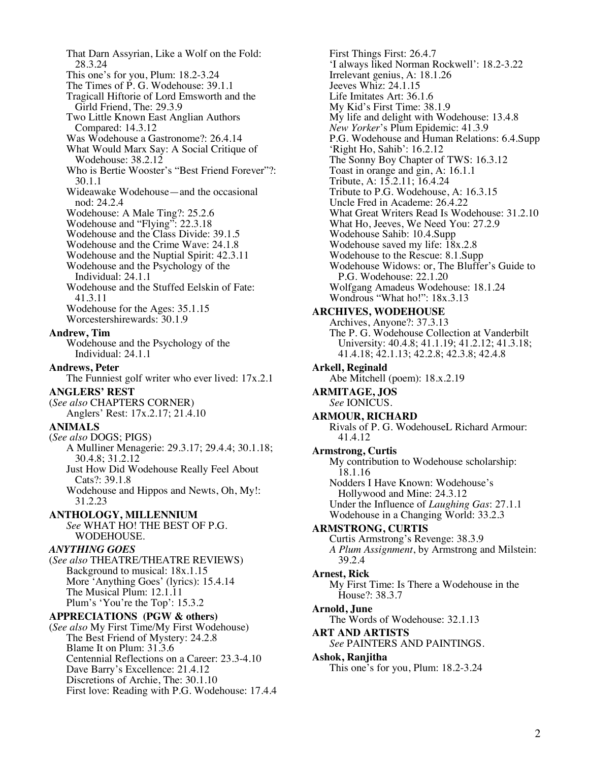That Darn Assyrian, Like a Wolf on the Fold: 28.3.24
This one's for you, Plum: 18.2-3.24
The Times of P. G. Wodehouse: 39.1.1
Tragicall Hiftorie of Lord Emsworth and the Girld Friend, The: 29.3.9
Two Little Known East Anglian Authors Compared: 14.3.12
Was Wodehouse a Gastronome?: 26.4.14
What Would Marx Say: A Social Critique of Wodehouse: 38.2.12
Who is Bertie Wooster's "Best Friend Forever"?: 30.1.1
Wideawake Wodehouse—and the occasional nod: 24.2.4
Wodehouse: A Male Ting?: 25.2.6
Wodehouse and "Flying": 22.3.18
Wodehouse and the Class Divide: 39.1.5
Wodehouse and the Crime Wave: 24.1.8
Wodehouse and the Nuptial Spirit: 42.3.11
Wodehouse and the Psychology of the Individual: 24.1.1
Wodehouse and the Stuffed Eelskin of Fate: 41.3.11
Wodehouse for the Ages: 35.1.15
Worcestershirewards: 30.1.9

**Andrew, Tim**
Wodehouse and the Psychology of the Individual: 24.1.1

**Andrews, Peter**
The Funniest golf writer who ever lived: 17x.2.1

**ANGLERS' REST**
(*See also* CHAPTERS CORNER)
Anglers' Rest: 17x.2.17; 21.4.10

**ANIMALS**
(*See also* DOGS; PIGS)
A Mulliner Menagerie: 29.3.17; 29.4.4; 30.1.18; 30.4.8; 31.2.12
Just How Did Wodehouse Really Feel About Cats?: 39.1.8
Wodehouse and Hippos and Newts, Oh, My!: 31.2.23

**ANTHOLOGY, MILLENNIUM**
*See* WHAT HO! THE BEST OF P.G. WODEHOUSE.

***ANYTHING GOES***
(*See also* THEATRE/THEATRE REVIEWS)
Background to musical: 18x.1.15
More 'Anything Goes' (lyrics): 15.4.14
The Musical Plum: 12.1.11
Plum's 'You're the Top': 15.3.2

**APPRECIATIONS (PGW & others)**
(*See also* My First Time/My First Wodehouse)
The Best Friend of Mystery: 24.2.8
Blame It on Plum: 31.3.6
Centennial Reflections on a Career: 23.3-4.10
Dave Barry's Excellence: 21.4.12
Discretions of Archie, The: 30.1.10
First love: Reading with P.G. Wodehouse: 17.4.4
First Things First: 26.4.7
'I always liked Norman Rockwell': 18.2-3.22
Irrelevant genius, A: 18.1.26
Jeeves Whiz: 24.1.15
Life Imitates Art: 36.1.6
My Kid's First Time: 38.1.9
My life and delight with Wodehouse: 13.4.8
*New Yorker*'s Plum Epidemic: 41.3.9
P.G. Wodehouse and Human Relations: 6.4.Supp
'Right Ho, Sahib': 16.2.12
The Sonny Boy Chapter of TWS: 16.3.12
Toast in orange and gin, A: 16.1.1
Tribute, A: 15.2.11; 16.4.24
Tribute to P.G. Wodehouse, A: 16.3.15
Uncle Fred in Academe: 26.4.22
What Great Writers Read Is Wodehouse: 31.2.10
What Ho, Jeeves, We Need You: 27.2.9
Wodehouse Sahib: 10.4.Supp
Wodehouse saved my life: 18x.2.8
Wodehouse to the Rescue: 8.1.Supp
Wodehouse Widows: or, The Bluffer's Guide to P.G. Wodehouse: 22.1.20
Wolfgang Amadeus Wodehouse: 18.1.24
Wondrous "What ho!": 18x.3.13

**ARCHIVES, WODEHOUSE**
Archives, Anyone?: 37.3.13
The P. G. Wodehouse Collection at Vanderbilt University: 40.4.8; 41.1.19; 41.2.12; 41.3.18; 41.4.18; 42.1.13; 42.2.8; 42.3.8; 42.4.8

**Arkell, Reginald**
Abe Mitchell (poem): 18.x.2.19

**ARMITAGE, JOS**
*See* IONICUS.

**ARMOUR, RICHARD**
Rivals of P. G. WodehouseL Richard Armour: 41.4.12

**Armstrong, Curtis**
My contribution to Wodehouse scholarship: 18.1.16
Nodders I Have Known: Wodehouse's Hollywood and Mine: 24.3.12
Under the Influence of *Laughing Gas*: 27.1.1
Wodehouse in a Changing World: 33.2.3

**ARMSTRONG, CURTIS**
Curtis Armstrong's Revenge: 38.3.9
*A Plum Assignment*, by Armstrong and Milstein: 39.2.4

**Arnest, Rick**
My First Time: Is There a Wodehouse in the House?: 38.3.7

**Arnold, June**
The Words of Wodehouse: 32.1.13

**ART AND ARTISTS**
*See* PAINTERS AND PAINTINGS.

**Ashok, Ranjitha**
This one's for you, Plum: 18.2-3.24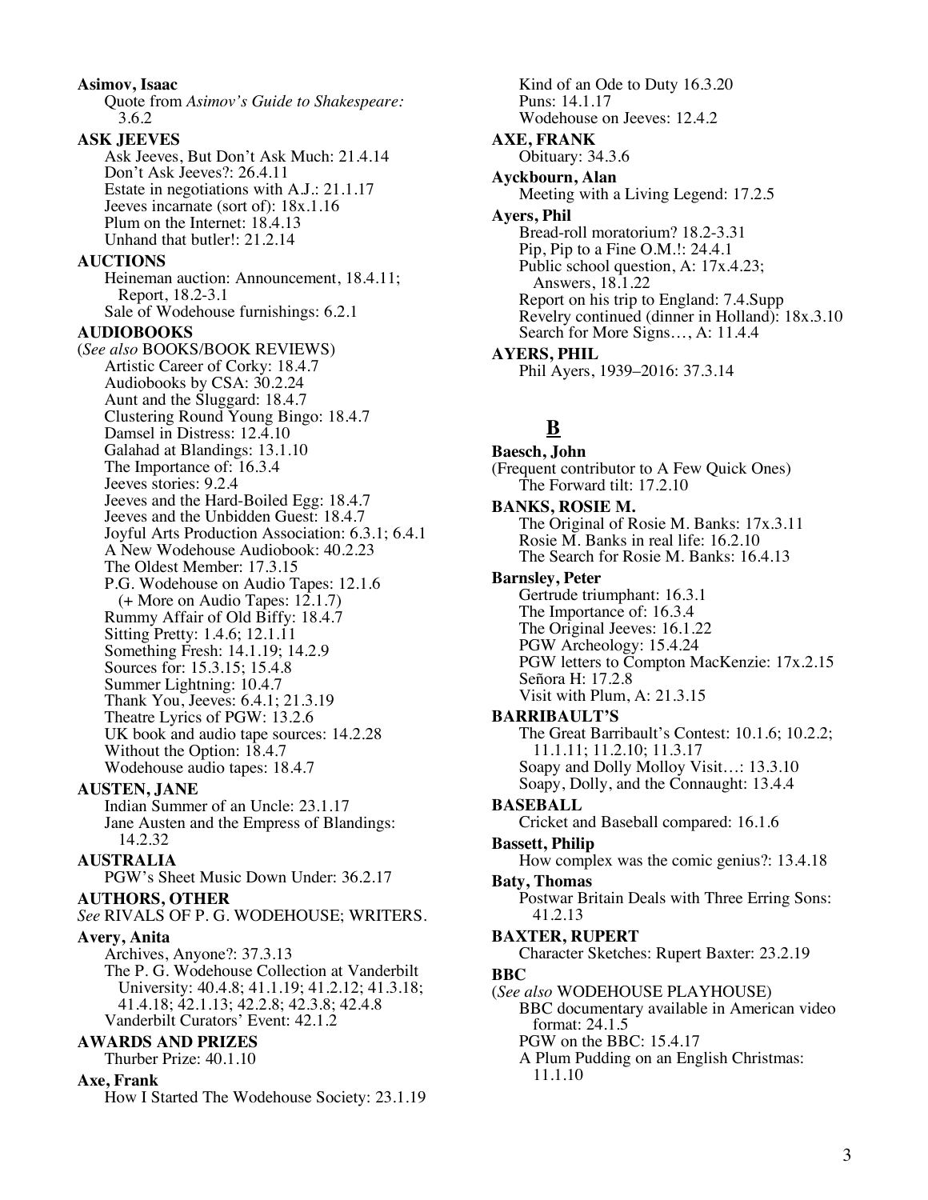**Asimov, Isaac**

Quote from *Asimov's Guide to Shakespeare:* 3.6.2

**ASK JEEVES**

Ask Jeeves, But Don't Ask Much: 21.4.14
Don't Ask Jeeves?: 26.4.11
Estate in negotiations with A.J.: 21.1.17
Jeeves incarnate (sort of): 18x.1.16
Plum on the Internet: 18.4.13
Unhand that butler!: 21.2.14

**AUCTIONS**

Heineman auction: Announcement, 18.4.11; Report, 18.2-3.1
Sale of Wodehouse furnishings: 6.2.1

**AUDIOBOOKS**

(*See also* BOOKS/BOOK REVIEWS)
Artistic Career of Corky: 18.4.7
Audiobooks by CSA: 30.2.24
Aunt and the Sluggard: 18.4.7
Clustering Round Young Bingo: 18.4.7
Damsel in Distress: 12.4.10
Galahad at Blandings: 13.1.10
The Importance of: 16.3.4
Jeeves stories: 9.2.4
Jeeves and the Hard-Boiled Egg: 18.4.7
Jeeves and the Unbidden Guest: 18.4.7
Joyful Arts Production Association: 6.3.1; 6.4.1
A New Wodehouse Audiobook: 40.2.23
The Oldest Member: 17.3.15
P.G. Wodehouse on Audio Tapes: 12.1.6 (+ More on Audio Tapes: 12.1.7)
Rummy Affair of Old Biffy: 18.4.7
Sitting Pretty: 1.4.6; 12.1.11
Something Fresh: 14.1.19; 14.2.9
Sources for: 15.3.15; 15.4.8
Summer Lightning: 10.4.7
Thank You, Jeeves: 6.4.1; 21.3.19
Theatre Lyrics of PGW: 13.2.6
UK book and audio tape sources: 14.2.28
Without the Option: 18.4.7
Wodehouse audio tapes: 18.4.7

**AUSTEN, JANE**

Indian Summer of an Uncle: 23.1.17
Jane Austen and the Empress of Blandings: 14.2.32

**AUSTRALIA**

PGW's Sheet Music Down Under: 36.2.17

**AUTHORS, OTHER**

*See* RIVALS OF P. G. WODEHOUSE; WRITERS.

**Avery, Anita**

Archives, Anyone?: 37.3.13
The P. G. Wodehouse Collection at Vanderbilt University: 40.4.8; 41.1.19; 41.2.12; 41.3.18; 41.4.18; 42.1.13; 42.2.8; 42.3.8; 42.4.8
Vanderbilt Curators' Event: 42.1.2

**AWARDS AND PRIZES**

Thurber Prize: 40.1.10

**Axe, Frank**

How I Started The Wodehouse Society: 23.1.19
Kind of an Ode to Duty 16.3.20
Puns: 14.1.17
Wodehouse on Jeeves: 12.4.2

**AXE, FRANK**

Obituary: 34.3.6

**Ayckbourn, Alan**

Meeting with a Living Legend: 17.2.5

**Ayers, Phil**

Bread-roll moratorium? 18.2-3.31
Pip, Pip to a Fine O.M.!: 24.4.1
Public school question, A: 17x.4.23; Answers, 18.1.22
Report on his trip to England: 7.4.Supp
Revelry continued (dinner in Holland): 18x.3.10
Search for More Signs…, A: 11.4.4

**AYERS, PHIL**

Phil Ayers, 1939–2016: 37.3.14

## B

**Baesch, John**

(Frequent contributor to A Few Quick Ones)
The Forward tilt: 17.2.10

**BANKS, ROSIE M.**

The Original of Rosie M. Banks: 17x.3.11
Rosie M. Banks in real life: 16.2.10
The Search for Rosie M. Banks: 16.4.13

**Barnsley, Peter**

Gertrude triumphant: 16.3.1
The Importance of: 16.3.4
The Original Jeeves: 16.1.22
PGW Archeology: 15.4.24
PGW letters to Compton MacKenzie: 17x.2.15
Señora H: 17.2.8
Visit with Plum, A: 21.3.15

**BARRIBAULT'S**

The Great Barribault's Contest: 10.1.6; 10.2.2; 11.1.11; 11.2.10; 11.3.17
Soapy and Dolly Molloy Visit…: 13.3.10
Soapy, Dolly, and the Connaught: 13.4.4

**BASEBALL**

Cricket and Baseball compared: 16.1.6

**Bassett, Philip**

How complex was the comic genius?: 13.4.18

**Baty, Thomas**

Postwar Britain Deals with Three Erring Sons: 41.2.13

**BAXTER, RUPERT**

Character Sketches: Rupert Baxter: 23.2.19

**BBC**

(*See also* WODEHOUSE PLAYHOUSE)
BBC documentary available in American video format: 24.1.5
PGW on the BBC: 15.4.17
A Plum Pudding on an English Christmas: 11.1.10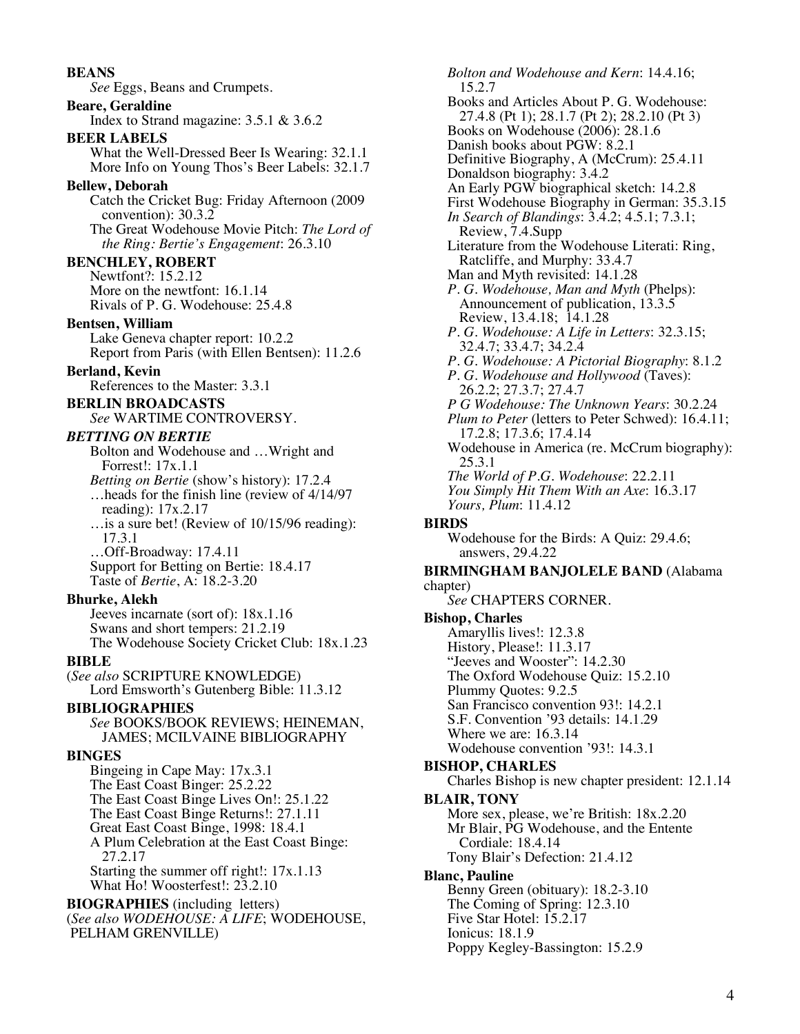**BEANS**
*See* Eggs, Beans and Crumpets.

**Beare, Geraldine**
Index to Strand magazine: 3.5.1 & 3.6.2

**BEER LABELS**
What the Well-Dressed Beer Is Wearing: 32.1.1
More Info on Young Thos's Beer Labels: 32.1.7

**Bellew, Deborah**
Catch the Cricket Bug: Friday Afternoon (2009 convention): 30.3.2
The Great Wodehouse Movie Pitch: *The Lord of the Ring: Bertie's Engagement*: 26.3.10

**BENCHLEY, ROBERT**
Newtfont?: 15.2.12
More on the newtfont: 16.1.14
Rivals of P. G. Wodehouse: 25.4.8

**Bentsen, William**
Lake Geneva chapter report: 10.2.2
Report from Paris (with Ellen Bentsen): 11.2.6

**Berland, Kevin**
References to the Master: 3.3.1

**BERLIN BROADCASTS**
*See* WARTIME CONTROVERSY.

***BETTING ON BERTIE***
Bolton and Wodehouse and …Wright and Forrest!: 17x.1.1
*Betting on Bertie* (show's history): 17.2.4
…heads for the finish line (review of 4/14/97 reading): 17x.2.17
…is a sure bet! (Review of 10/15/96 reading): 17.3.1
…Off-Broadway: 17.4.11
Support for Betting on Bertie: 18.4.17
Taste of *Bertie*, A: 18.2-3.20

**Bhurke, Alekh**
Jeeves incarnate (sort of): 18x.1.16
Swans and short tempers: 21.2.19
The Wodehouse Society Cricket Club: 18x.1.23

**BIBLE**
(*See also* SCRIPTURE KNOWLEDGE)
Lord Emsworth's Gutenberg Bible: 11.3.12

**BIBLIOGRAPHIES**
*See* BOOKS/BOOK REVIEWS; HEINEMAN, JAMES; MCILVAINE BIBLIOGRAPHY

**BINGES**
Bingeing in Cape May: 17x.3.1
The East Coast Binger: 25.2.22
The East Coast Binge Lives On!: 25.1.22
The East Coast Binge Returns!: 27.1.11
Great East Coast Binge, 1998: 18.4.1
A Plum Celebration at the East Coast Binge: 27.2.17
Starting the summer off right!: 17x.1.13
What Ho! Woosterfest!: 23.2.10

**BIOGRAPHIES** (including letters)
(*See also WODEHOUSE: A LIFE*; WODEHOUSE, PELHAM GRENVILLE)
*Bolton and Wodehouse and Kern*: 14.4.16; 15.2.7
Books and Articles About P. G. Wodehouse: 27.4.8 (Pt 1); 28.1.7 (Pt 2); 28.2.10 (Pt 3)
Books on Wodehouse (2006): 28.1.6
Danish books about PGW: 8.2.1
Definitive Biography, A (McCrum): 25.4.11
Donaldson biography: 3.4.2
An Early PGW biographical sketch: 14.2.8
First Wodehouse Biography in German: 35.3.15
*In Search of Blandings*: 3.4.2; 4.5.1; 7.3.1; Review, 7.4.Supp
Literature from the Wodehouse Literati: Ring, Ratcliffe, and Murphy: 33.4.7
Man and Myth revisited: 14.1.28
*P. G. Wodehouse, Man and Myth* (Phelps): Announcement of publication, 13.3.5 Review, 13.4.18; 14.1.28
*P. G. Wodehouse: A Life in Letters*: 32.3.15; 32.4.7; 33.4.7; 34.2.4
*P. G. Wodehouse: A Pictorial Biography*: 8.1.2
*P. G. Wodehouse and Hollywood* (Taves): 26.2.2; 27.3.7; 27.4.7
*P G Wodehouse: The Unknown Years*: 30.2.24
*Plum to Peter* (letters to Peter Schwed): 16.4.11; 17.2.8; 17.3.6; 17.4.14
Wodehouse in America (re. McCrum biography): 25.3.1
*The World of P.G. Wodehouse*: 22.2.11
*You Simply Hit Them With an Axe*: 16.3.17
*Yours, Plum*: 11.4.12

**BIRDS**
Wodehouse for the Birds: A Quiz: 29.4.6; answers, 29.4.22

**BIRMINGHAM BANJOLELE BAND** (Alabama chapter)
*See* CHAPTERS CORNER.

**Bishop, Charles**
Amaryllis lives!: 12.3.8
History, Please!: 11.3.17
"Jeeves and Wooster": 14.2.30
The Oxford Wodehouse Quiz: 15.2.10
Plummy Quotes: 9.2.5
San Francisco convention 93!: 14.2.1
S.F. Convention '93 details: 14.1.29
Where we are: 16.3.14
Wodehouse convention '93!: 14.3.1

**BISHOP, CHARLES**
Charles Bishop is new chapter president: 12.1.14

**BLAIR, TONY**
More sex, please, we're British: 18x.2.20
Mr Blair, PG Wodehouse, and the Entente Cordiale: 18.4.14
Tony Blair's Defection: 21.4.12

**Blanc, Pauline**
Benny Green (obituary): 18.2-3.10
The Coming of Spring: 12.3.10
Five Star Hotel: 15.2.17
Ionicus: 18.1.9
Poppy Kegley-Bassington: 15.2.9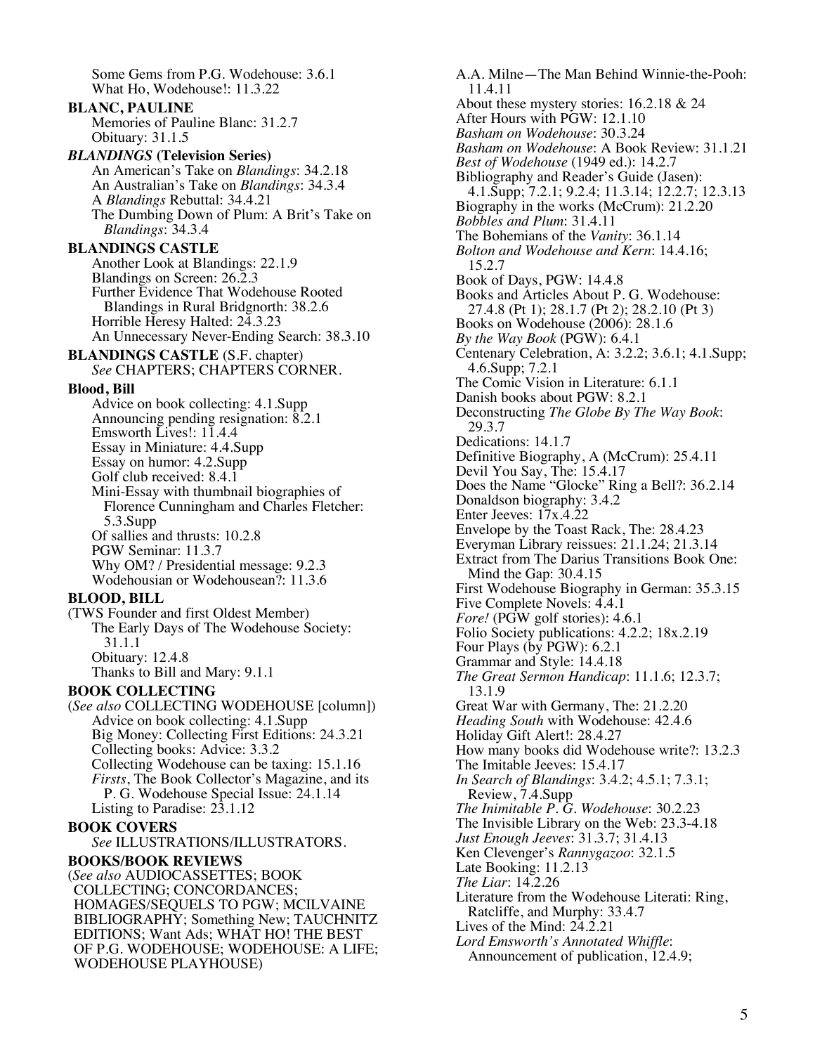Some Gems from P.G. Wodehouse: 3.6.1
What Ho, Wodehouse!: 11.3.22

**BLANC, PAULINE**
Memories of Pauline Blanc: 31.2.7
Obituary: 31.1.5

***BLANDINGS* (Television Series)**
An American's Take on *Blandings*: 34.2.18
An Australian's Take on *Blandings*: 34.3.4
A *Blandings* Rebuttal: 34.4.21
The Dumbing Down of Plum: A Brit's Take on *Blandings*: 34.3.4

**BLANDINGS CASTLE**
Another Look at Blandings: 22.1.9
Blandings on Screen: 26.2.3
Further Evidence That Wodehouse Rooted Blandings in Rural Bridgnorth: 38.2.6
Horrible Heresy Halted: 24.3.23
An Unnecessary Never-Ending Search: 38.3.10

**BLANDINGS CASTLE** (S.F. chapter)
*See* CHAPTERS; CHAPTERS CORNER.

**Blood, Bill**
Advice on book collecting: 4.1.Supp
Announcing pending resignation: 8.2.1
Emsworth Lives!: 11.4.4
Essay in Miniature: 4.4.Supp
Essay on humor: 4.2.Supp
Golf club received: 8.4.1
Mini-Essay with thumbnail biographies of Florence Cunningham and Charles Fletcher: 5.3.Supp
Of sallies and thrusts: 10.2.8
PGW Seminar: 11.3.7
Why OM? / Presidential message: 9.2.3
Wodehousian or Wodehousean?: 11.3.6

**BLOOD, BILL**
(TWS Founder and first Oldest Member)
The Early Days of The Wodehouse Society: 31.1.1
Obituary: 12.4.8
Thanks to Bill and Mary: 9.1.1

**BOOK COLLECTING**
(*See also* COLLECTING WODEHOUSE [column])
Advice on book collecting: 4.1.Supp
Big Money: Collecting First Editions: 24.3.21
Collecting books: Advice: 3.3.2
Collecting Wodehouse can be taxing: 15.1.16
*Firsts*, The Book Collector's Magazine, and its P. G. Wodehouse Special Issue: 24.1.14
Listing to Paradise: 23.1.12

**BOOK COVERS**
*See* ILLUSTRATIONS/ILLUSTRATORS.

**BOOKS/BOOK REVIEWS**
(*See also* AUDIOCASSETTES; BOOK COLLECTING; CONCORDANCES; HOMAGES/SEQUELS TO PGW; MCILVAINE BIBLIOGRAPHY; Something New; TAUCHNITZ EDITIONS; Want Ads; WHAT HO! THE BEST OF P.G. WODEHOUSE; WODEHOUSE: A LIFE; WODEHOUSE PLAYHOUSE)

A.A. Milne—The Man Behind Winnie-the-Pooh: 11.4.11
About these mystery stories: 16.2.18 & 24
After Hours with PGW: 12.1.10
*Basham on Wodehouse*: 30.3.24
*Basham on Wodehouse*: A Book Review: 31.1.21
*Best of Wodehouse* (1949 ed.): 14.2.7
Bibliography and Reader's Guide (Jasen): 4.1.Supp; 7.2.1; 9.2.4; 11.3.14; 12.2.7; 12.3.13
Biography in the works (McCrum): 21.2.20
*Bobbles and Plum*: 31.4.11
The Bohemians of the *Vanity*: 36.1.14
*Bolton and Wodehouse and Kern*: 14.4.16; 15.2.7
Book of Days, PGW: 14.4.8
Books and Articles About P. G. Wodehouse: 27.4.8 (Pt 1); 28.1.7 (Pt 2); 28.2.10 (Pt 3)
Books on Wodehouse (2006): 28.1.6
*By the Way Book* (PGW): 6.4.1
Centenary Celebration, A: 3.2.2; 3.6.1; 4.1.Supp; 4.6.Supp; 7.2.1
The Comic Vision in Literature: 6.1.1
Danish books about PGW: 8.2.1
Deconstructing *The Globe By The Way Book*: 29.3.7
Dedications: 14.1.7
Definitive Biography, A (McCrum): 25.4.11
Devil You Say, The: 15.4.17
Does the Name "Glocke" Ring a Bell?: 36.2.14
Donaldson biography: 3.4.2
Enter Jeeves: 17x.4.22
Envelope by the Toast Rack, The: 28.4.23
Everyman Library reissues: 21.1.24; 21.3.14
Extract from The Darius Transitions Book One: Mind the Gap: 30.4.15
First Wodehouse Biography in German: 35.3.15
Five Complete Novels: 4.4.1
*Fore!* (PGW golf stories): 4.6.1
Folio Society publications: 4.2.2; 18x.2.19
Four Plays (by PGW): 6.2.1
Grammar and Style: 14.4.18
*The Great Sermon Handicap*: 11.1.6; 12.3.7; 13.1.9
Great War with Germany, The: 21.2.20
*Heading South* with Wodehouse: 42.4.6
Holiday Gift Alert!: 28.4.27
How many books did Wodehouse write?: 13.2.3
The Imitable Jeeves: 15.4.17
*In Search of Blandings*: 3.4.2; 4.5.1; 7.3.1; Review, 7.4.Supp
*The Inimitable P. G. Wodehouse*: 30.2.23
The Invisible Library on the Web: 23.3-4.18
*Just Enough Jeeves*: 31.3.7; 31.4.13
Ken Clevenger's *Rannygazoo*: 32.1.5
Late Booking: 11.2.13
*The Liar*: 14.2.26
Literature from the Wodehouse Literati: Ring, Ratcliffe, and Murphy: 33.4.7
Lives of the Mind: 24.2.21
*Lord Emsworth's Annotated Whiffle*: Announcement of publication, 12.4.9;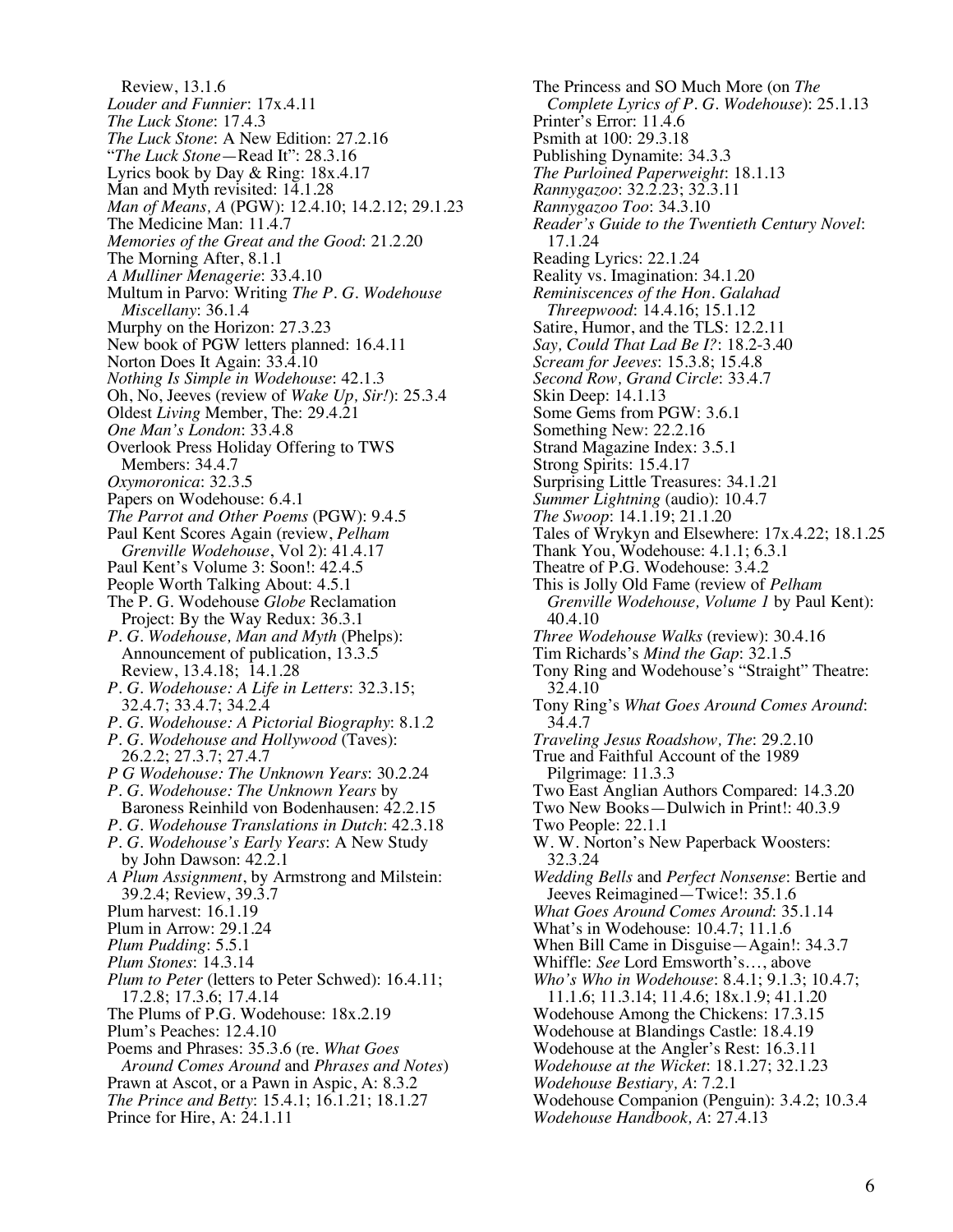Review, 13.1.6
*Louder and Funnier*: 17x.4.11
*The Luck Stone*: 17.4.3
*The Luck Stone*: A New Edition: 27.2.16
"*The Luck Stone*—Read It": 28.3.16
Lyrics book by Day & Ring: 18x.4.17
Man and Myth revisited: 14.1.28
*Man of Means, A* (PGW): 12.4.10; 14.2.12; 29.1.23
The Medicine Man: 11.4.7
*Memories of the Great and the Good*: 21.2.20
The Morning After, 8.1.1
*A Mulliner Menagerie*: 33.4.10
Multum in Parvo: Writing *The P. G. Wodehouse Miscellany*: 36.1.4
Murphy on the Horizon: 27.3.23
New book of PGW letters planned: 16.4.11
Norton Does It Again: 33.4.10
*Nothing Is Simple in Wodehouse*: 42.1.3
Oh, No, Jeeves (review of *Wake Up, Sir!*): 25.3.4
Oldest *Living* Member, The: 29.4.21
*One Man's London*: 33.4.8
Overlook Press Holiday Offering to TWS Members: 34.4.7
*Oxymoronica*: 32.3.5
Papers on Wodehouse: 6.4.1
*The Parrot and Other Poems* (PGW): 9.4.5
Paul Kent Scores Again (review, *Pelham Grenville Wodehouse*, Vol 2): 41.4.17
Paul Kent's Volume 3: Soon!: 42.4.5
People Worth Talking About: 4.5.1
The P. G. Wodehouse *Globe* Reclamation Project: By the Way Redux: 36.3.1
*P. G. Wodehouse, Man and Myth* (Phelps): Announcement of publication, 13.3.5
Review, 13.4.18; 14.1.28
*P. G. Wodehouse: A Life in Letters*: 32.3.15; 32.4.7; 33.4.7; 34.2.4
*P. G. Wodehouse: A Pictorial Biography*: 8.1.2
*P. G. Wodehouse and Hollywood* (Taves): 26.2.2; 27.3.7; 27.4.7
*P G Wodehouse: The Unknown Years*: 30.2.24
*P. G. Wodehouse: The Unknown Years* by Baroness Reinhild von Bodenhausen: 42.2.15
*P. G. Wodehouse Translations in Dutch*: 42.3.18
*P. G. Wodehouse's Early Years*: A New Study by John Dawson: 42.2.1
*A Plum Assignment*, by Armstrong and Milstein: 39.2.4; Review, 39.3.7
Plum harvest: 16.1.19
Plum in Arrow: 29.1.24
*Plum Pudding*: 5.5.1
*Plum Stones*: 14.3.14
*Plum to Peter* (letters to Peter Schwed): 16.4.11; 17.2.8; 17.3.6; 17.4.14
The Plums of P.G. Wodehouse: 18x.2.19
Plum's Peaches: 12.4.10
Poems and Phrases: 35.3.6 (re. *What Goes Around Comes Around* and *Phrases and Notes*)
Prawn at Ascot, or a Pawn in Aspic, A: 8.3.2
*The Prince and Betty*: 15.4.1; 16.1.21; 18.1.27
Prince for Hire, A: 24.1.11
The Princess and SO Much More (on *The Complete Lyrics of P. G. Wodehouse*): 25.1.13
Printer's Error: 11.4.6
Psmith at 100: 29.3.18
Publishing Dynamite: 34.3.3
*The Purloined Paperweight*: 18.1.13
*Rannygazoo*: 32.2.23; 32.3.11
*Rannygazoo Too*: 34.3.10
*Reader's Guide to the Twentieth Century Novel*: 17.1.24
Reading Lyrics: 22.1.24
Reality vs. Imagination: 34.1.20
*Reminiscences of the Hon. Galahad Threepwood*: 14.4.16; 15.1.12
Satire, Humor, and the TLS: 12.2.11
*Say, Could That Lad Be I?*: 18.2-3.40
*Scream for Jeeves*: 15.3.8; 15.4.8
*Second Row, Grand Circle*: 33.4.7
Skin Deep: 14.1.13
Some Gems from PGW: 3.6.1
Something New: 22.2.16
Strand Magazine Index: 3.5.1
Strong Spirits: 15.4.17
Surprising Little Treasures: 34.1.21
*Summer Lightning* (audio): 10.4.7
*The Swoop*: 14.1.19; 21.1.20
Tales of Wrykyn and Elsewhere: 17x.4.22; 18.1.25
Thank You, Wodehouse: 4.1.1; 6.3.1
Theatre of P.G. Wodehouse: 3.4.2
This is Jolly Old Fame (review of *Pelham Grenville Wodehouse, Volume 1* by Paul Kent): 40.4.10
*Three Wodehouse Walks* (review): 30.4.16
Tim Richards's *Mind the Gap*: 32.1.5
Tony Ring and Wodehouse's "Straight" Theatre: 32.4.10
Tony Ring's *What Goes Around Comes Around*: 34.4.7
*Traveling Jesus Roadshow, The*: 29.2.10
True and Faithful Account of the 1989 Pilgrimage: 11.3.3
Two East Anglian Authors Compared: 14.3.20
Two New Books—Dulwich in Print!: 40.3.9
Two People: 22.1.1
W. W. Norton's New Paperback Woosters: 32.3.24
*Wedding Bells* and *Perfect Nonsense*: Bertie and Jeeves Reimagined—Twice!: 35.1.6
*What Goes Around Comes Around*: 35.1.14
What's in Wodehouse: 10.4.7; 11.1.6
When Bill Came in Disguise—Again!: 34.3.7
Whiffle: *See* Lord Emsworth's…, above
*Who's Who in Wodehouse*: 8.4.1; 9.1.3; 10.4.7; 11.1.6; 11.3.14; 11.4.6; 18x.1.9; 41.1.20
Wodehouse Among the Chickens: 17.3.15
Wodehouse at Blandings Castle: 18.4.19
Wodehouse at the Angler's Rest: 16.3.11
*Wodehouse at the Wicket*: 18.1.27; 32.1.23
*Wodehouse Bestiary, A*: 7.2.1
Wodehouse Companion (Penguin): 3.4.2; 10.3.4
*Wodehouse Handbook, A*: 27.4.13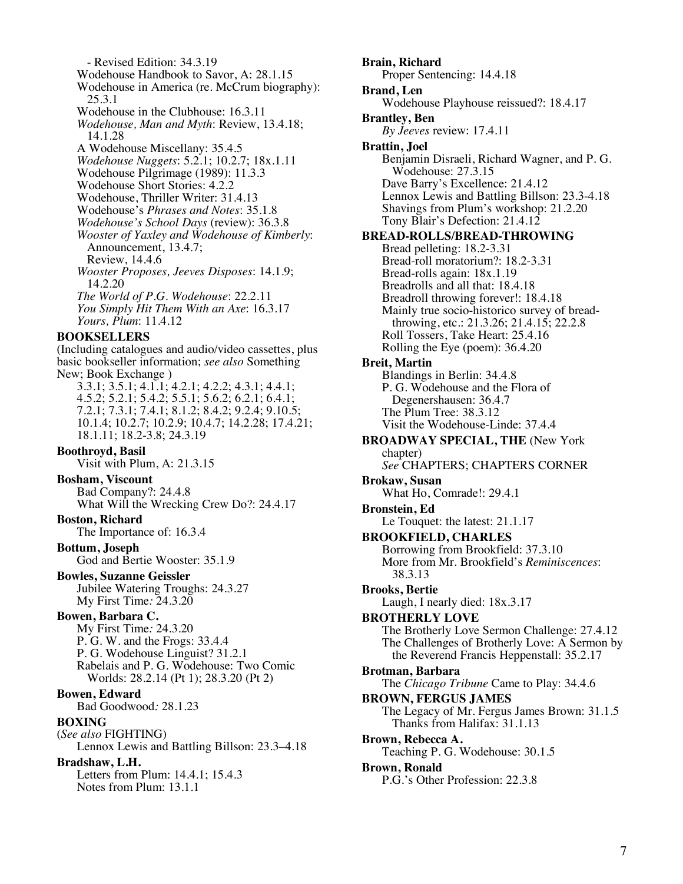- Revised Edition: 34.3.19
Wodehouse Handbook to Savor, A: 28.1.15
Wodehouse in America (re. McCrum biography): 25.3.1
Wodehouse in the Clubhouse: 16.3.11
*Wodehouse, Man and Myth*: Review, 13.4.18; 14.1.28
A Wodehouse Miscellany: 35.4.5
*Wodehouse Nuggets*: 5.2.1; 10.2.7; 18x.1.11
Wodehouse Pilgrimage (1989): 11.3.3
Wodehouse Short Stories: 4.2.2
Wodehouse, Thriller Writer: 31.4.13
Wodehouse's *Phrases and Notes*: 35.1.8
*Wodehouse's School Days* (review): 36.3.8
*Wooster of Yaxley and Wodehouse of Kimberly*: Announcement, 13.4.7; Review, 14.4.6
*Wooster Proposes, Jeeves Disposes*: 14.1.9; 14.2.20
*The World of P.G. Wodehouse*: 22.2.11
*You Simply Hit Them With an Axe*: 16.3.17
*Yours, Plum*: 11.4.12

**BOOKSELLERS**
(Including catalogues and audio/video cassettes, plus basic bookseller information; *see also* Something New; Book Exchange )
3.3.1; 3.5.1; 4.1.1; 4.2.1; 4.2.2; 4.3.1; 4.4.1; 4.5.2; 5.2.1; 5.4.2; 5.5.1; 5.6.2; 6.2.1; 6.4.1; 7.2.1; 7.3.1; 7.4.1; 8.1.2; 8.4.2; 9.2.4; 9.10.5; 10.1.4; 10.2.7; 10.2.9; 10.4.7; 14.2.28; 17.4.21; 18.1.11; 18.2-3.8; 24.3.19

**Boothroyd, Basil**
Visit with Plum, A: 21.3.15

**Bosham, Viscount**
Bad Company?: 24.4.8
What Will the Wrecking Crew Do?: 24.4.17

**Boston, Richard**
The Importance of: 16.3.4

**Bottum, Joseph**
God and Bertie Wooster: 35.1.9

**Bowles, Suzanne Geissler**
Jubilee Watering Troughs: 24.3.27
My First Time*:* 24.3.20

**Bowen, Barbara C.**
My First Time*:* 24.3.20
P. G. W. and the Frogs: 33.4.4
P. G. Wodehouse Linguist? 31.2.1
Rabelais and P. G. Wodehouse: Two Comic Worlds: 28.2.14 (Pt 1); 28.3.20 (Pt 2)

**Bowen, Edward**
Bad Goodwood*:* 28.1.23

**BOXING**
(*See also* FIGHTING)
Lennox Lewis and Battling Billson: 23.3–4.18

**Bradshaw, L.H.**
Letters from Plum: 14.4.1; 15.4.3
Notes from Plum: 13.1.1

**Brain, Richard**
Proper Sentencing: 14.4.18

**Brand, Len**
Wodehouse Playhouse reissued?: 18.4.17

**Brantley, Ben**
*By Jeeves* review: 17.4.11

**Brattin, Joel**
Benjamin Disraeli, Richard Wagner, and P. G. Wodehouse: 27.3.15
Dave Barry's Excellence: 21.4.12
Lennox Lewis and Battling Billson: 23.3-4.18
Shavings from Plum's workshop: 21.2.20
Tony Blair's Defection: 21.4.12

**BREAD-ROLLS/BREAD-THROWING**
Bread pelleting: 18.2-3.31
Bread-roll moratorium?: 18.2-3.31
Bread-rolls again: 18x.1.19
Breadrolls and all that: 18.4.18
Breadroll throwing forever!: 18.4.18
Mainly true socio-historico survey of bread-throwing, etc.: 21.3.26; 21.4.15; 22.2.8
Roll Tossers, Take Heart: 25.4.16
Rolling the Eye (poem): 36.4.20

**Breit, Martin**
Blandings in Berlin: 34.4.8
P. G. Wodehouse and the Flora of Degenershausen: 36.4.7
The Plum Tree: 38.3.12
Visit the Wodehouse-Linde: 37.4.4

**BROADWAY SPECIAL, THE** (New York chapter)
*See* CHAPTERS; CHAPTERS CORNER

**Brokaw, Susan**
What Ho, Comrade!: 29.4.1

**Bronstein, Ed**
Le Touquet: the latest: 21.1.17

**BROOKFIELD, CHARLES**
Borrowing from Brookfield: 37.3.10
More from Mr. Brookfield's *Reminiscences*: 38.3.13

**Brooks, Bertie**
Laugh, I nearly died: 18x.3.17

**BROTHERLY LOVE**
The Brotherly Love Sermon Challenge: 27.4.12
The Challenges of Brotherly Love: A Sermon by the Reverend Francis Heppenstall: 35.2.17

**Brotman, Barbara**
The *Chicago Tribune* Came to Play: 34.4.6

**BROWN, FERGUS JAMES**
The Legacy of Mr. Fergus James Brown: 31.1.5
Thanks from Halifax: 31.1.13

**Brown, Rebecca A.**
Teaching P. G. Wodehouse: 30.1.5

**Brown, Ronald**
P.G.'s Other Profession: 22.3.8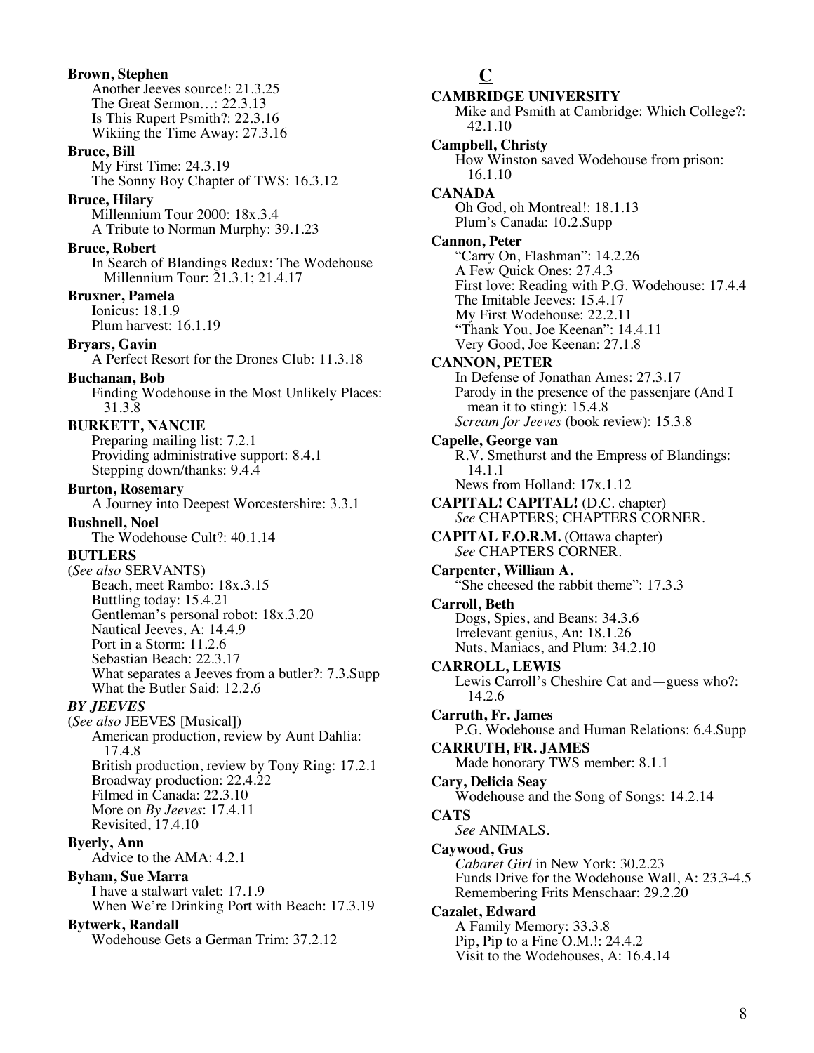**Brown, Stephen**
Another Jeeves source!: 21.3.25
The Great Sermon…: 22.3.13
Is This Rupert Psmith?: 22.3.16
Wikiing the Time Away: 27.3.16

**Bruce, Bill**
My First Time: 24.3.19
The Sonny Boy Chapter of TWS: 16.3.12

**Bruce, Hilary**
Millennium Tour 2000: 18x.3.4
A Tribute to Norman Murphy: 39.1.23

**Bruce, Robert**
In Search of Blandings Redux: The Wodehouse Millennium Tour: 21.3.1; 21.4.17

**Bruxner, Pamela**
Ionicus: 18.1.9
Plum harvest: 16.1.19

**Bryars, Gavin**
A Perfect Resort for the Drones Club: 11.3.18

**Buchanan, Bob**
Finding Wodehouse in the Most Unlikely Places: 31.3.8

**BURKETT, NANCIE**
Preparing mailing list: 7.2.1
Providing administrative support: 8.4.1
Stepping down/thanks: 9.4.4

**Burton, Rosemary**
A Journey into Deepest Worcestershire: 3.3.1

**Bushnell, Noel**
The Wodehouse Cult?: 40.1.14

**BUTLERS**
(*See also* SERVANTS)
Beach, meet Rambo: 18x.3.15
Buttling today: 15.4.21
Gentleman's personal robot: 18x.3.20
Nautical Jeeves, A: 14.4.9
Port in a Storm: 11.2.6
Sebastian Beach: 22.3.17
What separates a Jeeves from a butler?: 7.3.Supp
What the Butler Said: 12.2.6

***BY JEEVES***
(*See also* JEEVES [Musical])
American production, review by Aunt Dahlia: 17.4.8
British production, review by Tony Ring: 17.2.1
Broadway production: 22.4.22
Filmed in Canada: 22.3.10
More on *By Jeeves*: 17.4.11
Revisited, 17.4.10

**Byerly, Ann**
Advice to the AMA: 4.2.1

**Byham, Sue Marra**
I have a stalwart valet: 17.1.9
When We're Drinking Port with Beach: 17.3.19

**Bytwerk, Randall**
Wodehouse Gets a German Trim: 37.2.12

## C

**CAMBRIDGE UNIVERSITY**
Mike and Psmith at Cambridge: Which College?: 42.1.10

**Campbell, Christy**
How Winston saved Wodehouse from prison: 16.1.10

**CANADA**
Oh God, oh Montreal!: 18.1.13
Plum's Canada: 10.2.Supp

**Cannon, Peter**
"Carry On, Flashman": 14.2.26
A Few Quick Ones: 27.4.3
First love: Reading with P.G. Wodehouse: 17.4.4
The Imitable Jeeves: 15.4.17
My First Wodehouse: 22.2.11
"Thank You, Joe Keenan": 14.4.11
Very Good, Joe Keenan: 27.1.8

**CANNON, PETER**
In Defense of Jonathan Ames: 27.3.17
Parody in the presence of the passenjare (And I mean it to sting): 15.4.8
*Scream for Jeeves* (book review): 15.3.8

**Capelle, George van**
R.V. Smethurst and the Empress of Blandings: 14.1.1
News from Holland: 17x.1.12

**CAPITAL! CAPITAL!** (D.C. chapter)
*See* CHAPTERS; CHAPTERS CORNER.

**CAPITAL F.O.R.M.** (Ottawa chapter)
*See* CHAPTERS CORNER.

**Carpenter, William A.**
"She cheesed the rabbit theme": 17.3.3

**Carroll, Beth**
Dogs, Spies, and Beans: 34.3.6
Irrelevant genius, An: 18.1.26
Nuts, Maniacs, and Plum: 34.2.10

**CARROLL, LEWIS**
Lewis Carroll's Cheshire Cat and—guess who?: 14.2.6

**Carruth, Fr. James**
P.G. Wodehouse and Human Relations: 6.4.Supp

**CARRUTH, FR. JAMES**
Made honorary TWS member: 8.1.1

**Cary, Delicia Seay**
Wodehouse and the Song of Songs: 14.2.14

**CATS**
*See* ANIMALS.

**Caywood, Gus**
*Cabaret Girl* in New York: 30.2.23
Funds Drive for the Wodehouse Wall, A: 23.3-4.5
Remembering Frits Menschaar: 29.2.20

**Cazalet, Edward**
A Family Memory: 33.3.8
Pip, Pip to a Fine O.M.!: 24.4.2
Visit to the Wodehouses, A: 16.4.14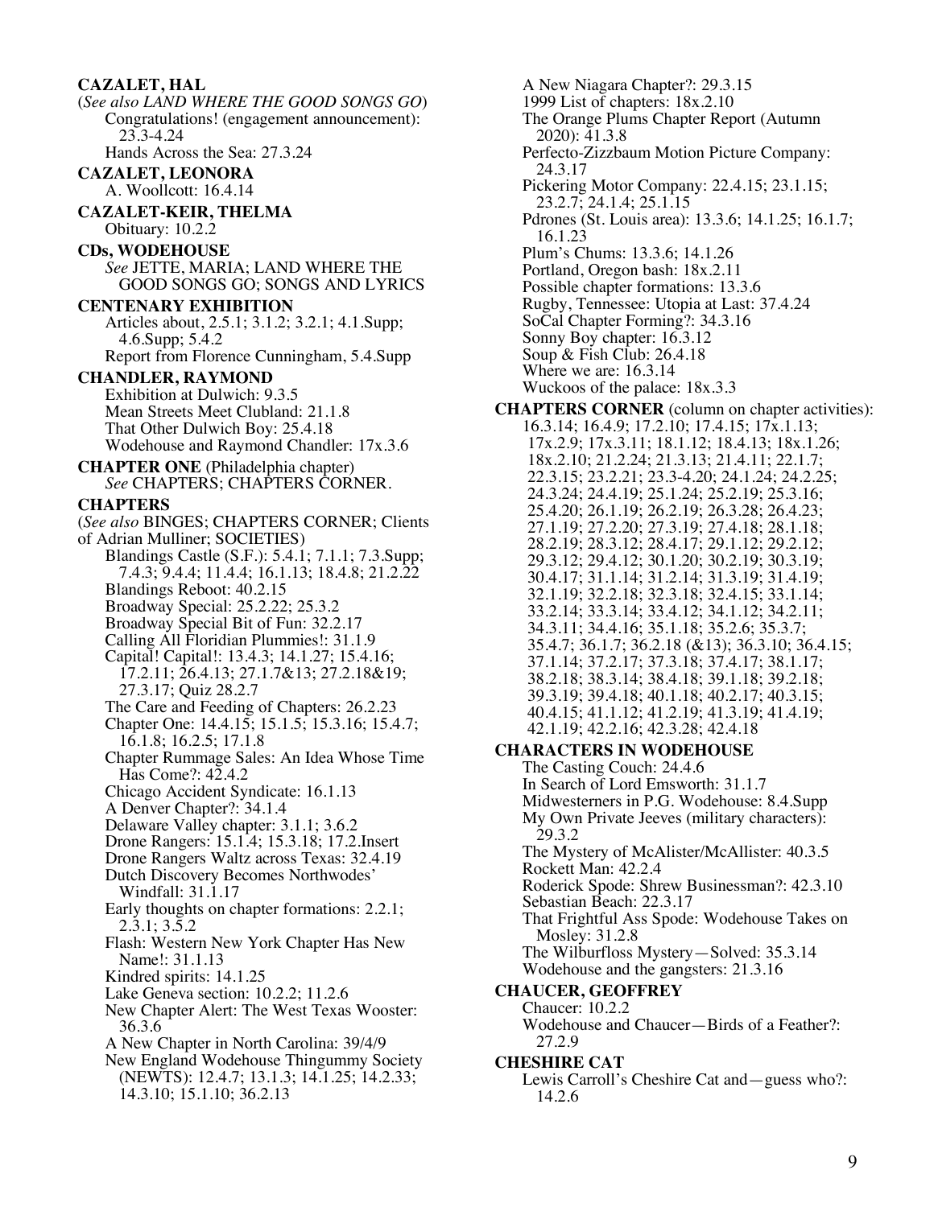**CAZALET, HAL**
(*See also LAND WHERE THE GOOD SONGS GO*)
Congratulations! (engagement announcement): 23.3-4.24
Hands Across the Sea: 27.3.24

**CAZALET, LEONORA**
A. Woollcott: 16.4.14

**CAZALET-KEIR, THELMA**
Obituary: 10.2.2

**CDs, WODEHOUSE**
*See* JETTE, MARIA; LAND WHERE THE GOOD SONGS GO; SONGS AND LYRICS

**CENTENARY EXHIBITION**
Articles about, 2.5.1; 3.1.2; 3.2.1; 4.1.Supp; 4.6.Supp; 5.4.2
Report from Florence Cunningham, 5.4.Supp

**CHANDLER, RAYMOND**
Exhibition at Dulwich: 9.3.5
Mean Streets Meet Clubland: 21.1.8
That Other Dulwich Boy: 25.4.18
Wodehouse and Raymond Chandler: 17x.3.6

**CHAPTER ONE** (Philadelphia chapter)
*See* CHAPTERS; CHAPTERS CORNER.

**CHAPTERS**
(*See also* BINGES; CHAPTERS CORNER; Clients of Adrian Mulliner; SOCIETIES)
Blandings Castle (S.F.): 5.4.1; 7.1.1; 7.3.Supp; 7.4.3; 9.4.4; 11.4.4; 16.1.13; 18.4.8; 21.2.22
Blandings Reboot: 40.2.15
Broadway Special: 25.2.22; 25.3.2
Broadway Special Bit of Fun: 32.2.17
Calling All Floridian Plummies!: 31.1.9
Capital! Capital!: 13.4.3; 14.1.27; 15.4.16; 17.2.11; 26.4.13; 27.1.7&13; 27.2.18&19; 27.3.17; Quiz 28.2.7
The Care and Feeding of Chapters: 26.2.23
Chapter One: 14.4.15; 15.1.5; 15.3.16; 15.4.7; 16.1.8; 16.2.5; 17.1.8
Chapter Rummage Sales: An Idea Whose Time Has Come?: 42.4.2
Chicago Accident Syndicate: 16.1.13
A Denver Chapter?: 34.1.4
Delaware Valley chapter: 3.1.1; 3.6.2
Drone Rangers: 15.1.4; 15.3.18; 17.2.Insert
Drone Rangers Waltz across Texas: 32.4.19
Dutch Discovery Becomes Northwodes' Windfall: 31.1.17
Early thoughts on chapter formations: 2.2.1; 2.3.1; 3.5.2
Flash: Western New York Chapter Has New Name!: 31.1.13
Kindred spirits: 14.1.25
Lake Geneva section: 10.2.2; 11.2.6
New Chapter Alert: The West Texas Wooster: 36.3.6
A New Chapter in North Carolina: 39/4/9
New England Wodehouse Thingummy Society (NEWTS): 12.4.7; 13.1.3; 14.1.25; 14.2.33; 14.3.10; 15.1.10; 36.2.13
A New Niagara Chapter?: 29.3.15
1999 List of chapters: 18x.2.10
The Orange Plums Chapter Report (Autumn 2020): 41.3.8
Perfecto-Zizzbaum Motion Picture Company: 24.3.17
Pickering Motor Company: 22.4.15; 23.1.15; 23.2.7; 24.1.4; 25.1.15
Pdrones (St. Louis area): 13.3.6; 14.1.25; 16.1.7; 16.1.23
Plum's Chums: 13.3.6; 14.1.26
Portland, Oregon bash: 18x.2.11
Possible chapter formations: 13.3.6
Rugby, Tennessee: Utopia at Last: 37.4.24
SoCal Chapter Forming?: 34.3.16
Sonny Boy chapter: 16.3.12
Soup & Fish Club: 26.4.18
Where we are: 16.3.14
Wuckoos of the palace: 18x.3.3

**CHAPTERS CORNER** (column on chapter activities):
16.3.14; 16.4.9; 17.2.10; 17.4.15; 17x.1.13; 17x.2.9; 17x.3.11; 18.1.12; 18.4.13; 18x.1.26; 18x.2.10; 21.2.24; 21.3.13; 21.4.11; 22.1.7; 22.3.15; 23.2.21; 23.3-4.20; 24.1.24; 24.2.25; 24.3.24; 24.4.19; 25.1.24; 25.2.19; 25.3.16; 25.4.20; 26.1.19; 26.2.19; 26.3.28; 26.4.23; 27.1.19; 27.2.20; 27.3.19; 27.4.18; 28.1.18; 28.2.19; 28.3.12; 28.4.17; 29.1.12; 29.2.12; 29.3.12; 29.4.12; 30.1.20; 30.2.19; 30.3.19; 30.4.17; 31.1.14; 31.2.14; 31.3.19; 31.4.19; 32.1.19; 32.2.18; 32.3.18; 32.4.15; 33.1.14; 33.2.14; 33.3.14; 33.4.12; 34.1.12; 34.2.11; 34.3.11; 34.4.16; 35.1.18; 35.2.6; 35.3.7; 35.4.7; 36.1.7; 36.2.18 (&13); 36.3.10; 36.4.15; 37.1.14; 37.2.17; 37.3.18; 37.4.17; 38.1.17; 38.2.18; 38.3.14; 38.4.18; 39.1.18; 39.2.18; 39.3.19; 39.4.18; 40.1.18; 40.2.17; 40.3.15; 40.4.15; 41.1.12; 41.2.19; 41.3.19; 41.4.19; 42.1.19; 42.2.16; 42.3.28; 42.4.18

**CHARACTERS IN WODEHOUSE**
The Casting Couch: 24.4.6
In Search of Lord Emsworth: 31.1.7
Midwesterners in P.G. Wodehouse: 8.4.Supp
My Own Private Jeeves (military characters): 29.3.2
The Mystery of McAlister/McAllister: 40.3.5
Rockett Man: 42.2.4
Roderick Spode: Shrew Businessman?: 42.3.10
Sebastian Beach: 22.3.17
That Frightful Ass Spode: Wodehouse Takes on Mosley: 31.2.8
The Wilburfloss Mystery—Solved: 35.3.14
Wodehouse and the gangsters: 21.3.16

**CHAUCER, GEOFFREY**
Chaucer: 10.2.2
Wodehouse and Chaucer—Birds of a Feather?: 27.2.9

**CHESHIRE CAT**
Lewis Carroll's Cheshire Cat and—guess who?: 14.2.6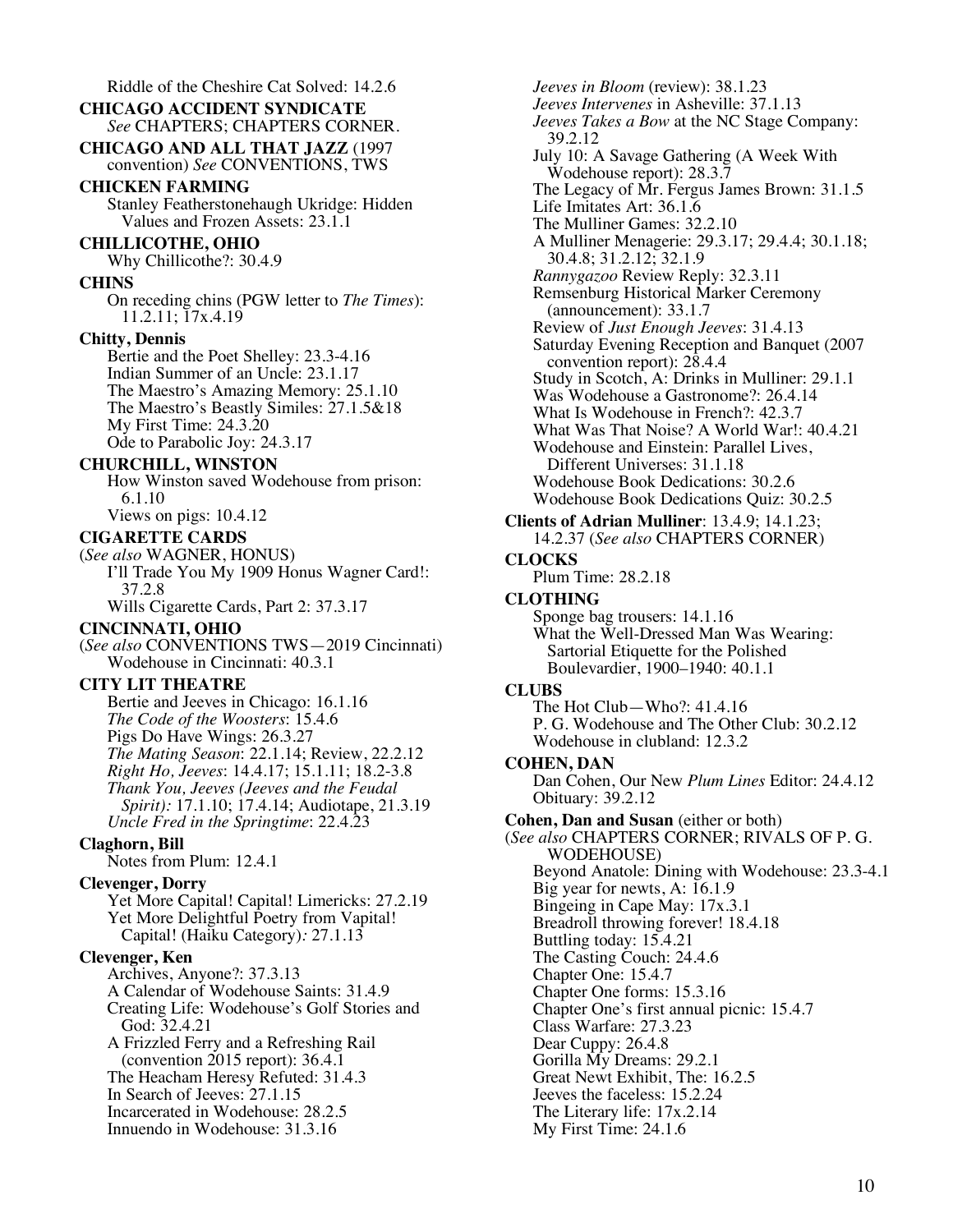Riddle of the Cheshire Cat Solved: 14.2.6

**CHICAGO ACCIDENT SYNDICATE**
*See* CHAPTERS; CHAPTERS CORNER.

**CHICAGO AND ALL THAT JAZZ** (1997 convention) *See* CONVENTIONS, TWS

**CHICKEN FARMING**
Stanley Featherstonehaugh Ukridge: Hidden Values and Frozen Assets: 23.1.1

**CHILLICOTHE, OHIO**
Why Chillicothe?: 30.4.9

**CHINS**
On receding chins (PGW letter to *The Times*): 11.2.11; 17x.4.19

**Chitty, Dennis**
Bertie and the Poet Shelley: 23.3-4.16
Indian Summer of an Uncle: 23.1.17
The Maestro's Amazing Memory: 25.1.10
The Maestro's Beastly Similes: 27.1.5&18
My First Time: 24.3.20
Ode to Parabolic Joy: 24.3.17

**CHURCHILL, WINSTON**
How Winston saved Wodehouse from prison: 6.1.10
Views on pigs: 10.4.12

**CIGARETTE CARDS**
(*See also* WAGNER, HONUS)
I'll Trade You My 1909 Honus Wagner Card!: 37.2.8
Wills Cigarette Cards, Part 2: 37.3.17

**CINCINNATI, OHIO**
(*See also* CONVENTIONS TWS—2019 Cincinnati)
Wodehouse in Cincinnati: 40.3.1

**CITY LIT THEATRE**
Bertie and Jeeves in Chicago: 16.1.16
*The Code of the Woosters*: 15.4.6
Pigs Do Have Wings: 26.3.27
*The Mating Season*: 22.1.14; Review, 22.2.12
*Right Ho, Jeeves*: 14.4.17; 15.1.11; 18.2-3.8
*Thank You, Jeeves (Jeeves and the Feudal Spirit):* 17.1.10; 17.4.14; Audiotape, 21.3.19
*Uncle Fred in the Springtime*: 22.4.23

**Claghorn, Bill**
Notes from Plum: 12.4.1

**Clevenger, Dorry**
Yet More Capital! Capital! Limericks: 27.2.19
Yet More Delightful Poetry from Vapital! Capital! (Haiku Category)*:* 27.1.13

**Clevenger, Ken**
Archives, Anyone?: 37.3.13
A Calendar of Wodehouse Saints: 31.4.9
Creating Life: Wodehouse's Golf Stories and God: 32.4.21
A Frizzled Ferry and a Refreshing Rail (convention 2015 report): 36.4.1
The Heacham Heresy Refuted: 31.4.3
In Search of Jeeves: 27.1.15
Incarcerated in Wodehouse: 28.2.5
Innuendo in Wodehouse: 31.3.16
*Jeeves in Bloom* (review): 38.1.23
*Jeeves Intervenes* in Asheville: 37.1.13
*Jeeves Takes a Bow* at the NC Stage Company: 39.2.12
July 10: A Savage Gathering (A Week With Wodehouse report): 28.3.7
The Legacy of Mr. Fergus James Brown: 31.1.5
Life Imitates Art: 36.1.6
The Mulliner Games: 32.2.10
A Mulliner Menagerie: 29.3.17; 29.4.4; 30.1.18; 30.4.8; 31.2.12; 32.1.9
*Rannygazoo* Review Reply: 32.3.11
Remsenburg Historical Marker Ceremony (announcement): 33.1.7
Review of *Just Enough Jeeves*: 31.4.13
Saturday Evening Reception and Banquet (2007 convention report): 28.4.4
Study in Scotch, A: Drinks in Mulliner: 29.1.1
Was Wodehouse a Gastronome?: 26.4.14
What Is Wodehouse in French?: 42.3.7
What Was That Noise? A World War!: 40.4.21
Wodehouse and Einstein: Parallel Lives, Different Universes: 31.1.18
Wodehouse Book Dedications: 30.2.6
Wodehouse Book Dedications Quiz: 30.2.5

**Clients of Adrian Mulliner**: 13.4.9; 14.1.23; 14.2.37 (*See also* CHAPTERS CORNER)

**CLOCKS**
Plum Time: 28.2.18

**CLOTHING**
Sponge bag trousers: 14.1.16
What the Well-Dressed Man Was Wearing: Sartorial Etiquette for the Polished Boulevardier, 1900–1940: 40.1.1

**CLUBS**
The Hot Club—Who?: 41.4.16
P. G. Wodehouse and The Other Club: 30.2.12
Wodehouse in clubland: 12.3.2

**COHEN, DAN**
Dan Cohen, Our New *Plum Lines* Editor: 24.4.12
Obituary: 39.2.12

**Cohen, Dan and Susan** (either or both)
(*See also* CHAPTERS CORNER; RIVALS OF P. G. WODEHOUSE)
Beyond Anatole: Dining with Wodehouse: 23.3-4.1
Big year for newts, A: 16.1.9
Bingeing in Cape May: 17x.3.1
Breadroll throwing forever! 18.4.18
Buttling today: 15.4.21
The Casting Couch: 24.4.6
Chapter One: 15.4.7
Chapter One forms: 15.3.16
Chapter One's first annual picnic: 15.4.7
Class Warfare: 27.3.23
Dear Cuppy: 26.4.8
Gorilla My Dreams: 29.2.1
Great Newt Exhibit, The: 16.2.5
Jeeves the faceless: 15.2.24
The Literary life: 17x.2.14
My First Time: 24.1.6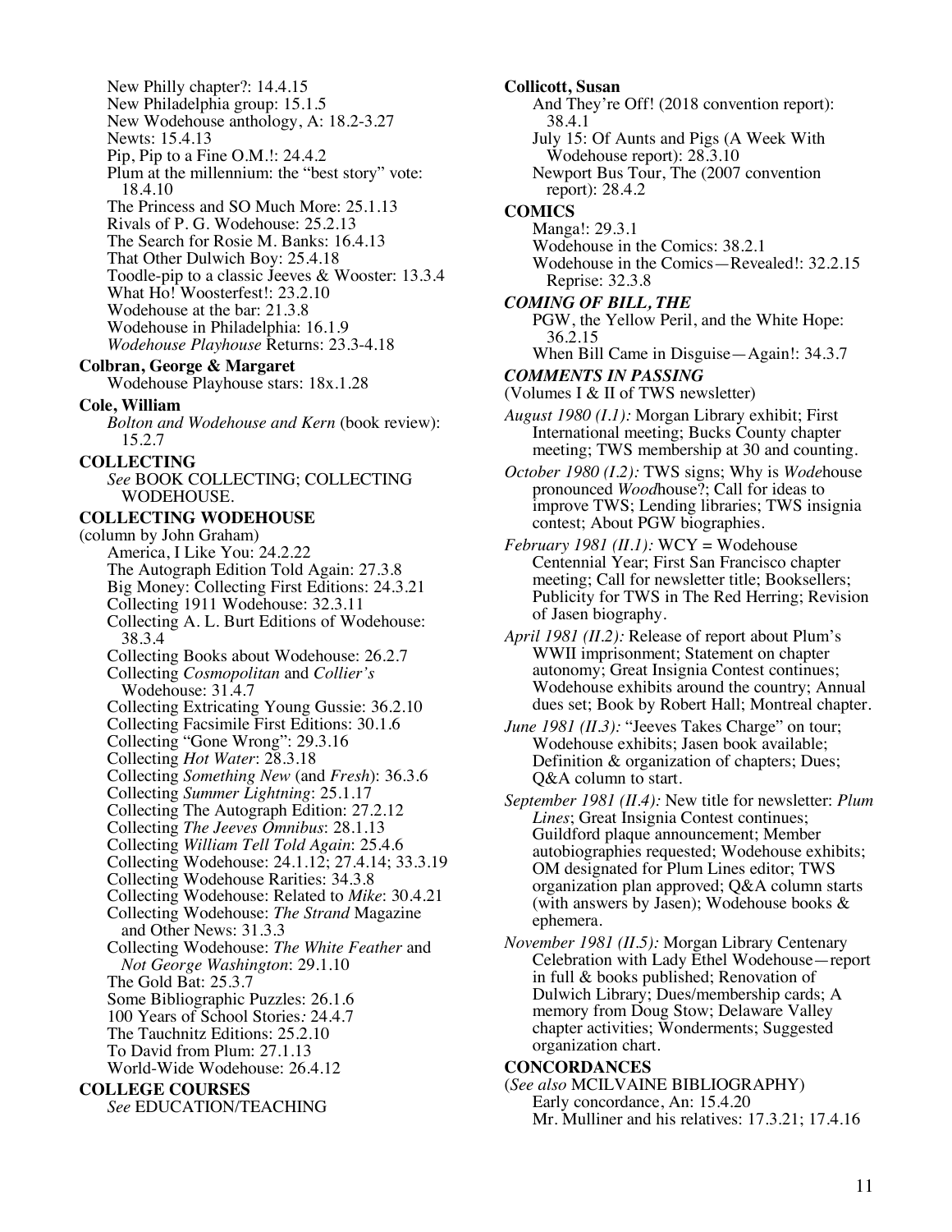New Philly chapter?: 14.4.15
New Philadelphia group: 15.1.5
New Wodehouse anthology, A: 18.2-3.27
Newts: 15.4.13
Pip, Pip to a Fine O.M.!: 24.4.2
Plum at the millennium: the "best story" vote: 18.4.10
The Princess and SO Much More: 25.1.13
Rivals of P. G. Wodehouse: 25.2.13
The Search for Rosie M. Banks: 16.4.13
That Other Dulwich Boy: 25.4.18
Toodle-pip to a classic Jeeves & Wooster: 13.3.4
What Ho! Woosterfest!: 23.2.10
Wodehouse at the bar: 21.3.8
Wodehouse in Philadelphia: 16.1.9
*Wodehouse Playhouse* Returns: 23.3-4.18

**Colbran, George & Margaret**
Wodehouse Playhouse stars: 18x.1.28

**Cole, William**
*Bolton and Wodehouse and Kern* (book review): 15.2.7

**COLLECTING**
*See* BOOK COLLECTING; COLLECTING WODEHOUSE.

**COLLECTING WODEHOUSE**
(column by John Graham)
America, I Like You: 24.2.22
The Autograph Edition Told Again: 27.3.8
Big Money: Collecting First Editions: 24.3.21
Collecting 1911 Wodehouse: 32.3.11
Collecting A. L. Burt Editions of Wodehouse: 38.3.4
Collecting Books about Wodehouse: 26.2.7
Collecting *Cosmopolitan* and *Collier's* Wodehouse: 31.4.7
Collecting Extricating Young Gussie: 36.2.10
Collecting Facsimile First Editions: 30.1.6
Collecting "Gone Wrong": 29.3.16
Collecting *Hot Water*: 28.3.18
Collecting *Something New* (and *Fresh*): 36.3.6
Collecting *Summer Lightning*: 25.1.17
Collecting The Autograph Edition: 27.2.12
Collecting *The Jeeves Omnibus*: 28.1.13
Collecting *William Tell Told Again*: 25.4.6
Collecting Wodehouse: 24.1.12; 27.4.14; 33.3.19
Collecting Wodehouse Rarities: 34.3.8
Collecting Wodehouse: Related to *Mike*: 30.4.21
Collecting Wodehouse: *The Strand* Magazine and Other News: 31.3.3
Collecting Wodehouse: *The White Feather* and *Not George Washington*: 29.1.10
The Gold Bat: 25.3.7
Some Bibliographic Puzzles: 26.1.6
100 Years of School Stories: 24.4.7
The Tauchnitz Editions: 25.2.10
To David from Plum: 27.1.13
World-Wide Wodehouse: 26.4.12

**COLLEGE COURSES**
*See* EDUCATION/TEACHING

**Collicott, Susan**
And They're Off! (2018 convention report): 38.4.1
July 15: Of Aunts and Pigs (A Week With Wodehouse report): 28.3.10
Newport Bus Tour, The (2007 convention report): 28.4.2

**COMICS**
Manga!: 29.3.1
Wodehouse in the Comics: 38.2.1
Wodehouse in the Comics—Revealed!: 32.2.15
Reprise: 32.3.8

***COMING OF BILL, THE***
PGW, the Yellow Peril, and the White Hope: 36.2.15
When Bill Came in Disguise—Again!: 34.3.7

***COMMENTS IN PASSING***
(Volumes I & II of TWS newsletter)

*August 1980 (I.1):* Morgan Library exhibit; First International meeting; Bucks County chapter meeting; TWS membership at 30 and counting.

*October 1980 (I.2):* TWS signs; Why is *Wode*house pronounced *Wood*house?; Call for ideas to improve TWS; Lending libraries; TWS insignia contest; About PGW biographies.

*February 1981 (II.1):* WCY = Wodehouse Centennial Year; First San Francisco chapter meeting; Call for newsletter title; Booksellers; Publicity for TWS in The Red Herring; Revision of Jasen biography.

*April 1981 (II.2):* Release of report about Plum's WWII imprisonment; Statement on chapter autonomy; Great Insignia Contest continues; Wodehouse exhibits around the country; Annual dues set; Book by Robert Hall; Montreal chapter.

*June 1981 (II.3):* "Jeeves Takes Charge" on tour; Wodehouse exhibits; Jasen book available; Definition & organization of chapters; Dues; Q&A column to start.

*September 1981 (II.4):* New title for newsletter: *Plum Lines*; Great Insignia Contest continues; Guildford plaque announcement; Member autobiographies requested; Wodehouse exhibits; OM designated for Plum Lines editor; TWS organization plan approved; Q&A column starts (with answers by Jasen); Wodehouse books & ephemera.

*November 1981 (II.5):* Morgan Library Centenary Celebration with Lady Ethel Wodehouse—report in full & books published; Renovation of Dulwich Library; Dues/membership cards; A memory from Doug Stow; Delaware Valley chapter activities; Wonderments; Suggested organization chart.

**CONCORDANCES**
(*See also* MCILVAINE BIBLIOGRAPHY)
Early concordance, An: 15.4.20
Mr. Mulliner and his relatives: 17.3.21; 17.4.16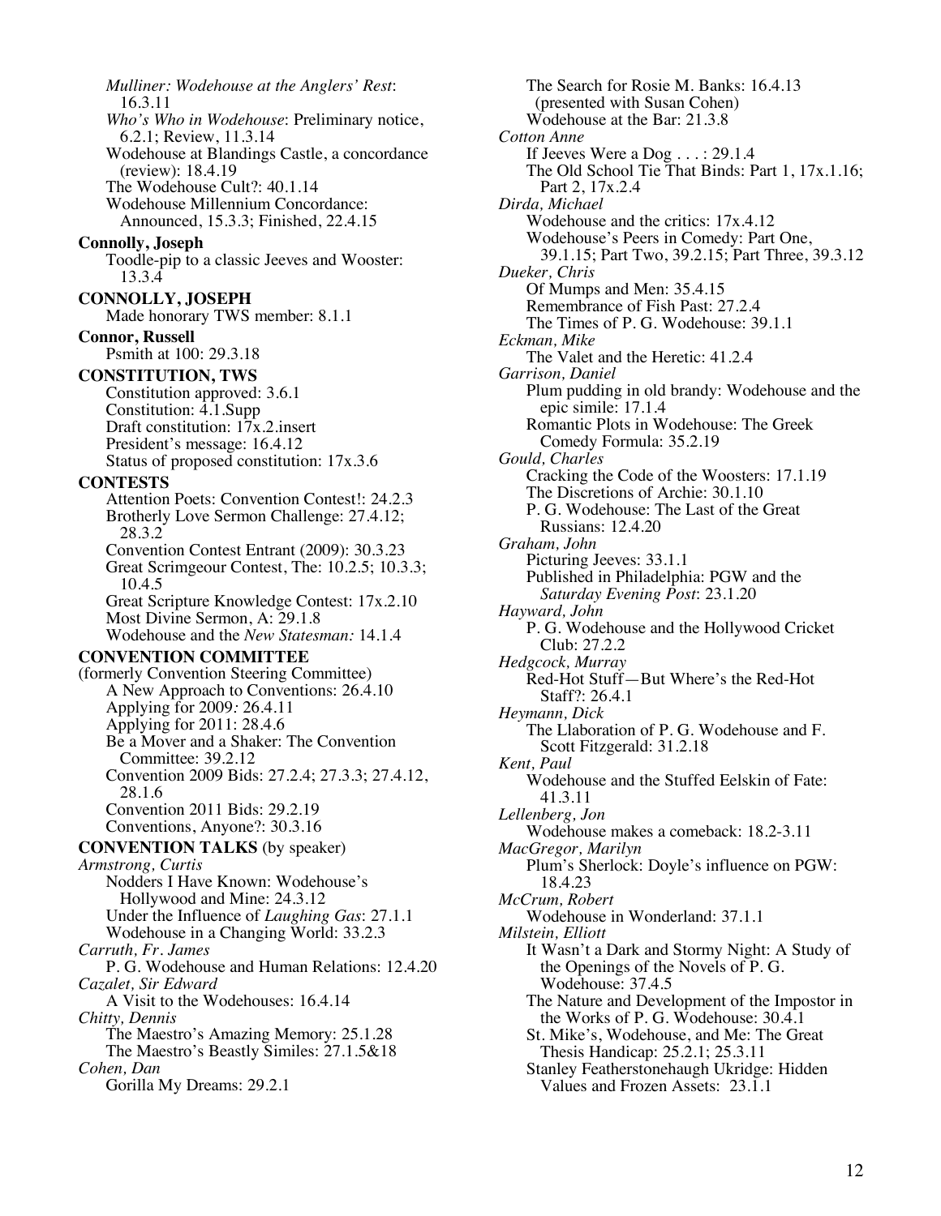*Mulliner: Wodehouse at the Anglers' Rest*: 16.3.11
*Who's Who in Wodehouse*: Preliminary notice, 6.2.1; Review, 11.3.14
Wodehouse at Blandings Castle, a concordance (review): 18.4.19
The Wodehouse Cult?: 40.1.14
Wodehouse Millennium Concordance: Announced, 15.3.3; Finished, 22.4.15

**Connolly, Joseph**
Toodle-pip to a classic Jeeves and Wooster: 13.3.4

**CONNOLLY, JOSEPH**
Made honorary TWS member: 8.1.1

**Connor, Russell**
Psmith at 100: 29.3.18

**CONSTITUTION, TWS**
Constitution approved: 3.6.1
Constitution: 4.1.Supp
Draft constitution: 17x.2.insert
President's message: 16.4.12
Status of proposed constitution: 17x.3.6

**CONTESTS**
Attention Poets: Convention Contest!: 24.2.3
Brotherly Love Sermon Challenge: 27.4.12; 28.3.2
Convention Contest Entrant (2009): 30.3.23
Great Scrimgeour Contest, The: 10.2.5; 10.3.3; 10.4.5
Great Scripture Knowledge Contest: 17x.2.10
Most Divine Sermon, A: 29.1.8
Wodehouse and the *New Statesman:* 14.1.4

**CONVENTION COMMITTEE**
(formerly Convention Steering Committee)
A New Approach to Conventions: 26.4.10
Applying for 2009*:* 26.4.11
Applying for 2011: 28.4.6
Be a Mover and a Shaker: The Convention Committee: 39.2.12
Convention 2009 Bids: 27.2.4; 27.3.3; 27.4.12, 28.1.6
Convention 2011 Bids: 29.2.19
Conventions, Anyone?: 30.3.16

**CONVENTION TALKS** (by speaker)

*Armstrong, Curtis*
Nodders I Have Known: Wodehouse's Hollywood and Mine: 24.3.12
Under the Influence of *Laughing Gas*: 27.1.1
Wodehouse in a Changing World: 33.2.3

*Carruth, Fr. James*
P. G. Wodehouse and Human Relations: 12.4.20

*Cazalet, Sir Edward*
A Visit to the Wodehouses: 16.4.14

*Chitty, Dennis*
The Maestro's Amazing Memory: 25.1.28
The Maestro's Beastly Similes: 27.1.5&18

*Cohen, Dan*
Gorilla My Dreams: 29.2.1
The Search for Rosie M. Banks: 16.4.13 (presented with Susan Cohen)
Wodehouse at the Bar: 21.3.8

*Cotton Anne*
If Jeeves Were a Dog . . . : 29.1.4
The Old School Tie That Binds: Part 1, 17x.1.16; Part 2, 17x.2.4

*Dirda, Michael*
Wodehouse and the critics: 17x.4.12
Wodehouse's Peers in Comedy: Part One, 39.1.15; Part Two, 39.2.15; Part Three, 39.3.12

*Dueker, Chris*
Of Mumps and Men: 35.4.15
Remembrance of Fish Past: 27.2.4
The Times of P. G. Wodehouse: 39.1.1

*Eckman, Mike*
The Valet and the Heretic: 41.2.4

*Garrison, Daniel*
Plum pudding in old brandy: Wodehouse and the epic simile: 17.1.4
Romantic Plots in Wodehouse: The Greek Comedy Formula: 35.2.19

*Gould, Charles*
Cracking the Code of the Woosters: 17.1.19
The Discretions of Archie: 30.1.10
P. G. Wodehouse: The Last of the Great Russians: 12.4.20

*Graham, John*
Picturing Jeeves: 33.1.1
Published in Philadelphia: PGW and the *Saturday Evening Post*: 23.1.20

*Hayward, John*
P. G. Wodehouse and the Hollywood Cricket Club: 27.2.2

*Hedgcock, Murray*
Red-Hot Stuff—But Where's the Red-Hot Staff?: 26.4.1

*Heymann, Dick*
The Llaboration of P. G. Wodehouse and F. Scott Fitzgerald: 31.2.18

*Kent, Paul*
Wodehouse and the Stuffed Eelskin of Fate: 41.3.11

*Lellenberg, Jon*
Wodehouse makes a comeback: 18.2-3.11

*MacGregor, Marilyn*
Plum's Sherlock: Doyle's influence on PGW: 18.4.23

*McCrum, Robert*
Wodehouse in Wonderland: 37.1.1

*Milstein, Elliott*
It Wasn't a Dark and Stormy Night: A Study of the Openings of the Novels of P. G. Wodehouse: 37.4.5
The Nature and Development of the Impostor in the Works of P. G. Wodehouse: 30.4.1
St. Mike's, Wodehouse, and Me: The Great Thesis Handicap: 25.2.1; 25.3.11
Stanley Featherstonehaugh Ukridge: Hidden Values and Frozen Assets: 23.1.1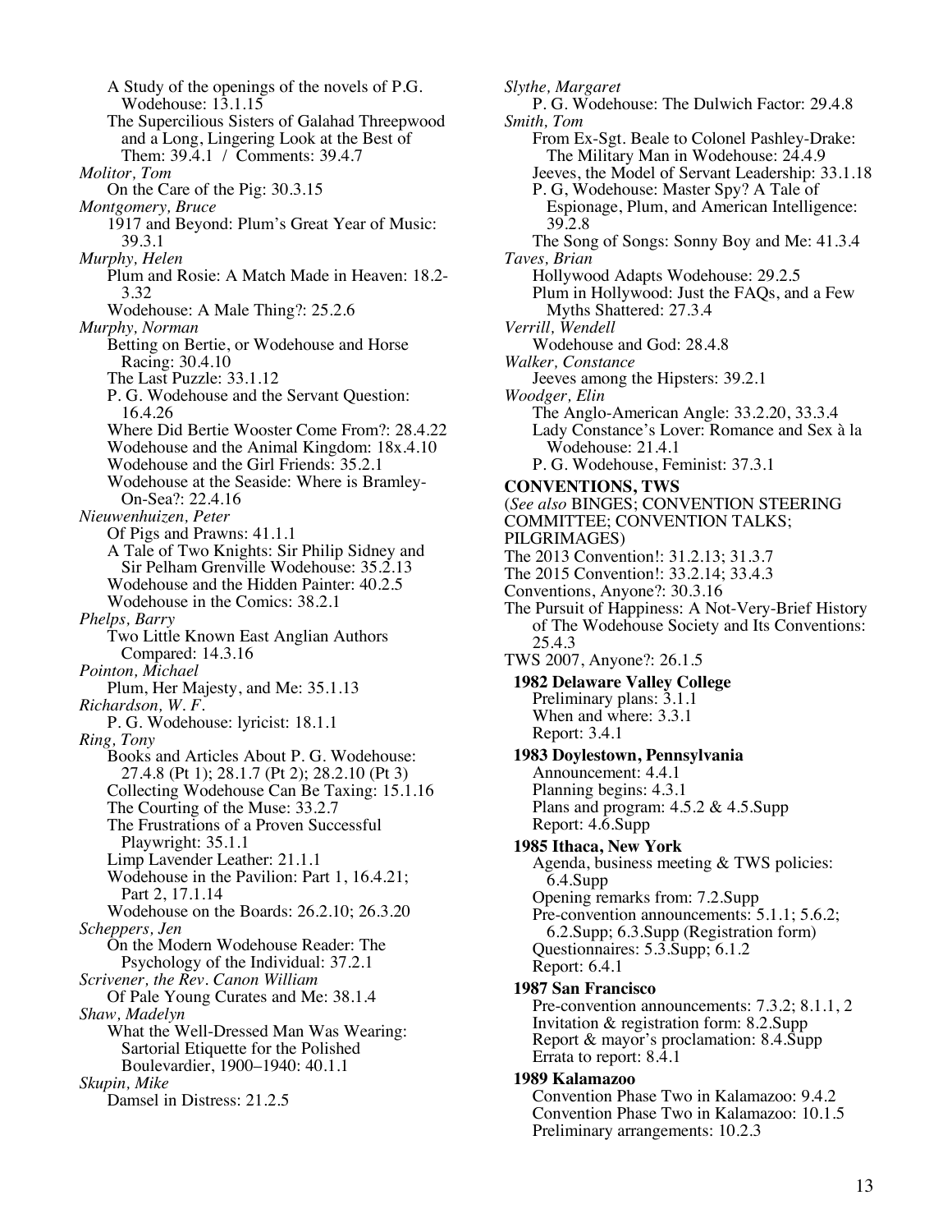A Study of the openings of the novels of P.G. Wodehouse: 13.1.15
The Supercilious Sisters of Galahad Threepwood and a Long, Lingering Look at the Best of Them: 39.4.1 / Comments: 39.4.7

*Molitor, Tom*
On the Care of the Pig: 30.3.15

*Montgomery, Bruce*
1917 and Beyond: Plum's Great Year of Music: 39.3.1

*Murphy, Helen*
Plum and Rosie: A Match Made in Heaven: 18.2-3.32
Wodehouse: A Male Thing?: 25.2.6

*Murphy, Norman*
Betting on Bertie, or Wodehouse and Horse Racing: 30.4.10
The Last Puzzle: 33.1.12
P. G. Wodehouse and the Servant Question: 16.4.26
Where Did Bertie Wooster Come From?: 28.4.22
Wodehouse and the Animal Kingdom: 18x.4.10
Wodehouse and the Girl Friends: 35.2.1
Wodehouse at the Seaside: Where is Bramley-On-Sea?: 22.4.16

*Nieuwenhuizen, Peter*
Of Pigs and Prawns: 41.1.1
A Tale of Two Knights: Sir Philip Sidney and Sir Pelham Grenville Wodehouse: 35.2.13
Wodehouse and the Hidden Painter: 40.2.5
Wodehouse in the Comics: 38.2.1

*Phelps, Barry*
Two Little Known East Anglian Authors Compared: 14.3.16

*Pointon, Michael*
Plum, Her Majesty, and Me: 35.1.13

*Richardson, W. F.*
P. G. Wodehouse: lyricist: 18.1.1

*Ring, Tony*
Books and Articles About P. G. Wodehouse: 27.4.8 (Pt 1); 28.1.7 (Pt 2); 28.2.10 (Pt 3)
Collecting Wodehouse Can Be Taxing: 15.1.16
The Courting of the Muse: 33.2.7
The Frustrations of a Proven Successful Playwright: 35.1.1
Limp Lavender Leather: 21.1.1
Wodehouse in the Pavilion: Part 1, 16.4.21; Part 2, 17.1.14
Wodehouse on the Boards: 26.2.10; 26.3.20

*Scheppers, Jen*
On the Modern Wodehouse Reader: The Psychology of the Individual: 37.2.1

*Scrivener, the Rev. Canon William*
Of Pale Young Curates and Me: 38.1.4

*Shaw, Madelyn*
What the Well-Dressed Man Was Wearing: Sartorial Etiquette for the Polished Boulevardier, 1900–1940: 40.1.1

*Skupin, Mike*
Damsel in Distress: 21.2.5

*Slythe, Margaret*
P. G. Wodehouse: The Dulwich Factor: 29.4.8

*Smith, Tom*
From Ex-Sgt. Beale to Colonel Pashley-Drake: The Military Man in Wodehouse: 24.4.9
Jeeves, the Model of Servant Leadership: 33.1.18
P. G, Wodehouse: Master Spy? A Tale of Espionage, Plum, and American Intelligence: 39.2.8
The Song of Songs: Sonny Boy and Me: 41.3.4

*Taves, Brian*
Hollywood Adapts Wodehouse: 29.2.5
Plum in Hollywood: Just the FAQs, and a Few Myths Shattered: 27.3.4

*Verrill, Wendell*
Wodehouse and God: 28.4.8

*Walker, Constance*
Jeeves among the Hipsters: 39.2.1

*Woodger, Elin*
The Anglo-American Angle: 33.2.20, 33.3.4
Lady Constance's Lover: Romance and Sex à la Wodehouse: 21.4.1
P. G. Wodehouse, Feminist: 37.3.1

**CONVENTIONS, TWS**

(*See also* BINGES; CONVENTION STEERING COMMITTEE; CONVENTION TALKS; PILGRIMAGES)

The 2013 Convention!: 31.2.13; 31.3.7
The 2015 Convention!: 33.2.14; 33.4.3
Conventions, Anyone?: 30.3.16
The Pursuit of Happiness: A Not-Very-Brief History of The Wodehouse Society and Its Conventions: 25.4.3
TWS 2007, Anyone?: 26.1.5

**1982 Delaware Valley College**
Preliminary plans: 3.1.1
When and where: 3.3.1
Report: 3.4.1

**1983 Doylestown, Pennsylvania**
Announcement: 4.4.1
Planning begins: 4.3.1
Plans and program: 4.5.2 & 4.5.Supp
Report: 4.6.Supp

**1985 Ithaca, New York**
Agenda, business meeting & TWS policies: 6.4.Supp
Opening remarks from: 7.2.Supp
Pre-convention announcements: 5.1.1; 5.6.2; 6.2.Supp; 6.3.Supp (Registration form)
Questionnaires: 5.3.Supp; 6.1.2
Report: 6.4.1

**1987 San Francisco**
Pre-convention announcements: 7.3.2; 8.1.1, 2
Invitation & registration form: 8.2.Supp
Report & mayor's proclamation: 8.4.Supp
Errata to report: 8.4.1

**1989 Kalamazoo**
Convention Phase Two in Kalamazoo: 9.4.2
Convention Phase Two in Kalamazoo: 10.1.5
Preliminary arrangements: 10.2.3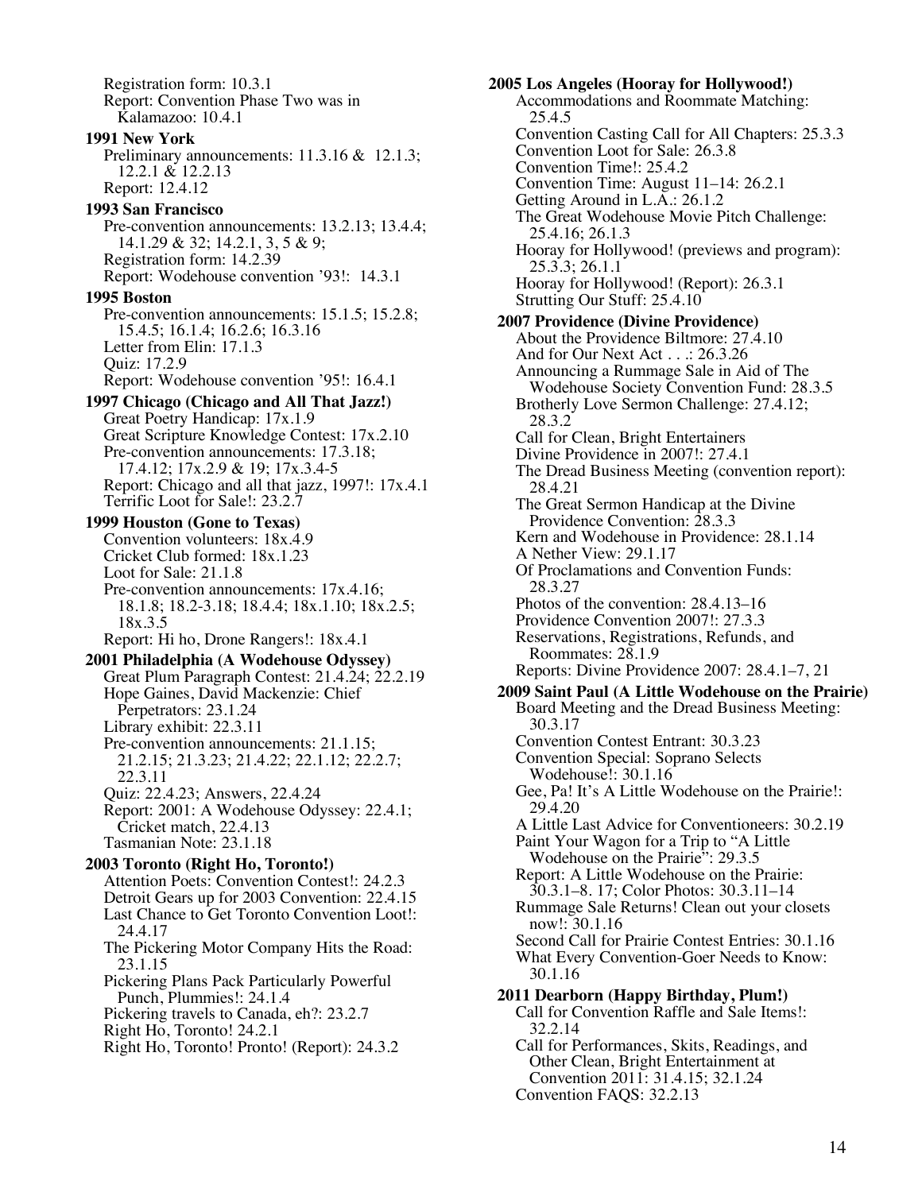Registration form: 10.3.1
Report: Convention Phase Two was in Kalamazoo: 10.4.1

**1991 New York**
Preliminary announcements: 11.3.16 & 12.1.3; 12.2.1 & 12.2.13
Report: 12.4.12

**1993 San Francisco**
Pre-convention announcements: 13.2.13; 13.4.4; 14.1.29 & 32; 14.2.1, 3, 5 & 9;
Registration form: 14.2.39
Report: Wodehouse convention '93!: 14.3.1

**1995 Boston**
Pre-convention announcements: 15.1.5; 15.2.8; 15.4.5; 16.1.4; 16.2.6; 16.3.16
Letter from Elin: 17.1.3
Quiz: 17.2.9
Report: Wodehouse convention '95!: 16.4.1

**1997 Chicago (Chicago and All That Jazz!)**
Great Poetry Handicap: 17x.1.9
Great Scripture Knowledge Contest: 17x.2.10
Pre-convention announcements: 17.3.18; 17.4.12; 17x.2.9 & 19; 17x.3.4-5
Report: Chicago and all that jazz, 1997!: 17x.4.1
Terrific Loot for Sale!: 23.2.7

**1999 Houston (Gone to Texas)**
Convention volunteers: 18x.4.9
Cricket Club formed: 18x.1.23
Loot for Sale: 21.1.8
Pre-convention announcements: 17x.4.16; 18.1.8; 18.2-3.18; 18.4.4; 18x.1.10; 18x.2.5; 18x.3.5
Report: Hi ho, Drone Rangers!: 18x.4.1

**2001 Philadelphia (A Wodehouse Odyssey)**
Great Plum Paragraph Contest: 21.4.24; 22.2.19
Hope Gaines, David Mackenzie: Chief Perpetrators: 23.1.24
Library exhibit: 22.3.11
Pre-convention announcements: 21.1.15; 21.2.15; 21.3.23; 21.4.22; 22.1.12; 22.2.7; 22.3.11
Quiz: 22.4.23; Answers, 22.4.24
Report: 2001: A Wodehouse Odyssey: 22.4.1; Cricket match, 22.4.13
Tasmanian Note: 23.1.18

**2003 Toronto (Right Ho, Toronto!)**
Attention Poets: Convention Contest!: 24.2.3
Detroit Gears up for 2003 Convention: 22.4.15
Last Chance to Get Toronto Convention Loot!: 24.4.17
The Pickering Motor Company Hits the Road: 23.1.15
Pickering Plans Pack Particularly Powerful Punch, Plummies!: 24.1.4
Pickering travels to Canada, eh?: 23.2.7
Right Ho, Toronto! 24.2.1
Right Ho, Toronto! Pronto! (Report): 24.3.2

**2005 Los Angeles (Hooray for Hollywood!)**
Accommodations and Roommate Matching: 25.4.5
Convention Casting Call for All Chapters: 25.3.3
Convention Loot for Sale: 26.3.8
Convention Time!: 25.4.2
Convention Time: August 11–14: 26.2.1
Getting Around in L.A.: 26.1.2
The Great Wodehouse Movie Pitch Challenge: 25.4.16; 26.1.3
Hooray for Hollywood! (previews and program): 25.3.3; 26.1.1
Hooray for Hollywood! (Report): 26.3.1
Strutting Our Stuff: 25.4.10

**2007 Providence (Divine Providence)**
About the Providence Biltmore: 27.4.10
And for Our Next Act . . .: 26.3.26
Announcing a Rummage Sale in Aid of The Wodehouse Society Convention Fund: 28.3.5
Brotherly Love Sermon Challenge: 27.4.12; 28.3.2
Call for Clean, Bright Entertainers
Divine Providence in 2007!: 27.4.1
The Dread Business Meeting (convention report): 28.4.21
The Great Sermon Handicap at the Divine Providence Convention: 28.3.3
Kern and Wodehouse in Providence: 28.1.14
A Nether View: 29.1.17
Of Proclamations and Convention Funds: 28.3.27
Photos of the convention: 28.4.13–16
Providence Convention 2007!: 27.3.3
Reservations, Registrations, Refunds, and Roommates: 28.1.9
Reports: Divine Providence 2007: 28.4.1–7, 21

**2009 Saint Paul (A Little Wodehouse on the Prairie)**
Board Meeting and the Dread Business Meeting: 30.3.17
Convention Contest Entrant: 30.3.23
Convention Special: Soprano Selects Wodehouse!: 30.1.16
Gee, Pa! It's A Little Wodehouse on the Prairie!: 29.4.20
A Little Last Advice for Conventioneers: 30.2.19
Paint Your Wagon for a Trip to "A Little Wodehouse on the Prairie": 29.3.5
Report: A Little Wodehouse on the Prairie: 30.3.1–8. 17; Color Photos: 30.3.11–14
Rummage Sale Returns! Clean out your closets now!: 30.1.16
Second Call for Prairie Contest Entries: 30.1.16
What Every Convention-Goer Needs to Know: 30.1.16

**2011 Dearborn (Happy Birthday, Plum!)**
Call for Convention Raffle and Sale Items!: 32.2.14
Call for Performances, Skits, Readings, and Other Clean, Bright Entertainment at Convention 2011: 31.4.15; 32.1.24
Convention FAQS: 32.2.13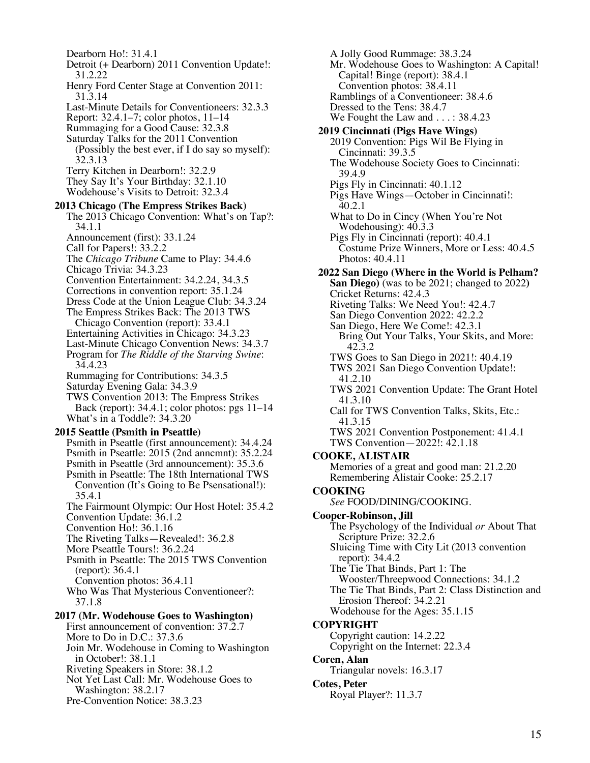Dearborn Ho!: 31.4.1
Detroit (+ Dearborn) 2011 Convention Update!: 31.2.22
Henry Ford Center Stage at Convention 2011: 31.3.14
Last-Minute Details for Conventioneers: 32.3.3
Report: 32.4.1–7; color photos, 11–14
Rummaging for a Good Cause: 32.3.8
Saturday Talks for the 2011 Convention (Possibly the best ever, if I do say so myself): 32.3.13
Terry Kitchen in Dearborn!: 32.2.9
They Say It's Your Birthday: 32.1.10
Wodehouse's Visits to Detroit: 32.3.4

**2013 Chicago (The Empress Strikes Back)**
The 2013 Chicago Convention: What's on Tap?: 34.1.1
Announcement (first): 33.1.24
Call for Papers!: 33.2.2
The *Chicago Tribune* Came to Play: 34.4.6
Chicago Trivia: 34.3.23
Convention Entertainment: 34.2.24, 34.3.5
Corrections in convention report: 35.1.24
Dress Code at the Union League Club: 34.3.24
The Empress Strikes Back: The 2013 TWS Chicago Convention (report): 33.4.1
Entertaining Activities in Chicago: 34.3.23
Last-Minute Chicago Convention News: 34.3.7
Program for *The Riddle of the Starving Swine*: 34.4.23
Rummaging for Contributions: 34.3.5
Saturday Evening Gala: 34.3.9
TWS Convention 2013: The Empress Strikes Back (report): 34.4.1; color photos: pgs 11–14
What's in a Toddle?: 34.3.20

**2015 Seattle (Psmith in Pseattle)**
Psmith in Pseattle (first announcement): 34.4.24
Psmith in Pseattle: 2015 (2nd anncmnt): 35.2.24
Psmith in Pseattle (3rd announcement): 35.3.6
Psmith in Pseattle: The 18th International TWS Convention (It's Going to Be Psensational!): 35.4.1
The Fairmount Olympic: Our Host Hotel: 35.4.2
Convention Update: 36.1.2
Convention Ho!: 36.1.16
The Riveting Talks—Revealed!: 36.2.8
More Pseattle Tours!: 36.2.24
Psmith in Pseattle: The 2015 TWS Convention (report): 36.4.1
Convention photos: 36.4.11
Who Was That Mysterious Conventioneer?: 37.1.8

**2017 (Mr. Wodehouse Goes to Washington)**
First announcement of convention: 37.2.7
More to Do in D.C.: 37.3.6
Join Mr. Wodehouse in Coming to Washington in October!: 38.1.1
Riveting Speakers in Store: 38.1.2
Not Yet Last Call: Mr. Wodehouse Goes to Washington: 38.2.17
Pre-Convention Notice: 38.3.23
A Jolly Good Rummage: 38.3.24
Mr. Wodehouse Goes to Washington: A Capital! Capital! Binge (report): 38.4.1
Convention photos: 38.4.11
Ramblings of a Conventioneer: 38.4.6
Dressed to the Tens: 38.4.7
We Fought the Law and . . . : 38.4.23

**2019 Cincinnati (Pigs Have Wings)**
2019 Convention: Pigs Wil Be Flying in Cincinnati: 39.3.5
The Wodehouse Society Goes to Cincinnati: 39.4.9
Pigs Fly in Cincinnati: 40.1.12
Pigs Have Wings—October in Cincinnati!: 40.2.1
What to Do in Cincy (When You're Not Wodehousing): 40.3.3
Pigs Fly in Cincinnati (report): 40.4.1
Costume Prize Winners, More or Less: 40.4.5
Photos: 40.4.11

**2022 San Diego (Where in the World is Pelham? San Diego)** (was to be 2021; changed to 2022)
Cricket Returns: 42.4.3
Riveting Talks: We Need You!: 42.4.7
San Diego Convention 2022: 42.2.2
San Diego, Here We Come!: 42.3.1
Bring Out Your Talks, Your Skits, and More: 42.3.2
TWS Goes to San Diego in 2021!: 40.4.19
TWS 2021 San Diego Convention Update!: 41.2.10
TWS 2021 Convention Update: The Grant Hotel 41.3.10
Call for TWS Convention Talks, Skits, Etc.: 41.3.15
TWS 2021 Convention Postponement: 41.4.1
TWS Convention—2022!: 42.1.18

**COOKE, ALISTAIR**
Memories of a great and good man: 21.2.20
Remembering Alistair Cooke: 25.2.17

**COOKING**
*See* FOOD/DINING/COOKING.

**Cooper-Robinson, Jill**
The Psychology of the Individual *or* About That Scripture Prize: 32.2.6
Sluicing Time with City Lit (2013 convention report): 34.4.2
The Tie That Binds, Part 1: The Wooster/Threepwood Connections: 34.1.2
The Tie That Binds, Part 2: Class Distinction and Erosion Thereof: 34.2.21
Wodehouse for the Ages: 35.1.15

**COPYRIGHT**
Copyright caution: 14.2.22
Copyright on the Internet: 22.3.4

**Coren, Alan**
Triangular novels: 16.3.17

**Cotes, Peter**
Royal Player?: 11.3.7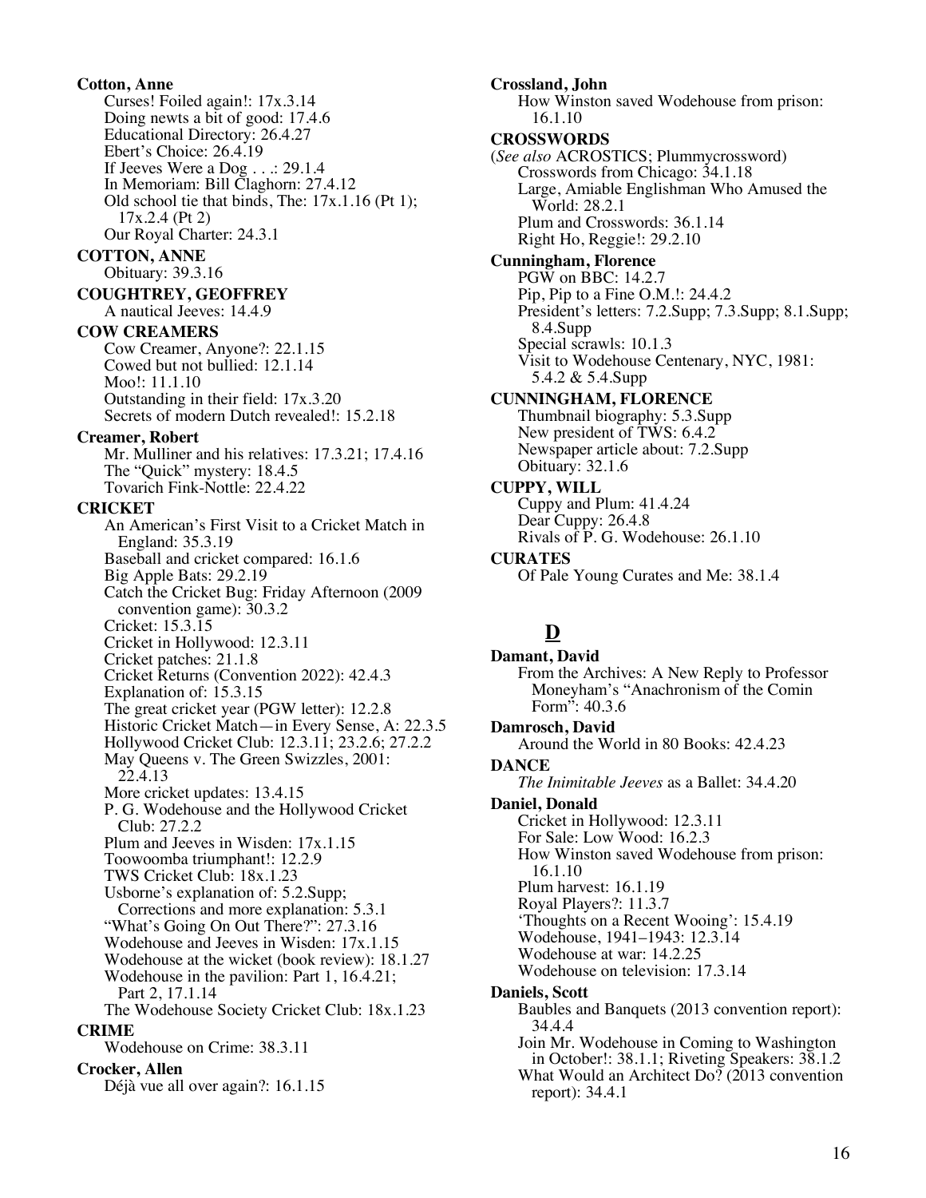**Cotton, Anne**

- Curses! Foiled again!: 17x.3.14
- Doing newts a bit of good: 17.4.6
- Educational Directory: 26.4.27
- Ebert's Choice: 26.4.19
- If Jeeves Were a Dog . . .: 29.1.4
- In Memoriam: Bill Claghorn: 27.4.12
- Old school tie that binds, The: 17x.1.16 (Pt 1); 17x.2.4 (Pt 2)
- Our Royal Charter: 24.3.1

**COTTON, ANNE**

- Obituary: 39.3.16

**COUGHTREY, GEOFFREY**

- A nautical Jeeves: 14.4.9

**COW CREAMERS**

- Cow Creamer, Anyone?: 22.1.15
- Cowed but not bullied: 12.1.14
- Moo!: 11.1.10
- Outstanding in their field: 17x.3.20
- Secrets of modern Dutch revealed!: 15.2.18

**Creamer, Robert**

- Mr. Mulliner and his relatives: 17.3.21; 17.4.16
- The "Quick" mystery: 18.4.5
- Tovarich Fink-Nottle: 22.4.22

**CRICKET**

- An American's First Visit to a Cricket Match in England: 35.3.19
- Baseball and cricket compared: 16.1.6
- Big Apple Bats: 29.2.19
- Catch the Cricket Bug: Friday Afternoon (2009 convention game): 30.3.2
- Cricket: 15.3.15
- Cricket in Hollywood: 12.3.11
- Cricket patches: 21.1.8
- Cricket Returns (Convention 2022): 42.4.3
- Explanation of: 15.3.15
- The great cricket year (PGW letter): 12.2.8
- Historic Cricket Match—in Every Sense, A: 22.3.5
- Hollywood Cricket Club: 12.3.11; 23.2.6; 27.2.2
- May Queens v. The Green Swizzles, 2001: 22.4.13
- More cricket updates: 13.4.15
- P. G. Wodehouse and the Hollywood Cricket Club: 27.2.2
- Plum and Jeeves in Wisden: 17x.1.15
- Toowoomba triumphant!: 12.2.9
- TWS Cricket Club: 18x.1.23
- Usborne's explanation of: 5.2.Supp; Corrections and more explanation: 5.3.1
- "What's Going On Out There?": 27.3.16
- Wodehouse and Jeeves in Wisden: 17x.1.15
- Wodehouse at the wicket (book review): 18.1.27
- Wodehouse in the pavilion: Part 1, 16.4.21; Part 2, 17.1.14
- The Wodehouse Society Cricket Club: 18x.1.23

**CRIME**

- Wodehouse on Crime: 38.3.11

**Crocker, Allen**

- Déjà vue all over again?: 16.1.15

**Crossland, John**

- How Winston saved Wodehouse from prison: 16.1.10

**CROSSWORDS**

(*See also* ACROSTICS; Plummycrossword)

- Crosswords from Chicago: 34.1.18
- Large, Amiable Englishman Who Amused the World: 28.2.1
- Plum and Crosswords: 36.1.14
- Right Ho, Reggie!: 29.2.10

**Cunningham, Florence**

- PGW on BBC: 14.2.7
- Pip, Pip to a Fine O.M.!: 24.4.2
- President's letters: 7.2.Supp; 7.3.Supp; 8.1.Supp; 8.4.Supp
- Special scrawls: 10.1.3
- Visit to Wodehouse Centenary, NYC, 1981: 5.4.2 & 5.4.Supp

**CUNNINGHAM, FLORENCE**

- Thumbnail biography: 5.3.Supp
- New president of TWS: 6.4.2
- Newspaper article about: 7.2.Supp
- Obituary: 32.1.6

**CUPPY, WILL**

- Cuppy and Plum: 41.4.24
- Dear Cuppy: 26.4.8
- Rivals of P. G. Wodehouse: 26.1.10

**CURATES**

- Of Pale Young Curates and Me: 38.1.4

## D

**Damant, David**

- From the Archives: A New Reply to Professor Moneyham's "Anachronism of the Comin Form": 40.3.6

**Damrosch, David**

- Around the World in 80 Books: 42.4.23

**DANCE**

- *The Inimitable Jeeves* as a Ballet: 34.4.20

**Daniel, Donald**

- Cricket in Hollywood: 12.3.11
- For Sale: Low Wood: 16.2.3
- How Winston saved Wodehouse from prison: 16.1.10
- Plum harvest: 16.1.19
- Royal Players?: 11.3.7
- 'Thoughts on a Recent Wooing': 15.4.19
- Wodehouse, 1941–1943: 12.3.14
- Wodehouse at war: 14.2.25
- Wodehouse on television: 17.3.14

**Daniels, Scott**

- Baubles and Banquets (2013 convention report): 34.4.4
- Join Mr. Wodehouse in Coming to Washington in October!: 38.1.1; Riveting Speakers: 38.1.2
- What Would an Architect Do? (2013 convention report): 34.4.1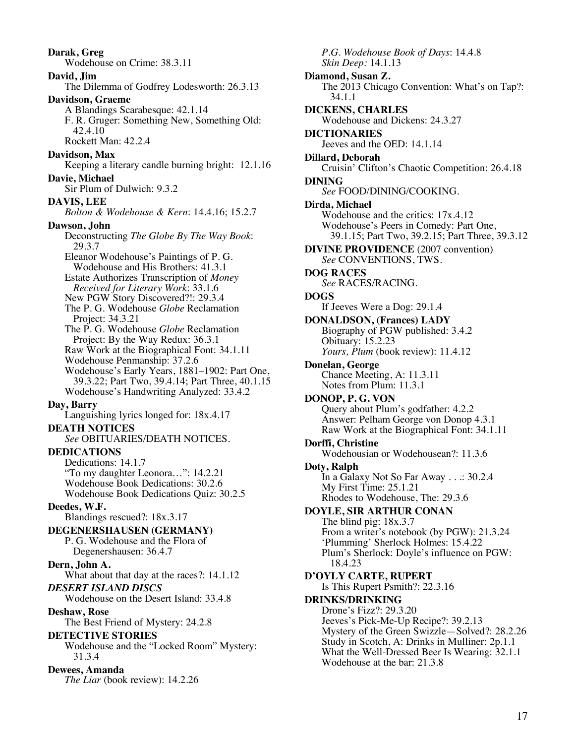**Darak, Greg**
Wodehouse on Crime: 38.3.11

**David, Jim**
The Dilemma of Godfrey Lodesworth: 26.3.13

**Davidson, Graeme**
A Blandings Scarabesque: 42.1.14
F. R. Gruger: Something New, Something Old: 42.4.10
Rockett Man: 42.2.4

**Davidson, Max**
Keeping a literary candle burning bright: 12.1.16

**Davie, Michael**
Sir Plum of Dulwich: 9.3.2

**DAVIS, LEE**
*Bolton & Wodehouse & Kern*: 14.4.16; 15.2.7

**Dawson, John**
Deconstructing *The Globe By The Way Book*: 29.3.7
Eleanor Wodehouse's Paintings of P. G. Wodehouse and His Brothers: 41.3.1
Estate Authorizes Transcription of *Money Received for Literary Work*: 33.1.6
New PGW Story Discovered?!: 29.3.4
The P. G. Wodehouse *Globe* Reclamation Project: 34.3.21
The P. G. Wodehouse *Globe* Reclamation Project: By the Way Redux: 36.3.1
Raw Work at the Biographical Font: 34.1.11
Wodehouse Penmanship: 37.2.6
Wodehouse's Early Years, 1881–1902: Part One, 39.3.22; Part Two, 39.4.14; Part Three, 40.1.15
Wodehouse's Handwriting Analyzed: 33.4.2

**Day, Barry**
Languishing lyrics longed for: 18x.4.17

**DEATH NOTICES**
*See* OBITUARIES/DEATH NOTICES.

**DEDICATIONS**
Dedications: 14.1.7
"To my daughter Leonora…": 14.2.21
Wodehouse Book Dedications: 30.2.6
Wodehouse Book Dedications Quiz: 30.2.5

**Deedes, W.F.**
Blandings rescued?: 18x.3.17

**DEGENERSHAUSEN (GERMANY)**
P. G. Wodehouse and the Flora of Degenershausen: 36.4.7

**Dern, John A.**
What about that day at the races?: 14.1.12

***DESERT ISLAND DISCS***
Wodehouse on the Desert Island: 33.4.8

**Deshaw, Rose**
The Best Friend of Mystery: 24.2.8

**DETECTIVE STORIES**
Wodehouse and the "Locked Room" Mystery: 31.3.4

**Dewees, Amanda**
*The Liar* (book review): 14.2.26
*P.G. Wodehouse Book of Days*: 14.4.8
*Skin Deep:* 14.1.13

**Diamond, Susan Z.**
The 2013 Chicago Convention: What's on Tap?: 34.1.1

**DICKENS, CHARLES**
Wodehouse and Dickens: 24.3.27

**DICTIONARIES**
Jeeves and the OED: 14.1.14

**Dillard, Deborah**
Cruisin' Clifton's Chaotic Competition: 26.4.18

**DINING**
*See* FOOD/DINING/COOKING.

**Dirda, Michael**
Wodehouse and the critics: 17x.4.12
Wodehouse's Peers in Comedy: Part One, 39.1.15; Part Two, 39.2.15; Part Three, 39.3.12

**DIVINE PROVIDENCE** (2007 convention)
*See* CONVENTIONS, TWS.

**DOG RACES**
*See* RACES/RACING.

**DOGS**
If Jeeves Were a Dog: 29.1.4

**DONALDSON, (Frances) LADY**
Biography of PGW published: 3.4.2
Obituary: 15.2.23
*Yours, Plum* (book review): 11.4.12

**Donelan, George**
Chance Meeting, A: 11.3.11
Notes from Plum: 11.3.1

**DONOP, P. G. VON**
Query about Plum's godfather: 4.2.2
Answer: Pelham George von Donop 4.3.1
Raw Work at the Biographical Font: 34.1.11

**Dorffi, Christine**
Wodehousian or Wodehousean?: 11.3.6

**Doty, Ralph**
In a Galaxy Not So Far Away . . .: 30.2.4
My First Time: 25.1.21
Rhodes to Wodehouse, The: 29.3.6

**DOYLE, SIR ARTHUR CONAN**
The blind pig: 18x.3.7
From a writer's notebook (by PGW): 21.3.24
'Plumming' Sherlock Holmes: 15.4.22
Plum's Sherlock: Doyle's influence on PGW: 18.4.23

**D'OYLY CARTE, RUPERT**
Is This Rupert Psmith?: 22.3.16

**DRINKS/DRINKING**
Drone's Fizz?: 29.3.20
Jeeves's Pick-Me-Up Recipe?: 39.2.13
Mystery of the Green Swizzle—Solved?: 28.2.26
Study in Scotch, A: Drinks in Mulliner: 2p.1.1
What the Well-Dressed Beer Is Wearing: 32.1.1
Wodehouse at the bar: 21.3.8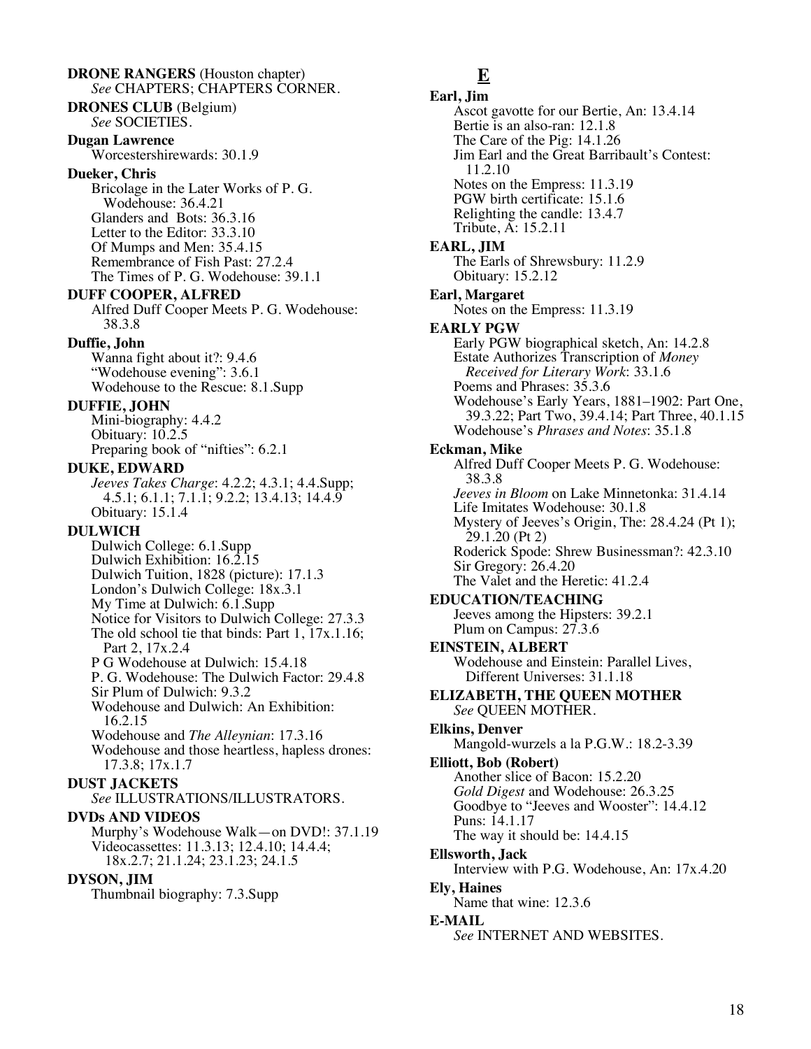**DRONE RANGERS** (Houston chapter)
*See* CHAPTERS; CHAPTERS CORNER.

**DRONES CLUB** (Belgium)
*See* SOCIETIES.

**Dugan Lawrence**
Worcestershirewards: 30.1.9

**Dueker, Chris**
Bricolage in the Later Works of P. G. Wodehouse: 36.4.21
Glanders and Bots: 36.3.16
Letter to the Editor: 33.3.10
Of Mumps and Men: 35.4.15
Remembrance of Fish Past: 27.2.4
The Times of P. G. Wodehouse: 39.1.1

**DUFF COOPER, ALFRED**
Alfred Duff Cooper Meets P. G. Wodehouse: 38.3.8

**Duffie, John**
Wanna fight about it?: 9.4.6
"Wodehouse evening": 3.6.1
Wodehouse to the Rescue: 8.1.Supp

**DUFFIE, JOHN**
Mini-biography: 4.4.2
Obituary: 10.2.5
Preparing book of "nifties": 6.2.1

**DUKE, EDWARD**
*Jeeves Takes Charge*: 4.2.2; 4.3.1; 4.4.Supp; 4.5.1; 6.1.1; 7.1.1; 9.2.2; 13.4.13; 14.4.9
Obituary: 15.1.4

**DULWICH**
Dulwich College: 6.1.Supp
Dulwich Exhibition: 16.2.15
Dulwich Tuition, 1828 (picture): 17.1.3
London's Dulwich College: 18x.3.1
My Time at Dulwich: 6.1.Supp
Notice for Visitors to Dulwich College: 27.3.3
The old school tie that binds: Part 1, 17x.1.16; Part 2, 17x.2.4
P G Wodehouse at Dulwich: 15.4.18
P. G. Wodehouse: The Dulwich Factor: 29.4.8
Sir Plum of Dulwich: 9.3.2
Wodehouse and Dulwich: An Exhibition: 16.2.15
Wodehouse and *The Alleynian*: 17.3.16
Wodehouse and those heartless, hapless drones: 17.3.8; 17x.1.7

**DUST JACKETS**
*See* ILLUSTRATIONS/ILLUSTRATORS.

**DVDs AND VIDEOS**
Murphy's Wodehouse Walk—on DVD!: 37.1.19
Videocassettes: 11.3.13; 12.4.10; 14.4.4; 18x.2.7; 21.1.24; 23.1.23; 24.1.5

**DYSON, JIM**
Thumbnail biography: 7.3.Supp

## E

**Earl, Jim**
Ascot gavotte for our Bertie, An: 13.4.14
Bertie is an also-ran: 12.1.8
The Care of the Pig: 14.1.26
Jim Earl and the Great Barribault's Contest: 11.2.10
Notes on the Empress: 11.3.19
PGW birth certificate: 15.1.6
Relighting the candle: 13.4.7
Tribute, A: 15.2.11

**EARL, JIM**
The Earls of Shrewsbury: 11.2.9
Obituary: 15.2.12

**Earl, Margaret**
Notes on the Empress: 11.3.19

**EARLY PGW**
Early PGW biographical sketch, An: 14.2.8
Estate Authorizes Transcription of *Money Received for Literary Work*: 33.1.6
Poems and Phrases: 35.3.6
Wodehouse's Early Years, 1881–1902: Part One, 39.3.22; Part Two, 39.4.14; Part Three, 40.1.15
Wodehouse's *Phrases and Notes*: 35.1.8

**Eckman, Mike**
Alfred Duff Cooper Meets P. G. Wodehouse: 38.3.8
*Jeeves in Bloom* on Lake Minnetonka: 31.4.14
Life Imitates Wodehouse: 30.1.8
Mystery of Jeeves's Origin, The: 28.4.24 (Pt 1); 29.1.20 (Pt 2)
Roderick Spode: Shrew Businessman?: 42.3.10
Sir Gregory: 26.4.20
The Valet and the Heretic: 41.2.4

**EDUCATION/TEACHING**
Jeeves among the Hipsters: 39.2.1
Plum on Campus: 27.3.6

**EINSTEIN, ALBERT**
Wodehouse and Einstein: Parallel Lives, Different Universes: 31.1.18

**ELIZABETH, THE QUEEN MOTHER**
*See* QUEEN MOTHER.

**Elkins, Denver**
Mangold-wurzels a la P.G.W.: 18.2-3.39

**Elliott, Bob (Robert)**
Another slice of Bacon: 15.2.20
*Gold Digest* and Wodehouse: 26.3.25
Goodbye to "Jeeves and Wooster": 14.4.12
Puns: 14.1.17
The way it should be: 14.4.15

**Ellsworth, Jack**
Interview with P.G. Wodehouse, An: 17x.4.20

**Ely, Haines**
Name that wine: 12.3.6

**E-MAIL**
*See* INTERNET AND WEBSITES.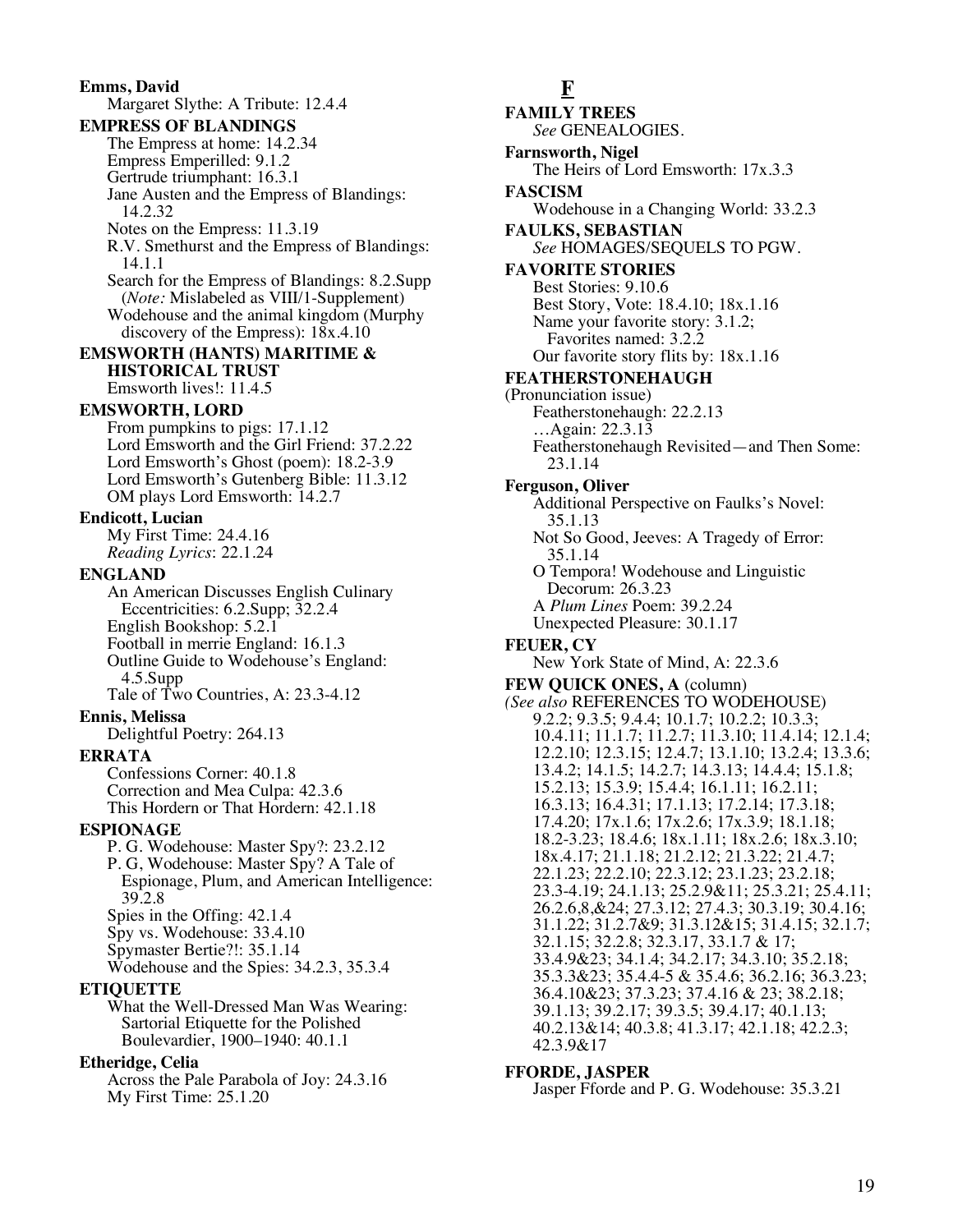**Emms, David**
Margaret Slythe: A Tribute: 12.4.4

**EMPRESS OF BLANDINGS**
The Empress at home: 14.2.34
Empress Emperilled: 9.1.2
Gertrude triumphant: 16.3.1
Jane Austen and the Empress of Blandings: 14.2.32
Notes on the Empress: 11.3.19
R.V. Smethurst and the Empress of Blandings: 14.1.1
Search for the Empress of Blandings: 8.2.Supp (*Note:* Mislabeled as VIII/1-Supplement)
Wodehouse and the animal kingdom (Murphy discovery of the Empress): 18x.4.10

**EMSWORTH (HANTS) MARITIME & HISTORICAL TRUST**
Emsworth lives!: 11.4.5

**EMSWORTH, LORD**
From pumpkins to pigs: 17.1.12
Lord Emsworth and the Girl Friend: 37.2.22
Lord Emsworth's Ghost (poem): 18.2-3.9
Lord Emsworth's Gutenberg Bible: 11.3.12
OM plays Lord Emsworth: 14.2.7

**Endicott, Lucian**
My First Time: 24.4.16
*Reading Lyrics*: 22.1.24

**ENGLAND**
An American Discusses English Culinary Eccentricities: 6.2.Supp; 32.2.4
English Bookshop: 5.2.1
Football in merrie England: 16.1.3
Outline Guide to Wodehouse's England: 4.5.Supp
Tale of Two Countries, A: 23.3-4.12

**Ennis, Melissa**
Delightful Poetry: 264.13

**ERRATA**
Confessions Corner: 40.1.8
Correction and Mea Culpa: 42.3.6
This Hordern or That Hordern: 42.1.18

**ESPIONAGE**
P. G. Wodehouse: Master Spy?: 23.2.12
P. G, Wodehouse: Master Spy? A Tale of Espionage, Plum, and American Intelligence: 39.2.8
Spies in the Offing: 42.1.4
Spy vs. Wodehouse: 33.4.10
Spymaster Bertie?!: 35.1.14
Wodehouse and the Spies: 34.2.3, 35.3.4

**ETIQUETTE**
What the Well-Dressed Man Was Wearing: Sartorial Etiquette for the Polished Boulevardier, 1900–1940: 40.1.1

**Etheridge, Celia**
Across the Pale Parabola of Joy: 24.3.16
My First Time: 25.1.20

## F

**FAMILY TREES**
*See* GENEALOGIES.

**Farnsworth, Nigel**
The Heirs of Lord Emsworth: 17x.3.3

**FASCISM**
Wodehouse in a Changing World: 33.2.3

**FAULKS, SEBASTIAN**
*See* HOMAGES/SEQUELS TO PGW.

**FAVORITE STORIES**
Best Stories: 9.10.6
Best Story, Vote: 18.4.10; 18x.1.16
Name your favorite story: 3.1.2; Favorites named: 3.2.2
Our favorite story flits by: 18x.1.16

**FEATHERSTONEHAUGH**
(Pronunciation issue)
Featherstonehaugh: 22.2.13
…Again: 22.3.13
Featherstonehaugh Revisited—and Then Some: 23.1.14

**Ferguson, Oliver**
Additional Perspective on Faulks's Novel: 35.1.13
Not So Good, Jeeves: A Tragedy of Error: 35.1.14
O Tempora! Wodehouse and Linguistic Decorum: 26.3.23
A *Plum Lines* Poem: 39.2.24
Unexpected Pleasure: 30.1.17

**FEUER, CY**
New York State of Mind, A: 22.3.6

**FEW QUICK ONES, A** (column)
*(See also* REFERENCES TO WODEHOUSE)
9.2.2; 9.3.5; 9.4.4; 10.1.7; 10.2.2; 10.3.3; 10.4.11; 11.1.7; 11.2.7; 11.3.10; 11.4.14; 12.1.4; 12.2.10; 12.3.15; 12.4.7; 13.1.10; 13.2.4; 13.3.6; 13.4.2; 14.1.5; 14.2.7; 14.3.13; 14.4.4; 15.1.8; 15.2.13; 15.3.9; 15.4.4; 16.1.11; 16.2.11; 16.3.13; 16.4.31; 17.1.13; 17.2.14; 17.3.18; 17.4.20; 17x.1.6; 17x.2.6; 17x.3.9; 18.1.18; 18.2-3.23; 18.4.6; 18x.1.11; 18x.2.6; 18x.3.10; 18x.4.17; 21.1.18; 21.2.12; 21.3.22; 21.4.7; 22.1.23; 22.2.10; 22.3.12; 23.1.23; 23.2.18; 23.3-4.19; 24.1.13; 25.2.9&11; 25.3.21; 25.4.11; 26.2.6,8,&24; 27.3.12; 27.4.3; 30.3.19; 30.4.16; 31.1.22; 31.2.7&9; 31.3.12&15; 31.4.15; 32.1.7; 32.1.15; 32.2.8; 32.3.17, 33.1.7 & 17; 33.4.9&23; 34.1.4; 34.2.17; 34.3.10; 35.2.18; 35.3.3&23; 35.4.4-5 & 35.4.6; 36.2.16; 36.3.23; 36.4.10&23; 37.3.23; 37.4.16 & 23; 38.2.18; 39.1.13; 39.2.17; 39.3.5; 39.4.17; 40.1.13; 40.2.13&14; 40.3.8; 41.3.17; 42.1.18; 42.2.3; 42.3.9&17

**FFORDE, JASPER**
Jasper Fforde and P. G. Wodehouse: 35.3.21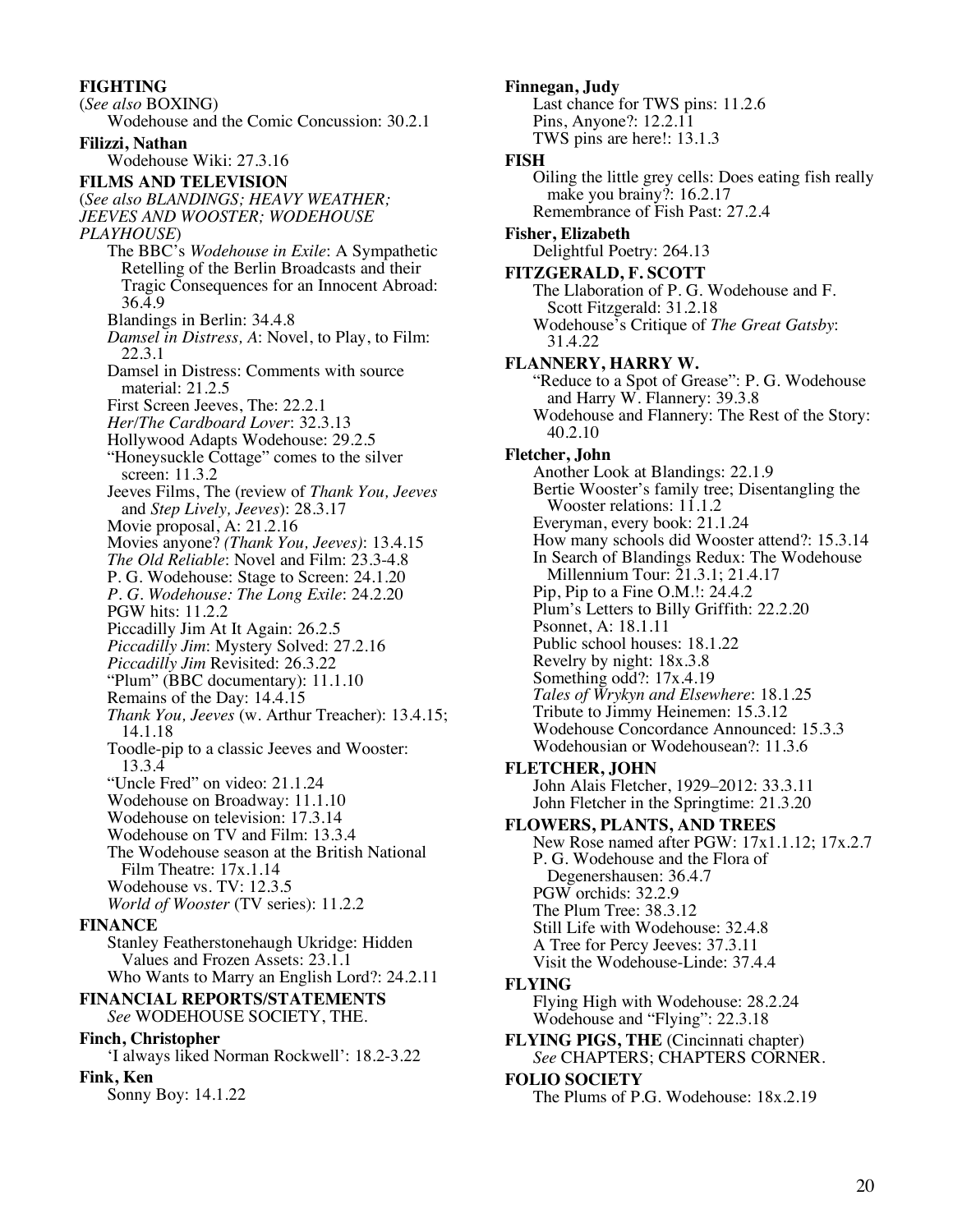**FIGHTING**
(*See also* BOXING)
Wodehouse and the Comic Concussion: 30.2.1

**Filizzi, Nathan**
Wodehouse Wiki: 27.3.16

**FILMS AND TELEVISION**
(*See also BLANDINGS; HEAVY WEATHER; JEEVES AND WOOSTER; WODEHOUSE PLAYHOUSE*)
The BBC's *Wodehouse in Exile*: A Sympathetic Retelling of the Berlin Broadcasts and their Tragic Consequences for an Innocent Abroad: 36.4.9
Blandings in Berlin: 34.4.8
*Damsel in Distress, A*: Novel, to Play, to Film: 22.3.1
Damsel in Distress: Comments with source material: 21.2.5
First Screen Jeeves, The: 22.2.1
*Her/The Cardboard Lover*: 32.3.13
Hollywood Adapts Wodehouse: 29.2.5
"Honeysuckle Cottage" comes to the silver screen: 11.3.2
Jeeves Films, The (review of *Thank You, Jeeves* and *Step Lively, Jeeves*): 28.3.17
Movie proposal, A: 21.2.16
Movies anyone? *(Thank You, Jeeves)*: 13.4.15
*The Old Reliable*: Novel and Film: 23.3-4.8
P. G. Wodehouse: Stage to Screen: 24.1.20
*P. G. Wodehouse: The Long Exile*: 24.2.20
PGW hits: 11.2.2
Piccadilly Jim At It Again: 26.2.5
*Piccadilly Jim*: Mystery Solved: 27.2.16
*Piccadilly Jim* Revisited: 26.3.22
"Plum" (BBC documentary): 11.1.10
Remains of the Day: 14.4.15
*Thank You, Jeeves* (w. Arthur Treacher): 13.4.15; 14.1.18
Toodle-pip to a classic Jeeves and Wooster: 13.3.4
"Uncle Fred" on video: 21.1.24
Wodehouse on Broadway: 11.1.10
Wodehouse on television: 17.3.14
Wodehouse on TV and Film: 13.3.4
The Wodehouse season at the British National Film Theatre: 17x.1.14
Wodehouse vs. TV: 12.3.5
*World of Wooster* (TV series): 11.2.2

**FINANCE**
Stanley Featherstonehaugh Ukridge: Hidden Values and Frozen Assets: 23.1.1
Who Wants to Marry an English Lord?: 24.2.11

**FINANCIAL REPORTS/STATEMENTS**
*See* WODEHOUSE SOCIETY, THE.

**Finch, Christopher**
'I always liked Norman Rockwell': 18.2-3.22

**Fink, Ken**
Sonny Boy: 14.1.22

**Finnegan, Judy**
Last chance for TWS pins: 11.2.6
Pins, Anyone?: 12.2.11
TWS pins are here!: 13.1.3

**FISH**
Oiling the little grey cells: Does eating fish really make you brainy?: 16.2.17
Remembrance of Fish Past: 27.2.4

**Fisher, Elizabeth**
Delightful Poetry: 264.13

**FITZGERALD, F. SCOTT**
The Llaboration of P. G. Wodehouse and F. Scott Fitzgerald: 31.2.18
Wodehouse's Critique of *The Great Gatsby*: 31.4.22

**FLANNERY, HARRY W.**
"Reduce to a Spot of Grease": P. G. Wodehouse and Harry W. Flannery: 39.3.8
Wodehouse and Flannery: The Rest of the Story: 40.2.10

**Fletcher, John**
Another Look at Blandings: 22.1.9
Bertie Wooster's family tree; Disentangling the Wooster relations: 11.1.2
Everyman, every book: 21.1.24
How many schools did Wooster attend?: 15.3.14
In Search of Blandings Redux: The Wodehouse Millennium Tour: 21.3.1; 21.4.17
Pip, Pip to a Fine O.M.!: 24.4.2
Plum's Letters to Billy Griffith: 22.2.20
Psonnet, A: 18.1.11
Public school houses: 18.1.22
Revelry by night: 18x.3.8
Something odd?: 17x.4.19
*Tales of Wrykyn and Elsewhere*: 18.1.25
Tribute to Jimmy Heinemen: 15.3.12
Wodehouse Concordance Announced: 15.3.3
Wodehousian or Wodehousean?: 11.3.6

**FLETCHER, JOHN**
John Alais Fletcher, 1929–2012: 33.3.11
John Fletcher in the Springtime: 21.3.20

**FLOWERS, PLANTS, AND TREES**
New Rose named after PGW: 17x1.1.12; 17x.2.7
P. G. Wodehouse and the Flora of Degenershausen: 36.4.7
PGW orchids: 32.2.9
The Plum Tree: 38.3.12
Still Life with Wodehouse: 32.4.8
A Tree for Percy Jeeves: 37.3.11
Visit the Wodehouse-Linde: 37.4.4

**FLYING**
Flying High with Wodehouse: 28.2.24
Wodehouse and "Flying": 22.3.18

**FLYING PIGS, THE** (Cincinnati chapter)
*See* CHAPTERS; CHAPTERS CORNER.

**FOLIO SOCIETY**
The Plums of P.G. Wodehouse: 18x.2.19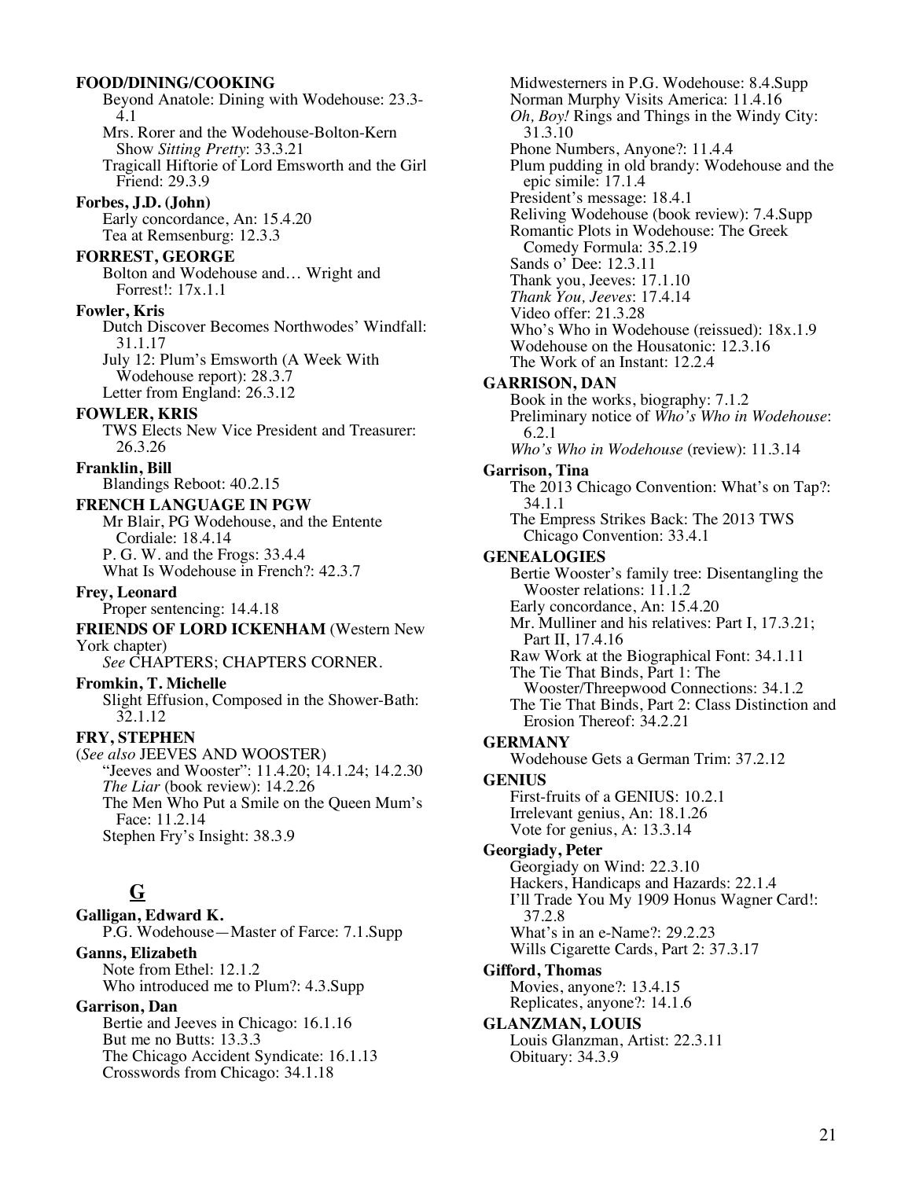**FOOD/DINING/COOKING**

Beyond Anatole: Dining with Wodehouse: 23.3-4.1
Mrs. Rorer and the Wodehouse-Bolton-Kern Show *Sitting Pretty*: 33.3.21
Tragicall Hiftorie of Lord Emsworth and the Girl Friend: 29.3.9

**Forbes, J.D. (John)**

Early concordance, An: 15.4.20
Tea at Remsenburg: 12.3.3

**FORREST, GEORGE**

Bolton and Wodehouse and… Wright and Forrest!: 17x.1.1

**Fowler, Kris**

Dutch Discover Becomes Northwodes' Windfall: 31.1.17
July 12: Plum's Emsworth (A Week With Wodehouse report): 28.3.7
Letter from England: 26.3.12

**FOWLER, KRIS**

TWS Elects New Vice President and Treasurer: 26.3.26

**Franklin, Bill**

Blandings Reboot: 40.2.15

**FRENCH LANGUAGE IN PGW**

Mr Blair, PG Wodehouse, and the Entente Cordiale: 18.4.14
P. G. W. and the Frogs: 33.4.4
What Is Wodehouse in French?: 42.3.7

**Frey, Leonard**

Proper sentencing: 14.4.18

**FRIENDS OF LORD ICKENHAM** (Western New York chapter)

*See* CHAPTERS; CHAPTERS CORNER.

**Fromkin, T. Michelle**

Slight Effusion, Composed in the Shower-Bath: 32.1.12

**FRY, STEPHEN**

(*See also* JEEVES AND WOOSTER)

"Jeeves and Wooster": 11.4.20; 14.1.24; 14.2.30
*The Liar* (book review): 14.2.26
The Men Who Put a Smile on the Queen Mum's Face: 11.2.14
Stephen Fry's Insight: 38.3.9

## G

**Galligan, Edward K.**

P.G. Wodehouse—Master of Farce: 7.1.Supp

**Ganns, Elizabeth**

Note from Ethel: 12.1.2
Who introduced me to Plum?: 4.3.Supp

**Garrison, Dan**

Bertie and Jeeves in Chicago: 16.1.16
But me no Butts: 13.3.3
The Chicago Accident Syndicate: 16.1.13
Crosswords from Chicago: 34.1.18
Midwesterners in P.G. Wodehouse: 8.4.Supp
Norman Murphy Visits America: 11.4.16
*Oh, Boy!* Rings and Things in the Windy City: 31.3.10
Phone Numbers, Anyone?: 11.4.4
Plum pudding in old brandy: Wodehouse and the epic simile: 17.1.4
President's message: 18.4.1
Reliving Wodehouse (book review): 7.4.Supp
Romantic Plots in Wodehouse: The Greek Comedy Formula: 35.2.19
Sands o' Dee: 12.3.11
Thank you, Jeeves: 17.1.10
*Thank You, Jeeves*: 17.4.14
Video offer: 21.3.28
Who's Who in Wodehouse (reissued): 18x.1.9
Wodehouse on the Housatonic: 12.3.16
The Work of an Instant: 12.2.4

**GARRISON, DAN**

Book in the works, biography: 7.1.2
Preliminary notice of *Who's Who in Wodehouse*: 6.2.1
*Who's Who in Wodehouse* (review): 11.3.14

**Garrison, Tina**

The 2013 Chicago Convention: What's on Tap?: 34.1.1
The Empress Strikes Back: The 2013 TWS Chicago Convention: 33.4.1

**GENEALOGIES**

Bertie Wooster's family tree: Disentangling the Wooster relations: 11.1.2
Early concordance, An: 15.4.20
Mr. Mulliner and his relatives: Part I, 17.3.21; Part II, 17.4.16
Raw Work at the Biographical Font: 34.1.11
The Tie That Binds, Part 1: The Wooster/Threepwood Connections: 34.1.2
The Tie That Binds, Part 2: Class Distinction and Erosion Thereof: 34.2.21

**GERMANY**

Wodehouse Gets a German Trim: 37.2.12

**GENIUS**

First-fruits of a GENIUS: 10.2.1
Irrelevant genius, An: 18.1.26
Vote for genius, A: 13.3.14

**Georgiady, Peter**

Georgiady on Wind: 22.3.10
Hackers, Handicaps and Hazards: 22.1.4
I'll Trade You My 1909 Honus Wagner Card!: 37.2.8
What's in an e-Name?: 29.2.23
Wills Cigarette Cards, Part 2: 37.3.17

**Gifford, Thomas**

Movies, anyone?: 13.4.15
Replicates, anyone?: 14.1.6

**GLANZMAN, LOUIS**

Louis Glanzman, Artist: 22.3.11
Obituary: 34.3.9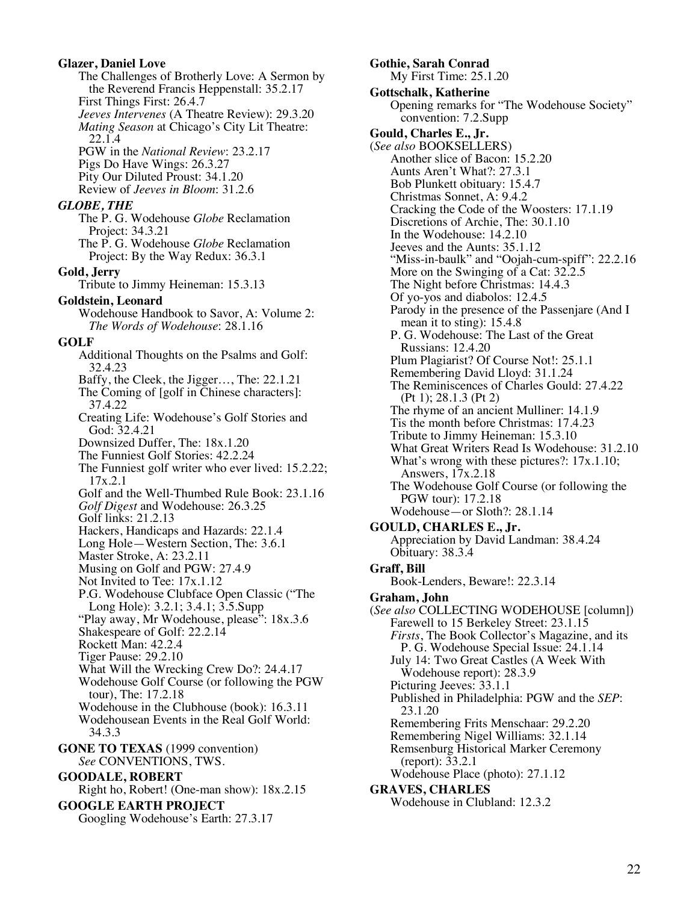**Glazer, Daniel Love**

The Challenges of Brotherly Love: A Sermon by the Reverend Francis Heppenstall: 35.2.17
First Things First: 26.4.7
*Jeeves Intervenes* (A Theatre Review): 29.3.20
*Mating Season* at Chicago's City Lit Theatre: 22.1.4
PGW in the *National Review*: 23.2.17
Pigs Do Have Wings: 26.3.27
Pity Our Diluted Proust: 34.1.20
Review of *Jeeves in Bloom*: 31.2.6

***GLOBE, THE***

The P. G. Wodehouse *Globe* Reclamation Project: 34.3.21
The P. G. Wodehouse *Globe* Reclamation Project: By the Way Redux: 36.3.1

**Gold, Jerry**

Tribute to Jimmy Heineman: 15.3.13

**Goldstein, Leonard**

Wodehouse Handbook to Savor, A: Volume 2: *The Words of Wodehouse*: 28.1.16

**GOLF**

Additional Thoughts on the Psalms and Golf: 32.4.23
Baffy, the Cleek, the Jigger…, The: 22.1.21
The Coming of [golf in Chinese characters]: 37.4.22
Creating Life: Wodehouse's Golf Stories and God: 32.4.21
Downsized Duffer, The: 18x.1.20
The Funniest Golf Stories: 42.2.24
The Funniest golf writer who ever lived: 15.2.22; 17x.2.1
Golf and the Well-Thumbed Rule Book: 23.1.16
*Golf Digest* and Wodehouse: 26.3.25
Golf links: 21.2.13
Hackers, Handicaps and Hazards: 22.1.4
Long Hole—Western Section, The: 3.6.1
Master Stroke, A: 23.2.11
Musing on Golf and PGW: 27.4.9
Not Invited to Tee: 17x.1.12
P.G. Wodehouse Clubface Open Classic ("The Long Hole): 3.2.1; 3.4.1; 3.5.Supp
"Play away, Mr Wodehouse, please": 18x.3.6
Shakespeare of Golf: 22.2.14
Rockett Man: 42.2.4
Tiger Pause: 29.2.10
What Will the Wrecking Crew Do?: 24.4.17
Wodehouse Golf Course (or following the PGW tour), The: 17.2.18
Wodehouse in the Clubhouse (book): 16.3.11
Wodehousean Events in the Real Golf World: 34.3.3

**GONE TO TEXAS** (1999 convention)

*See* CONVENTIONS, TWS.

**GOODALE, ROBERT**

Right ho, Robert! (One-man show): 18x.2.15

**GOOGLE EARTH PROJECT**

Googling Wodehouse's Earth: 27.3.17

**Gothie, Sarah Conrad**

My First Time: 25.1.20

**Gottschalk, Katherine**

Opening remarks for "The Wodehouse Society" convention: 7.2.Supp

**Gould, Charles E., Jr.**

(*See also* BOOKSELLERS)
Another slice of Bacon: 15.2.20
Aunts Aren't What?: 27.3.1
Bob Plunkett obituary: 15.4.7
Christmas Sonnet, A: 9.4.2
Cracking the Code of the Woosters: 17.1.19
Discretions of Archie, The: 30.1.10
In the Wodehouse: 14.2.10
Jeeves and the Aunts: 35.1.12
"Miss-in-baulk" and "Oojah-cum-spiff": 22.2.16
More on the Swinging of a Cat: 32.2.5
The Night before Christmas: 14.4.3
Of yo-yos and diabolos: 12.4.5
Parody in the presence of the Passenjare (And I mean it to sting): 15.4.8
P. G. Wodehouse: The Last of the Great Russians: 12.4.20
Plum Plagiarist? Of Course Not!: 25.1.1
Remembering David Lloyd: 31.1.24
The Reminiscences of Charles Gould: 27.4.22 (Pt 1); 28.1.3 (Pt 2)
The rhyme of an ancient Mulliner: 14.1.9
Tis the month before Christmas: 17.4.23
Tribute to Jimmy Heineman: 15.3.10
What Great Writers Read Is Wodehouse: 31.2.10
What's wrong with these pictures?: 17x.1.10; Answers, 17x.2.18
The Wodehouse Golf Course (or following the PGW tour): 17.2.18
Wodehouse—or Sloth?: 28.1.14

**GOULD, CHARLES E., Jr.**

Appreciation by David Landman: 38.4.24
Obituary: 38.3.4

**Graff, Bill**

Book-Lenders, Beware!: 22.3.14

**Graham, John**

(*See also* COLLECTING WODEHOUSE [column])
Farewell to 15 Berkeley Street: 23.1.15
*Firsts*, The Book Collector's Magazine, and its P. G. Wodehouse Special Issue: 24.1.14
July 14: Two Great Castles (A Week With Wodehouse report): 28.3.9
Picturing Jeeves: 33.1.1
Published in Philadelphia: PGW and the *SEP*: 23.1.20
Remembering Frits Menschaar: 29.2.20
Remembering Nigel Williams: 32.1.14
Remsenburg Historical Marker Ceremony (report): 33.2.1
Wodehouse Place (photo): 27.1.12

**GRAVES, CHARLES**

Wodehouse in Clubland: 12.3.2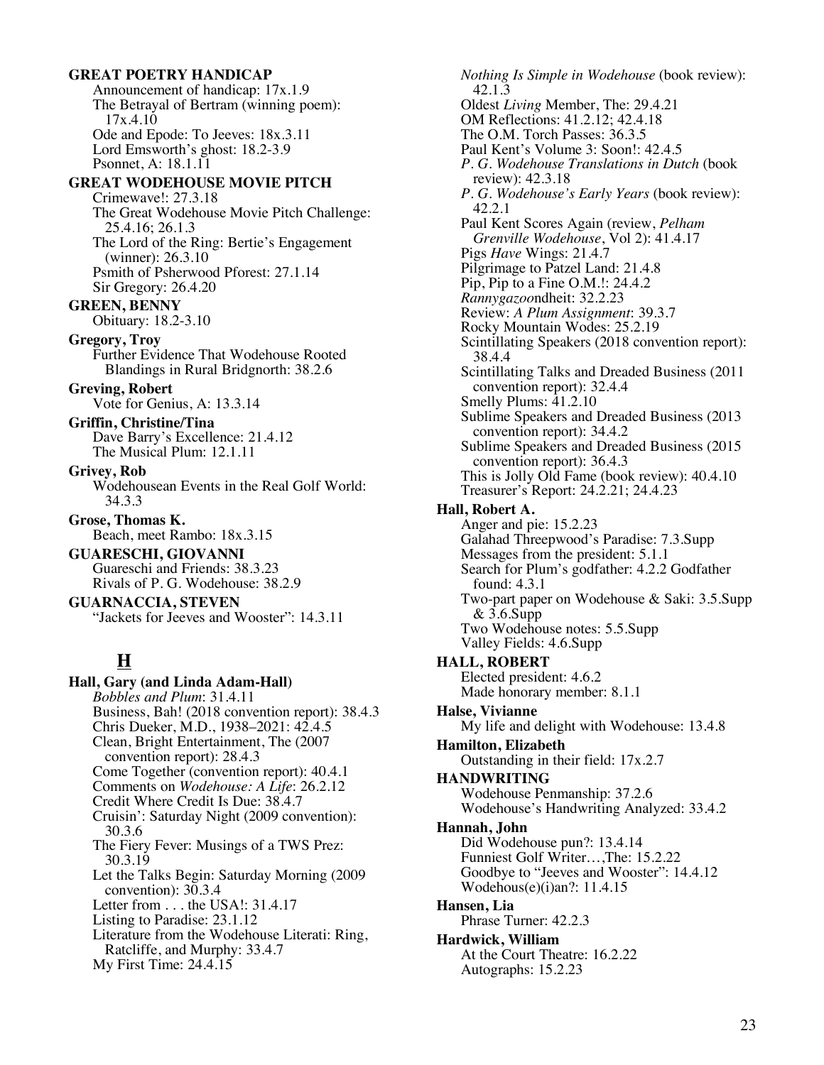**GREAT POETRY HANDICAP**
Announcement of handicap: 17x.1.9
The Betrayal of Bertram (winning poem): 17x.4.10
Ode and Epode: To Jeeves: 18x.3.11
Lord Emsworth's ghost: 18.2-3.9
Psonnet, A: 18.1.11

**GREAT WODEHOUSE MOVIE PITCH**
Crimewave!: 27.3.18
The Great Wodehouse Movie Pitch Challenge: 25.4.16; 26.1.3
The Lord of the Ring: Bertie's Engagement (winner): 26.3.10
Psmith of Pskerwood Pforest: 27.1.14
Sir Gregory: 26.4.20

**GREEN, BENNY**
Obituary: 18.2-3.10

**Gregory, Troy**
Further Evidence That Wodehouse Rooted Blandings in Rural Bridgnorth: 38.2.6

**Greving, Robert**
Vote for Genius, A: 13.3.14

**Griffin, Christine/Tina**
Dave Barry's Excellence: 21.4.12
The Musical Plum: 12.1.11

**Grivey, Rob**
Wodehousean Events in the Real Golf World: 34.3.3

**Grose, Thomas K.**
Beach, meet Rambo: 18x.3.15

**GUARESCHI, GIOVANNI**
Guareschi and Friends: 38.3.23
Rivals of P. G. Wodehouse: 38.2.9

**GUARNACCIA, STEVEN**
"Jackets for Jeeves and Wooster": 14.3.11

## H

**Hall, Gary (and Linda Adam-Hall)**
*Bobbles and Plum*: 31.4.11
Business, Bah! (2018 convention report): 38.4.3
Chris Dueker, M.D., 1938–2021: 42.4.5
Clean, Bright Entertainment, The (2007 convention report): 28.4.3
Come Together (convention report): 40.4.1
Comments on *Wodehouse: A Life*: 26.2.12
Credit Where Credit Is Due: 38.4.7
Cruisin': Saturday Night (2009 convention): 30.3.6
The Fiery Fever: Musings of a TWS Prez: 30.3.19
Let the Talks Begin: Saturday Morning (2009 convention): 30.3.4
Letter from . . . the USA!: 31.4.17
Listing to Paradise: 23.1.12
Literature from the Wodehouse Literati: Ring, Ratcliffe, and Murphy: 33.4.7
My First Time: 24.4.15
*Nothing Is Simple in Wodehouse* (book review): 42.1.3
Oldest *Living* Member, The: 29.4.21
OM Reflections: 41.2.12; 42.4.18
The O.M. Torch Passes: 36.3.5
Paul Kent's Volume 3: Soon!: 42.4.5
*P. G. Wodehouse Translations in Dutch* (book review): 42.3.18
*P. G. Wodehouse's Early Years* (book review): 42.2.1
Paul Kent Scores Again (review, *Pelham Grenville Wodehouse*, Vol 2): 41.4.17
Pigs *Have* Wings: 21.4.7
Pilgrimage to Patzel Land: 21.4.8
Pip, Pip to a Fine O.M.!: 24.4.2
*Rannygazoo*ndheit: 32.2.23
Review: *A Plum Assignment*: 39.3.7
Rocky Mountain Wodes: 25.2.19
Scintillating Speakers (2018 convention report): 38.4.4
Scintillating Talks and Dreaded Business (2011 convention report): 32.4.4
Smelly Plums: 41.2.10
Sublime Speakers and Dreaded Business (2013 convention report): 34.4.2
Sublime Speakers and Dreaded Business (2015 convention report): 36.4.3
This is Jolly Old Fame (book review): 40.4.10
Treasurer's Report: 24.2.21; 24.4.23

**Hall, Robert A.**
Anger and pie: 15.2.23
Galahad Threepwood's Paradise: 7.3.Supp
Messages from the president: 5.1.1
Search for Plum's godfather: 4.2.2 Godfather found: 4.3.1
Two-part paper on Wodehouse & Saki: 3.5.Supp & 3.6.Supp
Two Wodehouse notes: 5.5.Supp
Valley Fields: 4.6.Supp

**HALL, ROBERT**
Elected president: 4.6.2
Made honorary member: 8.1.1

**Halse, Vivianne**
My life and delight with Wodehouse: 13.4.8

**Hamilton, Elizabeth**
Outstanding in their field: 17x.2.7

**HANDWRITING**
Wodehouse Penmanship: 37.2.6
Wodehouse's Handwriting Analyzed: 33.4.2

**Hannah, John**
Did Wodehouse pun?: 13.4.14
Funniest Golf Writer…,The: 15.2.22
Goodbye to "Jeeves and Wooster": 14.4.12
Wodehous(e)(i)an?: 11.4.15

**Hansen, Lia**
Phrase Turner: 42.2.3

**Hardwick, William**
At the Court Theatre: 16.2.22
Autographs: 15.2.23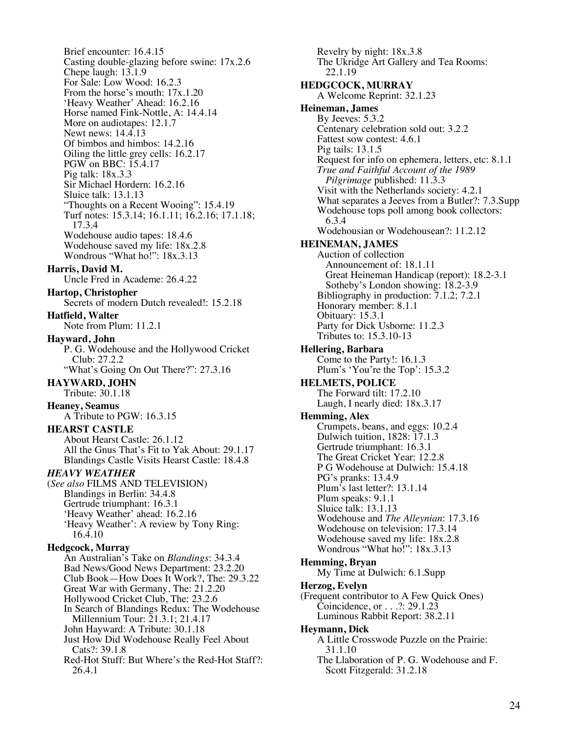Brief encounter: 16.4.15
Casting double-glazing before swine: 17x.2.6
Chepe laugh: 13.1.9
For Sale: Low Wood: 16.2.3
From the horse's mouth: 17x.1.20
'Heavy Weather' Ahead: 16.2.16
Horse named Fink-Nottle, A: 14.4.14
More on audiotapes: 12.1.7
Newt news: 14.4.13
Of bimbos and himbos: 14.2.16
Oiling the little grey cells: 16.2.17
PGW on BBC: 15.4.17
Pig talk: 18x.3.3
Sir Michael Hordern: 16.2.16
Sluice talk: 13.1.13
"Thoughts on a Recent Wooing": 15.4.19
Turf notes: 15.3.14; 16.1.11; 16.2.16; 17.1.18; 17.3.4
Wodehouse audio tapes: 18.4.6
Wodehouse saved my life: 18x.2.8
Wondrous "What ho!": 18x.3.13

**Harris, David M.**
Uncle Fred in Academe: 26.4.22

**Hartop, Christopher**
Secrets of modern Dutch revealed!: 15.2.18

**Hatfield, Walter**
Note from Plum: 11.2.1

**Hayward, John**
P. G. Wodehouse and the Hollywood Cricket Club: 27.2.2
"What's Going On Out There?": 27.3.16

**HAYWARD, JOHN**
Tribute: 30.1.18

**Heaney, Seamus**
A Tribute to PGW: 16.3.15

**HEARST CASTLE**
About Hearst Castle: 26.1.12
All the Gnus That's Fit to Yak About: 29.1.17
Blandings Castle Visits Hearst Castle: 18.4.8

***HEAVY WEATHER***
(*See also* FILMS AND TELEVISION)
Blandings in Berlin: 34.4.8
Gertrude triumphant: 16.3.1
'Heavy Weather' ahead: 16.2.16
'Heavy Weather': A review by Tony Ring: 16.4.10

**Hedgcock, Murray**
An Australian's Take on *Blandings*: 34.3.4
Bad News/Good News Department: 23.2.20
Club Book—How Does It Work?, The: 29.3.22
Great War with Germany, The: 21.2.20
Hollywood Cricket Club, The: 23.2.6
In Search of Blandings Redux: The Wodehouse Millennium Tour: 21.3.1; 21.4.17
John Hayward: A Tribute: 30.1.18
Just How Did Wodehouse Really Feel About Cats?: 39.1.8
Red-Hot Stuff: But Where's the Red-Hot Staff?: 26.4.1
Revelry by night: 18x.3.8
The Ukridge Art Gallery and Tea Rooms: 22.1.19

**HEDGCOCK, MURRAY**
A Welcome Reprint: 32.1.23

**Heineman, James**
By Jeeves: 5.3.2
Centenary celebration sold out: 3.2.2
Fattest sow contest: 4.6.1
Pig tails: 13.1.5
Request for info on ephemera, letters, etc: 8.1.1
*True and Faithful Account of the 1989 Pilgrimage* published: 11.3.3
Visit with the Netherlands society: 4.2.1
What separates a Jeeves from a Butler?: 7.3.Supp
Wodehouse tops poll among book collectors: 6.3.4
Wodehousian or Wodehousean?: 11.2.12

**HEINEMAN, JAMES**
Auction of collection
Announcement of: 18.1.11
Great Heineman Handicap (report): 18.2-3.1
Sotheby's London showing: 18.2-3.9
Bibliography in production: 7.1.2; 7.2.1
Honorary member: 8.1.1
Obituary: 15.3.1
Party for Dick Usborne: 11.2.3
Tributes to: 15.3.10-13

**Hellering, Barbara**
Come to the Party!: 16.1.3
Plum's 'You're the Top': 15.3.2

**HELMETS, POLICE**
The Forward tilt: 17.2.10
Laugh, I nearly died: 18x.3.17

**Hemming, Alex**
Crumpets, beans, and eggs: 10.2.4
Dulwich tuition, 1828: 17.1.3
Gertrude triumphant: 16.3.1
The Great Cricket Year: 12.2.8
P G Wodehouse at Dulwich: 15.4.18
PG's pranks: 13.4.9
Plum's last letter?: 13.1.14
Plum speaks: 9.1.1
Sluice talk: 13.1.13
Wodehouse and *The Alleynian*: 17.3.16
Wodehouse on television: 17.3.14
Wodehouse saved my life: 18x.2.8
Wondrous "What ho!": 18x.3.13

**Hemming, Bryan**
My Time at Dulwich: 6.1.Supp

**Herzog, Evelyn**
(Frequent contributor to A Few Quick Ones)
Coincidence, or . . .?: 29.1.23
Luminous Rabbit Report: 38.2.11

**Heymann, Dick**
A Little Crosswode Puzzle on the Prairie: 31.1.10
The Llaboration of P. G. Wodehouse and F. Scott Fitzgerald: 31.2.18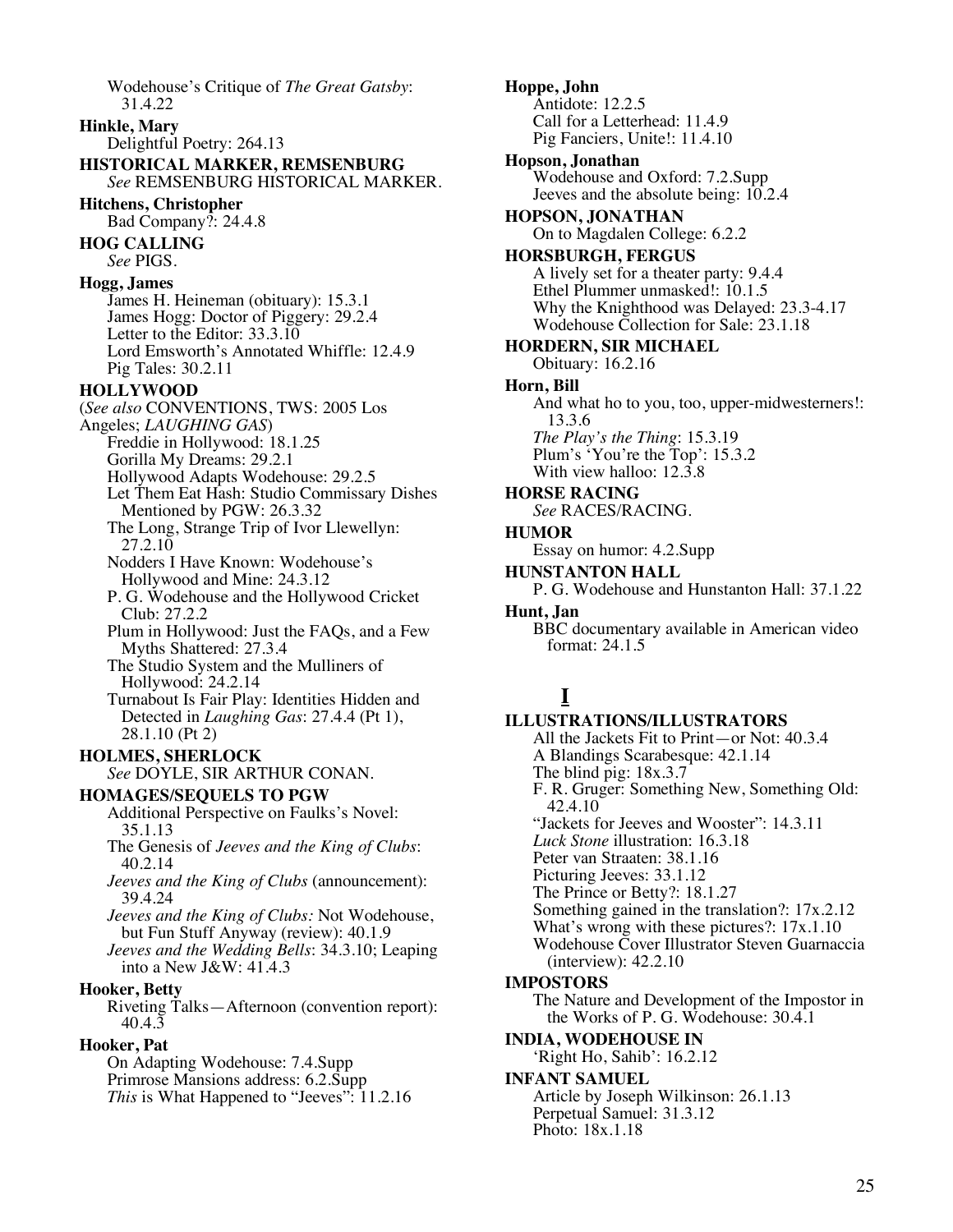Wodehouse's Critique of *The Great Gatsby*: 31.4.22

**Hinkle, Mary**
Delightful Poetry: 264.13

**HISTORICAL MARKER, REMSENBURG**
*See* REMSENBURG HISTORICAL MARKER.

**Hitchens, Christopher**
Bad Company?: 24.4.8

**HOG CALLING**
*See* PIGS.

**Hogg, James**
James H. Heineman (obituary): 15.3.1
James Hogg: Doctor of Piggery: 29.2.4
Letter to the Editor: 33.3.10
Lord Emsworth's Annotated Whiffle: 12.4.9
Pig Tales: 30.2.11

**HOLLYWOOD**
(*See also* CONVENTIONS, TWS: 2005 Los Angeles; *LAUGHING GAS*)
Freddie in Hollywood: 18.1.25
Gorilla My Dreams: 29.2.1
Hollywood Adapts Wodehouse: 29.2.5
Let Them Eat Hash: Studio Commissary Dishes Mentioned by PGW: 26.3.32
The Long, Strange Trip of Ivor Llewellyn: 27.2.10
Nodders I Have Known: Wodehouse's Hollywood and Mine: 24.3.12
P. G. Wodehouse and the Hollywood Cricket Club: 27.2.2
Plum in Hollywood: Just the FAQs, and a Few Myths Shattered: 27.3.4
The Studio System and the Mulliners of Hollywood: 24.2.14
Turnabout Is Fair Play: Identities Hidden and Detected in *Laughing Gas*: 27.4.4 (Pt 1), 28.1.10 (Pt 2)

**HOLMES, SHERLOCK**
*See* DOYLE, SIR ARTHUR CONAN.

**HOMAGES/SEQUELS TO PGW**
Additional Perspective on Faulks's Novel: 35.1.13
The Genesis of *Jeeves and the King of Clubs*: 40.2.14
*Jeeves and the King of Clubs* (announcement): 39.4.24
*Jeeves and the King of Clubs:* Not Wodehouse, but Fun Stuff Anyway (review): 40.1.9
*Jeeves and the Wedding Bells*: 34.3.10; Leaping into a New J&W: 41.4.3

**Hooker, Betty**
Riveting Talks—Afternoon (convention report): 40.4.3

**Hooker, Pat**
On Adapting Wodehouse: 7.4.Supp
Primrose Mansions address: 6.2.Supp
*This* is What Happened to "Jeeves": 11.2.16

**Hoppe, John**
Antidote: 12.2.5
Call for a Letterhead: 11.4.9
Pig Fanciers, Unite!: 11.4.10

**Hopson, Jonathan**
Wodehouse and Oxford: 7.2.Supp
Jeeves and the absolute being: 10.2.4

**HOPSON, JONATHAN**
On to Magdalen College: 6.2.2

**HORSBURGH, FERGUS**
A lively set for a theater party: 9.4.4
Ethel Plummer unmasked!: 10.1.5
Why the Knighthood was Delayed: 23.3-4.17
Wodehouse Collection for Sale: 23.1.18

**HORDERN, SIR MICHAEL**
Obituary: 16.2.16

**Horn, Bill**
And what ho to you, too, upper-midwesterners!: 13.3.6
*The Play's the Thing*: 15.3.19
Plum's 'You're the Top': 15.3.2
With view halloo: 12.3.8

**HORSE RACING**
*See* RACES/RACING.

**HUMOR**
Essay on humor: 4.2.Supp

**HUNSTANTON HALL**
P. G. Wodehouse and Hunstanton Hall: 37.1.22

**Hunt, Jan**
BBC documentary available in American video format: 24.1.5

## I

**ILLUSTRATIONS/ILLUSTRATORS**
All the Jackets Fit to Print—or Not: 40.3.4
A Blandings Scarabesque: 42.1.14
The blind pig: 18x.3.7
F. R. Gruger: Something New, Something Old: 42.4.10
"Jackets for Jeeves and Wooster": 14.3.11
*Luck Stone* illustration: 16.3.18
Peter van Straaten: 38.1.16
Picturing Jeeves: 33.1.12
The Prince or Betty?: 18.1.27
Something gained in the translation?: 17x.2.12
What's wrong with these pictures?: 17x.1.10
Wodehouse Cover Illustrator Steven Guarnaccia (interview): 42.2.10

**IMPOSTORS**
The Nature and Development of the Impostor in the Works of P. G. Wodehouse: 30.4.1

**INDIA, WODEHOUSE IN**
'Right Ho, Sahib': 16.2.12

**INFANT SAMUEL**
Article by Joseph Wilkinson: 26.1.13
Perpetual Samuel: 31.3.12
Photo: 18x.1.18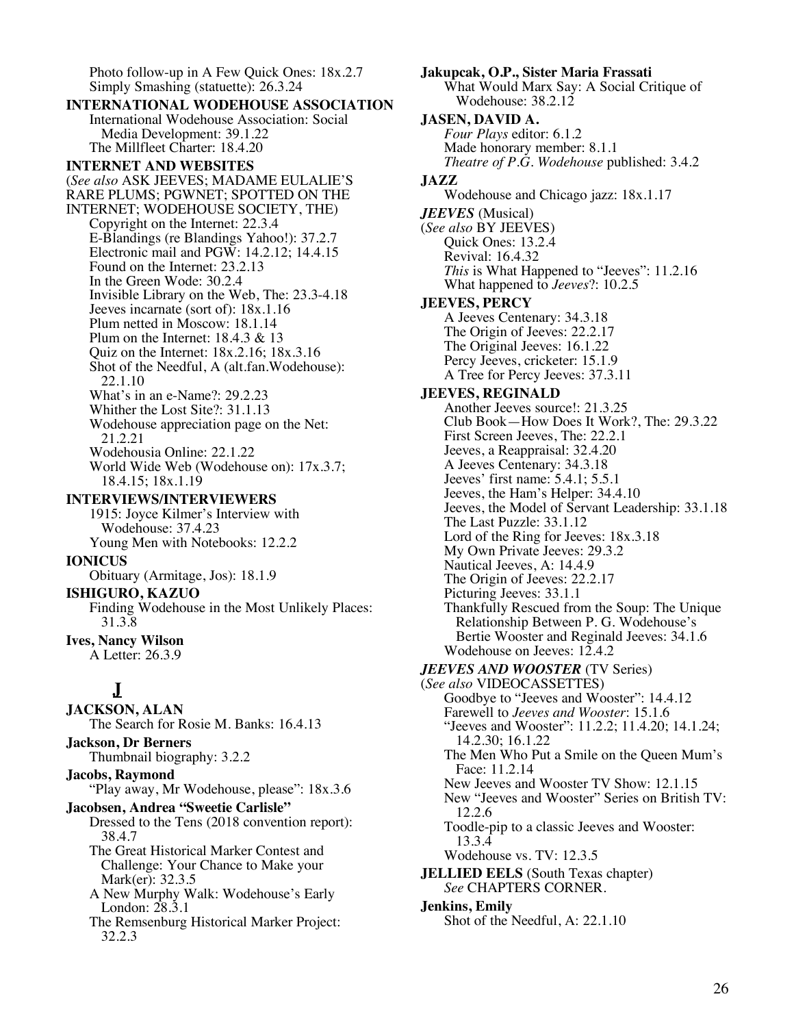Photo follow-up in A Few Quick Ones: 18x.2.7
Simply Smashing (statuette): 26.3.24

**INTERNATIONAL WODEHOUSE ASSOCIATION**
International Wodehouse Association: Social Media Development: 39.1.22
The Millfleet Charter: 18.4.20

**INTERNET AND WEBSITES**
(*See also* ASK JEEVES; MADAME EULALIE'S RARE PLUMS; PGWNET; SPOTTED ON THE INTERNET; WODEHOUSE SOCIETY, THE)
Copyright on the Internet: 22.3.4
E-Blandings (re Blandings Yahoo!): 37.2.7
Electronic mail and PGW: 14.2.12; 14.4.15
Found on the Internet: 23.2.13
In the Green Wode: 30.2.4
Invisible Library on the Web, The: 23.3-4.18
Jeeves incarnate (sort of): 18x.1.16
Plum netted in Moscow: 18.1.14
Plum on the Internet: 18.4.3 & 13
Quiz on the Internet: 18x.2.16; 18x.3.16
Shot of the Needful, A (alt.fan.Wodehouse): 22.1.10
What's in an e-Name?: 29.2.23
Whither the Lost Site?: 31.1.13
Wodehouse appreciation page on the Net: 21.2.21
Wodehousia Online: 22.1.22
World Wide Web (Wodehouse on): 17x.3.7; 18.4.15; 18x.1.19

**INTERVIEWS/INTERVIEWERS**
1915: Joyce Kilmer's Interview with Wodehouse: 37.4.23
Young Men with Notebooks: 12.2.2

**IONICUS**
Obituary (Armitage, Jos): 18.1.9

**ISHIGURO, KAZUO**
Finding Wodehouse in the Most Unlikely Places: 31.3.8

**Ives, Nancy Wilson**
A Letter: 26.3.9

## J

**JACKSON, ALAN**
The Search for Rosie M. Banks: 16.4.13

**Jackson, Dr Berners**
Thumbnail biography: 3.2.2

**Jacobs, Raymond**
"Play away, Mr Wodehouse, please": 18x.3.6

**Jacobsen, Andrea "Sweetie Carlisle"**
Dressed to the Tens (2018 convention report): 38.4.7
The Great Historical Marker Contest and Challenge: Your Chance to Make your Mark(er): 32.3.5
A New Murphy Walk: Wodehouse's Early London: 28.3.1
The Remsenburg Historical Marker Project: 32.2.3

**Jakupcak, O.P., Sister Maria Frassati**
What Would Marx Say: A Social Critique of Wodehouse: 38.2.12

**JASEN, DAVID A.**
*Four Plays* editor: 6.1.2
Made honorary member: 8.1.1
*Theatre of P.G. Wodehouse* published: 3.4.2

**JAZZ**
Wodehouse and Chicago jazz: 18x.1.17

***JEEVES*** (Musical)
(*See also* BY JEEVES)
Quick Ones: 13.2.4
Revival: 16.4.32
*This* is What Happened to "Jeeves": 11.2.16
What happened to *Jeeves*?: 10.2.5

**JEEVES, PERCY**
A Jeeves Centenary: 34.3.18
The Origin of Jeeves: 22.2.17
The Original Jeeves: 16.1.22
Percy Jeeves, cricketer: 15.1.9
A Tree for Percy Jeeves: 37.3.11

**JEEVES, REGINALD**
Another Jeeves source!: 21.3.25
Club Book—How Does It Work?, The: 29.3.22
First Screen Jeeves, The: 22.2.1
Jeeves, a Reappraisal: 32.4.20
A Jeeves Centenary: 34.3.18
Jeeves' first name: 5.4.1; 5.5.1
Jeeves, the Ham's Helper: 34.4.10
Jeeves, the Model of Servant Leadership: 33.1.18
The Last Puzzle: 33.1.12
Lord of the Ring for Jeeves: 18x.3.18
My Own Private Jeeves: 29.3.2
Nautical Jeeves, A: 14.4.9
The Origin of Jeeves: 22.2.17
Picturing Jeeves: 33.1.1
Thankfully Rescued from the Soup: The Unique Relationship Between P. G. Wodehouse's Bertie Wooster and Reginald Jeeves: 34.1.6
Wodehouse on Jeeves: 12.4.2

***JEEVES AND WOOSTER*** (TV Series)
(*See also* VIDEOCASSETTES)
Goodbye to "Jeeves and Wooster": 14.4.12
Farewell to *Jeeves and Wooster*: 15.1.6
"Jeeves and Wooster": 11.2.2; 11.4.20; 14.1.24; 14.2.30; 16.1.22
The Men Who Put a Smile on the Queen Mum's Face: 11.2.14
New Jeeves and Wooster TV Show: 12.1.15
New "Jeeves and Wooster" Series on British TV: 12.2.6
Toodle-pip to a classic Jeeves and Wooster: 13.3.4
Wodehouse vs. TV: 12.3.5

**JELLIED EELS** (South Texas chapter)
*See* CHAPTERS CORNER.

**Jenkins, Emily**
Shot of the Needful, A: 22.1.10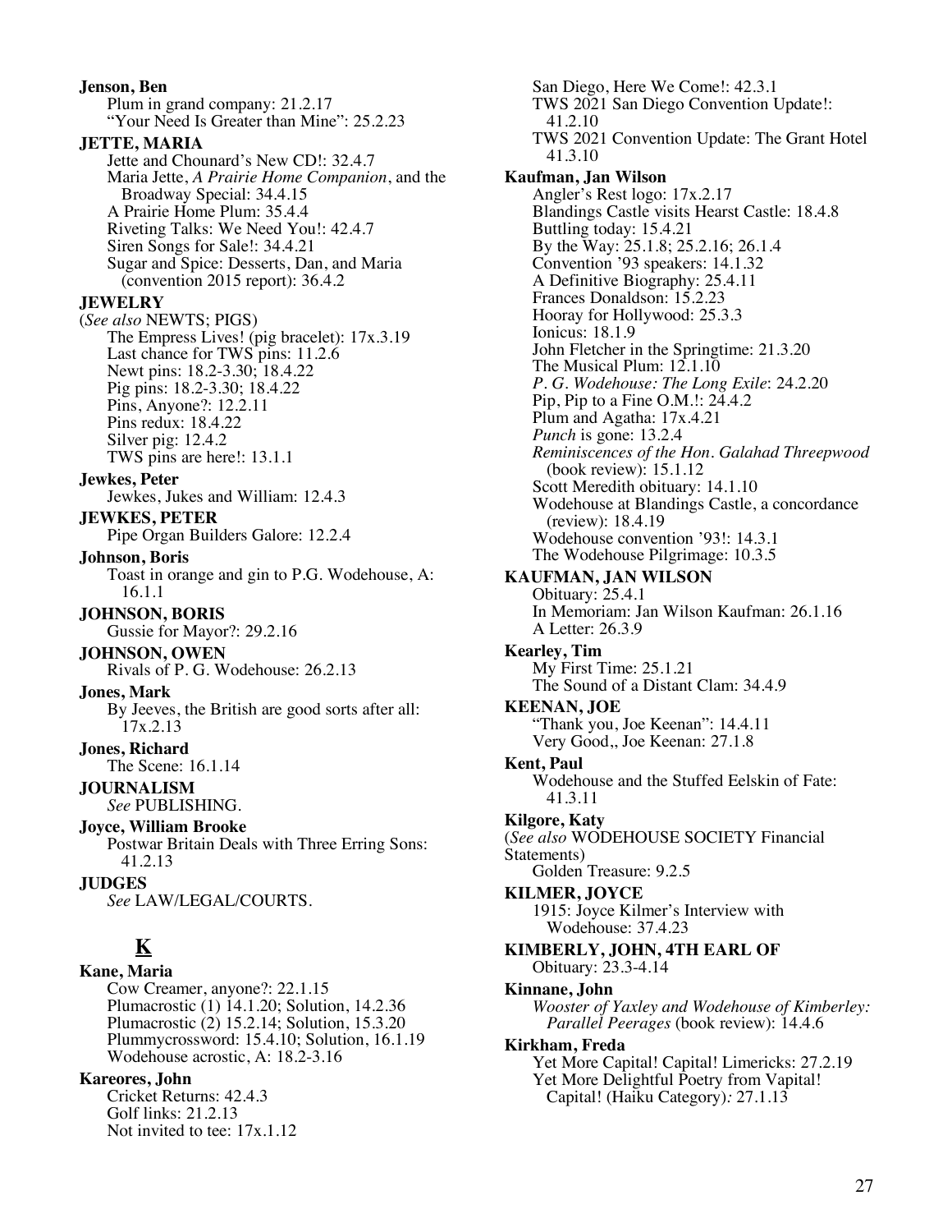**Jenson, Ben**
Plum in grand company: 21.2.17
"Your Need Is Greater than Mine": 25.2.23

**JETTE, MARIA**
Jette and Chounard's New CD!: 32.4.7
Maria Jette, *A Prairie Home Companion*, and the Broadway Special: 34.4.15
A Prairie Home Plum: 35.4.4
Riveting Talks: We Need You!: 42.4.7
Siren Songs for Sale!: 34.4.21
Sugar and Spice: Desserts, Dan, and Maria (convention 2015 report): 36.4.2

**JEWELRY**
(*See also* NEWTS; PIGS)
The Empress Lives! (pig bracelet): 17x.3.19
Last chance for TWS pins: 11.2.6
Newt pins: 18.2-3.30; 18.4.22
Pig pins: 18.2-3.30; 18.4.22
Pins, Anyone?: 12.2.11
Pins redux: 18.4.22
Silver pig: 12.4.2
TWS pins are here!: 13.1.1

**Jewkes, Peter**
Jewkes, Jukes and William: 12.4.3

**JEWKES, PETER**
Pipe Organ Builders Galore: 12.2.4

**Johnson, Boris**
Toast in orange and gin to P.G. Wodehouse, A: 16.1.1

**JOHNSON, BORIS**
Gussie for Mayor?: 29.2.16

**JOHNSON, OWEN**
Rivals of P. G. Wodehouse: 26.2.13

**Jones, Mark**
By Jeeves, the British are good sorts after all: 17x.2.13

**Jones, Richard**
The Scene: 16.1.14

**JOURNALISM**
*See* PUBLISHING.

**Joyce, William Brooke**
Postwar Britain Deals with Three Erring Sons: 41.2.13

**JUDGES**
*See* LAW/LEGAL/COURTS.

## K

**Kane, Maria**
Cow Creamer, anyone?: 22.1.15
Plumacrostic (1) 14.1.20; Solution, 14.2.36
Plumacrostic (2) 15.2.14; Solution, 15.3.20
Plummycrossword: 15.4.10; Solution, 16.1.19
Wodehouse acrostic, A: 18.2-3.16

**Kareores, John**
Cricket Returns: 42.4.3
Golf links: 21.2.13
Not invited to tee: 17x.1.12
San Diego, Here We Come!: 42.3.1
TWS 2021 San Diego Convention Update!: 41.2.10
TWS 2021 Convention Update: The Grant Hotel 41.3.10

**Kaufman, Jan Wilson**
Angler's Rest logo: 17x.2.17
Blandings Castle visits Hearst Castle: 18.4.8
Buttling today: 15.4.21
By the Way: 25.1.8; 25.2.16; 26.1.4
Convention '93 speakers: 14.1.32
A Definitive Biography: 25.4.11
Frances Donaldson: 15.2.23
Hooray for Hollywood: 25.3.3
Ionicus: 18.1.9
John Fletcher in the Springtime: 21.3.20
The Musical Plum: 12.1.10
*P. G. Wodehouse: The Long Exile*: 24.2.20
Pip, Pip to a Fine O.M.!: 24.4.2
Plum and Agatha: 17x.4.21
*Punch* is gone: 13.2.4
*Reminiscences of the Hon. Galahad Threepwood* (book review): 15.1.12
Scott Meredith obituary: 14.1.10
Wodehouse at Blandings Castle, a concordance (review): 18.4.19
Wodehouse convention '93!: 14.3.1
The Wodehouse Pilgrimage: 10.3.5

**KAUFMAN, JAN WILSON**
Obituary: 25.4.1
In Memoriam: Jan Wilson Kaufman: 26.1.16
A Letter: 26.3.9

**Kearley, Tim**
My First Time: 25.1.21
The Sound of a Distant Clam: 34.4.9

**KEENAN, JOE**
"Thank you, Joe Keenan": 14.4.11
Very Good,, Joe Keenan: 27.1.8

**Kent, Paul**
Wodehouse and the Stuffed Eelskin of Fate: 41.3.11

**Kilgore, Katy**
(*See also* WODEHOUSE SOCIETY Financial Statements)
Golden Treasure: 9.2.5

**KILMER, JOYCE**
1915: Joyce Kilmer's Interview with Wodehouse: 37.4.23

**KIMBERLY, JOHN, 4TH EARL OF**
Obituary: 23.3-4.14

**Kinnane, John**
*Wooster of Yaxley and Wodehouse of Kimberley: Parallel Peerages* (book review): 14.4.6

**Kirkham, Freda**
Yet More Capital! Capital! Limericks: 27.2.19
Yet More Delightful Poetry from Vapital! Capital! (Haiku Category)*:* 27.1.13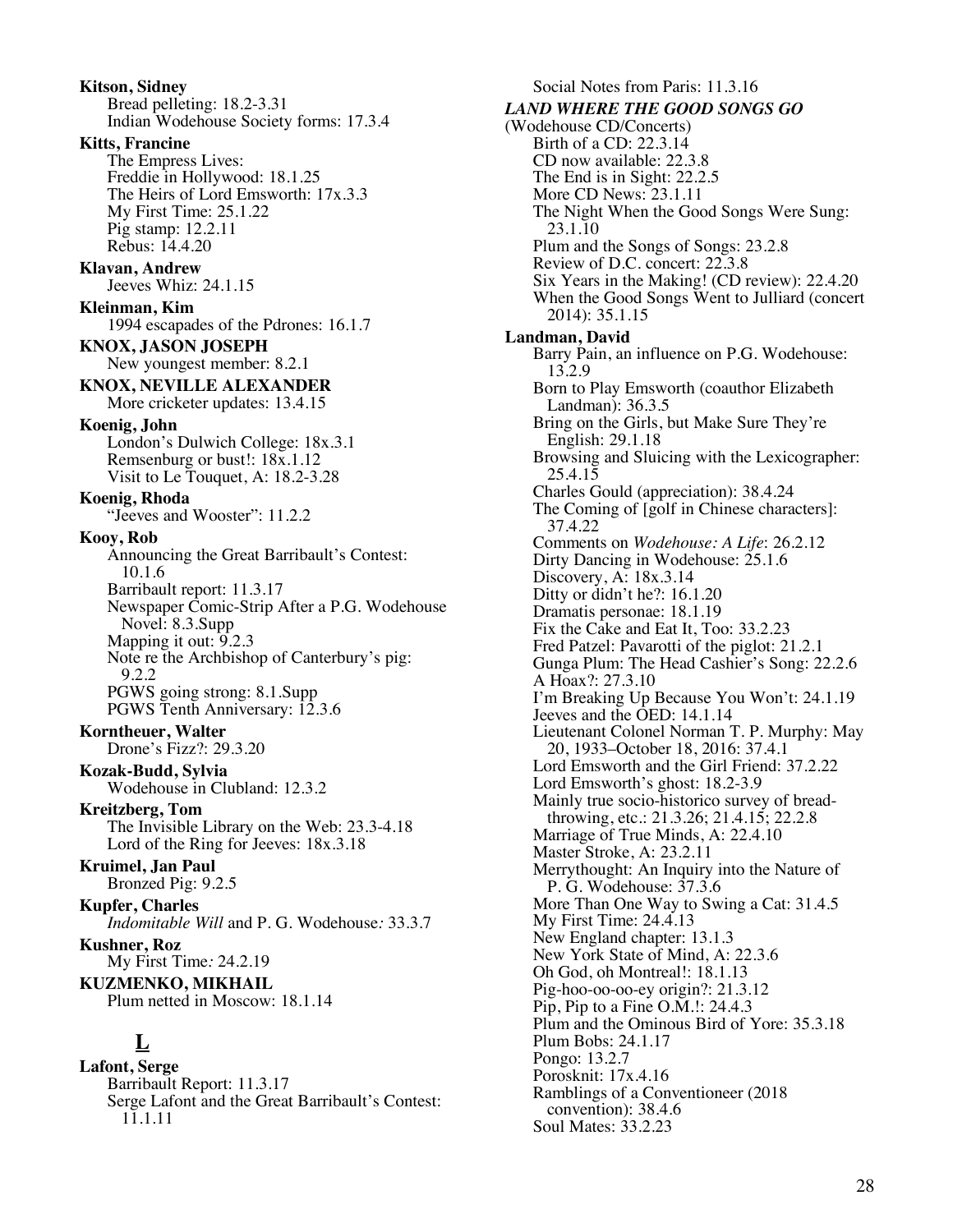**Kitson, Sidney**
Bread pelleting: 18.2-3.31
Indian Wodehouse Society forms: 17.3.4

**Kitts, Francine**
The Empress Lives:
Freddie in Hollywood: 18.1.25
The Heirs of Lord Emsworth: 17x.3.3
My First Time: 25.1.22
Pig stamp: 12.2.11
Rebus: 14.4.20

**Klavan, Andrew**
Jeeves Whiz: 24.1.15

**Kleinman, Kim**
1994 escapades of the Pdrones: 16.1.7

**KNOX, JASON JOSEPH**
New youngest member: 8.2.1

**KNOX, NEVILLE ALEXANDER**
More cricketer updates: 13.4.15

**Koenig, John**
London's Dulwich College: 18x.3.1
Remsenburg or bust!: 18x.1.12
Visit to Le Touquet, A: 18.2-3.28

**Koenig, Rhoda**
"Jeeves and Wooster": 11.2.2

**Kooy, Rob**
Announcing the Great Barribault's Contest: 10.1.6
Barribault report: 11.3.17
Newspaper Comic-Strip After a P.G. Wodehouse Novel: 8.3.Supp
Mapping it out: 9.2.3
Note re the Archbishop of Canterbury's pig: 9.2.2
PGWS going strong: 8.1.Supp
PGWS Tenth Anniversary: 12.3.6

**Korntheuer, Walter**
Drone's Fizz?: 29.3.20

**Kozak-Budd, Sylvia**
Wodehouse in Clubland: 12.3.2

**Kreitzberg, Tom**
The Invisible Library on the Web: 23.3-4.18
Lord of the Ring for Jeeves: 18x.3.18

**Kruimel, Jan Paul**
Bronzed Pig: 9.2.5

**Kupfer, Charles**
*Indomitable Will* and P. G. Wodehouse: 33.3.7

**Kushner, Roz**
My First Time: 24.2.19

**KUZMENKO, MIKHAIL**
Plum netted in Moscow: 18.1.14

## L

**Lafont, Serge**
Barribault Report: 11.3.17
Serge Lafont and the Great Barribault's Contest: 11.1.11
Social Notes from Paris: 11.3.16

***LAND WHERE THE GOOD SONGS GO***
(Wodehouse CD/Concerts)
Birth of a CD: 22.3.14
CD now available: 22.3.8
The End is in Sight: 22.2.5
More CD News: 23.1.11
The Night When the Good Songs Were Sung: 23.1.10
Plum and the Songs of Songs: 23.2.8
Review of D.C. concert: 22.3.8
Six Years in the Making! (CD review): 22.4.20
When the Good Songs Went to Julliard (concert 2014): 35.1.15

**Landman, David**
Barry Pain, an influence on P.G. Wodehouse: 13.2.9
Born to Play Emsworth (coauthor Elizabeth Landman): 36.3.5
Bring on the Girls, but Make Sure They're English: 29.1.18
Browsing and Sluicing with the Lexicographer: 25.4.15
Charles Gould (appreciation): 38.4.24
The Coming of [golf in Chinese characters]: 37.4.22
Comments on *Wodehouse: A Life*: 26.2.12
Dirty Dancing in Wodehouse: 25.1.6
Discovery, A: 18x.3.14
Ditty or didn't he?: 16.1.20
Dramatis personae: 18.1.19
Fix the Cake and Eat It, Too: 33.2.23
Fred Patzel: Pavarotti of the piglot: 21.2.1
Gunga Plum: The Head Cashier's Song: 22.2.6
A Hoax?: 27.3.10
I'm Breaking Up Because You Won't: 24.1.19
Jeeves and the OED: 14.1.14
Lieutenant Colonel Norman T. P. Murphy: May 20, 1933–October 18, 2016: 37.4.1
Lord Emsworth and the Girl Friend: 37.2.22
Lord Emsworth's ghost: 18.2-3.9
Mainly true socio-historico survey of bread-throwing, etc.: 21.3.26; 21.4.15; 22.2.8
Marriage of True Minds, A: 22.4.10
Master Stroke, A: 23.2.11
Merrythought: An Inquiry into the Nature of P. G. Wodehouse: 37.3.6
More Than One Way to Swing a Cat: 31.4.5
My First Time: 24.4.13
New England chapter: 13.1.3
New York State of Mind, A: 22.3.6
Oh God, oh Montreal!: 18.1.13
Pig-hoo-oo-oo-ey origin?: 21.3.12
Pip, Pip to a Fine O.M.!: 24.4.3
Plum and the Ominous Bird of Yore: 35.3.18
Plum Bobs: 24.1.17
Pongo: 13.2.7
Porosknit: 17x.4.16
Ramblings of a Conventioneer (2018 convention): 38.4.6
Soul Mates: 33.2.23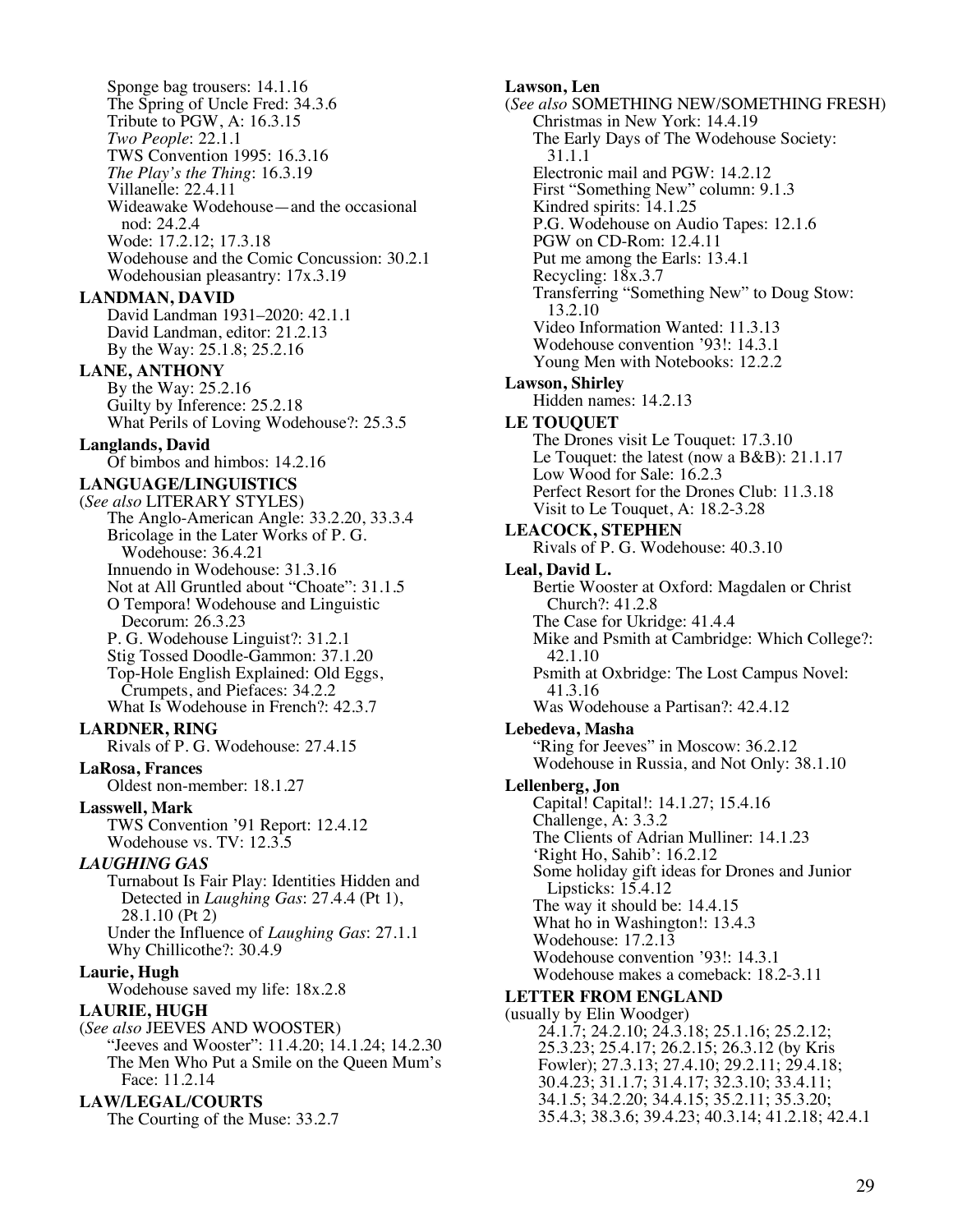Sponge bag trousers: 14.1.16
The Spring of Uncle Fred: 34.3.6
Tribute to PGW, A: 16.3.15
*Two People*: 22.1.1
TWS Convention 1995: 16.3.16
*The Play's the Thing*: 16.3.19
Villanelle: 22.4.11
Wideawake Wodehouse—and the occasional nod: 24.2.4
Wode: 17.2.12; 17.3.18
Wodehouse and the Comic Concussion: 30.2.1
Wodehousian pleasantry: 17x.3.19

**LANDMAN, DAVID**
David Landman 1931–2020: 42.1.1
David Landman, editor: 21.2.13
By the Way: 25.1.8; 25.2.16

**LANE, ANTHONY**
By the Way: 25.2.16
Guilty by Inference: 25.2.18
What Perils of Loving Wodehouse?: 25.3.5

**Langlands, David**
Of bimbos and himbos: 14.2.16

**LANGUAGE/LINGUISTICS**
(*See also* LITERARY STYLES)
The Anglo-American Angle: 33.2.20, 33.3.4
Bricolage in the Later Works of P. G. Wodehouse: 36.4.21
Innuendo in Wodehouse: 31.3.16
Not at All Gruntled about "Choate": 31.1.5
O Tempora! Wodehouse and Linguistic Decorum: 26.3.23
P. G. Wodehouse Linguist?: 31.2.1
Stig Tossed Doodle-Gammon: 37.1.20
Top-Hole English Explained: Old Eggs, Crumpets, and Piefaces: 34.2.2
What Is Wodehouse in French?: 42.3.7

**LARDNER, RING**
Rivals of P. G. Wodehouse: 27.4.15

**LaRosa, Frances**
Oldest non-member: 18.1.27

**Lasswell, Mark**
TWS Convention '91 Report: 12.4.12
Wodehouse vs. TV: 12.3.5

***LAUGHING GAS***
Turnabout Is Fair Play: Identities Hidden and Detected in *Laughing Gas*: 27.4.4 (Pt 1), 28.1.10 (Pt 2)
Under the Influence of *Laughing Gas*: 27.1.1
Why Chillicothe?: 30.4.9

**Laurie, Hugh**
Wodehouse saved my life: 18x.2.8

**LAURIE, HUGH**
(*See also* JEEVES AND WOOSTER)
"Jeeves and Wooster": 11.4.20; 14.1.24; 14.2.30
The Men Who Put a Smile on the Queen Mum's Face: 11.2.14

**LAW/LEGAL/COURTS**
The Courting of the Muse: 33.2.7

**Lawson, Len**
(*See also* SOMETHING NEW/SOMETHING FRESH)
Christmas in New York: 14.4.19
The Early Days of The Wodehouse Society: 31.1.1
Electronic mail and PGW: 14.2.12
First "Something New" column: 9.1.3
Kindred spirits: 14.1.25
P.G. Wodehouse on Audio Tapes: 12.1.6
PGW on CD-Rom: 12.4.11
Put me among the Earls: 13.4.1
Recycling: 18x.3.7
Transferring "Something New" to Doug Stow: 13.2.10
Video Information Wanted: 11.3.13
Wodehouse convention '93!: 14.3.1
Young Men with Notebooks: 12.2.2

**Lawson, Shirley**
Hidden names: 14.2.13

**LE TOUQUET**
The Drones visit Le Touquet: 17.3.10
Le Touquet: the latest (now a B&B): 21.1.17
Low Wood for Sale: 16.2.3
Perfect Resort for the Drones Club: 11.3.18
Visit to Le Touquet, A: 18.2-3.28

**LEACOCK, STEPHEN**
Rivals of P. G. Wodehouse: 40.3.10

**Leal, David L.**
Bertie Wooster at Oxford: Magdalen or Christ Church?: 41.2.8
The Case for Ukridge: 41.4.4
Mike and Psmith at Cambridge: Which College?: 42.1.10
Psmith at Oxbridge: The Lost Campus Novel: 41.3.16
Was Wodehouse a Partisan?: 42.4.12

**Lebedeva, Masha**
"Ring for Jeeves" in Moscow: 36.2.12
Wodehouse in Russia, and Not Only: 38.1.10

**Lellenberg, Jon**
Capital! Capital!: 14.1.27; 15.4.16
Challenge, A: 3.3.2
The Clients of Adrian Mulliner: 14.1.23
'Right Ho, Sahib': 16.2.12
Some holiday gift ideas for Drones and Junior Lipsticks: 15.4.12
The way it should be: 14.4.15
What ho in Washington!: 13.4.3
Wodehouse: 17.2.13
Wodehouse convention '93!: 14.3.1
Wodehouse makes a comeback: 18.2-3.11

**LETTER FROM ENGLAND**
(usually by Elin Woodger)
24.1.7; 24.2.10; 24.3.18; 25.1.16; 25.2.12; 25.3.23; 25.4.17; 26.2.15; 26.3.12 (by Kris Fowler); 27.3.13; 27.4.10; 29.2.11; 29.4.18; 30.4.23; 31.1.7; 31.4.17; 32.3.10; 33.4.11; 34.1.5; 34.2.20; 34.4.15; 35.2.11; 35.3.20; 35.4.3; 38.3.6; 39.4.23; 40.3.14; 41.2.18; 42.4.1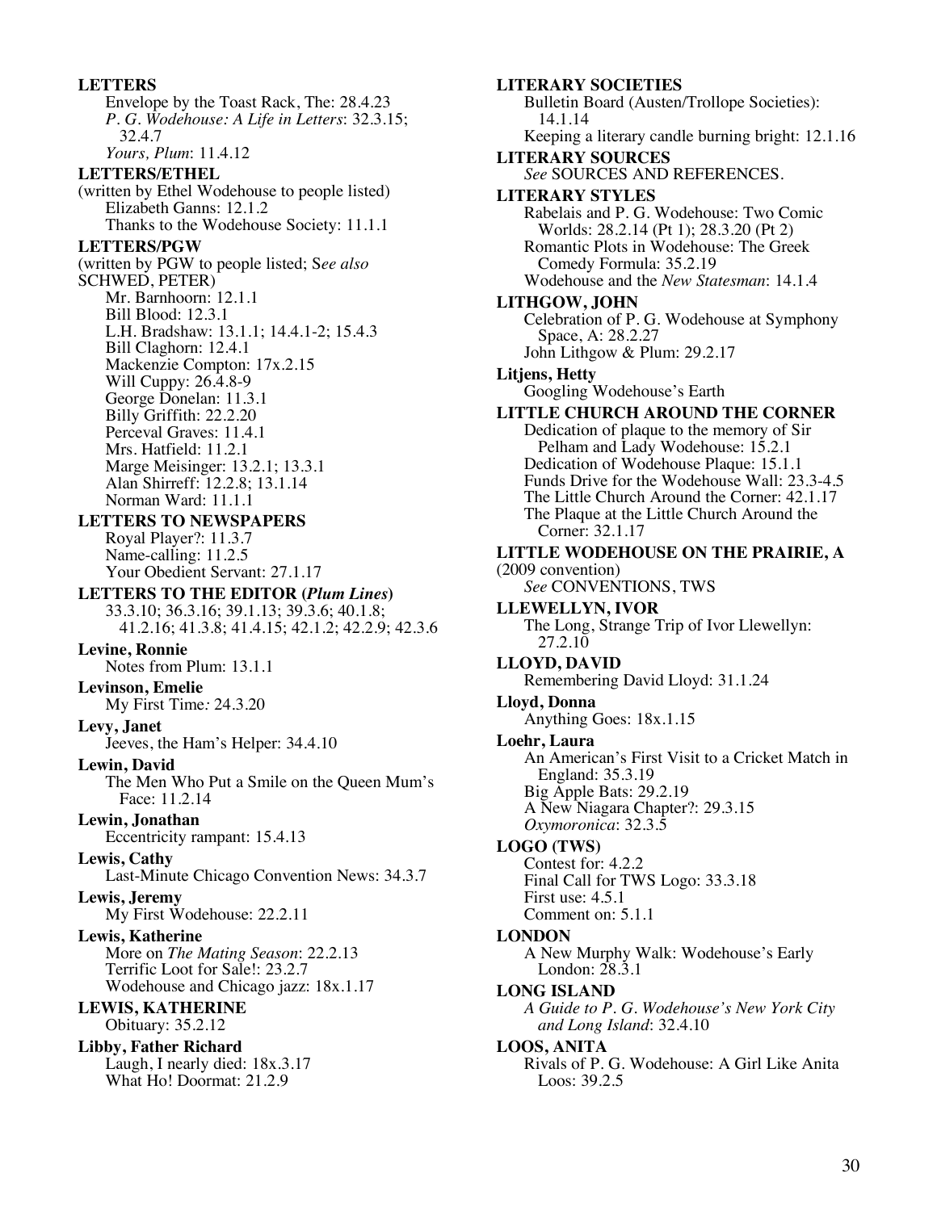**LETTERS**

Envelope by the Toast Rack, The: 28.4.23
*P. G. Wodehouse: A Life in Letters*: 32.3.15; 32.4.7
*Yours, Plum*: 11.4.12

**LETTERS/ETHEL**

(written by Ethel Wodehouse to people listed)
Elizabeth Ganns: 12.1.2
Thanks to the Wodehouse Society: 11.1.1

**LETTERS/PGW**

(written by PGW to people listed; S*ee also* SCHWED, PETER)
Mr. Barnhoorn: 12.1.1
Bill Blood: 12.3.1
L.H. Bradshaw: 13.1.1; 14.4.1-2; 15.4.3
Bill Claghorn: 12.4.1
Mackenzie Compton: 17x.2.15
Will Cuppy: 26.4.8-9
George Donelan: 11.3.1
Billy Griffith: 22.2.20
Perceval Graves: 11.4.1
Mrs. Hatfield: 11.2.1
Marge Meisinger: 13.2.1; 13.3.1
Alan Shirreff: 12.2.8; 13.1.14
Norman Ward: 11.1.1

**LETTERS TO NEWSPAPERS**

Royal Player?: 11.3.7
Name-calling: 11.2.5
Your Obedient Servant: 27.1.17

**LETTERS TO THE EDITOR (*Plum Lines*)**

33.3.10; 36.3.16; 39.1.13; 39.3.6; 40.1.8; 41.2.16; 41.3.8; 41.4.15; 42.1.2; 42.2.9; 42.3.6

**Levine, Ronnie**

Notes from Plum: 13.1.1

**Levinson, Emelie**

My First Time*:* 24.3.20

**Levy, Janet**

Jeeves, the Ham's Helper: 34.4.10

**Lewin, David**

The Men Who Put a Smile on the Queen Mum's Face: 11.2.14

**Lewin, Jonathan**

Eccentricity rampant: 15.4.13

**Lewis, Cathy**

Last-Minute Chicago Convention News: 34.3.7

**Lewis, Jeremy**

My First Wodehouse: 22.2.11

**Lewis, Katherine**

More on *The Mating Season*: 22.2.13
Terrific Loot for Sale!: 23.2.7
Wodehouse and Chicago jazz: 18x.1.17

**LEWIS, KATHERINE**

Obituary: 35.2.12

**Libby, Father Richard**

Laugh, I nearly died: 18x.3.17
What Ho! Doormat: 21.2.9

**LITERARY SOCIETIES**

Bulletin Board (Austen/Trollope Societies): 14.1.14
Keeping a literary candle burning bright: 12.1.16

**LITERARY SOURCES**

*See* SOURCES AND REFERENCES.

**LITERARY STYLES**

Rabelais and P. G. Wodehouse: Two Comic Worlds: 28.2.14 (Pt 1); 28.3.20 (Pt 2)
Romantic Plots in Wodehouse: The Greek Comedy Formula: 35.2.19
Wodehouse and the *New Statesman*: 14.1.4

**LITHGOW, JOHN**

Celebration of P. G. Wodehouse at Symphony Space, A: 28.2.27
John Lithgow & Plum: 29.2.17

**Litjens, Hetty**

Googling Wodehouse's Earth

**LITTLE CHURCH AROUND THE CORNER**

Dedication of plaque to the memory of Sir Pelham and Lady Wodehouse: 15.2.1
Dedication of Wodehouse Plaque: 15.1.1
Funds Drive for the Wodehouse Wall: 23.3-4.5
The Little Church Around the Corner: 42.1.17
The Plaque at the Little Church Around the Corner: 32.1.17

**LITTLE WODEHOUSE ON THE PRAIRIE, A**

(2009 convention)
*See* CONVENTIONS, TWS

**LLEWELLYN, IVOR**

The Long, Strange Trip of Ivor Llewellyn: 27.2.10

**LLOYD, DAVID**

Remembering David Lloyd: 31.1.24

**Lloyd, Donna**

Anything Goes: 18x.1.15

**Loehr, Laura**

An American's First Visit to a Cricket Match in England: 35.3.19
Big Apple Bats: 29.2.19
A New Niagara Chapter?: 29.3.15
*Oxymoronica*: 32.3.5

**LOGO (TWS)**

Contest for: 4.2.2
Final Call for TWS Logo: 33.3.18
First use: 4.5.1
Comment on: 5.1.1

**LONDON**

A New Murphy Walk: Wodehouse's Early London: 28.3.1

**LONG ISLAND**

*A Guide to P. G. Wodehouse's New York City and Long Island*: 32.4.10

**LOOS, ANITA**

Rivals of P. G. Wodehouse: A Girl Like Anita Loos: 39.2.5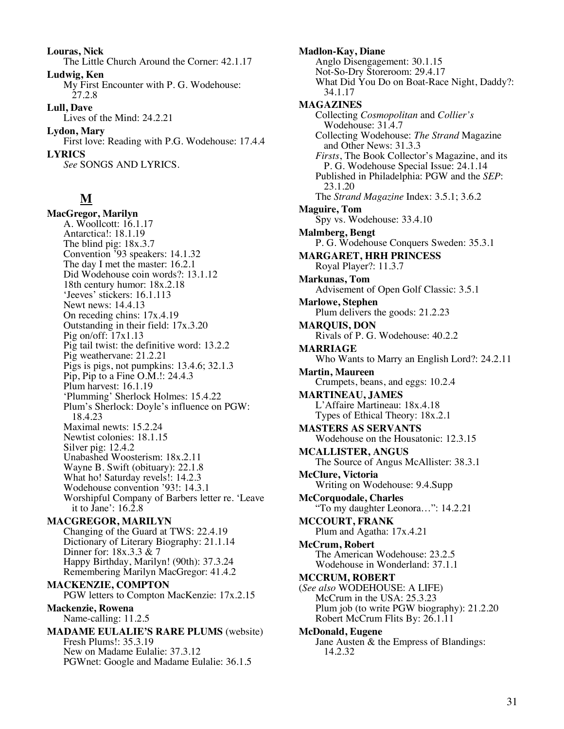**Louras, Nick**
The Little Church Around the Corner: 42.1.17

**Ludwig, Ken**
My First Encounter with P. G. Wodehouse: 27.2.8

**Lull, Dave**
Lives of the Mind: 24.2.21

**Lydon, Mary**
First love: Reading with P.G. Wodehouse: 17.4.4

**LYRICS**
*See* SONGS AND LYRICS.

## M

**MacGregor, Marilyn**
A. Woollcott: 16.1.17
Antarctica!: 18.1.19
The blind pig: 18x.3.7
Convention '93 speakers: 14.1.32
The day I met the master: 16.2.1
Did Wodehouse coin words?: 13.1.12
18th century humor: 18x.2.18
'Jeeves' stickers: 16.1.113
Newt news: 14.4.13
On receding chins: 17x.4.19
Outstanding in their field: 17x.3.20
Pig on/off: 17x1.13
Pig tail twist: the definitive word: 13.2.2
Pig weathervane: 21.2.21
Pigs is pigs, not pumpkins: 13.4.6; 32.1.3
Pip, Pip to a Fine O.M.!: 24.4.3
Plum harvest: 16.1.19
'Plumming' Sherlock Holmes: 15.4.22
Plum's Sherlock: Doyle's influence on PGW: 18.4.23
Maximal newts: 15.2.24
Newtist colonies: 18.1.15
Silver pig: 12.4.2
Unabashed Woosterism: 18x.2.11
Wayne B. Swift (obituary): 22.1.8
What ho! Saturday revels!: 14.2.3
Wodehouse convention '93!: 14.3.1
Worshipful Company of Barbers letter re. 'Leave it to Jane': 16.2.8

**MACGREGOR, MARILYN**
Changing of the Guard at TWS: 22.4.19
Dictionary of Literary Biography: 21.1.14
Dinner for: 18x.3.3 & 7
Happy Birthday, Marilyn! (90th): 37.3.24
Remembering Marilyn MacGregor: 41.4.2

**MACKENZIE, COMPTON**
PGW letters to Compton MacKenzie: 17x.2.15

**Mackenzie, Rowena**
Name-calling: 11.2.5

**MADAME EULALIE'S RARE PLUMS** (website)
Fresh Plums!: 35.3.19
New on Madame Eulalie: 37.3.12
PGWnet: Google and Madame Eulalie: 36.1.5

**Madlon-Kay, Diane**
Anglo Disengagement: 30.1.15
Not-So-Dry Storeroom: 29.4.17
What Did You Do on Boat-Race Night, Daddy?: 34.1.17

**MAGAZINES**
Collecting *Cosmopolitan* and *Collier's* Wodehouse: 31.4.7
Collecting Wodehouse: *The Strand* Magazine and Other News: 31.3.3
*Firsts*, The Book Collector's Magazine, and its P. G. Wodehouse Special Issue: 24.1.14
Published in Philadelphia: PGW and the *SEP*: 23.1.20
The *Strand Magazine* Index: 3.5.1; 3.6.2

**Maguire, Tom**
Spy vs. Wodehouse: 33.4.10

**Malmberg, Bengt**
P. G. Wodehouse Conquers Sweden: 35.3.1

**MARGARET, HRH PRINCESS**
Royal Player?: 11.3.7

**Markunas, Tom**
Advisement of Open Golf Classic: 3.5.1

**Marlowe, Stephen**
Plum delivers the goods: 21.2.23

**MARQUIS, DON**
Rivals of P. G. Wodehouse: 40.2.2

**MARRIAGE**
Who Wants to Marry an English Lord?: 24.2.11

**Martin, Maureen**
Crumpets, beans, and eggs: 10.2.4

**MARTINEAU, JAMES**
L'Affaire Martineau: 18x.4.18
Types of Ethical Theory: 18x.2.1

**MASTERS AS SERVANTS**
Wodehouse on the Housatonic: 12.3.15

**MCALLISTER, ANGUS**
The Source of Angus McAllister: 38.3.1

**McClure, Victoria**
Writing on Wodehouse: 9.4.Supp

**McCorquodale, Charles**
"To my daughter Leonora…": 14.2.21

**MCCOURT, FRANK**
Plum and Agatha: 17x.4.21

**McCrum, Robert**
The American Wodehouse: 23.2.5
Wodehouse in Wonderland: 37.1.1

**MCCRUM, ROBERT**
(*See also* WODEHOUSE: A LIFE)
McCrum in the USA: 25.3.23
Plum job (to write PGW biography): 21.2.20
Robert McCrum Flits By: 26.1.11

**McDonald, Eugene**
Jane Austen & the Empress of Blandings: 14.2.32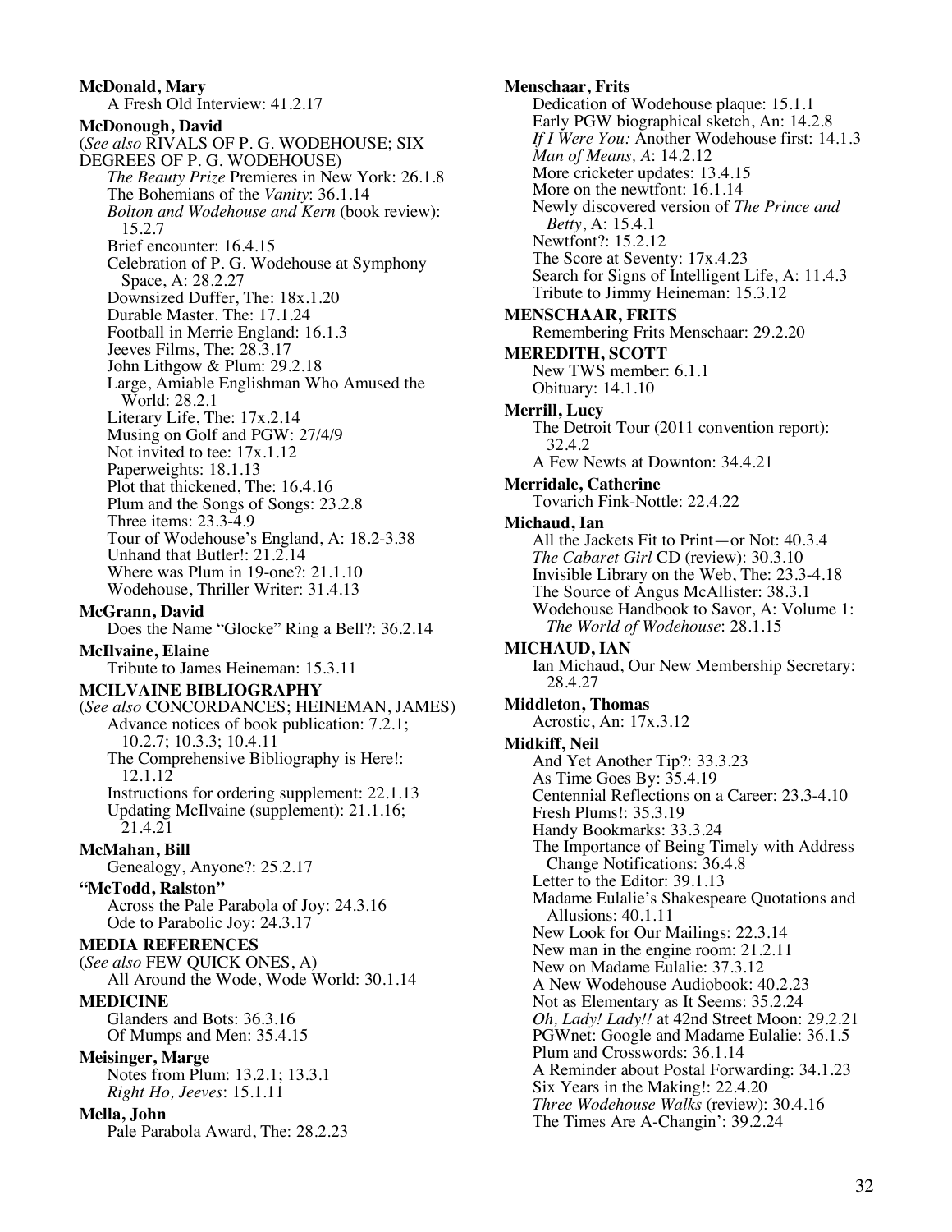**McDonald, Mary**
A Fresh Old Interview: 41.2.17

**McDonough, David**
(*See also* RIVALS OF P. G. WODEHOUSE; SIX DEGREES OF P. G. WODEHOUSE)
*The Beauty Prize* Premieres in New York: 26.1.8
The Bohemians of the *Vanity*: 36.1.14
*Bolton and Wodehouse and Kern* (book review): 15.2.7
Brief encounter: 16.4.15
Celebration of P. G. Wodehouse at Symphony Space, A: 28.2.27
Downsized Duffer, The: 18x.1.20
Durable Master. The: 17.1.24
Football in Merrie England: 16.1.3
Jeeves Films, The: 28.3.17
John Lithgow & Plum: 29.2.18
Large, Amiable Englishman Who Amused the World: 28.2.1
Literary Life, The: 17x.2.14
Musing on Golf and PGW: 27/4/9
Not invited to tee: 17x.1.12
Paperweights: 18.1.13
Plot that thickened, The: 16.4.16
Plum and the Songs of Songs: 23.2.8
Three items: 23.3-4.9
Tour of Wodehouse's England, A: 18.2-3.38
Unhand that Butler!: 21.2.14
Where was Plum in 19-one?: 21.1.10
Wodehouse, Thriller Writer: 31.4.13

**McGrann, David**
Does the Name "Glocke" Ring a Bell?: 36.2.14

**McIlvaine, Elaine**
Tribute to James Heineman: 15.3.11

**MCILVAINE BIBLIOGRAPHY**
(*See also* CONCORDANCES; HEINEMAN, JAMES)
Advance notices of book publication: 7.2.1; 10.2.7; 10.3.3; 10.4.11
The Comprehensive Bibliography is Here!: 12.1.12
Instructions for ordering supplement: 22.1.13
Updating McIlvaine (supplement): 21.1.16; 21.4.21

**McMahan, Bill**
Genealogy, Anyone?: 25.2.17

**"McTodd, Ralston"**
Across the Pale Parabola of Joy: 24.3.16
Ode to Parabolic Joy: 24.3.17

**MEDIA REFERENCES**
(*See also* FEW QUICK ONES, A)
All Around the Wode, Wode World: 30.1.14

**MEDICINE**
Glanders and Bots: 36.3.16
Of Mumps and Men: 35.4.15

**Meisinger, Marge**
Notes from Plum: 13.2.1; 13.3.1
*Right Ho, Jeeves*: 15.1.11

**Mella, John**
Pale Parabola Award, The: 28.2.23

**Menschaar, Frits**
Dedication of Wodehouse plaque: 15.1.1
Early PGW biographical sketch, An: 14.2.8
*If I Were You:* Another Wodehouse first: 14.1.3
*Man of Means, A*: 14.2.12
More cricketer updates: 13.4.15
More on the newtfont: 16.1.14
Newly discovered version of *The Prince and Betty*, A: 15.4.1
Newtfont?: 15.2.12
The Score at Seventy: 17x.4.23
Search for Signs of Intelligent Life, A: 11.4.3
Tribute to Jimmy Heineman: 15.3.12

**MENSCHAAR, FRITS**
Remembering Frits Menschaar: 29.2.20

**MEREDITH, SCOTT**
New TWS member: 6.1.1
Obituary: 14.1.10

**Merrill, Lucy**
The Detroit Tour (2011 convention report): 32.4.2
A Few Newts at Downton: 34.4.21

**Merridale, Catherine**
Tovarich Fink-Nottle: 22.4.22

**Michaud, Ian**
All the Jackets Fit to Print—or Not: 40.3.4
*The Cabaret Girl* CD (review): 30.3.10
Invisible Library on the Web, The: 23.3-4.18
The Source of Angus McAllister: 38.3.1
Wodehouse Handbook to Savor, A: Volume 1: *The World of Wodehouse*: 28.1.15

**MICHAUD, IAN**
Ian Michaud, Our New Membership Secretary: 28.4.27

**Middleton, Thomas**
Acrostic, An: 17x.3.12

**Midkiff, Neil**
And Yet Another Tip?: 33.3.23
As Time Goes By: 35.4.19
Centennial Reflections on a Career: 23.3-4.10
Fresh Plums!: 35.3.19
Handy Bookmarks: 33.3.24
The Importance of Being Timely with Address Change Notifications: 36.4.8
Letter to the Editor: 39.1.13
Madame Eulalie's Shakespeare Quotations and Allusions: 40.1.11
New Look for Our Mailings: 22.3.14
New man in the engine room: 21.2.11
New on Madame Eulalie: 37.3.12
A New Wodehouse Audiobook: 40.2.23
Not as Elementary as It Seems: 35.2.24
*Oh, Lady! Lady!!* at 42nd Street Moon: 29.2.21
PGWnet: Google and Madame Eulalie: 36.1.5
Plum and Crosswords: 36.1.14
A Reminder about Postal Forwarding: 34.1.23
Six Years in the Making!: 22.4.20
*Three Wodehouse Walks* (review): 30.4.16
The Times Are A-Changin': 39.2.24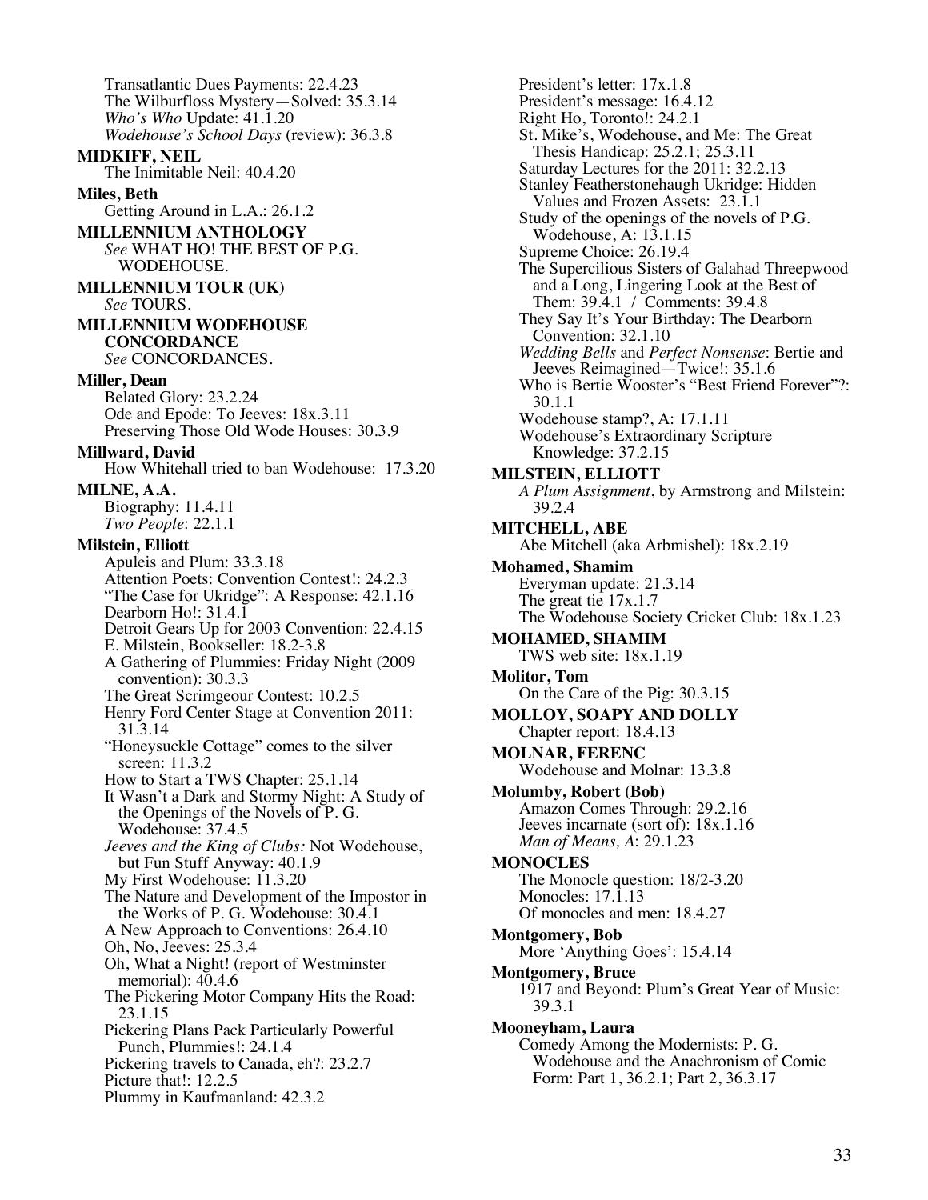Transatlantic Dues Payments: 22.4.23
The Wilburfloss Mystery—Solved: 35.3.14
*Who's Who* Update: 41.1.20
*Wodehouse's School Days* (review): 36.3.8

**MIDKIFF, NEIL**
The Inimitable Neil: 40.4.20

**Miles, Beth**
Getting Around in L.A.: 26.1.2

**MILLENNIUM ANTHOLOGY**
*See* WHAT HO! THE BEST OF P.G. WODEHOUSE.

**MILLENNIUM TOUR (UK)**
*See* TOURS.

**MILLENNIUM WODEHOUSE CONCORDANCE**
*See* CONCORDANCES.

**Miller, Dean**
Belated Glory: 23.2.24
Ode and Epode: To Jeeves: 18x.3.11
Preserving Those Old Wode Houses: 30.3.9

**Millward, David**
How Whitehall tried to ban Wodehouse: 17.3.20

**MILNE, A.A.**
Biography: 11.4.11
*Two People*: 22.1.1

**Milstein, Elliott**
Apuleis and Plum: 33.3.18
Attention Poets: Convention Contest!: 24.2.3
"The Case for Ukridge": A Response: 42.1.16
Dearborn Ho!: 31.4.1
Detroit Gears Up for 2003 Convention: 22.4.15
E. Milstein, Bookseller: 18.2-3.8
A Gathering of Plummies: Friday Night (2009 convention): 30.3.3
The Great Scrimgeour Contest: 10.2.5
Henry Ford Center Stage at Convention 2011: 31.3.14
"Honeysuckle Cottage" comes to the silver screen: 11.3.2
How to Start a TWS Chapter: 25.1.14
It Wasn't a Dark and Stormy Night: A Study of the Openings of the Novels of P. G. Wodehouse: 37.4.5
*Jeeves and the King of Clubs:* Not Wodehouse, but Fun Stuff Anyway: 40.1.9
My First Wodehouse: 11.3.20
The Nature and Development of the Impostor in the Works of P. G. Wodehouse: 30.4.1
A New Approach to Conventions: 26.4.10
Oh, No, Jeeves: 25.3.4
Oh, What a Night! (report of Westminster memorial): 40.4.6
The Pickering Motor Company Hits the Road: 23.1.15
Pickering Plans Pack Particularly Powerful Punch, Plummies!: 24.1.4
Pickering travels to Canada, eh?: 23.2.7
Picture that!: 12.2.5
Plummy in Kaufmanland: 42.3.2
President's letter: 17x.1.8
President's message: 16.4.12
Right Ho, Toronto!: 24.2.1
St. Mike's, Wodehouse, and Me: The Great Thesis Handicap: 25.2.1; 25.3.11
Saturday Lectures for the 2011: 32.2.13
Stanley Featherstonehaugh Ukridge: Hidden Values and Frozen Assets: 23.1.1
Study of the openings of the novels of P.G. Wodehouse, A: 13.1.15
Supreme Choice: 26.19.4
The Supercilious Sisters of Galahad Threepwood and a Long, Lingering Look at the Best of Them: 39.4.1 / Comments: 39.4.8
They Say It's Your Birthday: The Dearborn Convention: 32.1.10
*Wedding Bells* and *Perfect Nonsense*: Bertie and Jeeves Reimagined—Twice!: 35.1.6
Who is Bertie Wooster's "Best Friend Forever"?: 30.1.1
Wodehouse stamp?, A: 17.1.11
Wodehouse's Extraordinary Scripture Knowledge: 37.2.15

**MILSTEIN, ELLIOTT**
*A Plum Assignment*, by Armstrong and Milstein: 39.2.4

**MITCHELL, ABE**
Abe Mitchell (aka Arbmishel): 18x.2.19

**Mohamed, Shamim**
Everyman update: 21.3.14
The great tie 17x.1.7
The Wodehouse Society Cricket Club: 18x.1.23

**MOHAMED, SHAMIM**
TWS web site: 18x.1.19

**Molitor, Tom**
On the Care of the Pig: 30.3.15

**MOLLOY, SOAPY AND DOLLY**
Chapter report: 18.4.13

**MOLNAR, FERENC**
Wodehouse and Molnar: 13.3.8

**Molumby, Robert (Bob)**
Amazon Comes Through: 29.2.16
Jeeves incarnate (sort of): 18x.1.16
*Man of Means, A*: 29.1.23

**MONOCLES**
The Monocle question: 18/2-3.20
Monocles: 17.1.13
Of monocles and men: 18.4.27

**Montgomery, Bob**
More 'Anything Goes': 15.4.14

**Montgomery, Bruce**
1917 and Beyond: Plum's Great Year of Music: 39.3.1

**Mooneyham, Laura**
Comedy Among the Modernists: P. G. Wodehouse and the Anachronism of Comic Form: Part 1, 36.2.1; Part 2, 36.3.17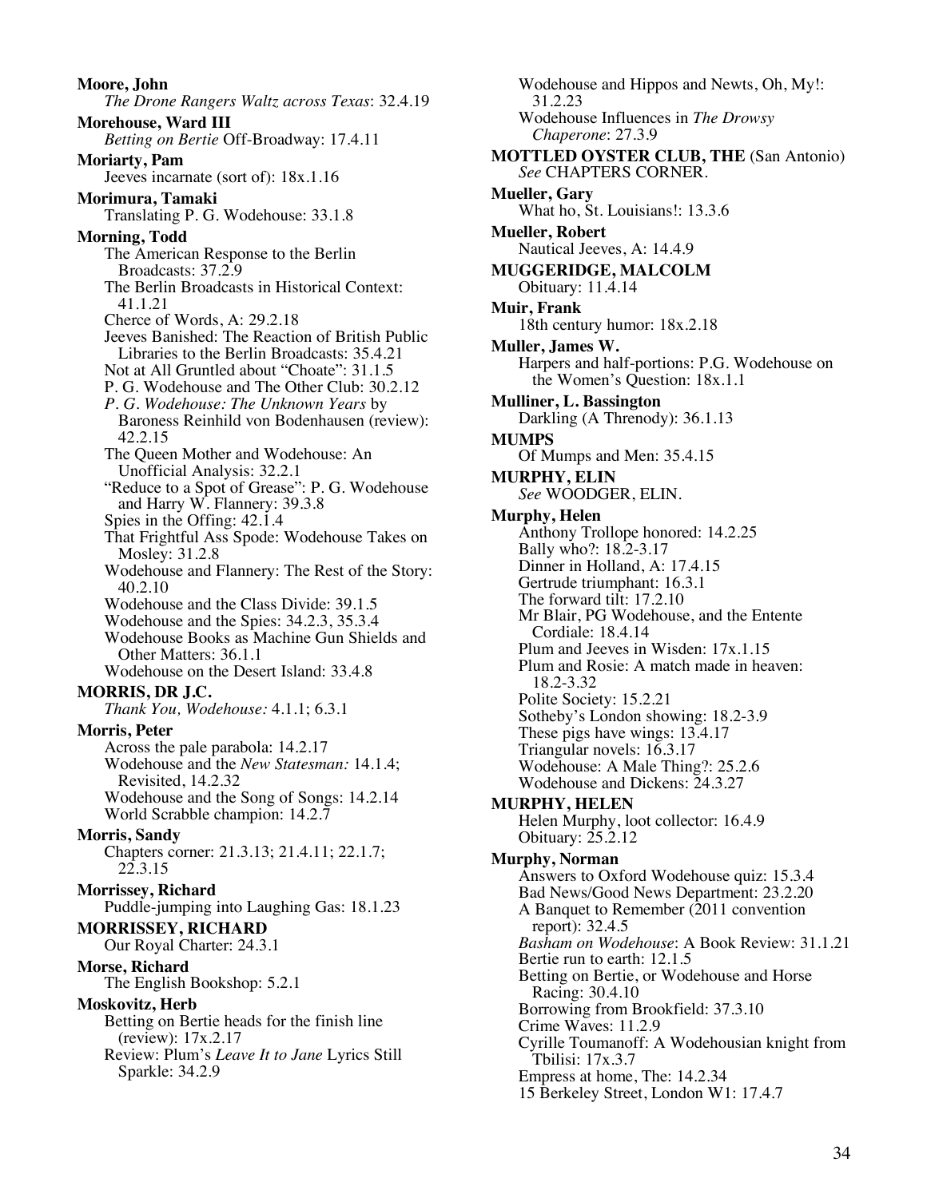**Moore, John**
*The Drone Rangers Waltz across Texas*: 32.4.19

**Morehouse, Ward III**
*Betting on Bertie* Off-Broadway: 17.4.11

**Moriarty, Pam**
Jeeves incarnate (sort of): 18x.1.16

**Morimura, Tamaki**
Translating P. G. Wodehouse: 33.1.8

**Morning, Todd**
The American Response to the Berlin Broadcasts: 37.2.9
The Berlin Broadcasts in Historical Context: 41.1.21
Cherce of Words, A: 29.2.18
Jeeves Banished: The Reaction of British Public Libraries to the Berlin Broadcasts: 35.4.21
Not at All Gruntled about "Choate": 31.1.5
P. G. Wodehouse and The Other Club: 30.2.12
*P. G. Wodehouse: The Unknown Years* by Baroness Reinhild von Bodenhausen (review): 42.2.15
The Queen Mother and Wodehouse: An Unofficial Analysis: 32.2.1
"Reduce to a Spot of Grease": P. G. Wodehouse and Harry W. Flannery: 39.3.8
Spies in the Offing: 42.1.4
That Frightful Ass Spode: Wodehouse Takes on Mosley: 31.2.8
Wodehouse and Flannery: The Rest of the Story: 40.2.10
Wodehouse and the Class Divide: 39.1.5
Wodehouse and the Spies: 34.2.3, 35.3.4
Wodehouse Books as Machine Gun Shields and Other Matters: 36.1.1
Wodehouse on the Desert Island: 33.4.8

**MORRIS, DR J.C.**
*Thank You, Wodehouse:* 4.1.1; 6.3.1

**Morris, Peter**
Across the pale parabola: 14.2.17
Wodehouse and the *New Statesman:* 14.1.4; Revisited, 14.2.32
Wodehouse and the Song of Songs: 14.2.14
World Scrabble champion: 14.2.7

**Morris, Sandy**
Chapters corner: 21.3.13; 21.4.11; 22.1.7; 22.3.15

**Morrissey, Richard**
Puddle-jumping into Laughing Gas: 18.1.23

**MORRISSEY, RICHARD**
Our Royal Charter: 24.3.1

**Morse, Richard**
The English Bookshop: 5.2.1

**Moskovitz, Herb**
Betting on Bertie heads for the finish line (review): 17x.2.17
Review: Plum's *Leave It to Jane* Lyrics Still Sparkle: 34.2.9

Wodehouse and Hippos and Newts, Oh, My!: 31.2.23
Wodehouse Influences in *The Drowsy Chaperone*: 27.3.9

**MOTTLED OYSTER CLUB, THE** (San Antonio)
*See* CHAPTERS CORNER.

**Mueller, Gary**
What ho, St. Louisians!: 13.3.6

**Mueller, Robert**
Nautical Jeeves, A: 14.4.9

**MUGGERIDGE, MALCOLM**
Obituary: 11.4.14

**Muir, Frank**
18th century humor: 18x.2.18

**Muller, James W.**
Harpers and half-portions: P.G. Wodehouse on the Women's Question: 18x.1.1

**Mulliner, L. Bassington**
Darkling (A Threnody): 36.1.13

**MUMPS**
Of Mumps and Men: 35.4.15

**MURPHY, ELIN**
*See* WOODGER, ELIN.

**Murphy, Helen**
Anthony Trollope honored: 14.2.25
Bally who?: 18.2-3.17
Dinner in Holland, A: 17.4.15
Gertrude triumphant: 16.3.1
The forward tilt: 17.2.10
Mr Blair, PG Wodehouse, and the Entente Cordiale: 18.4.14
Plum and Jeeves in Wisden: 17x.1.15
Plum and Rosie: A match made in heaven: 18.2-3.32
Polite Society: 15.2.21
Sotheby's London showing: 18.2-3.9
These pigs have wings: 13.4.17
Triangular novels: 16.3.17
Wodehouse: A Male Thing?: 25.2.6
Wodehouse and Dickens: 24.3.27

**MURPHY, HELEN**
Helen Murphy, loot collector: 16.4.9
Obituary: 25.2.12

**Murphy, Norman**
Answers to Oxford Wodehouse quiz: 15.3.4
Bad News/Good News Department: 23.2.20
A Banquet to Remember (2011 convention report): 32.4.5
*Basham on Wodehouse*: A Book Review: 31.1.21
Bertie run to earth: 12.1.5
Betting on Bertie, or Wodehouse and Horse Racing: 30.4.10
Borrowing from Brookfield: 37.3.10
Crime Waves: 11.2.9
Cyrille Toumanoff: A Wodehousian knight from Tbilisi: 17x.3.7
Empress at home, The: 14.2.34
15 Berkeley Street, London W1: 17.4.7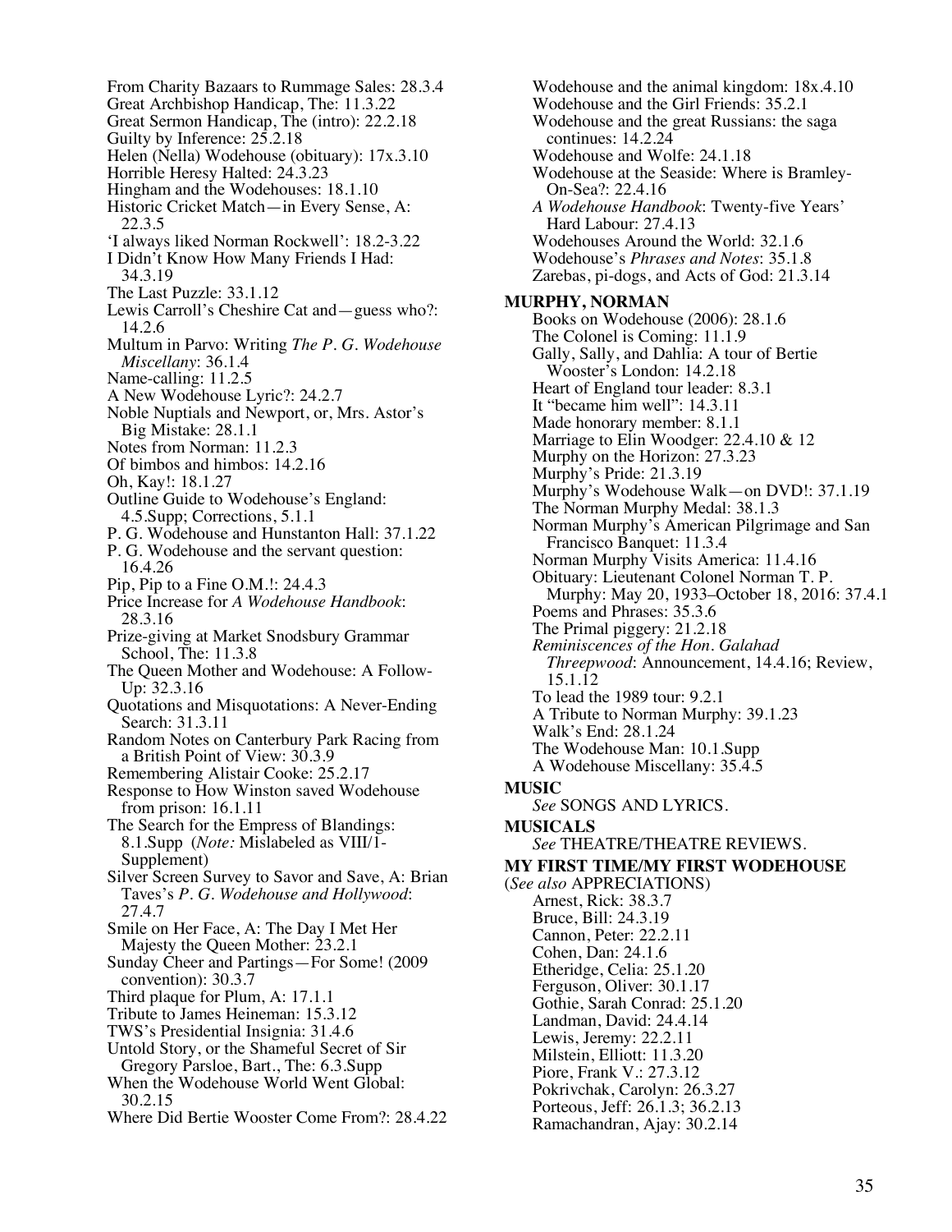From Charity Bazaars to Rummage Sales: 28.3.4
Great Archbishop Handicap, The: 11.3.22
Great Sermon Handicap, The (intro): 22.2.18
Guilty by Inference: 25.2.18
Helen (Nella) Wodehouse (obituary): 17x.3.10
Horrible Heresy Halted: 24.3.23
Hingham and the Wodehouses: 18.1.10
Historic Cricket Match—in Every Sense, A: 22.3.5
'I always liked Norman Rockwell': 18.2-3.22
I Didn't Know How Many Friends I Had: 34.3.19
The Last Puzzle: 33.1.12
Lewis Carroll's Cheshire Cat and—guess who?: 14.2.6
Multum in Parvo: Writing *The P. G. Wodehouse Miscellany*: 36.1.4
Name-calling: 11.2.5
A New Wodehouse Lyric?: 24.2.7
Noble Nuptials and Newport, or, Mrs. Astor's Big Mistake: 28.1.1
Notes from Norman: 11.2.3
Of bimbos and himbos: 14.2.16
Oh, Kay!: 18.1.27
Outline Guide to Wodehouse's England: 4.5.Supp; Corrections, 5.1.1
P. G. Wodehouse and Hunstanton Hall: 37.1.22
P. G. Wodehouse and the servant question: 16.4.26
Pip, Pip to a Fine O.M.!: 24.4.3
Price Increase for *A Wodehouse Handbook*: 28.3.16
Prize-giving at Market Snodsbury Grammar School, The: 11.3.8
The Queen Mother and Wodehouse: A Follow-Up: 32.3.16
Quotations and Misquotations: A Never-Ending Search: 31.3.11
Random Notes on Canterbury Park Racing from a British Point of View: 30.3.9
Remembering Alistair Cooke: 25.2.17
Response to How Winston saved Wodehouse from prison: 16.1.11
The Search for the Empress of Blandings: 8.1.Supp (*Note:* Mislabeled as VIII/1-Supplement)
Silver Screen Survey to Savor and Save, A: Brian Taves's *P. G. Wodehouse and Hollywood*: 27.4.7
Smile on Her Face, A: The Day I Met Her Majesty the Queen Mother: 23.2.1
Sunday Cheer and Partings—For Some! (2009 convention): 30.3.7
Third plaque for Plum, A: 17.1.1
Tribute to James Heineman: 15.3.12
TWS's Presidential Insignia: 31.4.6
Untold Story, or the Shameful Secret of Sir Gregory Parsloe, Bart., The: 6.3.Supp
When the Wodehouse World Went Global: 30.2.15
Where Did Bertie Wooster Come From?: 28.4.22
Wodehouse and the animal kingdom: 18x.4.10
Wodehouse and the Girl Friends: 35.2.1
Wodehouse and the great Russians: the saga continues: 14.2.24
Wodehouse and Wolfe: 24.1.18
Wodehouse at the Seaside: Where is Bramley-On-Sea?: 22.4.16
*A Wodehouse Handbook*: Twenty-five Years' Hard Labour: 27.4.13
Wodehouses Around the World: 32.1.6
Wodehouse's *Phrases and Notes*: 35.1.8
Zarebas, pi-dogs, and Acts of God: 21.3.14

**MURPHY, NORMAN**

Books on Wodehouse (2006): 28.1.6
The Colonel is Coming: 11.1.9
Gally, Sally, and Dahlia: A tour of Bertie Wooster's London: 14.2.18
Heart of England tour leader: 8.3.1
It "became him well": 14.3.11
Made honorary member: 8.1.1
Marriage to Elin Woodger: 22.4.10 & 12
Murphy on the Horizon: 27.3.23
Murphy's Pride: 21.3.19
Murphy's Wodehouse Walk—on DVD!: 37.1.19
The Norman Murphy Medal: 38.1.3
Norman Murphy's American Pilgrimage and San Francisco Banquet: 11.3.4
Norman Murphy Visits America: 11.4.16
Obituary: Lieutenant Colonel Norman T. P. Murphy: May 20, 1933–October 18, 2016: 37.4.1
Poems and Phrases: 35.3.6
The Primal piggery: 21.2.18
*Reminiscences of the Hon. Galahad Threepwood*: Announcement, 14.4.16; Review, 15.1.12
To lead the 1989 tour: 9.2.1
A Tribute to Norman Murphy: 39.1.23
Walk's End: 28.1.24
The Wodehouse Man: 10.1.Supp
A Wodehouse Miscellany: 35.4.5

**MUSIC**

*See* SONGS AND LYRICS.

**MUSICALS**

*See* THEATRE/THEATRE REVIEWS.

**MY FIRST TIME/MY FIRST WODEHOUSE**

(*See also* APPRECIATIONS)

Arnest, Rick: 38.3.7
Bruce, Bill: 24.3.19
Cannon, Peter: 22.2.11
Cohen, Dan: 24.1.6
Etheridge, Celia: 25.1.20
Ferguson, Oliver: 30.1.17
Gothie, Sarah Conrad: 25.1.20
Landman, David: 24.4.14
Lewis, Jeremy: 22.2.11
Milstein, Elliott: 11.3.20
Piore, Frank V.: 27.3.12
Pokrivchak, Carolyn: 26.3.27
Porteous, Jeff: 26.1.3; 36.2.13
Ramachandran, Ajay: 30.2.14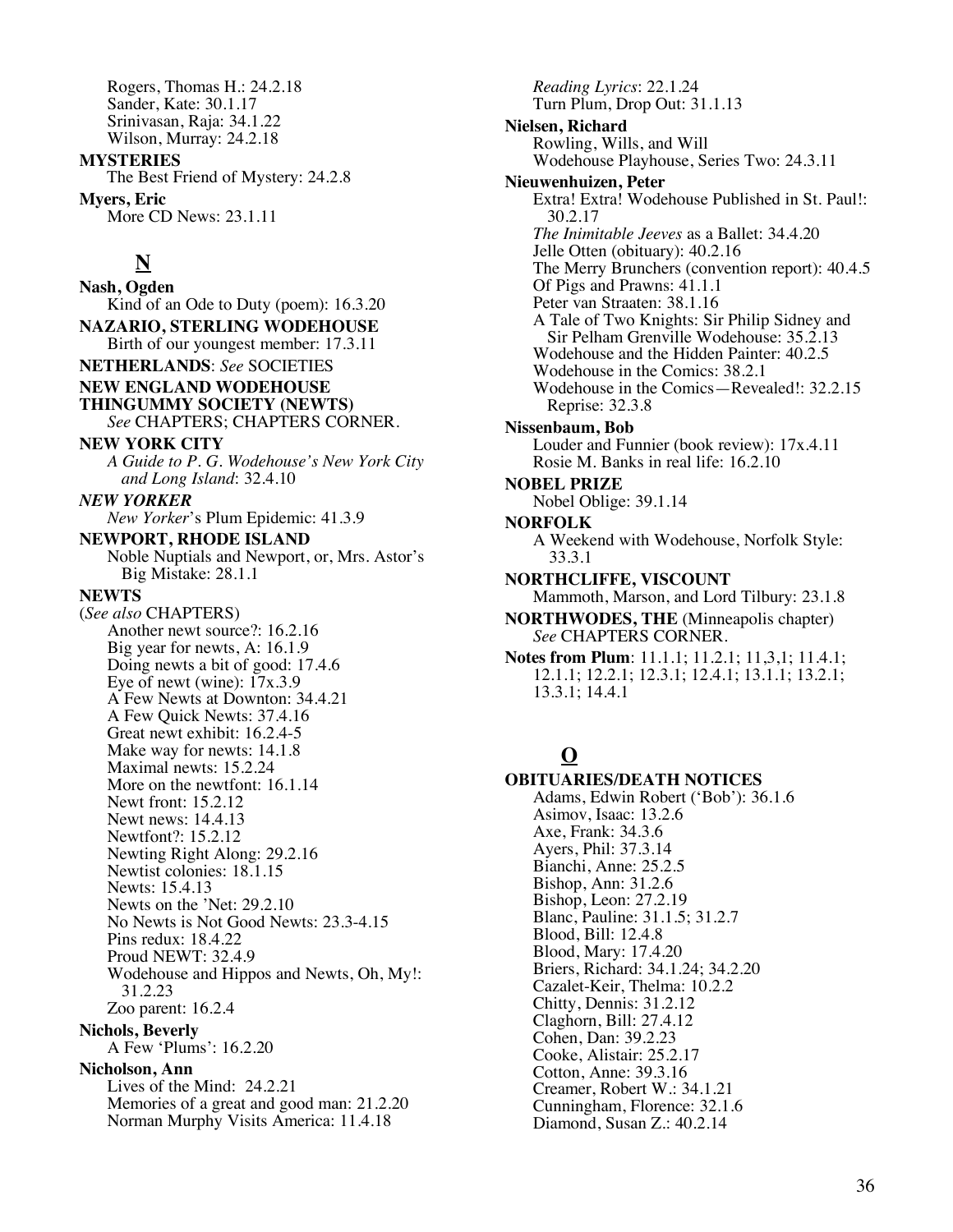Rogers, Thomas H.: 24.2.18
Sander, Kate: 30.1.17
Srinivasan, Raja: 34.1.22
Wilson, Murray: 24.2.18

**MYSTERIES**
The Best Friend of Mystery: 24.2.8

**Myers, Eric**
More CD News: 23.1.11

## N

**Nash, Ogden**
Kind of an Ode to Duty (poem): 16.3.20

**NAZARIO, STERLING WODEHOUSE**
Birth of our youngest member: 17.3.11

**NETHERLANDS**: *See* SOCIETIES

**NEW ENGLAND WODEHOUSE THINGUMMY SOCIETY (NEWTS)**
*See* CHAPTERS; CHAPTERS CORNER.

**NEW YORK CITY**
*A Guide to P. G. Wodehouse's New York City and Long Island*: 32.4.10

***NEW YORKER***
*New Yorker*'s Plum Epidemic: 41.3.9

**NEWPORT, RHODE ISLAND**
Noble Nuptials and Newport, or, Mrs. Astor's Big Mistake: 28.1.1

**NEWTS**
(*See also* CHAPTERS)
Another newt source?: 16.2.16
Big year for newts, A: 16.1.9
Doing newts a bit of good: 17.4.6
Eye of newt (wine): 17x.3.9
A Few Newts at Downton: 34.4.21
A Few Quick Newts: 37.4.16
Great newt exhibit: 16.2.4-5
Make way for newts: 14.1.8
Maximal newts: 15.2.24
More on the newtfont: 16.1.14
Newt front: 15.2.12
Newt news: 14.4.13
Newtfont?: 15.2.12
Newting Right Along: 29.2.16
Newtist colonies: 18.1.15
Newts: 15.4.13
Newts on the 'Net: 29.2.10
No Newts is Not Good Newts: 23.3-4.15
Pins redux: 18.4.22
Proud NEWT: 32.4.9
Wodehouse and Hippos and Newts, Oh, My!: 31.2.23
Zoo parent: 16.2.4

**Nichols, Beverly**
A Few 'Plums': 16.2.20

**Nicholson, Ann**
Lives of the Mind: 24.2.21
Memories of a great and good man: 21.2.20
Norman Murphy Visits America: 11.4.18
*Reading Lyrics*: 22.1.24
Turn Plum, Drop Out: 31.1.13

**Nielsen, Richard**
Rowling, Wills, and Will
Wodehouse Playhouse, Series Two: 24.3.11

**Nieuwenhuizen, Peter**
Extra! Extra! Wodehouse Published in St. Paul!: 30.2.17
*The Inimitable Jeeves* as a Ballet: 34.4.20
Jelle Otten (obituary): 40.2.16
The Merry Brunchers (convention report): 40.4.5
Of Pigs and Prawns: 41.1.1
Peter van Straaten: 38.1.16
A Tale of Two Knights: Sir Philip Sidney and Sir Pelham Grenville Wodehouse: 35.2.13
Wodehouse and the Hidden Painter: 40.2.5
Wodehouse in the Comics: 38.2.1
Wodehouse in the Comics—Revealed!: 32.2.15
Reprise: 32.3.8

**Nissenbaum, Bob**
Louder and Funnier (book review): 17x.4.11
Rosie M. Banks in real life: 16.2.10

**NOBEL PRIZE**
Nobel Oblige: 39.1.14

**NORFOLK**
A Weekend with Wodehouse, Norfolk Style: 33.3.1

**NORTHCLIFFE, VISCOUNT**
Mammoth, Marson, and Lord Tilbury: 23.1.8

**NORTHWODES, THE** (Minneapolis chapter)
*See* CHAPTERS CORNER.

**Notes from Plum**: 11.1.1; 11.2.1; 11,3,1; 11.4.1; 12.1.1; 12.2.1; 12.3.1; 12.4.1; 13.1.1; 13.2.1; 13.3.1; 14.4.1

## O

**OBITUARIES/DEATH NOTICES**
Adams, Edwin Robert ('Bob'): 36.1.6
Asimov, Isaac: 13.2.6
Axe, Frank: 34.3.6
Ayers, Phil: 37.3.14
Bianchi, Anne: 25.2.5
Bishop, Ann: 31.2.6
Bishop, Leon: 27.2.19
Blanc, Pauline: 31.1.5; 31.2.7
Blood, Bill: 12.4.8
Blood, Mary: 17.4.20
Briers, Richard: 34.1.24; 34.2.20
Cazalet-Keir, Thelma: 10.2.2
Chitty, Dennis: 31.2.12
Claghorn, Bill: 27.4.12
Cohen, Dan: 39.2.23
Cooke, Alistair: 25.2.17
Cotton, Anne: 39.3.16
Creamer, Robert W.: 34.1.21
Cunningham, Florence: 32.1.6
Diamond, Susan Z.: 40.2.14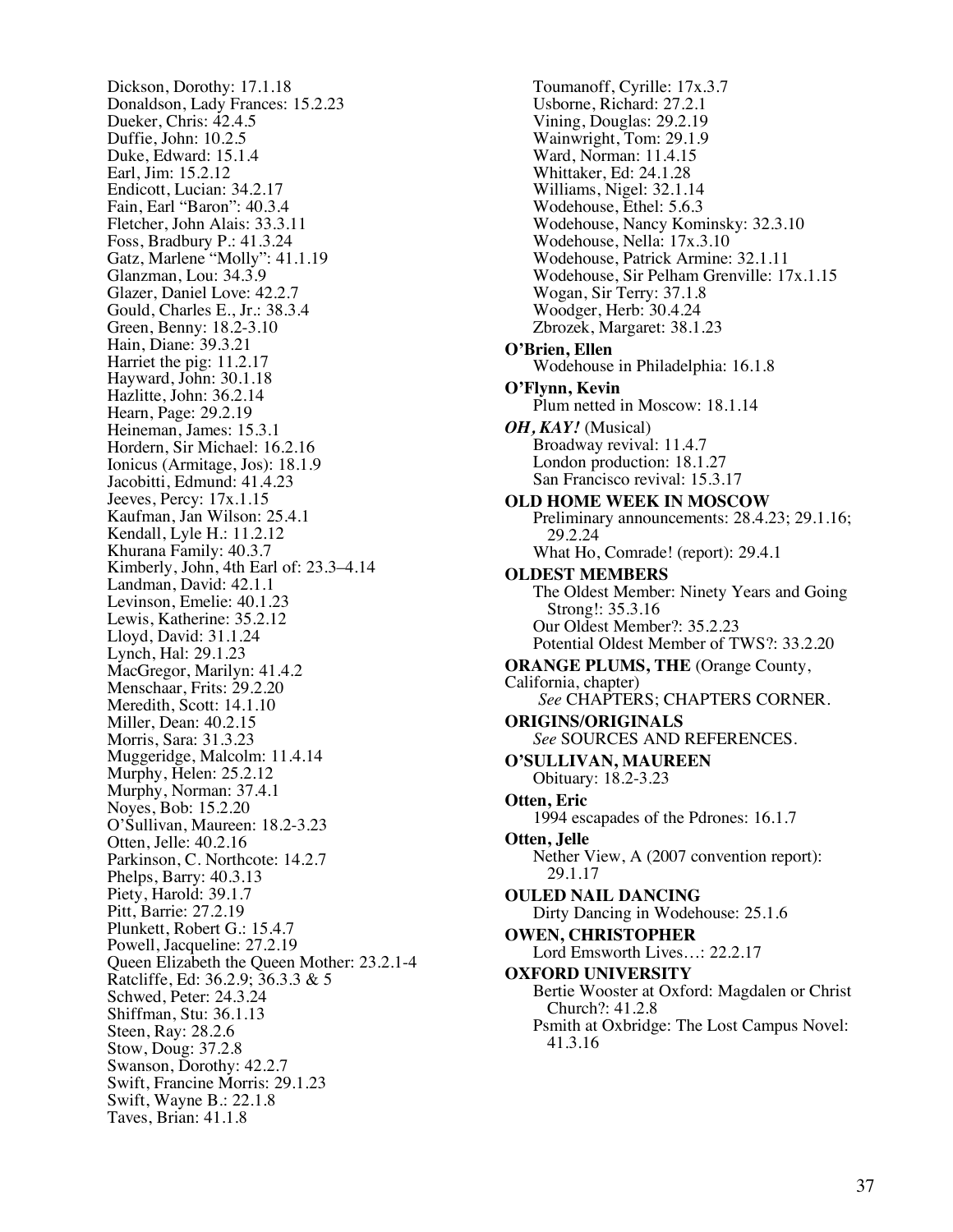Dickson, Dorothy: 17.1.18
Donaldson, Lady Frances: 15.2.23
Dueker, Chris: 42.4.5
Duffie, John: 10.2.5
Duke, Edward: 15.1.4
Earl, Jim: 15.2.12
Endicott, Lucian: 34.2.17
Fain, Earl "Baron": 40.3.4
Fletcher, John Alais: 33.3.11
Foss, Bradbury P.: 41.3.24
Gatz, Marlene "Molly": 41.1.19
Glanzman, Lou: 34.3.9
Glazer, Daniel Love: 42.2.7
Gould, Charles E., Jr.: 38.3.4
Green, Benny: 18.2-3.10
Hain, Diane: 39.3.21
Harriet the pig: 11.2.17
Hayward, John: 30.1.18
Hazlitte, John: 36.2.14
Hearn, Page: 29.2.19
Heineman, James: 15.3.1
Hordern, Sir Michael: 16.2.16
Ionicus (Armitage, Jos): 18.1.9
Jacobitti, Edmund: 41.4.23
Jeeves, Percy: 17x.1.15
Kaufman, Jan Wilson: 25.4.1
Kendall, Lyle H.: 11.2.12
Khurana Family: 40.3.7
Kimberly, John, 4th Earl of: 23.3–4.14
Landman, David: 42.1.1
Levinson, Emelie: 40.1.23
Lewis, Katherine: 35.2.12
Lloyd, David: 31.1.24
Lynch, Hal: 29.1.23
MacGregor, Marilyn: 41.4.2
Menschaar, Frits: 29.2.20
Meredith, Scott: 14.1.10
Miller, Dean: 40.2.15
Morris, Sara: 31.3.23
Muggeridge, Malcolm: 11.4.14
Murphy, Helen: 25.2.12
Murphy, Norman: 37.4.1
Noyes, Bob: 15.2.20
O'Sullivan, Maureen: 18.2-3.23
Otten, Jelle: 40.2.16
Parkinson, C. Northcote: 14.2.7
Phelps, Barry: 40.3.13
Piety, Harold: 39.1.7
Pitt, Barrie: 27.2.19
Plunkett, Robert G.: 15.4.7
Powell, Jacqueline: 27.2.19
Queen Elizabeth the Queen Mother: 23.2.1-4
Ratcliffe, Ed: 36.2.9; 36.3.3 & 5
Schwed, Peter: 24.3.24
Shiffman, Stu: 36.1.13
Steen, Ray: 28.2.6
Stow, Doug: 37.2.8
Swanson, Dorothy: 42.2.7
Swift, Francine Morris: 29.1.23
Swift, Wayne B.: 22.1.8
Taves, Brian: 41.1.8
Toumanoff, Cyrille: 17x.3.7
Usborne, Richard: 27.2.1
Vining, Douglas: 29.2.19
Wainwright, Tom: 29.1.9
Ward, Norman: 11.4.15
Whittaker, Ed: 24.1.28
Williams, Nigel: 32.1.14
Wodehouse, Ethel: 5.6.3
Wodehouse, Nancy Kominsky: 32.3.10
Wodehouse, Nella: 17x.3.10
Wodehouse, Patrick Armine: 32.1.11
Wodehouse, Sir Pelham Grenville: 17x.1.15
Wogan, Sir Terry: 37.1.8
Woodger, Herb: 30.4.24
Zbrozek, Margaret: 38.1.23

**O'Brien, Ellen**
Wodehouse in Philadelphia: 16.1.8

**O'Flynn, Kevin**
Plum netted in Moscow: 18.1.14

***OH, KAY!*** (Musical)
Broadway revival: 11.4.7
London production: 18.1.27
San Francisco revival: 15.3.17

**OLD HOME WEEK IN MOSCOW**
Preliminary announcements: 28.4.23; 29.1.16; 29.2.24
What Ho, Comrade! (report): 29.4.1

**OLDEST MEMBERS**
The Oldest Member: Ninety Years and Going Strong!: 35.3.16
Our Oldest Member?: 35.2.23
Potential Oldest Member of TWS?: 33.2.20

**ORANGE PLUMS, THE** (Orange County, California, chapter)
*See* CHAPTERS; CHAPTERS CORNER.

**ORIGINS/ORIGINALS**
*See* SOURCES AND REFERENCES.

**O'SULLIVAN, MAUREEN**
Obituary: 18.2-3.23

**Otten, Eric**
1994 escapades of the Pdrones: 16.1.7

**Otten, Jelle**
Nether View, A (2007 convention report): 29.1.17

**OULED NAIL DANCING**
Dirty Dancing in Wodehouse: 25.1.6

**OWEN, CHRISTOPHER**
Lord Emsworth Lives…: 22.2.17

**OXFORD UNIVERSITY**
Bertie Wooster at Oxford: Magdalen or Christ Church?: 41.2.8
Psmith at Oxbridge: The Lost Campus Novel: 41.3.16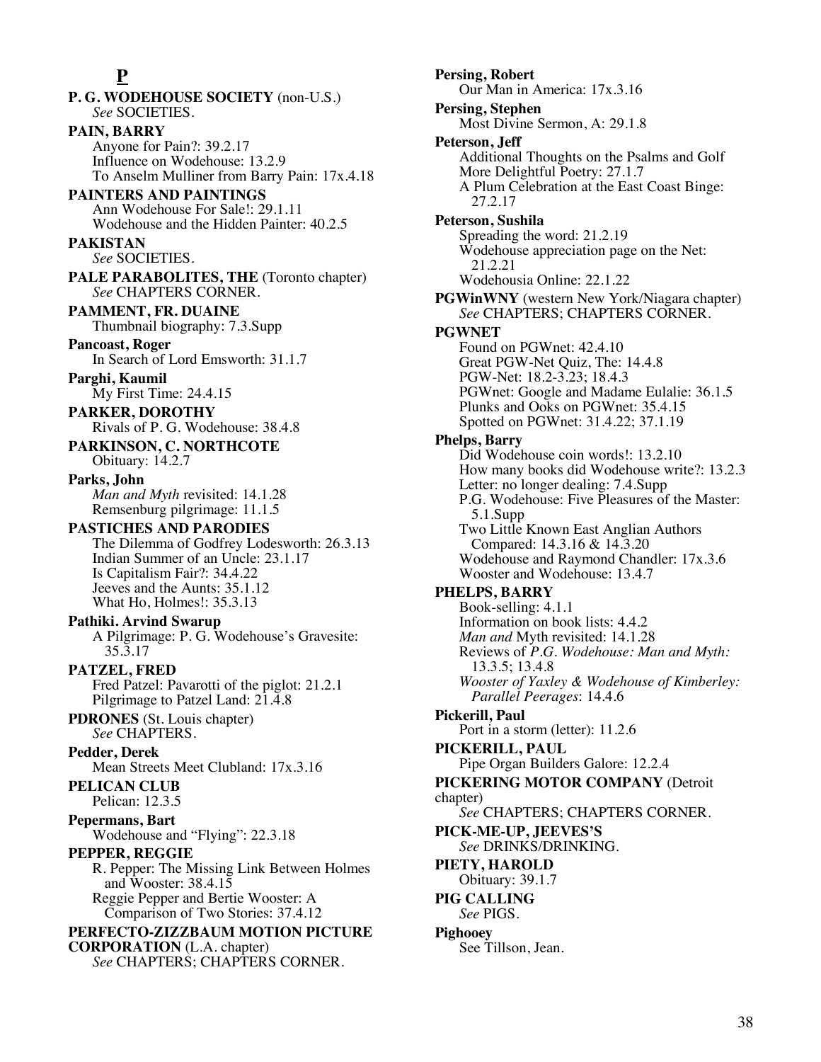## P

**P. G. WODEHOUSE SOCIETY** (non-U.S.)
*See* SOCIETIES.

**PAIN, BARRY**
Anyone for Pain?: 39.2.17
Influence on Wodehouse: 13.2.9
To Anselm Mulliner from Barry Pain: 17x.4.18

**PAINTERS AND PAINTINGS**
Ann Wodehouse For Sale!: 29.1.11
Wodehouse and the Hidden Painter: 40.2.5

**PAKISTAN**
*See* SOCIETIES.

**PALE PARABOLITES, THE** (Toronto chapter)
*See* CHAPTERS CORNER.

**PAMMENT, FR. DUAINE**
Thumbnail biography: 7.3.Supp

**Pancoast, Roger**
In Search of Lord Emsworth: 31.1.7

**Parghi, Kaumil**
My First Time: 24.4.15

**PARKER, DOROTHY**
Rivals of P. G. Wodehouse: 38.4.8

**PARKINSON, C. NORTHCOTE**
Obituary: 14.2.7

**Parks, John**
*Man and Myth* revisited: 14.1.28
Remsenburg pilgrimage: 11.1.5

**PASTICHES AND PARODIES**
The Dilemma of Godfrey Lodesworth: 26.3.13
Indian Summer of an Uncle: 23.1.17
Is Capitalism Fair?: 34.4.22
Jeeves and the Aunts: 35.1.12
What Ho, Holmes!: 35.3.13

**Pathiki. Arvind Swarup**
A Pilgrimage: P. G. Wodehouse's Gravesite: 35.3.17

**PATZEL, FRED**
Fred Patzel: Pavarotti of the piglot: 21.2.1
Pilgrimage to Patzel Land: 21.4.8

**PDRONES** (St. Louis chapter)
*See* CHAPTERS.

**Pedder, Derek**
Mean Streets Meet Clubland: 17x.3.16

**PELICAN CLUB**
Pelican: 12.3.5

**Pepermans, Bart**
Wodehouse and "Flying": 22.3.18

**PEPPER, REGGIE**
R. Pepper: The Missing Link Between Holmes and Wooster: 38.4.15
Reggie Pepper and Bertie Wooster: A Comparison of Two Stories: 37.4.12

**PERFECTO-ZIZZBAUM MOTION PICTURE CORPORATION** (L.A. chapter)
*See* CHAPTERS; CHAPTERS CORNER.

**Persing, Robert**
Our Man in America: 17x.3.16

**Persing, Stephen**
Most Divine Sermon, A: 29.1.8

**Peterson, Jeff**
Additional Thoughts on the Psalms and Golf
More Delightful Poetry: 27.1.7
A Plum Celebration at the East Coast Binge: 27.2.17

**Peterson, Sushila**
Spreading the word: 21.2.19
Wodehouse appreciation page on the Net: 21.2.21
Wodehousia Online: 22.1.22

**PGWinWNY** (western New York/Niagara chapter)
*See* CHAPTERS; CHAPTERS CORNER.

**PGWNET**
Found on PGWnet: 42.4.10
Great PGW-Net Quiz, The: 14.4.8
PGW-Net: 18.2-3.23; 18.4.3
PGWnet: Google and Madame Eulalie: 36.1.5
Plunks and Ooks on PGWnet: 35.4.15
Spotted on PGWnet: 31.4.22; 37.1.19

**Phelps, Barry**
Did Wodehouse coin words!: 13.2.10
How many books did Wodehouse write?: 13.2.3
Letter: no longer dealing: 7.4.Supp
P.G. Wodehouse: Five Pleasures of the Master: 5.1.Supp
Two Little Known East Anglian Authors Compared: 14.3.16 & 14.3.20
Wodehouse and Raymond Chandler: 17x.3.6
Wooster and Wodehouse: 13.4.7

**PHELPS, BARRY**
Book-selling: 4.1.1
Information on book lists: 4.4.2
*Man and* Myth revisited: 14.1.28
Reviews of *P.G. Wodehouse: Man and Myth:* 13.3.5; 13.4.8
*Wooster of Yaxley & Wodehouse of Kimberley: Parallel Peerages*: 14.4.6

**Pickerill, Paul**
Port in a storm (letter): 11.2.6

**PICKERILL, PAUL**
Pipe Organ Builders Galore: 12.2.4

**PICKERING MOTOR COMPANY** (Detroit chapter)
*See* CHAPTERS; CHAPTERS CORNER.

**PICK-ME-UP, JEEVES'S**
*See* DRINKS/DRINKING.

**PIETY, HAROLD**
Obituary: 39.1.7

**PIG CALLING**
*See* PIGS.

**Pighooey**
See Tillson, Jean.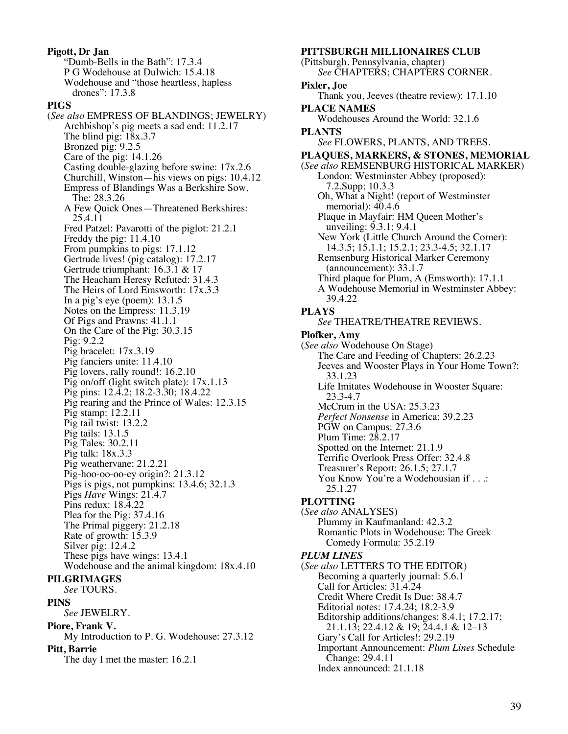**Pigott, Dr Jan**
"Dumb-Bells in the Bath": 17.3.4
P G Wodehouse at Dulwich: 15.4.18
Wodehouse and "those heartless, hapless drones": 17.3.8

**PIGS**
(*See also* EMPRESS OF BLANDINGS; JEWELRY)
Archbishop's pig meets a sad end: 11.2.17
The blind pig: 18x.3.7
Bronzed pig: 9.2.5
Care of the pig: 14.1.26
Casting double-glazing before swine: 17x.2.6
Churchill, Winston—his views on pigs: 10.4.12
Empress of Blandings Was a Berkshire Sow, The: 28.3.26
A Few Quick Ones—Threatened Berkshires: 25.4.11
Fred Patzel: Pavarotti of the piglot: 21.2.1
Freddy the pig: 11.4.10
From pumpkins to pigs: 17.1.12
Gertrude lives! (pig catalog): 17.2.17
Gertrude triumphant: 16.3.1 & 17
The Heacham Heresy Refuted: 31.4.3
The Heirs of Lord Emsworth: 17x.3.3
In a pig's eye (poem): 13.1.5
Notes on the Empress: 11.3.19
Of Pigs and Prawns: 41.1.1
On the Care of the Pig: 30.3.15
Pig: 9.2.2
Pig bracelet: 17x.3.19
Pig fanciers unite: 11.4.10
Pig lovers, rally round!: 16.2.10
Pig on/off (light switch plate): 17x.1.13
Pig pins: 12.4.2; 18.2-3.30; 18.4.22
Pig rearing and the Prince of Wales: 12.3.15
Pig stamp: 12.2.11
Pig tail twist: 13.2.2
Pig tails: 13.1.5
Pig Tales: 30.2.11
Pig talk: 18x.3.3
Pig weathervane: 21.2.21
Pig-hoo-oo-oo-ey origin?: 21.3.12
Pigs is pigs, not pumpkins: 13.4.6; 32.1.3
Pigs *Have* Wings: 21.4.7
Pins redux: 18.4.22
Plea for the Pig: 37.4.16
The Primal piggery: 21.2.18
Rate of growth: 15.3.9
Silver pig: 12.4.2
These pigs have wings: 13.4.1
Wodehouse and the animal kingdom: 18x.4.10

**PILGRIMAGES**
*See* TOURS.

**PINS**
*See* JEWELRY.

**Piore, Frank V.**
My Introduction to P. G. Wodehouse: 27.3.12

**Pitt, Barrie**
The day I met the master: 16.2.1

**PITTSBURGH MILLIONAIRES CLUB**
(Pittsburgh, Pennsylvania, chapter)
*See* CHAPTERS; CHAPTERS CORNER.

**Pixler, Joe**
Thank you, Jeeves (theatre review): 17.1.10

**PLACE NAMES**
Wodehouses Around the World: 32.1.6

**PLANTS**
*See* FLOWERS, PLANTS, AND TREES.

**PLAQUES, MARKERS, & STONES, MEMORIAL**
(*See also* REMSENBURG HISTORICAL MARKER)
London: Westminster Abbey (proposed): 7.2.Supp; 10.3.3
Oh, What a Night! (report of Westminster memorial): 40.4.6
Plaque in Mayfair: HM Queen Mother's unveiling: 9.3.1; 9.4.1
New York (Little Church Around the Corner): 14.3.5; 15.1.1; 15.2.1; 23.3-4.5; 32.1.17
Remsenburg Historical Marker Ceremony (announcement): 33.1.7
Third plaque for Plum, A (Emsworth): 17.1.1
A Wodehouse Memorial in Westminster Abbey: 39.4.22

**PLAYS**
*See* THEATRE/THEATRE REVIEWS.

**Plofker, Amy**
(*See also* Wodehouse On Stage)
The Care and Feeding of Chapters: 26.2.23
Jeeves and Wooster Plays in Your Home Town?: 33.1.23
Life Imitates Wodehouse in Wooster Square: 23.3-4.7
McCrum in the USA: 25.3.23
*Perfect Nonsense* in America: 39.2.23
PGW on Campus: 27.3.6
Plum Time: 28.2.17
Spotted on the Internet: 21.1.9
Terrific Overlook Press Offer: 32.4.8
Treasurer's Report: 26.1.5; 27.1.7
You Know You're a Wodehousian if . . .: 25.1.27

**PLOTTING**
(*See also* ANALYSES)
Plummy in Kaufmanland: 42.3.2
Romantic Plots in Wodehouse: The Greek Comedy Formula: 35.2.19

***PLUM LINES***
(*See also* LETTERS TO THE EDITOR)
Becoming a quarterly journal: 5.6.1
Call for Articles: 31.4.24
Credit Where Credit Is Due: 38.4.7
Editorial notes: 17.4.24; 18.2-3.9
Editorship additions/changes: 8.4.1; 17.2.17; 21.1.13; 22.4.12 & 19; 24.4.1 & 12–13
Gary's Call for Articles!: 29.2.19
Important Announcement: *Plum Lines* Schedule Change: 29.4.11
Index announced: 21.1.18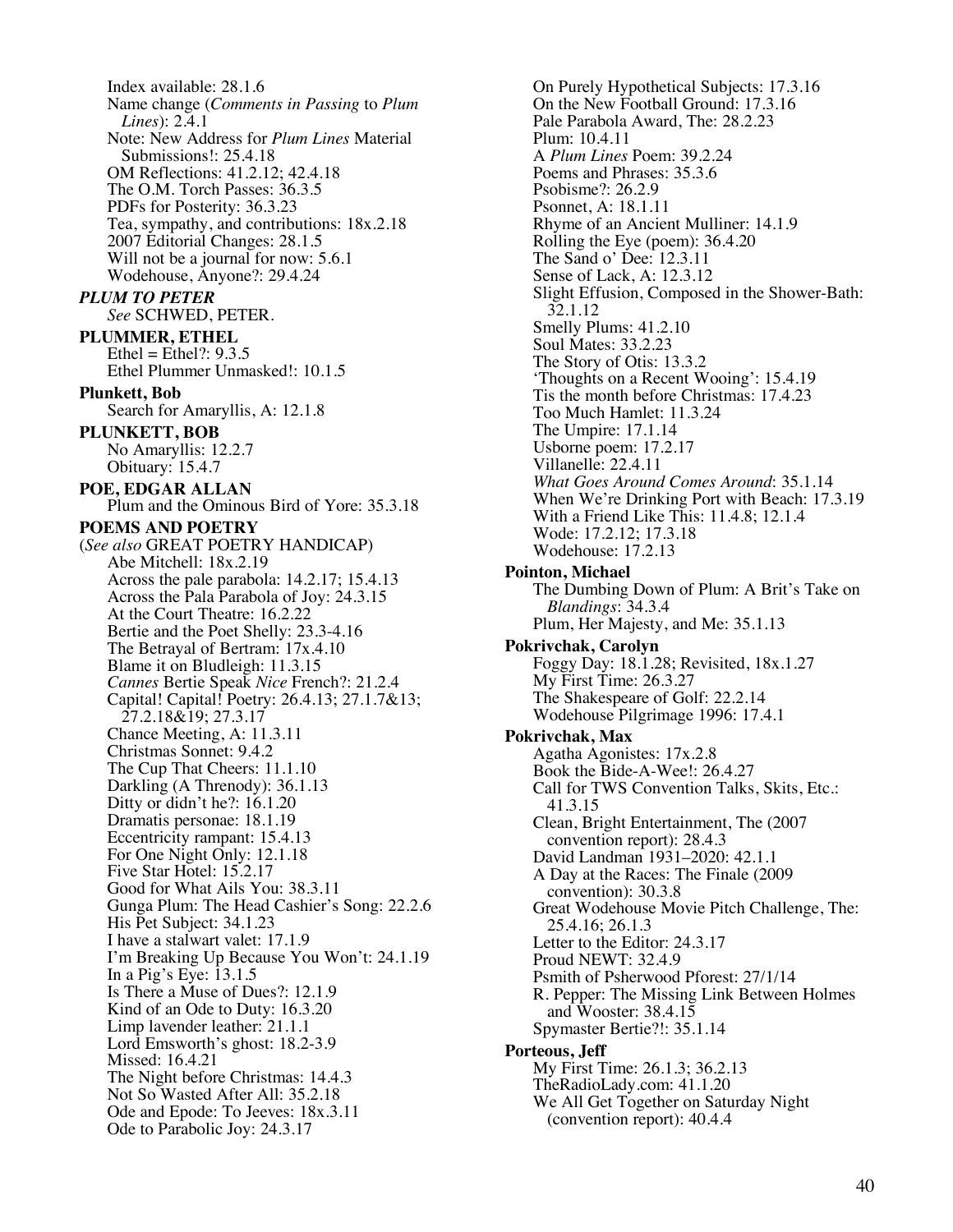Index available: 28.1.6
Name change (*Comments in Passing* to *Plum Lines*): 2.4.1
Note: New Address for *Plum Lines* Material Submissions!: 25.4.18
OM Reflections: 41.2.12; 42.4.18
The O.M. Torch Passes: 36.3.5
PDFs for Posterity: 36.3.23
Tea, sympathy, and contributions: 18x.2.18
2007 Editorial Changes: 28.1.5
Will not be a journal for now: 5.6.1
Wodehouse, Anyone?: 29.4.24

***PLUM TO PETER***
*See* SCHWED, PETER.

**PLUMMER, ETHEL**
Ethel = Ethel?: 9.3.5
Ethel Plummer Unmasked!: 10.1.5

**Plunkett, Bob**
Search for Amaryllis, A: 12.1.8

**PLUNKETT, BOB**
No Amaryllis: 12.2.7
Obituary: 15.4.7

**POE, EDGAR ALLAN**
Plum and the Ominous Bird of Yore: 35.3.18

**POEMS AND POETRY**
(*See also* GREAT POETRY HANDICAP)
Abe Mitchell: 18x.2.19
Across the pale parabola: 14.2.17; 15.4.13
Across the Pala Parabola of Joy: 24.3.15
At the Court Theatre: 16.2.22
Bertie and the Poet Shelly: 23.3-4.16
The Betrayal of Bertram: 17x.4.10
Blame it on Bludleigh: 11.3.15
*Cannes* Bertie Speak *Nice* French?: 21.2.4
Capital! Capital! Poetry: 26.4.13; 27.1.7&13; 27.2.18&19; 27.3.17
Chance Meeting, A: 11.3.11
Christmas Sonnet: 9.4.2
The Cup That Cheers: 11.1.10
Darkling (A Threnody): 36.1.13
Ditty or didn't he?: 16.1.20
Dramatis personae: 18.1.19
Eccentricity rampant: 15.4.13
For One Night Only: 12.1.18
Five Star Hotel: 15.2.17
Good for What Ails You: 38.3.11
Gunga Plum: The Head Cashier's Song: 22.2.6
His Pet Subject: 34.1.23
I have a stalwart valet: 17.1.9
I'm Breaking Up Because You Won't: 24.1.19
In a Pig's Eye: 13.1.5
Is There a Muse of Dues?: 12.1.9
Kind of an Ode to Duty: 16.3.20
Limp lavender leather: 21.1.1
Lord Emsworth's ghost: 18.2-3.9
Missed: 16.4.21
The Night before Christmas: 14.4.3
Not So Wasted After All: 35.2.18
Ode and Epode: To Jeeves: 18x.3.11
Ode to Parabolic Joy: 24.3.17
On Purely Hypothetical Subjects: 17.3.16
On the New Football Ground: 17.3.16
Pale Parabola Award, The: 28.2.23
Plum: 10.4.11
A *Plum Lines* Poem: 39.2.24
Poems and Phrases: 35.3.6
Psobisme?: 26.2.9
Psonnet, A: 18.1.11
Rhyme of an Ancient Mulliner: 14.1.9
Rolling the Eye (poem): 36.4.20
The Sand o' Dee: 12.3.11
Sense of Lack, A: 12.3.12
Slight Effusion, Composed in the Shower-Bath: 32.1.12
Smelly Plums: 41.2.10
Soul Mates: 33.2.23
The Story of Otis: 13.3.2
'Thoughts on a Recent Wooing': 15.4.19
Tis the month before Christmas: 17.4.23
Too Much Hamlet: 11.3.24
The Umpire: 17.1.14
Usborne poem: 17.2.17
Villanelle: 22.4.11
*What Goes Around Comes Around*: 35.1.14
When We're Drinking Port with Beach: 17.3.19
With a Friend Like This: 11.4.8; 12.1.4
Wode: 17.2.12; 17.3.18
Wodehouse: 17.2.13

**Pointon, Michael**
The Dumbing Down of Plum: A Brit's Take on *Blandings*: 34.3.4
Plum, Her Majesty, and Me: 35.1.13

**Pokrivchak, Carolyn**
Foggy Day: 18.1.28; Revisited, 18x.1.27
My First Time: 26.3.27
The Shakespeare of Golf: 22.2.14
Wodehouse Pilgrimage 1996: 17.4.1

**Pokrivchak, Max**
Agatha Agonistes: 17x.2.8
Book the Bide-A-Wee!: 26.4.27
Call for TWS Convention Talks, Skits, Etc.: 41.3.15
Clean, Bright Entertainment, The (2007 convention report): 28.4.3
David Landman 1931–2020: 42.1.1
A Day at the Races: The Finale (2009 convention): 30.3.8
Great Wodehouse Movie Pitch Challenge, The: 25.4.16; 26.1.3
Letter to the Editor: 24.3.17
Proud NEWT: 32.4.9
Psmith of Psherwood Pforest: 27/1/14
R. Pepper: The Missing Link Between Holmes and Wooster: 38.4.15
Spymaster Bertie?!: 35.1.14

**Porteous, Jeff**
My First Time: 26.1.3; 36.2.13
TheRadioLady.com: 41.1.20
We All Get Together on Saturday Night (convention report): 40.4.4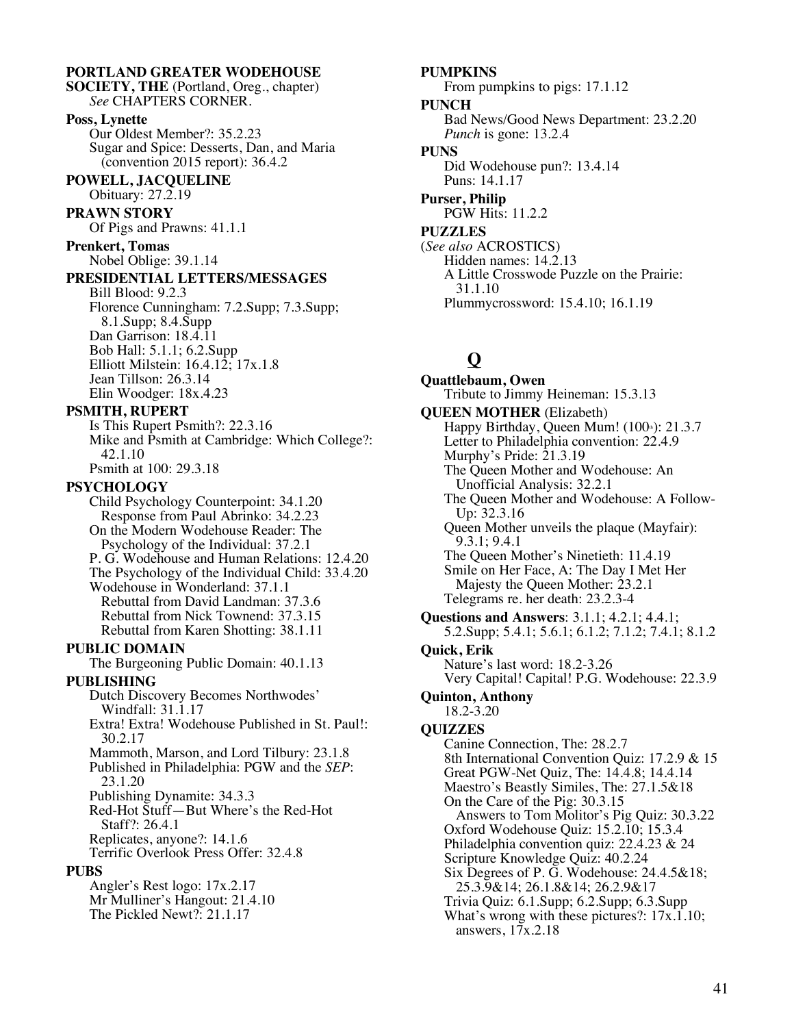**PORTLAND GREATER WODEHOUSE SOCIETY, THE** (Portland, Oreg., chapter)
*See* CHAPTERS CORNER.

**Poss, Lynette**
Our Oldest Member?: 35.2.23
Sugar and Spice: Desserts, Dan, and Maria (convention 2015 report): 36.4.2

**POWELL, JACQUELINE**
Obituary: 27.2.19

**PRAWN STORY**
Of Pigs and Prawns: 41.1.1

**Prenkert, Tomas**
Nobel Oblige: 39.1.14

**PRESIDENTIAL LETTERS/MESSAGES**
Bill Blood: 9.2.3
Florence Cunningham: 7.2.Supp; 7.3.Supp; 8.1.Supp; 8.4.Supp
Dan Garrison: 18.4.11
Bob Hall: 5.1.1; 6.2.Supp
Elliott Milstein: 16.4.12; 17x.1.8
Jean Tillson: 26.3.14
Elin Woodger: 18x.4.23

**PSMITH, RUPERT**
Is This Rupert Psmith?: 22.3.16
Mike and Psmith at Cambridge: Which College?: 42.1.10
Psmith at 100: 29.3.18

**PSYCHOLOGY**
Child Psychology Counterpoint: 34.1.20
Response from Paul Abrinko: 34.2.23
On the Modern Wodehouse Reader: The Psychology of the Individual: 37.2.1
P. G. Wodehouse and Human Relations: 12.4.20
The Psychology of the Individual Child: 33.4.20
Wodehouse in Wonderland: 37.1.1
Rebuttal from David Landman: 37.3.6
Rebuttal from Nick Townend: 37.3.15
Rebuttal from Karen Shotting: 38.1.11

**PUBLIC DOMAIN**
The Burgeoning Public Domain: 40.1.13

**PUBLISHING**
Dutch Discovery Becomes Northwodes' Windfall: 31.1.17
Extra! Extra! Wodehouse Published in St. Paul!: 30.2.17
Mammoth, Marson, and Lord Tilbury: 23.1.8
Published in Philadelphia: PGW and the *SEP*: 23.1.20
Publishing Dynamite: 34.3.3
Red-Hot Stuff—But Where's the Red-Hot Staff?: 26.4.1
Replicates, anyone?: 14.1.6
Terrific Overlook Press Offer: 32.4.8

**PUBS**
Angler's Rest logo: 17x.2.17
Mr Mulliner's Hangout: 21.4.10
The Pickled Newt?: 21.1.17

**PUMPKINS**
From pumpkins to pigs: 17.1.12

**PUNCH**
Bad News/Good News Department: 23.2.20
*Punch* is gone: 13.2.4

**PUNS**
Did Wodehouse pun?: 13.4.14
Puns: 14.1.17

**Purser, Philip**
PGW Hits: 11.2.2

**PUZZLES**
(*See also* ACROSTICS)
Hidden names: 14.2.13
A Little Crosswode Puzzle on the Prairie: 31.1.10
Plummycrossword: 15.4.10; 16.1.19

## Q

**Quattlebaum, Owen**
Tribute to Jimmy Heineman: 15.3.13

**QUEEN MOTHER** (Elizabeth)
Happy Birthday, Queen Mum! (100th): 21.3.7
Letter to Philadelphia convention: 22.4.9
Murphy's Pride: 21.3.19
The Queen Mother and Wodehouse: An Unofficial Analysis: 32.2.1
The Queen Mother and Wodehouse: A Follow-Up: 32.3.16
Queen Mother unveils the plaque (Mayfair): 9.3.1; 9.4.1
The Queen Mother's Ninetieth: 11.4.19
Smile on Her Face, A: The Day I Met Her Majesty the Queen Mother: 23.2.1
Telegrams re. her death: 23.2.3-4

**Questions and Answers**: 3.1.1; 4.2.1; 4.4.1; 5.2.Supp; 5.4.1; 5.6.1; 6.1.2; 7.1.2; 7.4.1; 8.1.2

**Quick, Erik**
Nature's last word: 18.2-3.26
Very Capital! Capital! P.G. Wodehouse: 22.3.9

**Quinton, Anthony**
18.2-3.20

**QUIZZES**
Canine Connection, The: 28.2.7
8th International Convention Quiz: 17.2.9 & 15
Great PGW-Net Quiz, The: 14.4.8; 14.4.14
Maestro's Beastly Similes, The: 27.1.5&18
On the Care of the Pig: 30.3.15
Answers to Tom Molitor's Pig Quiz: 30.3.22
Oxford Wodehouse Quiz: 15.2.10; 15.3.4
Philadelphia convention quiz: 22.4.23 & 24
Scripture Knowledge Quiz: 40.2.24
Six Degrees of P. G. Wodehouse: 24.4.5&18; 25.3.9&14; 26.1.8&14; 26.2.9&17
Trivia Quiz: 6.1.Supp; 6.2.Supp; 6.3.Supp
What's wrong with these pictures?: 17x.1.10; answers, 17x.2.18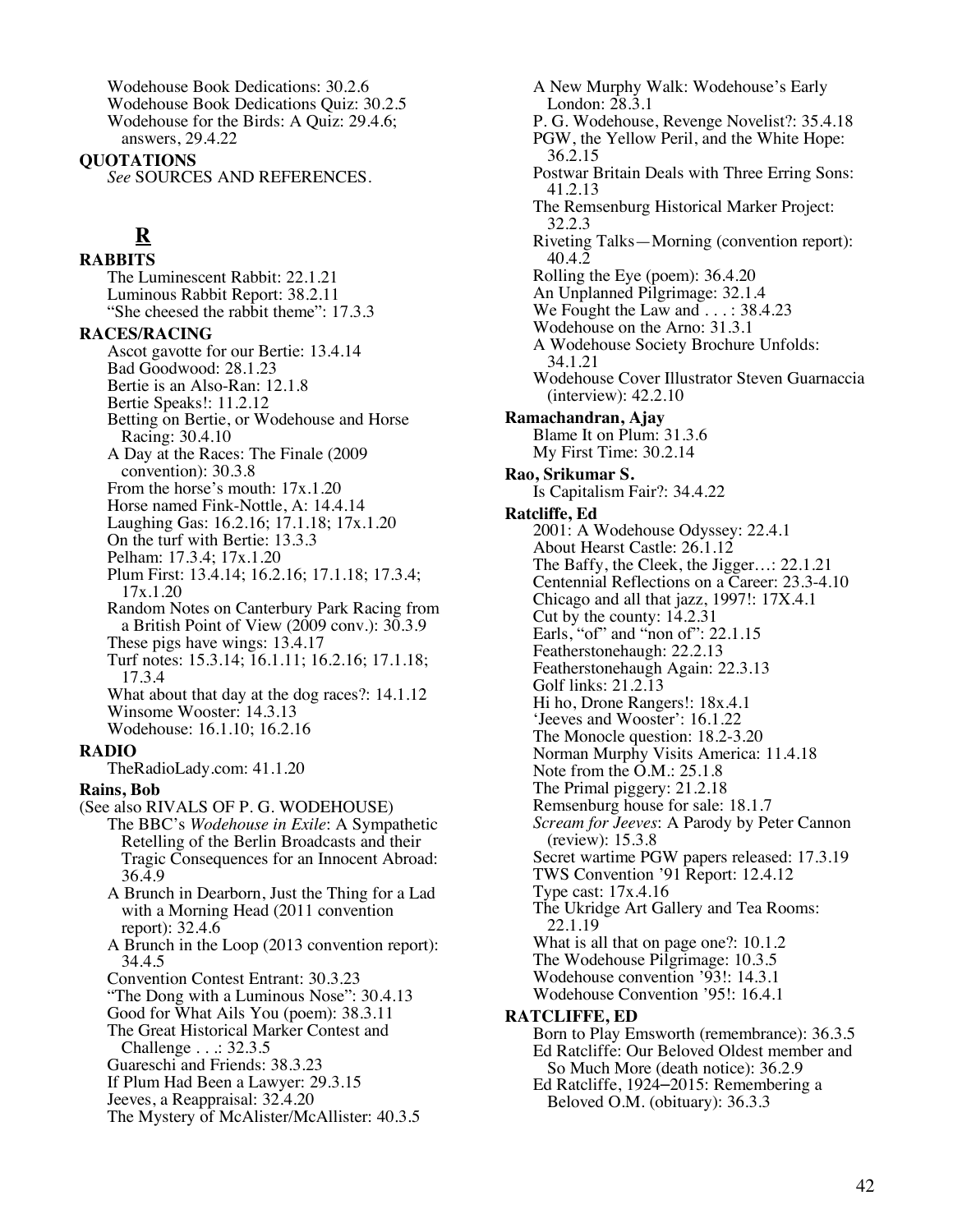Wodehouse Book Dedications: 30.2.6
Wodehouse Book Dedications Quiz: 30.2.5
Wodehouse for the Birds: A Quiz: 29.4.6; answers, 29.4.22

**QUOTATIONS**
*See* SOURCES AND REFERENCES.

## R

**RABBITS**
The Luminescent Rabbit: 22.1.21
Luminous Rabbit Report: 38.2.11
"She cheesed the rabbit theme": 17.3.3

**RACES/RACING**
Ascot gavotte for our Bertie: 13.4.14
Bad Goodwood: 28.1.23
Bertie is an Also-Ran: 12.1.8
Bertie Speaks!: 11.2.12
Betting on Bertie, or Wodehouse and Horse Racing: 30.4.10
A Day at the Races: The Finale (2009 convention): 30.3.8
From the horse's mouth: 17x.1.20
Horse named Fink-Nottle, A: 14.4.14
Laughing Gas: 16.2.16; 17.1.18; 17x.1.20
On the turf with Bertie: 13.3.3
Pelham: 17.3.4; 17x.1.20
Plum First: 13.4.14; 16.2.16; 17.1.18; 17.3.4; 17x.1.20
Random Notes on Canterbury Park Racing from a British Point of View (2009 conv.): 30.3.9
These pigs have wings: 13.4.17
Turf notes: 15.3.14; 16.1.11; 16.2.16; 17.1.18; 17.3.4
What about that day at the dog races?: 14.1.12
Winsome Wooster: 14.3.13
Wodehouse: 16.1.10; 16.2.16

**RADIO**
TheRadioLady.com: 41.1.20

**Rains, Bob**
(See also RIVALS OF P. G. WODEHOUSE)
The BBC's *Wodehouse in Exile*: A Sympathetic Retelling of the Berlin Broadcasts and their Tragic Consequences for an Innocent Abroad: 36.4.9
A Brunch in Dearborn, Just the Thing for a Lad with a Morning Head (2011 convention report): 32.4.6
A Brunch in the Loop (2013 convention report): 34.4.5
Convention Contest Entrant: 30.3.23
"The Dong with a Luminous Nose": 30.4.13
Good for What Ails You (poem): 38.3.11
The Great Historical Marker Contest and Challenge . . .: 32.3.5
Guareschi and Friends: 38.3.23
If Plum Had Been a Lawyer: 29.3.15
Jeeves, a Reappraisal: 32.4.20
The Mystery of McAlister/McAllister: 40.3.5
A New Murphy Walk: Wodehouse's Early London: 28.3.1
P. G. Wodehouse, Revenge Novelist?: 35.4.18
PGW, the Yellow Peril, and the White Hope: 36.2.15
Postwar Britain Deals with Three Erring Sons: 41.2.13
The Remsenburg Historical Marker Project: 32.2.3
Riveting Talks—Morning (convention report): 40.4.2
Rolling the Eye (poem): 36.4.20
An Unplanned Pilgrimage: 32.1.4
We Fought the Law and . . . : 38.4.23
Wodehouse on the Arno: 31.3.1
A Wodehouse Society Brochure Unfolds: 34.1.21
Wodehouse Cover Illustrator Steven Guarnaccia (interview): 42.2.10

**Ramachandran, Ajay**
Blame It on Plum: 31.3.6
My First Time: 30.2.14

**Rao, Srikumar S.**
Is Capitalism Fair?: 34.4.22

**Ratcliffe, Ed**
2001: A Wodehouse Odyssey: 22.4.1
About Hearst Castle: 26.1.12
The Baffy, the Cleek, the Jigger…: 22.1.21
Centennial Reflections on a Career: 23.3-4.10
Chicago and all that jazz, 1997!: 17X.4.1
Cut by the county: 14.2.31
Earls, "of" and "non of": 22.1.15
Featherstonehaugh: 22.2.13
Featherstonehaugh Again: 22.3.13
Golf links: 21.2.13
Hi ho, Drone Rangers!: 18x.4.1
'Jeeves and Wooster': 16.1.22
The Monocle question: 18.2-3.20
Norman Murphy Visits America: 11.4.18
Note from the O.M.: 25.1.8
The Primal piggery: 21.2.18
Remsenburg house for sale: 18.1.7
*Scream for Jeeves*: A Parody by Peter Cannon (review): 15.3.8
Secret wartime PGW papers released: 17.3.19
TWS Convention '91 Report: 12.4.12
Type cast: 17x.4.16
The Ukridge Art Gallery and Tea Rooms: 22.1.19
What is all that on page one?: 10.1.2
The Wodehouse Pilgrimage: 10.3.5
Wodehouse convention '93!: 14.3.1
Wodehouse Convention '95!: 16.4.1

**RATCLIFFE, ED**
Born to Play Emsworth (remembrance): 36.3.5
Ed Ratcliffe: Our Beloved Oldest member and So Much More (death notice): 36.2.9
Ed Ratcliffe, 1924–2015: Remembering a Beloved O.M. (obituary): 36.3.3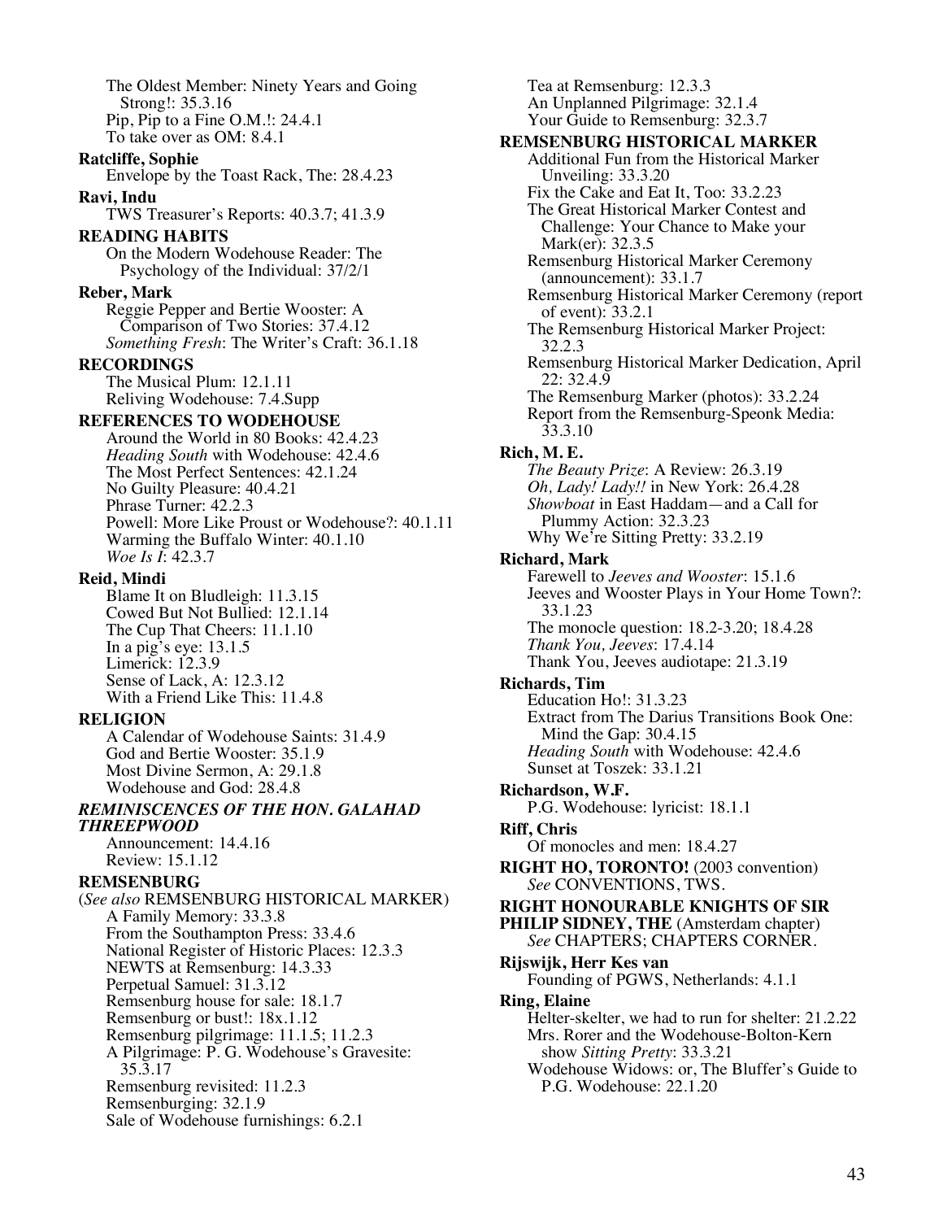The Oldest Member: Ninety Years and Going Strong!: 35.3.16
Pip, Pip to a Fine O.M.!: 24.4.1
To take over as OM: 8.4.1

**Ratcliffe, Sophie**
Envelope by the Toast Rack, The: 28.4.23

**Ravi, Indu**
TWS Treasurer's Reports: 40.3.7; 41.3.9

**READING HABITS**
On the Modern Wodehouse Reader: The Psychology of the Individual: 37/2/1

**Reber, Mark**
Reggie Pepper and Bertie Wooster: A Comparison of Two Stories: 37.4.12
*Something Fresh*: The Writer's Craft: 36.1.18

**RECORDINGS**
The Musical Plum: 12.1.11
Reliving Wodehouse: 7.4.Supp

**REFERENCES TO WODEHOUSE**
Around the World in 80 Books: 42.4.23
*Heading South* with Wodehouse: 42.4.6
The Most Perfect Sentences: 42.1.24
No Guilty Pleasure: 40.4.21
Phrase Turner: 42.2.3
Powell: More Like Proust or Wodehouse?: 40.1.11
Warming the Buffalo Winter: 40.1.10
*Woe Is I*: 42.3.7

**Reid, Mindi**
Blame It on Bludleigh: 11.3.15
Cowed But Not Bullied: 12.1.14
The Cup That Cheers: 11.1.10
In a pig's eye: 13.1.5
Limerick: 12.3.9
Sense of Lack, A: 12.3.12
With a Friend Like This: 11.4.8

**RELIGION**
A Calendar of Wodehouse Saints: 31.4.9
God and Bertie Wooster: 35.1.9
Most Divine Sermon, A: 29.1.8
Wodehouse and God: 28.4.8

***REMINISCENCES OF THE HON. GALAHAD THREEPWOOD***
Announcement: 14.4.16
Review: 15.1.12

**REMSENBURG**
(*See also* REMSENBURG HISTORICAL MARKER)
A Family Memory: 33.3.8
From the Southampton Press: 33.4.6
National Register of Historic Places: 12.3.3
NEWTS at Remsenburg: 14.3.33
Perpetual Samuel: 31.3.12
Remsenburg house for sale: 18.1.7
Remsenburg or bust!: 18x.1.12
Remsenburg pilgrimage: 11.1.5; 11.2.3
A Pilgrimage: P. G. Wodehouse's Gravesite: 35.3.17
Remsenburg revisited: 11.2.3
Remsenburging: 32.1.9
Sale of Wodehouse furnishings: 6.2.1
Tea at Remsenburg: 12.3.3
An Unplanned Pilgrimage: 32.1.4
Your Guide to Remsenburg: 32.3.7

**REMSENBURG HISTORICAL MARKER**
Additional Fun from the Historical Marker Unveiling: 33.3.20
Fix the Cake and Eat It, Too: 33.2.23
The Great Historical Marker Contest and Challenge: Your Chance to Make your Mark(er): 32.3.5
Remsenburg Historical Marker Ceremony (announcement): 33.1.7
Remsenburg Historical Marker Ceremony (report of event): 33.2.1
The Remsenburg Historical Marker Project: 32.2.3
Remsenburg Historical Marker Dedication, April 22: 32.4.9
The Remsenburg Marker (photos): 33.2.24
Report from the Remsenburg-Speonk Media: 33.3.10

**Rich, M. E.**
*The Beauty Prize*: A Review: 26.3.19
*Oh, Lady! Lady!!* in New York: 26.4.28
*Showboat* in East Haddam—and a Call for Plummy Action: 32.3.23
Why We're Sitting Pretty: 33.2.19

**Richard, Mark**
Farewell to *Jeeves and Wooster*: 15.1.6
Jeeves and Wooster Plays in Your Home Town?: 33.1.23
The monocle question: 18.2-3.20; 18.4.28
*Thank You, Jeeves*: 17.4.14
Thank You, Jeeves audiotape: 21.3.19

**Richards, Tim**
Education Ho!: 31.3.23
Extract from The Darius Transitions Book One: Mind the Gap: 30.4.15
*Heading South* with Wodehouse: 42.4.6
Sunset at Toszek: 33.1.21

**Richardson, W.F.**
P.G. Wodehouse: lyricist: 18.1.1

**Riff, Chris**
Of monocles and men: 18.4.27

**RIGHT HO, TORONTO!** (2003 convention)
*See* CONVENTIONS, TWS.

**RIGHT HONOURABLE KNIGHTS OF SIR PHILIP SIDNEY, THE** (Amsterdam chapter)
*See* CHAPTERS; CHAPTERS CORNER.

**Rijswijk, Herr Kes van**
Founding of PGWS, Netherlands: 4.1.1

**Ring, Elaine**
Helter-skelter, we had to run for shelter: 21.2.22
Mrs. Rorer and the Wodehouse-Bolton-Kern show *Sitting Pretty*: 33.3.21
Wodehouse Widows: or, The Bluffer's Guide to P.G. Wodehouse: 22.1.20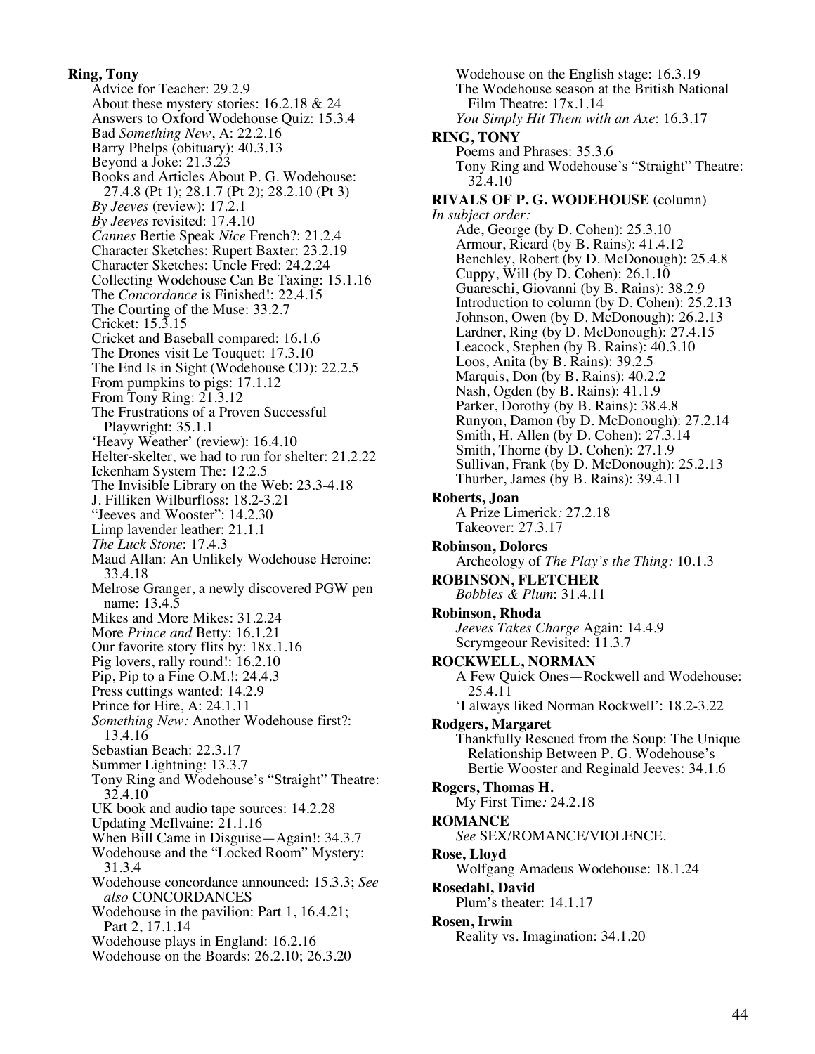**Ring, Tony**

- Advice for Teacher: 29.2.9
- About these mystery stories: 16.2.18 & 24
- Answers to Oxford Wodehouse Quiz: 15.3.4
- Bad *Something New*, A: 22.2.16
- Barry Phelps (obituary): 40.3.13
- Beyond a Joke: 21.3.23
- Books and Articles About P. G. Wodehouse: 27.4.8 (Pt 1); 28.1.7 (Pt 2); 28.2.10 (Pt 3)
- *By Jeeves* (review): 17.2.1
- *By Jeeves* revisited: 17.4.10
- *Cannes* Bertie Speak *Nice* French?: 21.2.4
- Character Sketches: Rupert Baxter: 23.2.19
- Character Sketches: Uncle Fred: 24.2.24
- Collecting Wodehouse Can Be Taxing: 15.1.16
- The *Concordance* is Finished!: 22.4.15
- The Courting of the Muse: 33.2.7
- Cricket: 15.3.15
- Cricket and Baseball compared: 16.1.6
- The Drones visit Le Touquet: 17.3.10
- The End Is in Sight (Wodehouse CD): 22.2.5
- From pumpkins to pigs: 17.1.12
- From Tony Ring: 21.3.12
- The Frustrations of a Proven Successful Playwright: 35.1.1
- 'Heavy Weather' (review): 16.4.10
- Helter-skelter, we had to run for shelter: 21.2.22
- Ickenham System The: 12.2.5
- The Invisible Library on the Web: 23.3-4.18
- J. Filliken Wilburfloss: 18.2-3.21
- "Jeeves and Wooster": 14.2.30
- Limp lavender leather: 21.1.1
- *The Luck Stone*: 17.4.3
- Maud Allan: An Unlikely Wodehouse Heroine: 33.4.18
- Melrose Granger, a newly discovered PGW pen name: 13.4.5
- Mikes and More Mikes: 31.2.24
- More *Prince and* Betty: 16.1.21
- Our favorite story flits by: 18x.1.16
- Pig lovers, rally round!: 16.2.10
- Pip, Pip to a Fine O.M.!: 24.4.3
- Press cuttings wanted: 14.2.9
- Prince for Hire, A: 24.1.11
- *Something New:* Another Wodehouse first?: 13.4.16
- Sebastian Beach: 22.3.17
- Summer Lightning: 13.3.7
- Tony Ring and Wodehouse's "Straight" Theatre: 32.4.10
- UK book and audio tape sources: 14.2.28
- Updating McIlvaine: 21.1.16
- When Bill Came in Disguise—Again!: 34.3.7
- Wodehouse and the "Locked Room" Mystery: 31.3.4
- Wodehouse concordance announced: 15.3.3; *See also* CONCORDANCES
- Wodehouse in the pavilion: Part 1, 16.4.21; Part 2, 17.1.14
- Wodehouse plays in England: 16.2.16
- Wodehouse on the Boards: 26.2.10; 26.3.20
- Wodehouse on the English stage: 16.3.19
- The Wodehouse season at the British National Film Theatre: 17x.1.14
- *You Simply Hit Them with an Axe*: 16.3.17

**RING, TONY**

- Poems and Phrases: 35.3.6
- Tony Ring and Wodehouse's "Straight" Theatre: 32.4.10

**RIVALS OF P. G. WODEHOUSE** (column)

*In subject order:*

- Ade, George (by D. Cohen): 25.3.10
- Armour, Ricard (by B. Rains): 41.4.12
- Benchley, Robert (by D. McDonough): 25.4.8
- Cuppy, Will (by D. Cohen): 26.1.10
- Guareschi, Giovanni (by B. Rains): 38.2.9
- Introduction to column (by D. Cohen): 25.2.13
- Johnson, Owen (by D. McDonough): 26.2.13
- Lardner, Ring (by D. McDonough): 27.4.15
- Leacock, Stephen (by B. Rains): 40.3.10
- Loos, Anita (by B. Rains): 39.2.5
- Marquis, Don (by B. Rains): 40.2.2
- Nash, Ogden (by B. Rains): 41.1.9
- Parker, Dorothy (by B. Rains): 38.4.8
- Runyon, Damon (by D. McDonough): 27.2.14
- Smith, H. Allen (by D. Cohen): 27.3.14
- Smith, Thorne (by D. Cohen): 27.1.9
- Sullivan, Frank (by D. McDonough): 25.2.13
- Thurber, James (by B. Rains): 39.4.11

**Roberts, Joan**

- A Prize Limerick*:* 27.2.18
- Takeover: 27.3.17

**Robinson, Dolores**

- Archeology of *The Play's the Thing:* 10.1.3

**ROBINSON, FLETCHER**

- *Bobbles & Plum*: 31.4.11

**Robinson, Rhoda**

- *Jeeves Takes Charge* Again: 14.4.9
- Scrymgeour Revisited: 11.3.7

**ROCKWELL, NORMAN**

- A Few Quick Ones—Rockwell and Wodehouse: 25.4.11
- 'I always liked Norman Rockwell': 18.2-3.22

**Rodgers, Margaret**

- Thankfully Rescued from the Soup: The Unique Relationship Between P. G. Wodehouse's Bertie Wooster and Reginald Jeeves: 34.1.6

**Rogers, Thomas H.**

- My First Time*:* 24.2.18

**ROMANCE**

- *See* SEX/ROMANCE/VIOLENCE.

**Rose, Lloyd**

- Wolfgang Amadeus Wodehouse: 18.1.24

**Rosedahl, David**

- Plum's theater: 14.1.17

**Rosen, Irwin**

- Reality vs. Imagination: 34.1.20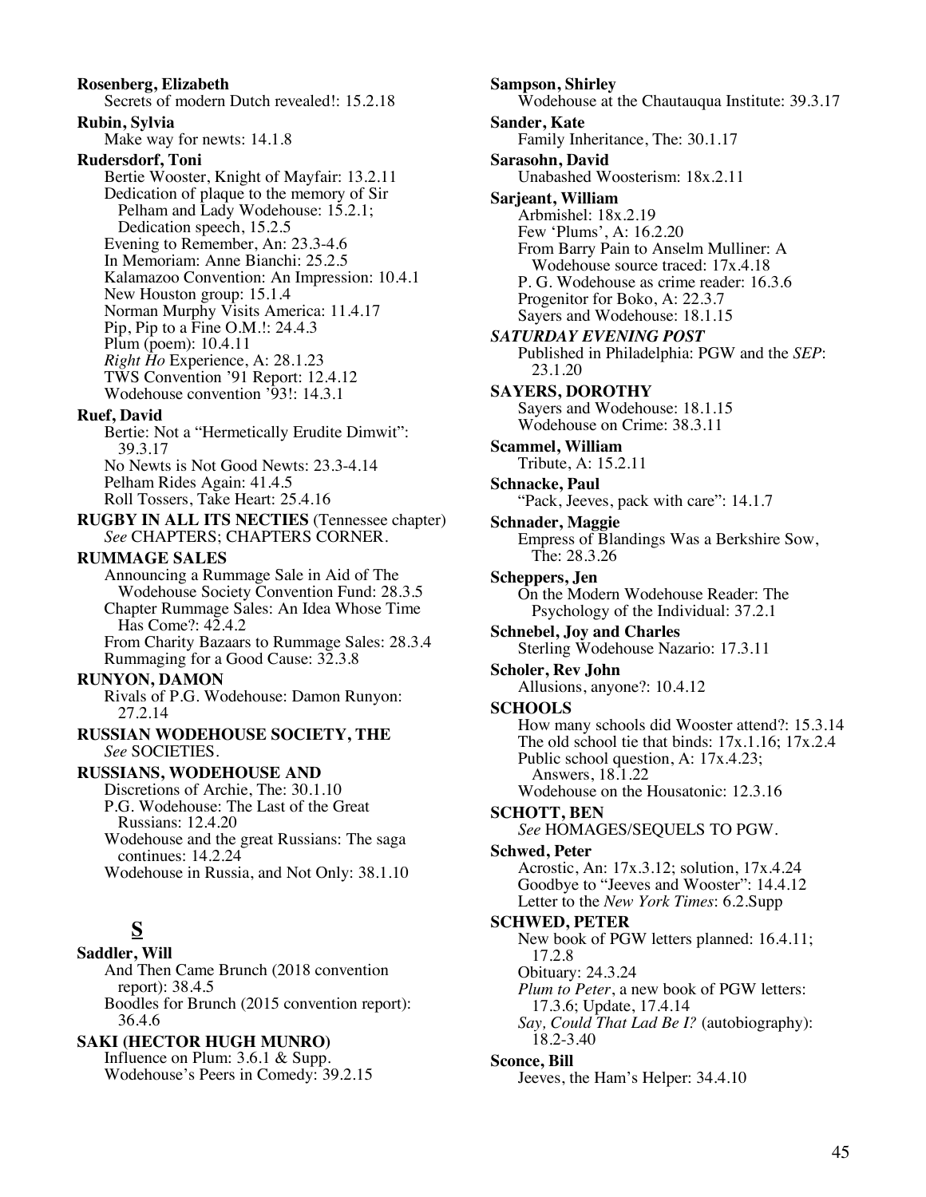**Rosenberg, Elizabeth**
Secrets of modern Dutch revealed!: 15.2.18

**Rubin, Sylvia**
Make way for newts: 14.1.8

**Rudersdorf, Toni**
Bertie Wooster, Knight of Mayfair: 13.2.11
Dedication of plaque to the memory of Sir Pelham and Lady Wodehouse: 15.2.1; Dedication speech, 15.2.5
Evening to Remember, An: 23.3-4.6
In Memoriam: Anne Bianchi: 25.2.5
Kalamazoo Convention: An Impression: 10.4.1
New Houston group: 15.1.4
Norman Murphy Visits America: 11.4.17
Pip, Pip to a Fine O.M.!: 24.4.3
Plum (poem): 10.4.11
*Right Ho* Experience, A: 28.1.23
TWS Convention '91 Report: 12.4.12
Wodehouse convention '93!: 14.3.1

**Ruef, David**
Bertie: Not a "Hermetically Erudite Dimwit": 39.3.17
No Newts is Not Good Newts: 23.3-4.14
Pelham Rides Again: 41.4.5
Roll Tossers, Take Heart: 25.4.16

**RUGBY IN ALL ITS NECTIES** (Tennessee chapter)
*See* CHAPTERS; CHAPTERS CORNER.

**RUMMAGE SALES**
Announcing a Rummage Sale in Aid of The Wodehouse Society Convention Fund: 28.3.5
Chapter Rummage Sales: An Idea Whose Time Has Come?: 42.4.2
From Charity Bazaars to Rummage Sales: 28.3.4
Rummaging for a Good Cause: 32.3.8

**RUNYON, DAMON**
Rivals of P.G. Wodehouse: Damon Runyon: 27.2.14

**RUSSIAN WODEHOUSE SOCIETY, THE**
*See* SOCIETIES.

**RUSSIANS, WODEHOUSE AND**
Discretions of Archie, The: 30.1.10
P.G. Wodehouse: The Last of the Great Russians: 12.4.20
Wodehouse and the great Russians: The saga continues: 14.2.24
Wodehouse in Russia, and Not Only: 38.1.10

## S

**Saddler, Will**
And Then Came Brunch (2018 convention report): 38.4.5
Boodles for Brunch (2015 convention report): 36.4.6

**SAKI (HECTOR HUGH MUNRO)**
Influence on Plum: 3.6.1 & Supp.
Wodehouse's Peers in Comedy: 39.2.15

**Sampson, Shirley**
Wodehouse at the Chautauqua Institute: 39.3.17

**Sander, Kate**
Family Inheritance, The: 30.1.17

**Sarasohn, David**
Unabashed Woosterism: 18x.2.11

**Sarjeant, William**
Arbmishel: 18x.2.19
Few 'Plums', A: 16.2.20
From Barry Pain to Anselm Mulliner: A Wodehouse source traced: 17x.4.18
P. G. Wodehouse as crime reader: 16.3.6
Progenitor for Boko, A: 22.3.7
Sayers and Wodehouse: 18.1.15

***SATURDAY EVENING POST***
Published in Philadelphia: PGW and the *SEP*: 23.1.20

**SAYERS, DOROTHY**
Sayers and Wodehouse: 18.1.15
Wodehouse on Crime: 38.3.11

**Scammel, William**
Tribute, A: 15.2.11

**Schnacke, Paul**
"Pack, Jeeves, pack with care": 14.1.7

**Schnader, Maggie**
Empress of Blandings Was a Berkshire Sow, The: 28.3.26

**Scheppers, Jen**
On the Modern Wodehouse Reader: The Psychology of the Individual: 37.2.1

**Schnebel, Joy and Charles**
Sterling Wodehouse Nazario: 17.3.11

**Scholer, Rev John**
Allusions, anyone?: 10.4.12

**SCHOOLS**
How many schools did Wooster attend?: 15.3.14
The old school tie that binds: 17x.1.16; 17x.2.4
Public school question, A: 17x.4.23; Answers, 18.1.22
Wodehouse on the Housatonic: 12.3.16

**SCHOTT, BEN**
*See* HOMAGES/SEQUELS TO PGW.

**Schwed, Peter**
Acrostic, An: 17x.3.12; solution, 17x.4.24
Goodbye to "Jeeves and Wooster": 14.4.12
Letter to the *New York Times*: 6.2.Supp

**SCHWED, PETER**
New book of PGW letters planned: 16.4.11; 17.2.8
Obituary: 24.3.24
*Plum to Peter*, a new book of PGW letters: 17.3.6; Update, 17.4.14
*Say, Could That Lad Be I?* (autobiography): 18.2-3.40

**Sconce, Bill**
Jeeves, the Ham's Helper: 34.4.10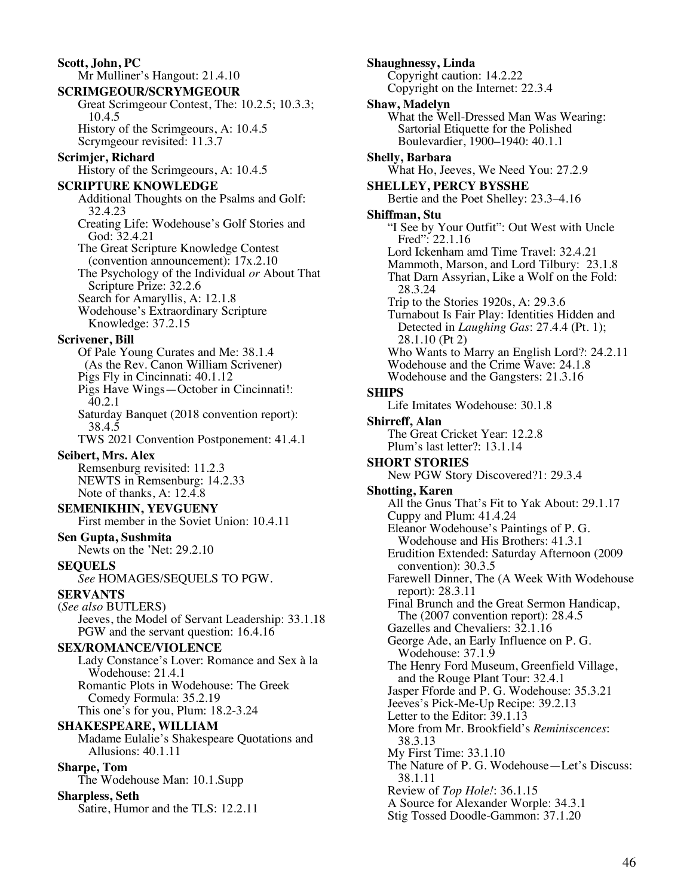**Scott, John, PC**
Mr Mulliner's Hangout: 21.4.10

**SCRIMGEOUR/SCRYMGEOUR**
Great Scrimgeour Contest, The: 10.2.5; 10.3.3; 10.4.5
History of the Scrimgeours, A: 10.4.5
Scrymgeour revisited: 11.3.7

**Scrimjer, Richard**
History of the Scrimgeours, A: 10.4.5

**SCRIPTURE KNOWLEDGE**
Additional Thoughts on the Psalms and Golf: 32.4.23
Creating Life: Wodehouse's Golf Stories and God: 32.4.21
The Great Scripture Knowledge Contest (convention announcement): 17x.2.10
The Psychology of the Individual *or* About That Scripture Prize: 32.2.6
Search for Amaryllis, A: 12.1.8
Wodehouse's Extraordinary Scripture Knowledge: 37.2.15

**Scrivener, Bill**
Of Pale Young Curates and Me: 38.1.4 (As the Rev. Canon William Scrivener)
Pigs Fly in Cincinnati: 40.1.12
Pigs Have Wings—October in Cincinnati!: 40.2.1
Saturday Banquet (2018 convention report): 38.4.5
TWS 2021 Convention Postponement: 41.4.1

**Seibert, Mrs. Alex**
Remsenburg revisited: 11.2.3
NEWTS in Remsenburg: 14.2.33
Note of thanks, A: 12.4.8

**SEMENIKHIN, YEVGUENY**
First member in the Soviet Union: 10.4.11

**Sen Gupta, Sushmita**
Newts on the 'Net: 29.2.10

**SEQUELS**
*See* HOMAGES/SEQUELS TO PGW.

**SERVANTS**
(*See also* BUTLERS)
Jeeves, the Model of Servant Leadership: 33.1.18
PGW and the servant question: 16.4.16

**SEX/ROMANCE/VIOLENCE**
Lady Constance's Lover: Romance and Sex à la Wodehouse: 21.4.1
Romantic Plots in Wodehouse: The Greek Comedy Formula: 35.2.19
This one's for you, Plum: 18.2-3.24

**SHAKESPEARE, WILLIAM**
Madame Eulalie's Shakespeare Quotations and Allusions: 40.1.11

**Sharpe, Tom**
The Wodehouse Man: 10.1.Supp

**Sharpless, Seth**
Satire, Humor and the TLS: 12.2.11

**Shaughnessy, Linda**
Copyright caution: 14.2.22
Copyright on the Internet: 22.3.4

**Shaw, Madelyn**
What the Well-Dressed Man Was Wearing: Sartorial Etiquette for the Polished Boulevardier, 1900–1940: 40.1.1

**Shelly, Barbara**
What Ho, Jeeves, We Need You: 27.2.9

**SHELLEY, PERCY BYSSHE**
Bertie and the Poet Shelley: 23.3–4.16

**Shiffman, Stu**
"I See by Your Outfit": Out West with Uncle Fred": 22.1.16
Lord Ickenham amd Time Travel: 32.4.21
Mammoth, Marson, and Lord Tilbury: 23.1.8
That Darn Assyrian, Like a Wolf on the Fold: 28.3.24
Trip to the Stories 1920s, A: 29.3.6
Turnabout Is Fair Play: Identities Hidden and Detected in *Laughing Gas*: 27.4.4 (Pt. 1); 28.1.10 (Pt 2)
Who Wants to Marry an English Lord?: 24.2.11
Wodehouse and the Crime Wave: 24.1.8
Wodehouse and the Gangsters: 21.3.16

**SHIPS**
Life Imitates Wodehouse: 30.1.8

**Shirreff, Alan**
The Great Cricket Year: 12.2.8
Plum's last letter?: 13.1.14

**SHORT STORIES**
New PGW Story Discovered?1: 29.3.4

**Shotting, Karen**
All the Gnus That's Fit to Yak About: 29.1.17
Cuppy and Plum: 41.4.24
Eleanor Wodehouse's Paintings of P. G. Wodehouse and His Brothers: 41.3.1
Erudition Extended: Saturday Afternoon (2009 convention): 30.3.5
Farewell Dinner, The (A Week With Wodehouse report): 28.3.11
Final Brunch and the Great Sermon Handicap, The (2007 convention report): 28.4.5
Gazelles and Chevaliers: 32.1.16
George Ade, an Early Influence on P. G. Wodehouse: 37.1.9
The Henry Ford Museum, Greenfield Village, and the Rouge Plant Tour: 32.4.1
Jasper Fforde and P. G. Wodehouse: 35.3.21
Jeeves's Pick-Me-Up Recipe: 39.2.13
Letter to the Editor: 39.1.13
More from Mr. Brookfield's *Reminiscences*: 38.3.13
My First Time: 33.1.10
The Nature of P. G. Wodehouse—Let's Discuss: 38.1.11
Review of *Top Hole!*: 36.1.15
A Source for Alexander Worple: 34.3.1
Stig Tossed Doodle-Gammon: 37.1.20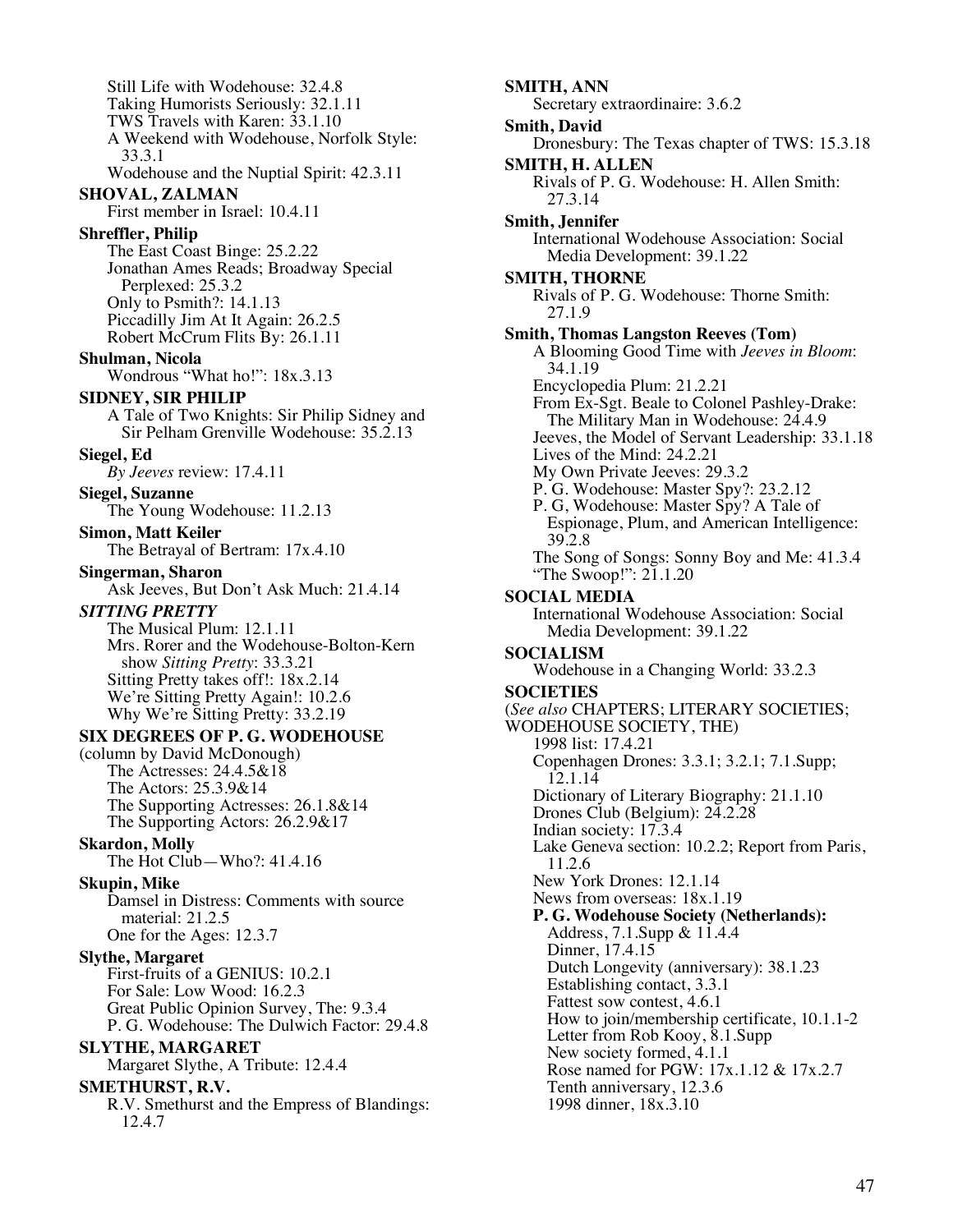Still Life with Wodehouse: 32.4.8
Taking Humorists Seriously: 32.1.11
TWS Travels with Karen: 33.1.10
A Weekend with Wodehouse, Norfolk Style: 33.3.1
Wodehouse and the Nuptial Spirit: 42.3.11

**SHOVAL, ZALMAN**
First member in Israel: 10.4.11

**Shreffler, Philip**
The East Coast Binge: 25.2.22
Jonathan Ames Reads; Broadway Special Perplexed: 25.3.2
Only to Psmith?: 14.1.13
Piccadilly Jim At It Again: 26.2.5
Robert McCrum Flits By: 26.1.11

**Shulman, Nicola**
Wondrous "What ho!": 18x.3.13

**SIDNEY, SIR PHILIP**
A Tale of Two Knights: Sir Philip Sidney and Sir Pelham Grenville Wodehouse: 35.2.13

**Siegel, Ed**
*By Jeeves* review: 17.4.11

**Siegel, Suzanne**
The Young Wodehouse: 11.2.13

**Simon, Matt Keiler**
The Betrayal of Bertram: 17x.4.10

**Singerman, Sharon**
Ask Jeeves, But Don't Ask Much: 21.4.14

***SITTING PRETTY***
The Musical Plum: 12.1.11
Mrs. Rorer and the Wodehouse-Bolton-Kern show *Sitting Pretty*: 33.3.21
Sitting Pretty takes off!: 18x.2.14
We're Sitting Pretty Again!: 10.2.6
Why We're Sitting Pretty: 33.2.19

**SIX DEGREES OF P. G. WODEHOUSE**
(column by David McDonough)
The Actresses: 24.4.5&18
The Actors: 25.3.9&14
The Supporting Actresses: 26.1.8&14
The Supporting Actors: 26.2.9&17

**Skardon, Molly**
The Hot Club—Who?: 41.4.16

**Skupin, Mike**
Damsel in Distress: Comments with source material: 21.2.5
One for the Ages: 12.3.7

**Slythe, Margaret**
First-fruits of a GENIUS: 10.2.1
For Sale: Low Wood: 16.2.3
Great Public Opinion Survey, The: 9.3.4
P. G. Wodehouse: The Dulwich Factor: 29.4.8

**SLYTHE, MARGARET**
Margaret Slythe, A Tribute: 12.4.4

**SMETHURST, R.V.**
R.V. Smethurst and the Empress of Blandings: 12.4.7

**SMITH, ANN**
Secretary extraordinaire: 3.6.2

**Smith, David**
Dronesbury: The Texas chapter of TWS: 15.3.18

**SMITH, H. ALLEN**
Rivals of P. G. Wodehouse: H. Allen Smith: 27.3.14

**Smith, Jennifer**
International Wodehouse Association: Social Media Development: 39.1.22

**SMITH, THORNE**
Rivals of P. G. Wodehouse: Thorne Smith: 27.1.9

**Smith, Thomas Langston Reeves (Tom)**
A Blooming Good Time with *Jeeves in Bloom*: 34.1.19
Encyclopedia Plum: 21.2.21
From Ex-Sgt. Beale to Colonel Pashley-Drake: The Military Man in Wodehouse: 24.4.9
Jeeves, the Model of Servant Leadership: 33.1.18
Lives of the Mind: 24.2.21
My Own Private Jeeves: 29.3.2
P. G. Wodehouse: Master Spy?: 23.2.12
P. G, Wodehouse: Master Spy? A Tale of Espionage, Plum, and American Intelligence: 39.2.8
The Song of Songs: Sonny Boy and Me: 41.3.4
"The Swoop!": 21.1.20

**SOCIAL MEDIA**
International Wodehouse Association: Social Media Development: 39.1.22

**SOCIALISM**
Wodehouse in a Changing World: 33.2.3

**SOCIETIES**
(*See also* CHAPTERS; LITERARY SOCIETIES; WODEHOUSE SOCIETY, THE)
1998 list: 17.4.21
Copenhagen Drones: 3.3.1; 3.2.1; 7.1.Supp; 12.1.14
Dictionary of Literary Biography: 21.1.10
Drones Club (Belgium): 24.2.28
Indian society: 17.3.4
Lake Geneva section: 10.2.2; Report from Paris, 11.2.6
New York Drones: 12.1.14
News from overseas: 18x.1.19
**P. G. Wodehouse Society (Netherlands):**
Address, 7.1.Supp & 11.4.4
Dinner, 17.4.15
Dutch Longevity (anniversary): 38.1.23
Establishing contact, 3.3.1
Fattest sow contest, 4.6.1
How to join/membership certificate, 10.1.1-2
Letter from Rob Kooy, 8.1.Supp
New society formed, 4.1.1
Rose named for PGW: 17x.1.12 & 17x.2.7
Tenth anniversary, 12.3.6
1998 dinner, 18x.3.10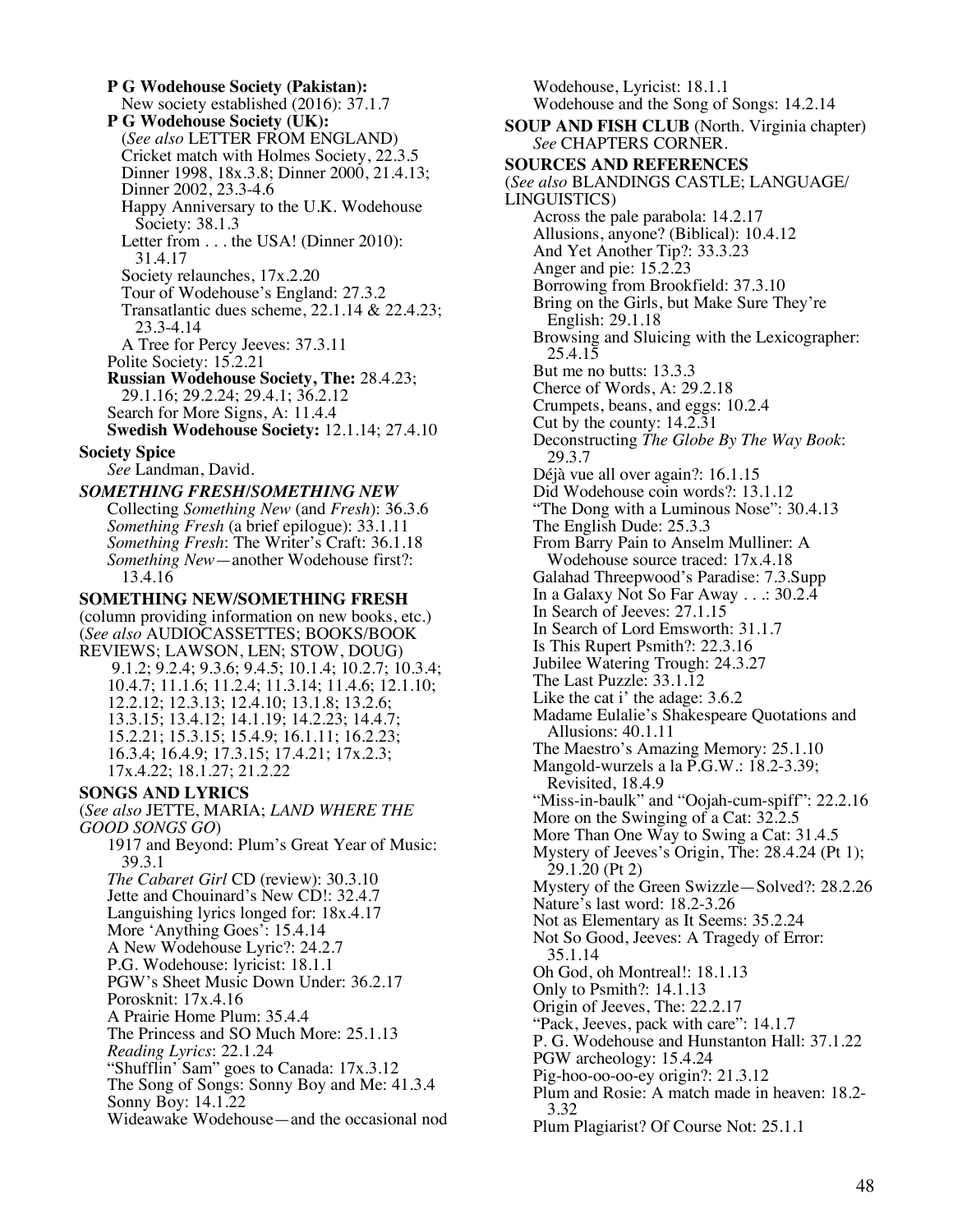**P G Wodehouse Society (Pakistan):**
New society established (2016): 37.1.7

**P G Wodehouse Society (UK):**
(*See also* LETTER FROM ENGLAND)
Cricket match with Holmes Society, 22.3.5
Dinner 1998, 18x.3.8; Dinner 2000, 21.4.13; Dinner 2002, 23.3-4.6
Happy Anniversary to the U.K. Wodehouse Society: 38.1.3
Letter from . . . the USA! (Dinner 2010): 31.4.17
Society relaunches, 17x.2.20
Tour of Wodehouse's England: 27.3.2
Transatlantic dues scheme, 22.1.14 & 22.4.23; 23.3-4.14
A Tree for Percy Jeeves: 37.3.11

Polite Society: 15.2.21

**Russian Wodehouse Society, The:** 28.4.23; 29.1.16; 29.2.24; 29.4.1; 36.2.12

Search for More Signs, A: 11.4.4

**Swedish Wodehouse Society:** 12.1.14; 27.4.10

**Society Spice**
*See* Landman, David.

***SOMETHING FRESH/SOMETHING NEW***
Collecting *Something New* (and *Fresh*): 36.3.6
*Something Fresh* (a brief epilogue): 33.1.11
*Something Fresh*: The Writer's Craft: 36.1.18
*Something New*—another Wodehouse first?: 13.4.16

**SOMETHING NEW/SOMETHING FRESH**
(column providing information on new books, etc.)
(*See also* AUDIOCASSETTES; BOOKS/BOOK REVIEWS; LAWSON, LEN; STOW, DOUG)
9.1.2; 9.2.4; 9.3.6; 9.4.5; 10.1.4; 10.2.7; 10.3.4; 10.4.7; 11.1.6; 11.2.4; 11.3.14; 11.4.6; 12.1.10; 12.2.12; 12.3.13; 12.4.10; 13.1.8; 13.2.6; 13.3.15; 13.4.12; 14.1.19; 14.2.23; 14.4.7; 15.2.21; 15.3.15; 15.4.9; 16.1.11; 16.2.23; 16.3.4; 16.4.9; 17.3.15; 17.4.21; 17x.2.3; 17x.4.22; 18.1.27; 21.2.22

**SONGS AND LYRICS**
(*See also* JETTE, MARIA; *LAND WHERE THE GOOD SONGS GO*)
1917 and Beyond: Plum's Great Year of Music: 39.3.1
*The Cabaret Girl* CD (review): 30.3.10
Jette and Chouinard's New CD!: 32.4.7
Languishing lyrics longed for: 18x.4.17
More 'Anything Goes': 15.4.14
A New Wodehouse Lyric?: 24.2.7
P.G. Wodehouse: lyricist: 18.1.1
PGW's Sheet Music Down Under: 36.2.17
Porosknit: 17x.4.16
A Prairie Home Plum: 35.4.4
The Princess and SO Much More: 25.1.13
*Reading Lyrics*: 22.1.24
"Shufflin' Sam" goes to Canada: 17x.3.12
The Song of Songs: Sonny Boy and Me: 41.3.4
Sonny Boy: 14.1.22
Wideawake Wodehouse—and the occasional nod
Wodehouse, Lyricist: 18.1.1
Wodehouse and the Song of Songs: 14.2.14

**SOUP AND FISH CLUB** (North. Virginia chapter)
*See* CHAPTERS CORNER.

**SOURCES AND REFERENCES**
(*See also* BLANDINGS CASTLE; LANGUAGE/LINGUISTICS)
Across the pale parabola: 14.2.17
Allusions, anyone? (Biblical): 10.4.12
And Yet Another Tip?: 33.3.23
Anger and pie: 15.2.23
Borrowing from Brookfield: 37.3.10
Bring on the Girls, but Make Sure They're English: 29.1.18
Browsing and Sluicing with the Lexicographer: 25.4.15
But me no butts: 13.3.3
Cherce of Words, A: 29.2.18
Crumpets, beans, and eggs: 10.2.4
Cut by the county: 14.2.31
Deconstructing *The Globe By The Way Book*: 29.3.7
Déjà vue all over again?: 16.1.15
Did Wodehouse coin words?: 13.1.12
"The Dong with a Luminous Nose": 30.4.13
The English Dude: 25.3.3
From Barry Pain to Anselm Mulliner: A Wodehouse source traced: 17x.4.18
Galahad Threepwood's Paradise: 7.3.Supp
In a Galaxy Not So Far Away . . .: 30.2.4
In Search of Jeeves: 27.1.15
In Search of Lord Emsworth: 31.1.7
Is This Rupert Psmith?: 22.3.16
Jubilee Watering Trough: 24.3.27
The Last Puzzle: 33.1.12
Like the cat i' the adage: 3.6.2
Madame Eulalie's Shakespeare Quotations and Allusions: 40.1.11
The Maestro's Amazing Memory: 25.1.10
Mangold-wurzels a la P.G.W.: 18.2-3.39; Revisited, 18.4.9
"Miss-in-baulk" and "Oojah-cum-spiff": 22.2.16
More on the Swinging of a Cat: 32.2.5
More Than One Way to Swing a Cat: 31.4.5
Mystery of Jeeves's Origin, The: 28.4.24 (Pt 1); 29.1.20 (Pt 2)
Mystery of the Green Swizzle—Solved?: 28.2.26
Nature's last word: 18.2-3.26
Not as Elementary as It Seems: 35.2.24
Not So Good, Jeeves: A Tragedy of Error: 35.1.14
Oh God, oh Montreal!: 18.1.13
Only to Psmith?: 14.1.13
Origin of Jeeves, The: 22.2.17
"Pack, Jeeves, pack with care": 14.1.7
P. G. Wodehouse and Hunstanton Hall: 37.1.22
PGW archeology: 15.4.24
Pig-hoo-oo-oo-ey origin?: 21.3.12
Plum and Rosie: A match made in heaven: 18.2-3.32
Plum Plagiarist? Of Course Not: 25.1.1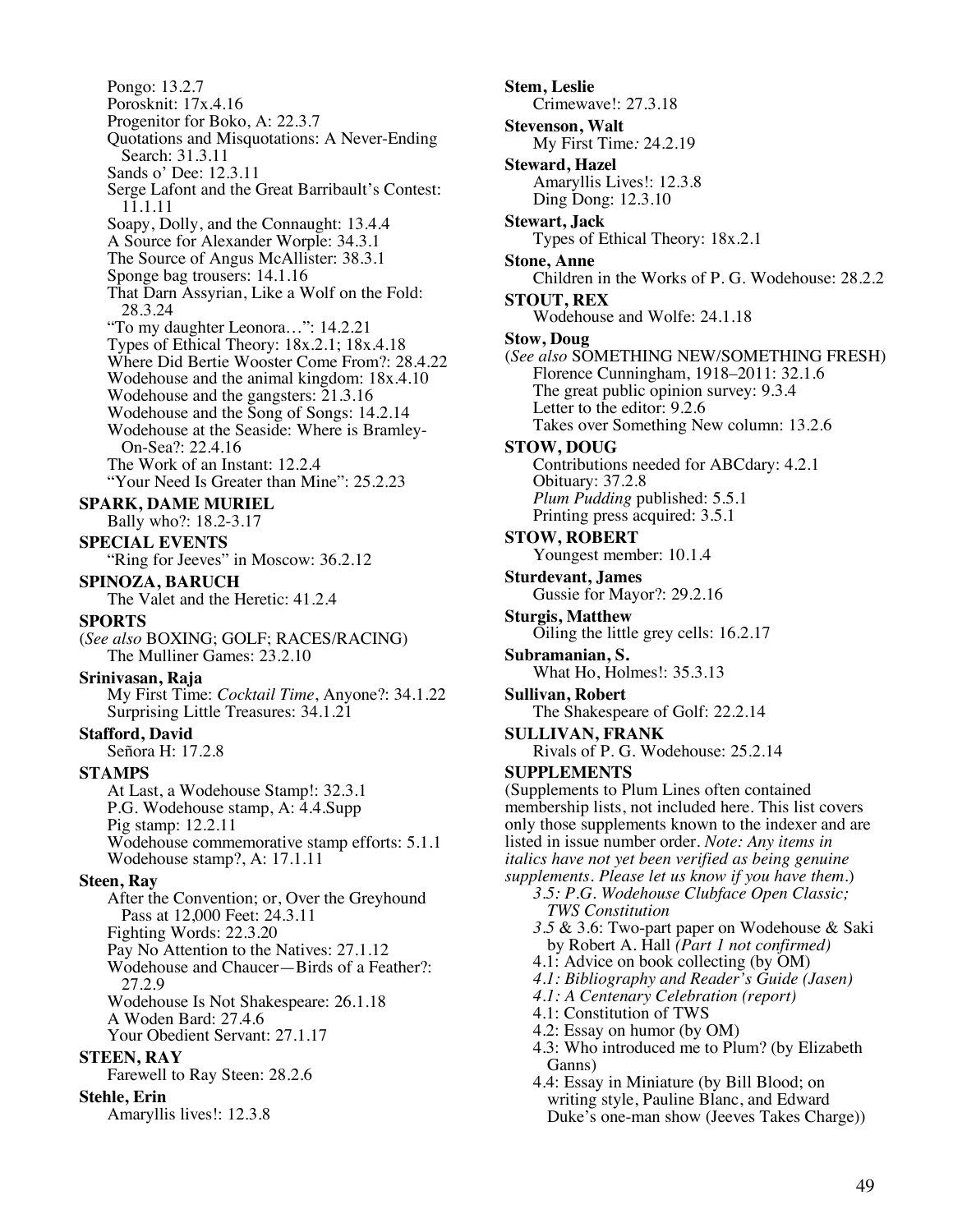Pongo: 13.2.7
Porosknit: 17x.4.16
Progenitor for Boko, A: 22.3.7
Quotations and Misquotations: A Never-Ending Search: 31.3.11
Sands o' Dee: 12.3.11
Serge Lafont and the Great Barribault's Contest: 11.1.11
Soapy, Dolly, and the Connaught: 13.4.4
A Source for Alexander Worple: 34.3.1
The Source of Angus McAllister: 38.3.1
Sponge bag trousers: 14.1.16
That Darn Assyrian, Like a Wolf on the Fold: 28.3.24
"To my daughter Leonora…": 14.2.21
Types of Ethical Theory: 18x.2.1; 18x.4.18
Where Did Bertie Wooster Come From?: 28.4.22
Wodehouse and the animal kingdom: 18x.4.10
Wodehouse and the gangsters: 21.3.16
Wodehouse and the Song of Songs: 14.2.14
Wodehouse at the Seaside: Where is Bramley-On-Sea?: 22.4.16
The Work of an Instant: 12.2.4
"Your Need Is Greater than Mine": 25.2.23

**SPARK, DAME MURIEL**
Bally who?: 18.2-3.17

**SPECIAL EVENTS**
"Ring for Jeeves" in Moscow: 36.2.12

**SPINOZA, BARUCH**
The Valet and the Heretic: 41.2.4

**SPORTS**
(*See also* BOXING; GOLF; RACES/RACING)
The Mulliner Games: 23.2.10

**Srinivasan, Raja**
My First Time: *Cocktail Time*, Anyone?: 34.1.22
Surprising Little Treasures: 34.1.21

**Stafford, David**
Señora H: 17.2.8

**STAMPS**
At Last, a Wodehouse Stamp!: 32.3.1
P.G. Wodehouse stamp, A: 4.4.Supp
Pig stamp: 12.2.11
Wodehouse commemorative stamp efforts: 5.1.1
Wodehouse stamp?, A: 17.1.11

**Steen, Ray**
After the Convention; or, Over the Greyhound Pass at 12,000 Feet: 24.3.11
Fighting Words: 22.3.20
Pay No Attention to the Natives: 27.1.12
Wodehouse and Chaucer—Birds of a Feather?: 27.2.9
Wodehouse Is Not Shakespeare: 26.1.18
A Woden Bard: 27.4.6
Your Obedient Servant: 27.1.17

**STEEN, RAY**
Farewell to Ray Steen: 28.2.6

**Stehle, Erin**
Amaryllis lives!: 12.3.8

**Stem, Leslie**
Crimewave!: 27.3.18

**Stevenson, Walt**
My First Time*:* 24.2.19

**Steward, Hazel**
Amaryllis Lives!: 12.3.8
Ding Dong: 12.3.10

**Stewart, Jack**
Types of Ethical Theory: 18x.2.1

**Stone, Anne**
Children in the Works of P. G. Wodehouse: 28.2.2

**STOUT, REX**
Wodehouse and Wolfe: 24.1.18

**Stow, Doug**
(*See also* SOMETHING NEW/SOMETHING FRESH)
Florence Cunningham, 1918–2011: 32.1.6
The great public opinion survey: 9.3.4
Letter to the editor: 9.2.6
Takes over Something New column: 13.2.6

**STOW, DOUG**
Contributions needed for ABCdary: 4.2.1
Obituary: 37.2.8
*Plum Pudding* published: 5.5.1
Printing press acquired: 3.5.1

**STOW, ROBERT**
Youngest member: 10.1.4

**Sturdevant, James**
Gussie for Mayor?: 29.2.16

**Sturgis, Matthew**
Oiling the little grey cells: 16.2.17

**Subramanian, S.**
What Ho, Holmes!: 35.3.13

**Sullivan, Robert**
The Shakespeare of Golf: 22.2.14

**SULLIVAN, FRANK**
Rivals of P. G. Wodehouse: 25.2.14

**SUPPLEMENTS**
(Supplements to Plum Lines often contained membership lists, not included here. This list covers only those supplements known to the indexer and are listed in issue number order. *Note: Any items in italics have not yet been verified as being genuine supplements. Please let us know if you have them.*)
*3.5: P.G. Wodehouse Clubface Open Classic; TWS Constitution*
*3.5* & 3.6: Two-part paper on Wodehouse & Saki by Robert A. Hall *(Part 1 not confirmed)*
4.1: Advice on book collecting (by OM)
*4.1: Bibliography and Reader's Guide (Jasen)*
*4.1: A Centenary Celebration (report)*
4.1: Constitution of TWS
4.2: Essay on humor (by OM)
4.3: Who introduced me to Plum? (by Elizabeth Ganns)
4.4: Essay in Miniature (by Bill Blood; on writing style, Pauline Blanc, and Edward Duke's one-man show (Jeeves Takes Charge))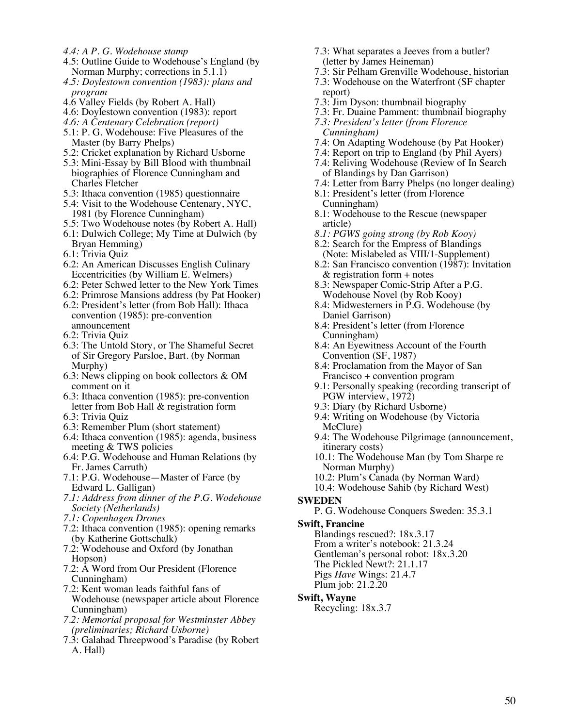*4.4: A P. G. Wodehouse stamp*
4.5: Outline Guide to Wodehouse's England (by Norman Murphy; corrections in 5.1.1)
*4.5: Doylestown convention (1983): plans and program*
4.6 Valley Fields (by Robert A. Hall)
4.6: Doylestown convention (1983): report
*4.6: A Centenary Celebration (report)*
5.1: P. G. Wodehouse: Five Pleasures of the Master (by Barry Phelps)
5.2: Cricket explanation by Richard Usborne
5.3: Mini-Essay by Bill Blood with thumbnail biographies of Florence Cunningham and Charles Fletcher
5.3: Ithaca convention (1985) questionnaire
5.4: Visit to the Wodehouse Centenary, NYC, 1981 (by Florence Cunningham)
5.5: Two Wodehouse notes (by Robert A. Hall)
6.1: Dulwich College; My Time at Dulwich (by Bryan Hemming)
6.1: Trivia Quiz
6.2: An American Discusses English Culinary Eccentricities (by William E. Welmers)
6.2: Peter Schwed letter to the New York Times
6.2: Primrose Mansions address (by Pat Hooker)
6.2: President's letter (from Bob Hall): Ithaca convention (1985): pre-convention announcement
6.2: Trivia Quiz
6.3: The Untold Story, or The Shameful Secret of Sir Gregory Parsloe, Bart. (by Norman Murphy)
6.3: News clipping on book collectors & OM comment on it
6.3: Ithaca convention (1985): pre-convention letter from Bob Hall & registration form
6.3: Trivia Quiz
6.3: Remember Plum (short statement)
6.4: Ithaca convention (1985): agenda, business meeting & TWS policies
6.4: P.G. Wodehouse and Human Relations (by Fr. James Carruth)
7.1: P.G. Wodehouse—Master of Farce (by Edward L. Galligan)
*7.1: Address from dinner of the P.G. Wodehouse Society (Netherlands)*
*7.1: Copenhagen Drones*
7.2: Ithaca convention (1985): opening remarks (by Katherine Gottschalk)
7.2: Wodehouse and Oxford (by Jonathan Hopson)
7.2: A Word from Our President (Florence Cunningham)
7.2: Kent woman leads faithful fans of Wodehouse (newspaper article about Florence Cunningham)
*7.2: Memorial proposal for Westminster Abbey (preliminaries; Richard Usborne)*
7.3: Galahad Threepwood's Paradise (by Robert A. Hall)
7.3: What separates a Jeeves from a butler? (letter by James Heineman)
7.3: Sir Pelham Grenville Wodehouse, historian
7.3: Wodehouse on the Waterfront (SF chapter report)
7.3: Jim Dyson: thumbnail biography
7.3: Fr. Duaine Pamment: thumbnail biography
*7.3: President's letter (from Florence Cunningham)*
7.4: On Adapting Wodehouse (by Pat Hooker)
7.4: Report on trip to England (by Phil Ayers)
7.4: Reliving Wodehouse (Review of In Search of Blandings by Dan Garrison)
7.4: Letter from Barry Phelps (no longer dealing)
8.1: President's letter (from Florence Cunningham)
8.1: Wodehouse to the Rescue (newspaper article)
*8.1: PGWS going strong (by Rob Kooy)*
8.2: Search for the Empress of Blandings (Note: Mislabeled as VIII/1-Supplement)
8.2: San Francisco convention (1987): Invitation & registration form + notes
8.3: Newspaper Comic-Strip After a P.G. Wodehouse Novel (by Rob Kooy)
8.4: Midwesterners in P.G. Wodehouse (by Daniel Garrison)
8.4: President's letter (from Florence Cunningham)
8.4: An Eyewitness Account of the Fourth Convention (SF, 1987)
8.4: Proclamation from the Mayor of San Francisco + convention program
9.1: Personally speaking (recording transcript of PGW interview, 1972)
9.3: Diary (by Richard Usborne)
9.4: Writing on Wodehouse (by Victoria McClure)
9.4: The Wodehouse Pilgrimage (announcement, itinerary costs)
10.1: The Wodehouse Man (by Tom Sharpe re Norman Murphy)
10.2: Plum's Canada (by Norman Ward)
10.4: Wodehouse Sahib (by Richard West)

**SWEDEN**
P. G. Wodehouse Conquers Sweden: 35.3.1

**Swift, Francine**
Blandings rescued?: 18x.3.17
From a writer's notebook: 21.3.24
Gentleman's personal robot: 18x.3.20
The Pickled Newt?: 21.1.17
Pigs *Have* Wings: 21.4.7
Plum job: 21.2.20

**Swift, Wayne**
Recycling: 18x.3.7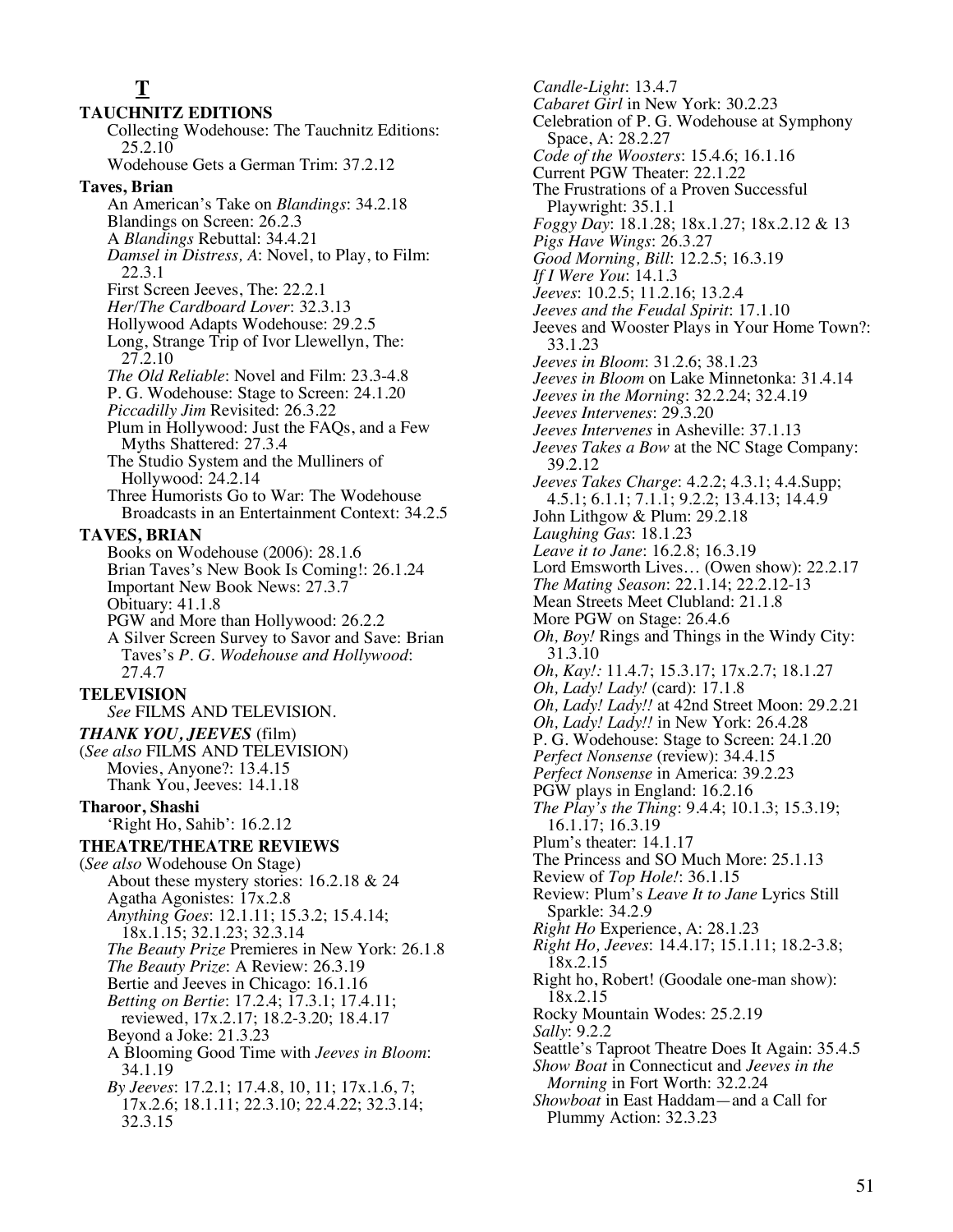# T

**TAUCHNITZ EDITIONS**

- Collecting Wodehouse: The Tauchnitz Editions: 25.2.10
- Wodehouse Gets a German Trim: 37.2.12

**Taves, Brian**

- An American's Take on *Blandings*: 34.2.18
- Blandings on Screen: 26.2.3
- A *Blandings* Rebuttal: 34.4.21
- *Damsel in Distress, A*: Novel, to Play, to Film: 22.3.1
- First Screen Jeeves, The: 22.2.1
- *Her/The Cardboard Lover*: 32.3.13
- Hollywood Adapts Wodehouse: 29.2.5
- Long, Strange Trip of Ivor Llewellyn, The: 27.2.10
- *The Old Reliable*: Novel and Film: 23.3-4.8
- P. G. Wodehouse: Stage to Screen: 24.1.20
- *Piccadilly Jim* Revisited: 26.3.22
- Plum in Hollywood: Just the FAQs, and a Few Myths Shattered: 27.3.4
- The Studio System and the Mulliners of Hollywood: 24.2.14
- Three Humorists Go to War: The Wodehouse Broadcasts in an Entertainment Context: 34.2.5

**TAVES, BRIAN**

- Books on Wodehouse (2006): 28.1.6
- Brian Taves's New Book Is Coming!: 26.1.24
- Important New Book News: 27.3.7
- Obituary: 41.1.8
- PGW and More than Hollywood: 26.2.2
- A Silver Screen Survey to Savor and Save: Brian Taves's *P. G. Wodehouse and Hollywood*: 27.4.7

**TELEVISION**

*See* FILMS AND TELEVISION.

***THANK YOU, JEEVES*** **(film)**

(*See also* FILMS AND TELEVISION)

- Movies, Anyone?: 13.4.15
- Thank You, Jeeves: 14.1.18

**Tharoor, Shashi**

- 'Right Ho, Sahib': 16.2.12

**THEATRE/THEATRE REVIEWS**

(*See also* Wodehouse On Stage)

- About these mystery stories: 16.2.18 & 24
- Agatha Agonistes: 17x.2.8
- *Anything Goes*: 12.1.11; 15.3.2; 15.4.14; 18x.1.15; 32.1.23; 32.3.14
- *The Beauty Prize* Premieres in New York: 26.1.8
- *The Beauty Prize*: A Review: 26.3.19
- Bertie and Jeeves in Chicago: 16.1.16
- *Betting on Bertie*: 17.2.4; 17.3.1; 17.4.11; reviewed, 17x.2.17; 18.2-3.20; 18.4.17
- Beyond a Joke: 21.3.23
- A Blooming Good Time with *Jeeves in Bloom*: 34.1.19
- *By Jeeves*: 17.2.1; 17.4.8, 10, 11; 17x.1.6, 7; 17x.2.6; 18.1.11; 22.3.10; 22.4.22; 32.3.14; 32.3.15
- *Candle-Light*: 13.4.7
- *Cabaret Girl* in New York: 30.2.23
- Celebration of P. G. Wodehouse at Symphony Space, A: 28.2.27
- *Code of the Woosters*: 15.4.6; 16.1.16
- Current PGW Theater: 22.1.22
- The Frustrations of a Proven Successful Playwright: 35.1.1
- *Foggy Day*: 18.1.28; 18x.1.27; 18x.2.12 & 13
- *Pigs Have Wings*: 26.3.27
- *Good Morning, Bill*: 12.2.5; 16.3.19
- *If I Were You*: 14.1.3
- *Jeeves*: 10.2.5; 11.2.16; 13.2.4
- *Jeeves and the Feudal Spirit*: 17.1.10
- Jeeves and Wooster Plays in Your Home Town?: 33.1.23
- *Jeeves in Bloom*: 31.2.6; 38.1.23
- *Jeeves in Bloom* on Lake Minnetonka: 31.4.14
- *Jeeves in the Morning*: 32.2.24; 32.4.19
- *Jeeves Intervenes*: 29.3.20
- *Jeeves Intervenes* in Asheville: 37.1.13
- *Jeeves Takes a Bow* at the NC Stage Company: 39.2.12
- *Jeeves Takes Charge*: 4.2.2; 4.3.1; 4.4.Supp; 4.5.1; 6.1.1; 7.1.1; 9.2.2; 13.4.13; 14.4.9
- John Lithgow & Plum: 29.2.18
- *Laughing Gas*: 18.1.23
- *Leave it to Jane*: 16.2.8; 16.3.19
- Lord Emsworth Lives… (Owen show): 22.2.17
- *The Mating Season*: 22.1.14; 22.2.12-13
- Mean Streets Meet Clubland: 21.1.8
- More PGW on Stage: 26.4.6
- *Oh, Boy!* Rings and Things in the Windy City: 31.3.10
- *Oh, Kay!:* 11.4.7; 15.3.17; 17x.2.7; 18.1.27
- *Oh, Lady! Lady!* (card): 17.1.8
- *Oh, Lady! Lady!!* at 42nd Street Moon: 29.2.21
- *Oh, Lady! Lady!!* in New York: 26.4.28
- P. G. Wodehouse: Stage to Screen: 24.1.20
- *Perfect Nonsense* (review): 34.4.15
- *Perfect Nonsense* in America: 39.2.23
- PGW plays in England: 16.2.16
- *The Play's the Thing*: 9.4.4; 10.1.3; 15.3.19; 16.1.17; 16.3.19
- Plum's theater: 14.1.17
- The Princess and SO Much More: 25.1.13
- Review of *Top Hole!*: 36.1.15
- Review: Plum's *Leave It to Jane* Lyrics Still Sparkle: 34.2.9
- *Right Ho* Experience, A: 28.1.23
- *Right Ho, Jeeves*: 14.4.17; 15.1.11; 18.2-3.8; 18x.2.15
- Right ho, Robert! (Goodale one-man show): 18x.2.15
- Rocky Mountain Wodes: 25.2.19
- *Sally*: 9.2.2
- Seattle's Taproot Theatre Does It Again: 35.4.5
- *Show Boat* in Connecticut and *Jeeves in the Morning* in Fort Worth: 32.2.24
- *Showboat* in East Haddam—and a Call for Plummy Action: 32.3.23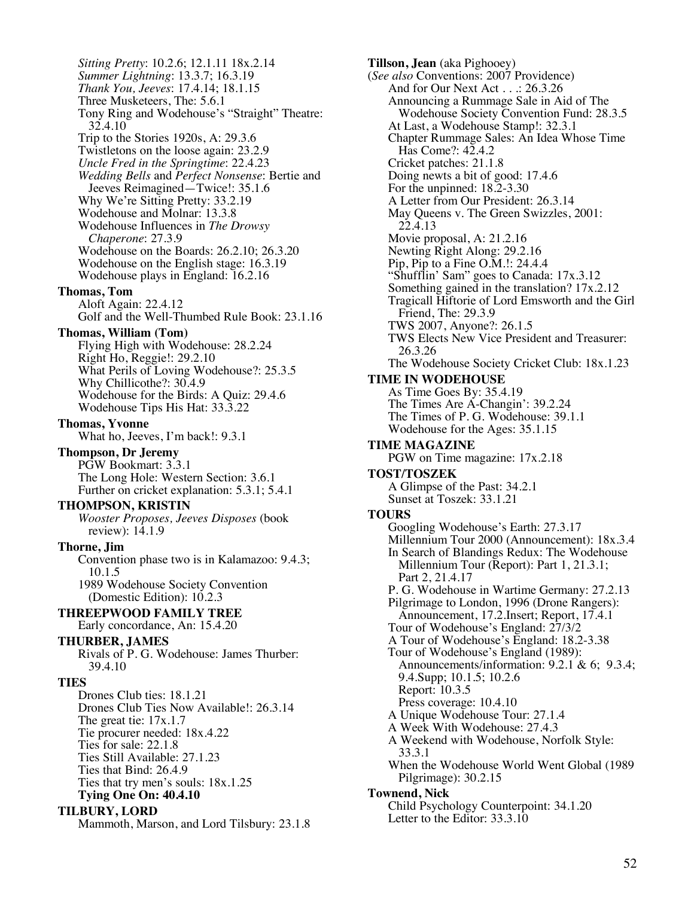*Sitting Pretty*: 10.2.6; 12.1.11 18x.2.14
*Summer Lightning*: 13.3.7; 16.3.19
*Thank You, Jeeves*: 17.4.14; 18.1.15
Three Musketeers, The: 5.6.1
Tony Ring and Wodehouse's "Straight" Theatre: 32.4.10
Trip to the Stories 1920s, A: 29.3.6
Twistletons on the loose again: 23.2.9
*Uncle Fred in the Springtime*: 22.4.23
*Wedding Bells* and *Perfect Nonsense*: Bertie and Jeeves Reimagined—Twice!: 35.1.6
Why We're Sitting Pretty: 33.2.19
Wodehouse and Molnar: 13.3.8
Wodehouse Influences in *The Drowsy Chaperone*: 27.3.9
Wodehouse on the Boards: 26.2.10; 26.3.20
Wodehouse on the English stage: 16.3.19
Wodehouse plays in England: 16.2.16

**Thomas, Tom**
Aloft Again: 22.4.12
Golf and the Well-Thumbed Rule Book: 23.1.16

**Thomas, William (Tom)**
Flying High with Wodehouse: 28.2.24
Right Ho, Reggie!: 29.2.10
What Perils of Loving Wodehouse?: 25.3.5
Why Chillicothe?: 30.4.9
Wodehouse for the Birds: A Quiz: 29.4.6
Wodehouse Tips His Hat: 33.3.22

**Thomas, Yvonne**
What ho, Jeeves, I'm back!: 9.3.1

**Thompson, Dr Jeremy**
PGW Bookmart: 3.3.1
The Long Hole: Western Section: 3.6.1
Further on cricket explanation: 5.3.1; 5.4.1

**THOMPSON, KRISTIN**
*Wooster Proposes, Jeeves Disposes* (book review): 14.1.9

**Thorne, Jim**
Convention phase two is in Kalamazoo: 9.4.3; 10.1.5
1989 Wodehouse Society Convention (Domestic Edition): 10.2.3

**THREEPWOOD FAMILY TREE**
Early concordance, An: 15.4.20

**THURBER, JAMES**
Rivals of P. G. Wodehouse: James Thurber: 39.4.10

**TIES**
Drones Club ties: 18.1.21
Drones Club Ties Now Available!: 26.3.14
The great tie: 17x.1.7
Tie procurer needed: 18x.4.22
Ties for sale: 22.1.8
Ties Still Available: 27.1.23
Ties that Bind: 26.4.9
Ties that try men's souls: 18x.1.25
**Tying One On: 40.4.10**

**TILBURY, LORD**
Mammoth, Marson, and Lord Tilsbury: 23.1.8

**Tillson, Jean** (aka Pighooey)
(*See also* Conventions: 2007 Providence)
And for Our Next Act . . .: 26.3.26
Announcing a Rummage Sale in Aid of The Wodehouse Society Convention Fund: 28.3.5
At Last, a Wodehouse Stamp!: 32.3.1
Chapter Rummage Sales: An Idea Whose Time Has Come?: 42.4.2
Cricket patches: 21.1.8
Doing newts a bit of good: 17.4.6
For the unpinned: 18.2-3.30
A Letter from Our President: 26.3.14
May Queens v. The Green Swizzles, 2001: 22.4.13
Movie proposal, A: 21.2.16
Newting Right Along: 29.2.16
Pip, Pip to a Fine O.M.!: 24.4.4
"Shufflin' Sam" goes to Canada: 17x.3.12
Something gained in the translation? 17x.2.12
Tragicall Hiftorie of Lord Emsworth and the Girl Friend, The: 29.3.9
TWS 2007, Anyone?: 26.1.5
TWS Elects New Vice President and Treasurer: 26.3.26
The Wodehouse Society Cricket Club: 18x.1.23

**TIME IN WODEHOUSE**
As Time Goes By: 35.4.19
The Times Are A-Changin': 39.2.24
The Times of P. G. Wodehouse: 39.1.1
Wodehouse for the Ages: 35.1.15

**TIME MAGAZINE**
PGW on Time magazine: 17x.2.18

**TOST/TOSZEK**
A Glimpse of the Past: 34.2.1
Sunset at Toszek: 33.1.21

**TOURS**
Googling Wodehouse's Earth: 27.3.17
Millennium Tour 2000 (Announcement): 18x.3.4
In Search of Blandings Redux: The Wodehouse Millennium Tour (Report): Part 1, 21.3.1; Part 2, 21.4.17
P. G. Wodehouse in Wartime Germany: 27.2.13
Pilgrimage to London, 1996 (Drone Rangers): Announcement, 17.2.Insert; Report, 17.4.1
Tour of Wodehouse's England: 27/3/2
A Tour of Wodehouse's England: 18.2-3.38
Tour of Wodehouse's England (1989): Announcements/information: 9.2.1 & 6; 9.3.4; 9.4.Supp; 10.1.5; 10.2.6
Report: 10.3.5
Press coverage: 10.4.10
A Unique Wodehouse Tour: 27.1.4
A Week With Wodehouse: 27.4.3
A Weekend with Wodehouse, Norfolk Style: 33.3.1
When the Wodehouse World Went Global (1989 Pilgrimage): 30.2.15

**Townend, Nick**
Child Psychology Counterpoint: 34.1.20
Letter to the Editor: 33.3.10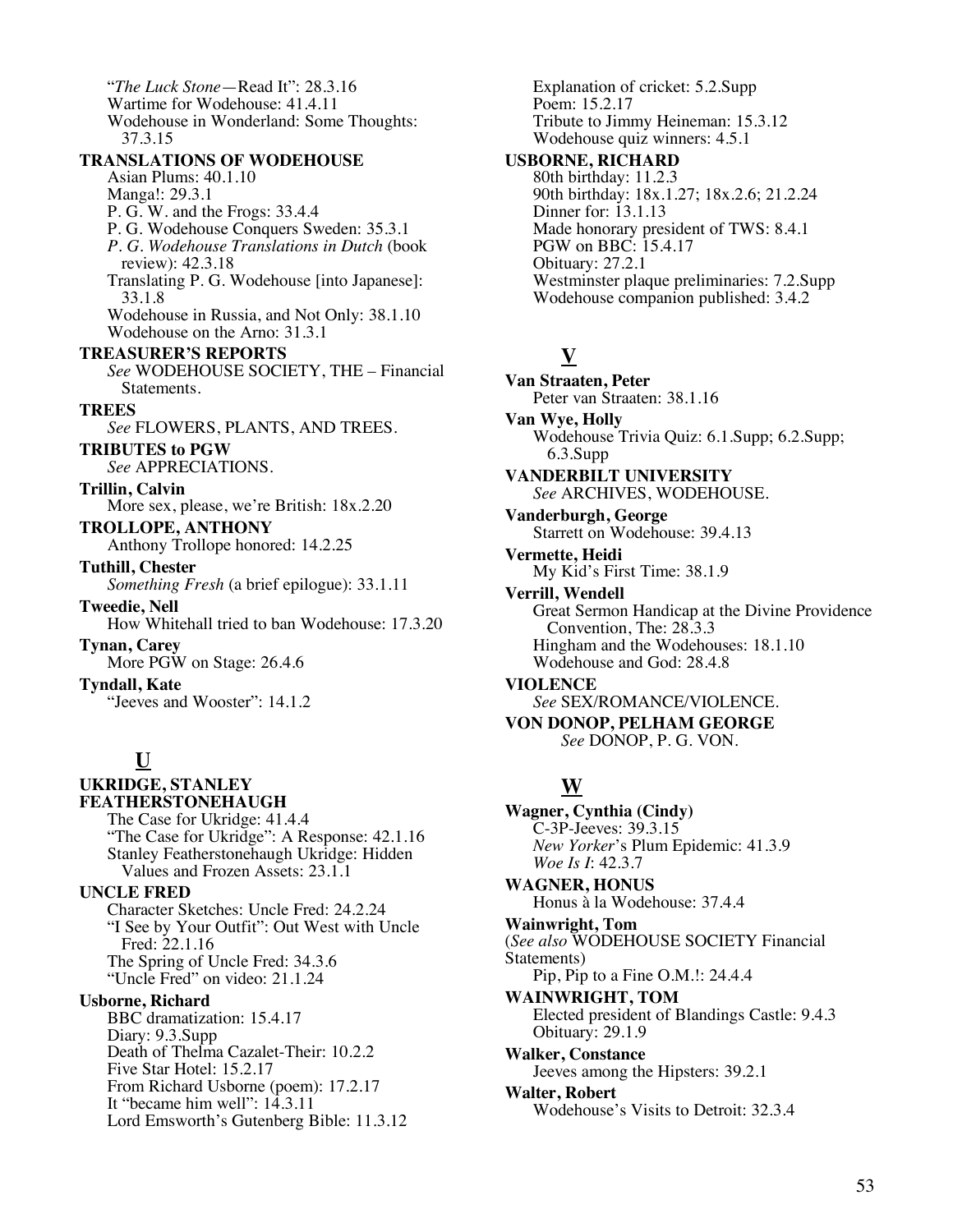"*The Luck Stone*—Read It": 28.3.16
Wartime for Wodehouse: 41.4.11
Wodehouse in Wonderland: Some Thoughts: 37.3.15

**TRANSLATIONS OF WODEHOUSE**
Asian Plums: 40.1.10
Manga!: 29.3.1
P. G. W. and the Frogs: 33.4.4
P. G. Wodehouse Conquers Sweden: 35.3.1
*P. G. Wodehouse Translations in Dutch* (book review): 42.3.18
Translating P. G. Wodehouse [into Japanese]: 33.1.8
Wodehouse in Russia, and Not Only: 38.1.10
Wodehouse on the Arno: 31.3.1

**TREASURER'S REPORTS**
*See* WODEHOUSE SOCIETY, THE – Financial Statements.

**TREES**
*See* FLOWERS, PLANTS, AND TREES.

**TRIBUTES to PGW**
*See* APPRECIATIONS.

**Trillin, Calvin**
More sex, please, we're British: 18x.2.20

**TROLLOPE, ANTHONY**
Anthony Trollope honored: 14.2.25

**Tuthill, Chester**
*Something Fresh* (a brief epilogue): 33.1.11

**Tweedie, Nell**
How Whitehall tried to ban Wodehouse: 17.3.20

**Tynan, Carey**
More PGW on Stage: 26.4.6

**Tyndall, Kate**
"Jeeves and Wooster": 14.1.2

## U

**UKRIDGE, STANLEY FEATHERSTONEHAUGH**
The Case for Ukridge: 41.4.4
"The Case for Ukridge": A Response: 42.1.16
Stanley Featherstonehaugh Ukridge: Hidden Values and Frozen Assets: 23.1.1

**UNCLE FRED**
Character Sketches: Uncle Fred: 24.2.24
"I See by Your Outfit": Out West with Uncle Fred: 22.1.16
The Spring of Uncle Fred: 34.3.6
"Uncle Fred" on video: 21.1.24

**Usborne, Richard**
BBC dramatization: 15.4.17
Diary: 9.3.Supp
Death of Thelma Cazalet-Their: 10.2.2
Five Star Hotel: 15.2.17
From Richard Usborne (poem): 17.2.17
It "became him well": 14.3.11
Lord Emsworth's Gutenberg Bible: 11.3.12
Explanation of cricket: 5.2.Supp
Poem: 15.2.17
Tribute to Jimmy Heineman: 15.3.12
Wodehouse quiz winners: 4.5.1

**USBORNE, RICHARD**
80th birthday: 11.2.3
90th birthday: 18x.1.27; 18x.2.6; 21.2.24
Dinner for: 13.1.13
Made honorary president of TWS: 8.4.1
PGW on BBC: 15.4.17
Obituary: 27.2.1
Westminster plaque preliminaries: 7.2.Supp
Wodehouse companion published: 3.4.2

## V

**Van Straaten, Peter**
Peter van Straaten: 38.1.16

**Van Wye, Holly**
Wodehouse Trivia Quiz: 6.1.Supp; 6.2.Supp; 6.3.Supp

**VANDERBILT UNIVERSITY**
*See* ARCHIVES, WODEHOUSE.

**Vanderburgh, George**
Starrett on Wodehouse: 39.4.13

**Vermette, Heidi**
My Kid's First Time: 38.1.9

**Verrill, Wendell**
Great Sermon Handicap at the Divine Providence Convention, The: 28.3.3
Hingham and the Wodehouses: 18.1.10
Wodehouse and God: 28.4.8

**VIOLENCE**
*See* SEX/ROMANCE/VIOLENCE.

**VON DONOP, PELHAM GEORGE**
*See* DONOP, P. G. VON.

## W

**Wagner, Cynthia (Cindy)**
C-3P-Jeeves: 39.3.15
*New Yorker*'s Plum Epidemic: 41.3.9
*Woe Is I*: 42.3.7

**WAGNER, HONUS**
Honus à la Wodehouse: 37.4.4

**Wainwright, Tom**
(*See also* WODEHOUSE SOCIETY Financial Statements)
Pip, Pip to a Fine O.M.!: 24.4.4

**WAINWRIGHT, TOM**
Elected president of Blandings Castle: 9.4.3
Obituary: 29.1.9

**Walker, Constance**
Jeeves among the Hipsters: 39.2.1

**Walter, Robert**
Wodehouse's Visits to Detroit: 32.3.4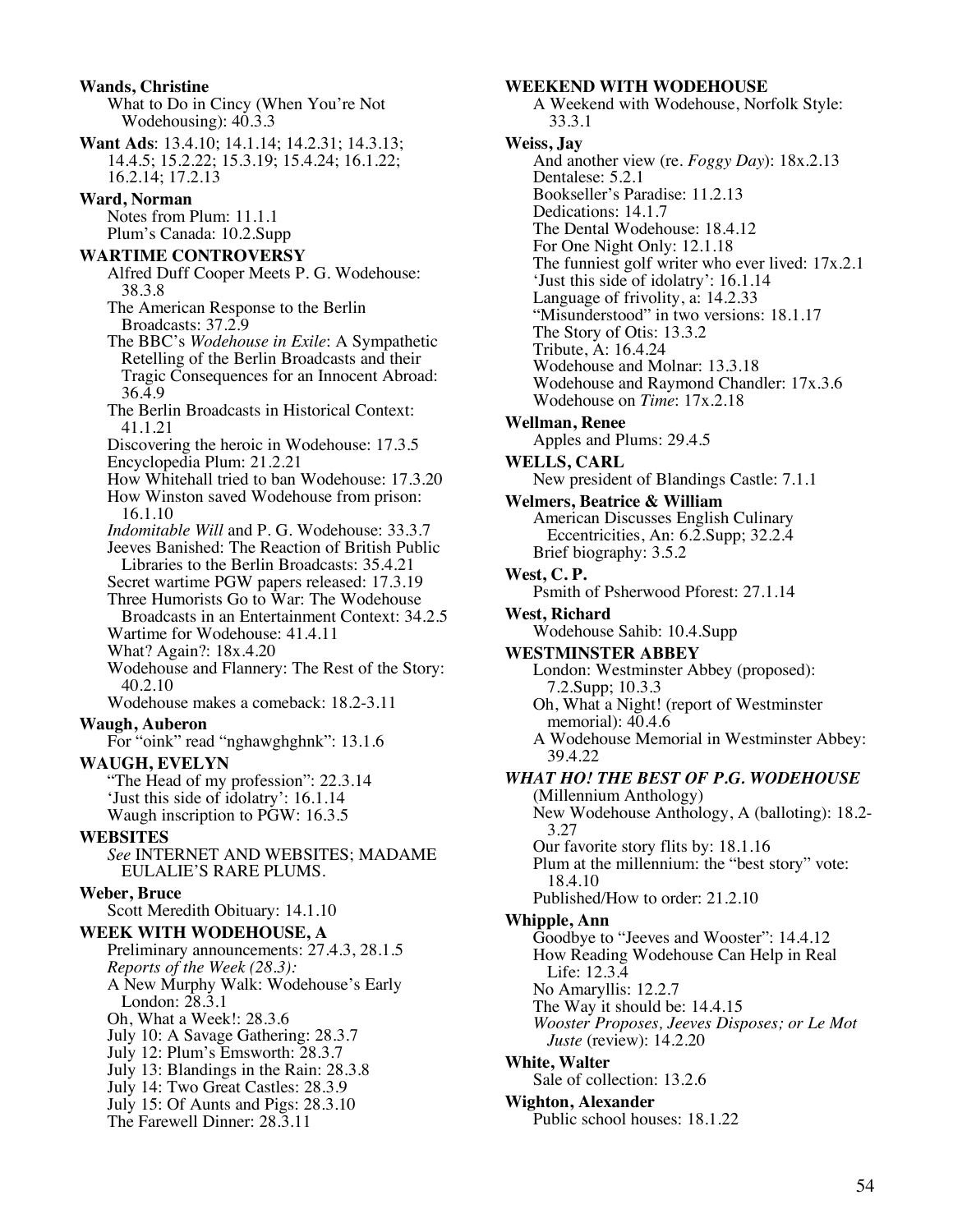**Wands, Christine**
What to Do in Cincy (When You're Not Wodehousing): 40.3.3

**Want Ads**: 13.4.10; 14.1.14; 14.2.31; 14.3.13; 14.4.5; 15.2.22; 15.3.19; 15.4.24; 16.1.22; 16.2.14; 17.2.13

**Ward, Norman**
Notes from Plum: 11.1.1
Plum's Canada: 10.2.Supp

**WARTIME CONTROVERSY**
Alfred Duff Cooper Meets P. G. Wodehouse: 38.3.8
The American Response to the Berlin Broadcasts: 37.2.9
The BBC's *Wodehouse in Exile*: A Sympathetic Retelling of the Berlin Broadcasts and their Tragic Consequences for an Innocent Abroad: 36.4.9
The Berlin Broadcasts in Historical Context: 41.1.21
Discovering the heroic in Wodehouse: 17.3.5
Encyclopedia Plum: 21.2.21
How Whitehall tried to ban Wodehouse: 17.3.20
How Winston saved Wodehouse from prison: 16.1.10
*Indomitable Will* and P. G. Wodehouse: 33.3.7
Jeeves Banished: The Reaction of British Public Libraries to the Berlin Broadcasts: 35.4.21
Secret wartime PGW papers released: 17.3.19
Three Humorists Go to War: The Wodehouse Broadcasts in an Entertainment Context: 34.2.5
Wartime for Wodehouse: 41.4.11
What? Again?: 18x.4.20
Wodehouse and Flannery: The Rest of the Story: 40.2.10
Wodehouse makes a comeback: 18.2-3.11

**Waugh, Auberon**
For "oink" read "nghawghghnk": 13.1.6

**WAUGH, EVELYN**
"The Head of my profession": 22.3.14
'Just this side of idolatry': 16.1.14
Waugh inscription to PGW: 16.3.5

**WEBSITES**
*See* INTERNET AND WEBSITES; MADAME EULALIE'S RARE PLUMS.

**Weber, Bruce**
Scott Meredith Obituary: 14.1.10

**WEEK WITH WODEHOUSE, A**
Preliminary announcements: 27.4.3, 28.1.5
*Reports of the Week (28.3):*
A New Murphy Walk: Wodehouse's Early London: 28.3.1
Oh, What a Week!: 28.3.6
July 10: A Savage Gathering: 28.3.7
July 12: Plum's Emsworth: 28.3.7
July 13: Blandings in the Rain: 28.3.8
July 14: Two Great Castles: 28.3.9
July 15: Of Aunts and Pigs: 28.3.10
The Farewell Dinner: 28.3.11

**WEEKEND WITH WODEHOUSE**
A Weekend with Wodehouse, Norfolk Style: 33.3.1

**Weiss, Jay**
And another view (re. *Foggy Day*): 18x.2.13
Dentalese: 5.2.1
Bookseller's Paradise: 11.2.13
Dedications: 14.1.7
The Dental Wodehouse: 18.4.12
For One Night Only: 12.1.18
The funniest golf writer who ever lived: 17x.2.1
'Just this side of idolatry': 16.1.14
Language of frivolity, a: 14.2.33
"Misunderstood" in two versions: 18.1.17
The Story of Otis: 13.3.2
Tribute, A: 16.4.24
Wodehouse and Molnar: 13.3.18
Wodehouse and Raymond Chandler: 17x.3.6
Wodehouse on *Time*: 17x.2.18

**Wellman, Renee**
Apples and Plums: 29.4.5

**WELLS, CARL**
New president of Blandings Castle: 7.1.1

**Welmers, Beatrice & William**
American Discusses English Culinary Eccentricities, An: 6.2.Supp; 32.2.4
Brief biography: 3.5.2

**West, C. P.**
Psmith of Psherwood Pforest: 27.1.14

**West, Richard**
Wodehouse Sahib: 10.4.Supp

**WESTMINSTER ABBEY**
London: Westminster Abbey (proposed): 7.2.Supp; 10.3.3
Oh, What a Night! (report of Westminster memorial): 40.4.6
A Wodehouse Memorial in Westminster Abbey: 39.4.22

***WHAT HO! THE BEST OF P.G. WODEHOUSE***
(Millennium Anthology)
New Wodehouse Anthology, A (balloting): 18.2-3.27
Our favorite story flits by: 18.1.16
Plum at the millennium: the "best story" vote: 18.4.10
Published/How to order: 21.2.10

**Whipple, Ann**
Goodbye to "Jeeves and Wooster": 14.4.12
How Reading Wodehouse Can Help in Real Life: 12.3.4
No Amaryllis: 12.2.7
The Way it should be: 14.4.15
*Wooster Proposes, Jeeves Disposes; or Le Mot Juste* (review): 14.2.20

**White, Walter**
Sale of collection: 13.2.6

**Wighton, Alexander**
Public school houses: 18.1.22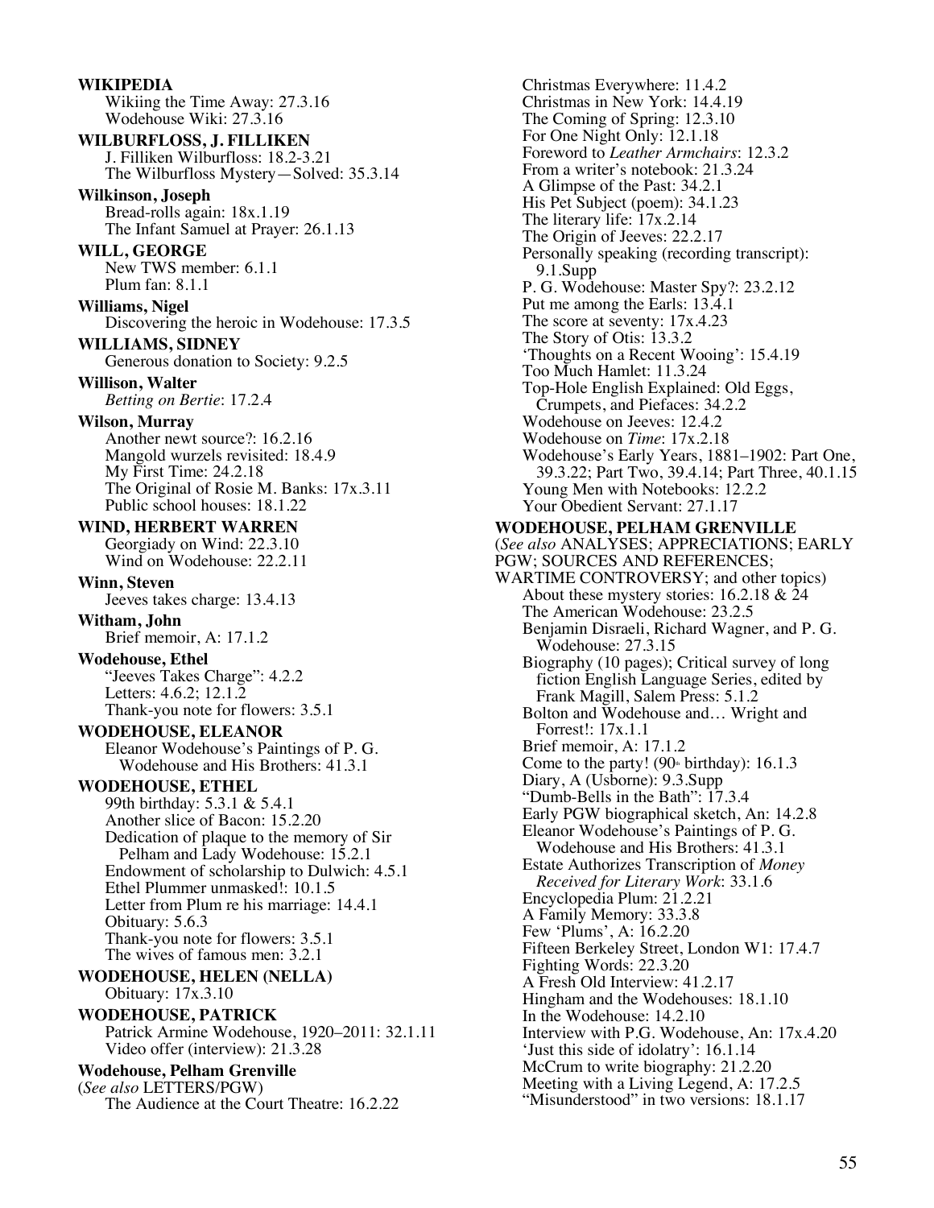**WIKIPEDIA**
Wikiing the Time Away: 27.3.16
Wodehouse Wiki: 27.3.16

**WILBURFLOSS, J. FILLIKEN**
J. Filliken Wilburfloss: 18.2-3.21
The Wilburfloss Mystery—Solved: 35.3.14

**Wilkinson, Joseph**
Bread-rolls again: 18x.1.19
The Infant Samuel at Prayer: 26.1.13

**WILL, GEORGE**
New TWS member: 6.1.1
Plum fan: 8.1.1

**Williams, Nigel**
Discovering the heroic in Wodehouse: 17.3.5

**WILLIAMS, SIDNEY**
Generous donation to Society: 9.2.5

**Willison, Walter**
*Betting on Bertie*: 17.2.4

**Wilson, Murray**
Another newt source?: 16.2.16
Mangold wurzels revisited: 18.4.9
My First Time: 24.2.18
The Original of Rosie M. Banks: 17x.3.11
Public school houses: 18.1.22

**WIND, HERBERT WARREN**
Georgiady on Wind: 22.3.10
Wind on Wodehouse: 22.2.11

**Winn, Steven**
Jeeves takes charge: 13.4.13

**Witham, John**
Brief memoir, A: 17.1.2

**Wodehouse, Ethel**
"Jeeves Takes Charge": 4.2.2
Letters: 4.6.2; 12.1.2
Thank-you note for flowers: 3.5.1

**WODEHOUSE, ELEANOR**
Eleanor Wodehouse's Paintings of P. G. Wodehouse and His Brothers: 41.3.1

**WODEHOUSE, ETHEL**
99th birthday: 5.3.1 & 5.4.1
Another slice of Bacon: 15.2.20
Dedication of plaque to the memory of Sir Pelham and Lady Wodehouse: 15.2.1
Endowment of scholarship to Dulwich: 4.5.1
Ethel Plummer unmasked!: 10.1.5
Letter from Plum re his marriage: 14.4.1
Obituary: 5.6.3
Thank-you note for flowers: 3.5.1
The wives of famous men: 3.2.1

**WODEHOUSE, HELEN (NELLA)**
Obituary: 17x.3.10

**WODEHOUSE, PATRICK**
Patrick Armine Wodehouse, 1920–2011: 32.1.11
Video offer (interview): 21.3.28

**Wodehouse, Pelham Grenville**
(*See also* LETTERS/PGW)
The Audience at the Court Theatre: 16.2.22
Christmas Everywhere: 11.4.2
Christmas in New York: 14.4.19
The Coming of Spring: 12.3.10
For One Night Only: 12.1.18
Foreword to *Leather Armchairs*: 12.3.2
From a writer's notebook: 21.3.24
A Glimpse of the Past: 34.2.1
His Pet Subject (poem): 34.1.23
The literary life: 17x.2.14
The Origin of Jeeves: 22.2.17
Personally speaking (recording transcript): 9.1.Supp
P. G. Wodehouse: Master Spy?: 23.2.12
Put me among the Earls: 13.4.1
The score at seventy: 17x.4.23
The Story of Otis: 13.3.2
'Thoughts on a Recent Wooing': 15.4.19
Too Much Hamlet: 11.3.24
Top-Hole English Explained: Old Eggs, Crumpets, and Piefaces: 34.2.2
Wodehouse on Jeeves: 12.4.2
Wodehouse on *Time*: 17x.2.18
Wodehouse's Early Years, 1881–1902: Part One, 39.3.22; Part Two, 39.4.14; Part Three, 40.1.15
Young Men with Notebooks: 12.2.2
Your Obedient Servant: 27.1.17

**WODEHOUSE, PELHAM GRENVILLE**
(*See also* ANALYSES; APPRECIATIONS; EARLY PGW; SOURCES AND REFERENCES; WARTIME CONTROVERSY; and other topics)
About these mystery stories: 16.2.18 & 24
The American Wodehouse: 23.2.5
Benjamin Disraeli, Richard Wagner, and P. G. Wodehouse: 27.3.15
Biography (10 pages); Critical survey of long fiction English Language Series, edited by Frank Magill, Salem Press: 5.1.2
Bolton and Wodehouse and… Wright and Forrest!: 17x.1.1
Brief memoir, A: 17.1.2
Come to the party! (90th birthday): 16.1.3
Diary, A (Usborne): 9.3.Supp
"Dumb-Bells in the Bath": 17.3.4
Early PGW biographical sketch, An: 14.2.8
Eleanor Wodehouse's Paintings of P. G. Wodehouse and His Brothers: 41.3.1
Estate Authorizes Transcription of *Money Received for Literary Work*: 33.1.6
Encyclopedia Plum: 21.2.21
A Family Memory: 33.3.8
Few 'Plums', A: 16.2.20
Fifteen Berkeley Street, London W1: 17.4.7
Fighting Words: 22.3.20
A Fresh Old Interview: 41.2.17
Hingham and the Wodehouses: 18.1.10
In the Wodehouse: 14.2.10
Interview with P.G. Wodehouse, An: 17x.4.20
'Just this side of idolatry': 16.1.14
McCrum to write biography: 21.2.20
Meeting with a Living Legend, A: 17.2.5
"Misunderstood" in two versions: 18.1.17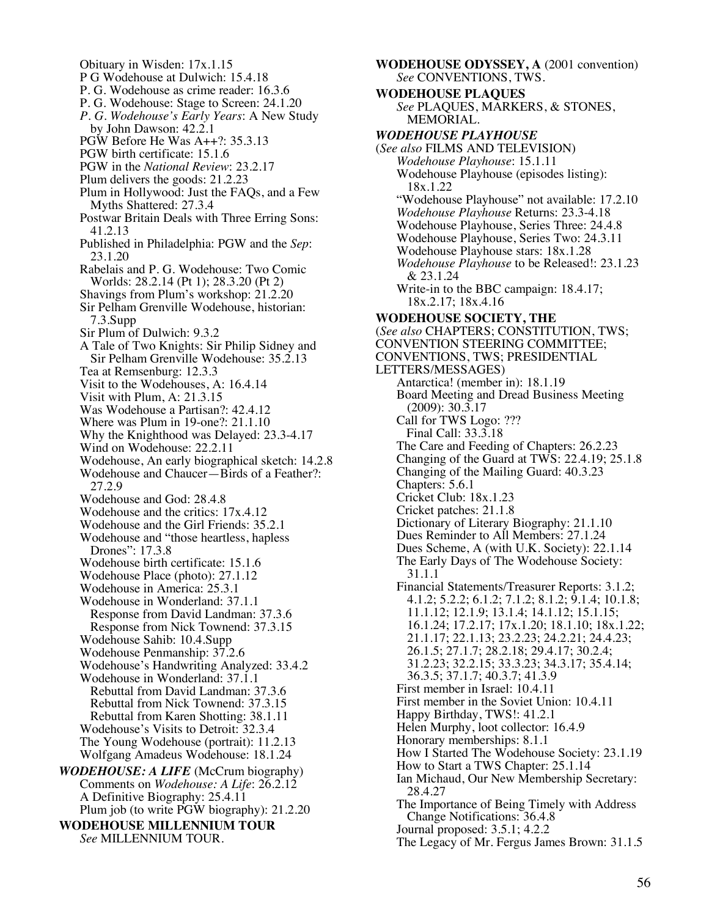Obituary in Wisden: 17x.1.15
P G Wodehouse at Dulwich: 15.4.18
P. G. Wodehouse as crime reader: 16.3.6
P. G. Wodehouse: Stage to Screen: 24.1.20
*P. G. Wodehouse's Early Years*: A New Study by John Dawson: 42.2.1
PGW Before He Was A++?: 35.3.13
PGW birth certificate: 15.1.6
PGW in the *National Review*: 23.2.17
Plum delivers the goods: 21.2.23
Plum in Hollywood: Just the FAQs, and a Few Myths Shattered: 27.3.4
Postwar Britain Deals with Three Erring Sons: 41.2.13
Published in Philadelphia: PGW and the *Sep*: 23.1.20
Rabelais and P. G. Wodehouse: Two Comic Worlds: 28.2.14 (Pt 1); 28.3.20 (Pt 2)
Shavings from Plum's workshop: 21.2.20
Sir Pelham Grenville Wodehouse, historian: 7.3.Supp
Sir Plum of Dulwich: 9.3.2
A Tale of Two Knights: Sir Philip Sidney and Sir Pelham Grenville Wodehouse: 35.2.13
Tea at Remsenburg: 12.3.3
Visit to the Wodehouses, A: 16.4.14
Visit with Plum, A: 21.3.15
Was Wodehouse a Partisan?: 42.4.12
Where was Plum in 19-one?: 21.1.10
Why the Knighthood was Delayed: 23.3-4.17
Wind on Wodehouse: 22.2.11
Wodehouse, An early biographical sketch: 14.2.8
Wodehouse and Chaucer—Birds of a Feather?: 27.2.9
Wodehouse and God: 28.4.8
Wodehouse and the critics: 17x.4.12
Wodehouse and the Girl Friends: 35.2.1
Wodehouse and "those heartless, hapless Drones": 17.3.8
Wodehouse birth certificate: 15.1.6
Wodehouse Place (photo): 27.1.12
Wodehouse in America: 25.3.1
Wodehouse in Wonderland: 37.1.1
  Response from David Landman: 37.3.6
  Response from Nick Townend: 37.3.15
Wodehouse Sahib: 10.4.Supp
Wodehouse Penmanship: 37.2.6
Wodehouse's Handwriting Analyzed: 33.4.2
Wodehouse in Wonderland: 37.1.1
  Rebuttal from David Landman: 37.3.6
  Rebuttal from Nick Townend: 37.3.15
  Rebuttal from Karen Shotting: 38.1.11
Wodehouse's Visits to Detroit: 32.3.4
The Young Wodehouse (portrait): 11.2.13
Wolfgang Amadeus Wodehouse: 18.1.24

***WODEHOUSE: A LIFE*** (McCrum biography)
Comments on *Wodehouse: A Life*: 26.2.12
A Definitive Biography: 25.4.11
Plum job (to write PGW biography): 21.2.20

**WODEHOUSE MILLENNIUM TOUR**
*See* MILLENNIUM TOUR.

**WODEHOUSE ODYSSEY, A** (2001 convention)
*See* CONVENTIONS, TWS.

**WODEHOUSE PLAQUES**
*See* PLAQUES, MARKERS, & STONES, MEMORIAL.

***WODEHOUSE PLAYHOUSE***
(*See also* FILMS AND TELEVISION)
*Wodehouse Playhouse*: 15.1.11
Wodehouse Playhouse (episodes listing): 18x.1.22
"Wodehouse Playhouse" not available: 17.2.10
*Wodehouse Playhouse* Returns: 23.3-4.18
Wodehouse Playhouse, Series Three: 24.4.8
Wodehouse Playhouse, Series Two: 24.3.11
Wodehouse Playhouse stars: 18x.1.28
*Wodehouse Playhouse* to be Released!: 23.1.23 & 23.1.24
Write-in to the BBC campaign: 18.4.17; 18x.2.17; 18x.4.16

**WODEHOUSE SOCIETY, THE**
(*See also* CHAPTERS; CONSTITUTION, TWS; CONVENTION STEERING COMMITTEE; CONVENTIONS, TWS; PRESIDENTIAL LETTERS/MESSAGES)
Antarctica! (member in): 18.1.19
Board Meeting and Dread Business Meeting (2009): 30.3.17
Call for TWS Logo: ???
  Final Call: 33.3.18
The Care and Feeding of Chapters: 26.2.23
Changing of the Guard at TWS: 22.4.19; 25.1.8
Changing of the Mailing Guard: 40.3.23
Chapters: 5.6.1
Cricket Club: 18x.1.23
Cricket patches: 21.1.8
Dictionary of Literary Biography: 21.1.10
Dues Reminder to All Members: 27.1.24
Dues Scheme, A (with U.K. Society): 22.1.14
The Early Days of The Wodehouse Society: 31.1.1
Financial Statements/Treasurer Reports: 3.1.2; 4.1.2; 5.2.2; 6.1.2; 7.1.2; 8.1.2; 9.1.4; 10.1.8; 11.1.12; 12.1.9; 13.1.4; 14.1.12; 15.1.15; 16.1.24; 17.2.17; 17x.1.20; 18.1.10; 18x.1.22; 21.1.17; 22.1.13; 23.2.23; 24.2.21; 24.4.23; 26.1.5; 27.1.7; 28.2.18; 29.4.17; 30.2.4; 31.2.23; 32.2.15; 33.3.23; 34.3.17; 35.4.14; 36.3.5; 37.1.7; 40.3.7; 41.3.9
First member in Israel: 10.4.11
First member in the Soviet Union: 10.4.11
Happy Birthday, TWS!: 41.2.1
Helen Murphy, loot collector: 16.4.9
Honorary memberships: 8.1.1
How I Started The Wodehouse Society: 23.1.19
How to Start a TWS Chapter: 25.1.14
Ian Michaud, Our New Membership Secretary: 28.4.27
The Importance of Being Timely with Address Change Notifications: 36.4.8
Journal proposed: 3.5.1; 4.2.2
The Legacy of Mr. Fergus James Brown: 31.1.5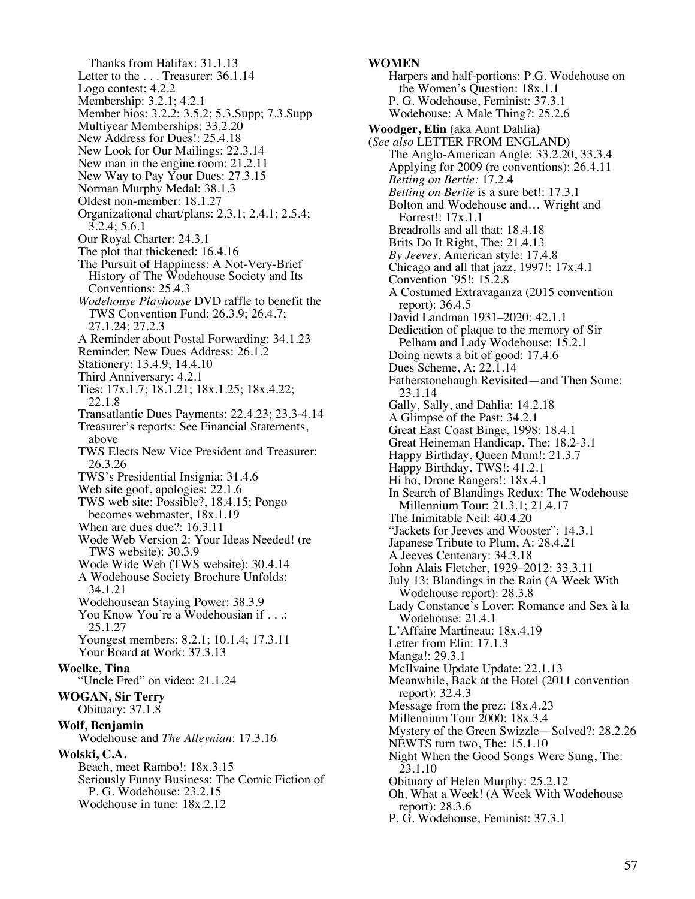Thanks from Halifax: 31.1.13
Letter to the . . . Treasurer: 36.1.14
Logo contest: 4.2.2
Membership: 3.2.1; 4.2.1
Member bios: 3.2.2; 3.5.2; 5.3.Supp; 7.3.Supp
Multiyear Memberships: 33.2.20
New Address for Dues!: 25.4.18
New Look for Our Mailings: 22.3.14
New man in the engine room: 21.2.11
New Way to Pay Your Dues: 27.3.15
Norman Murphy Medal: 38.1.3
Oldest non-member: 18.1.27
Organizational chart/plans: 2.3.1; 2.4.1; 2.5.4; 3.2.4; 5.6.1
Our Royal Charter: 24.3.1
The plot that thickened: 16.4.16
The Pursuit of Happiness: A Not-Very-Brief History of The Wodehouse Society and Its Conventions: 25.4.3
*Wodehouse Playhouse* DVD raffle to benefit the TWS Convention Fund: 26.3.9; 26.4.7; 27.1.24; 27.2.3
A Reminder about Postal Forwarding: 34.1.23
Reminder: New Dues Address: 26.1.2
Stationery: 13.4.9; 14.4.10
Third Anniversary: 4.2.1
Ties: 17x.1.7; 18.1.21; 18x.1.25; 18x.4.22; 22.1.8
Transatlantic Dues Payments: 22.4.23; 23.3-4.14
Treasurer's reports: See Financial Statements, above
TWS Elects New Vice President and Treasurer: 26.3.26
TWS's Presidential Insignia: 31.4.6
Web site goof, apologies: 22.1.6
TWS web site: Possible?, 18.4.15; Pongo becomes webmaster, 18x.1.19
When are dues due?: 16.3.11
Wode Web Version 2: Your Ideas Needed! (re TWS website): 30.3.9
Wode Wide Web (TWS website): 30.4.14
A Wodehouse Society Brochure Unfolds: 34.1.21
Wodehousean Staying Power: 38.3.9
You Know You're a Wodehousian if . . .: 25.1.27
Youngest members: 8.2.1; 10.1.4; 17.3.11
Your Board at Work: 37.3.13

**Woelke, Tina**
"Uncle Fred" on video: 21.1.24

**WOGAN, Sir Terry**
Obituary: 37.1.8

**Wolf, Benjamin**
Wodehouse and *The Alleynian*: 17.3.16

**Wolski, C.A.**
Beach, meet Rambo!: 18x.3.15
Seriously Funny Business: The Comic Fiction of P. G. Wodehouse: 23.2.15
Wodehouse in tune: 18x.2.12

**WOMEN**
Harpers and half-portions: P.G. Wodehouse on the Women's Question: 18x.1.1
P. G. Wodehouse, Feminist: 37.3.1
Wodehouse: A Male Thing?: 25.2.6

**Woodger, Elin** (aka Aunt Dahlia)
(*See also* LETTER FROM ENGLAND)
The Anglo-American Angle: 33.2.20, 33.3.4
Applying for 2009 (re conventions): 26.4.11
*Betting on Bertie:* 17.2.4
*Betting on Bertie* is a sure bet!: 17.3.1
Bolton and Wodehouse and… Wright and Forrest!: 17x.1.1
Breadrolls and all that: 18.4.18
Brits Do It Right, The: 21.4.13
*By Jeeves*, American style: 17.4.8
Chicago and all that jazz, 1997!: 17x.4.1
Convention '95!: 15.2.8
A Costumed Extravaganza (2015 convention report): 36.4.5
David Landman 1931–2020: 42.1.1
Dedication of plaque to the memory of Sir Pelham and Lady Wodehouse: 15.2.1
Doing newts a bit of good: 17.4.6
Dues Scheme, A: 22.1.14
Fatherstonehaugh Revisited—and Then Some: 23.1.14
Gally, Sally, and Dahlia: 14.2.18
A Glimpse of the Past: 34.2.1
Great East Coast Binge, 1998: 18.4.1
Great Heineman Handicap, The: 18.2-3.1
Happy Birthday, Queen Mum!: 21.3.7
Happy Birthday, TWS!: 41.2.1
Hi ho, Drone Rangers!: 18x.4.1
In Search of Blandings Redux: The Wodehouse Millennium Tour: 21.3.1; 21.4.17
The Inimitable Neil: 40.4.20
"Jackets for Jeeves and Wooster": 14.3.1
Japanese Tribute to Plum, A: 28.4.21
A Jeeves Centenary: 34.3.18
John Alais Fletcher, 1929–2012: 33.3.11
July 13: Blandings in the Rain (A Week With Wodehouse report): 28.3.8
Lady Constance's Lover: Romance and Sex à la Wodehouse: 21.4.1
L'Affaire Martineau: 18x.4.19
Letter from Elin: 17.1.3
Manga!: 29.3.1
McIlvaine Update Update: 22.1.13
Meanwhile, Back at the Hotel (2011 convention report): 32.4.3
Message from the prez: 18x.4.23
Millennium Tour 2000: 18x.3.4
Mystery of the Green Swizzle—Solved?: 28.2.26
NEWTS turn two, The: 15.1.10
Night When the Good Songs Were Sung, The: 23.1.10
Obituary of Helen Murphy: 25.2.12
Oh, What a Week! (A Week With Wodehouse report): 28.3.6
P. G. Wodehouse, Feminist: 37.3.1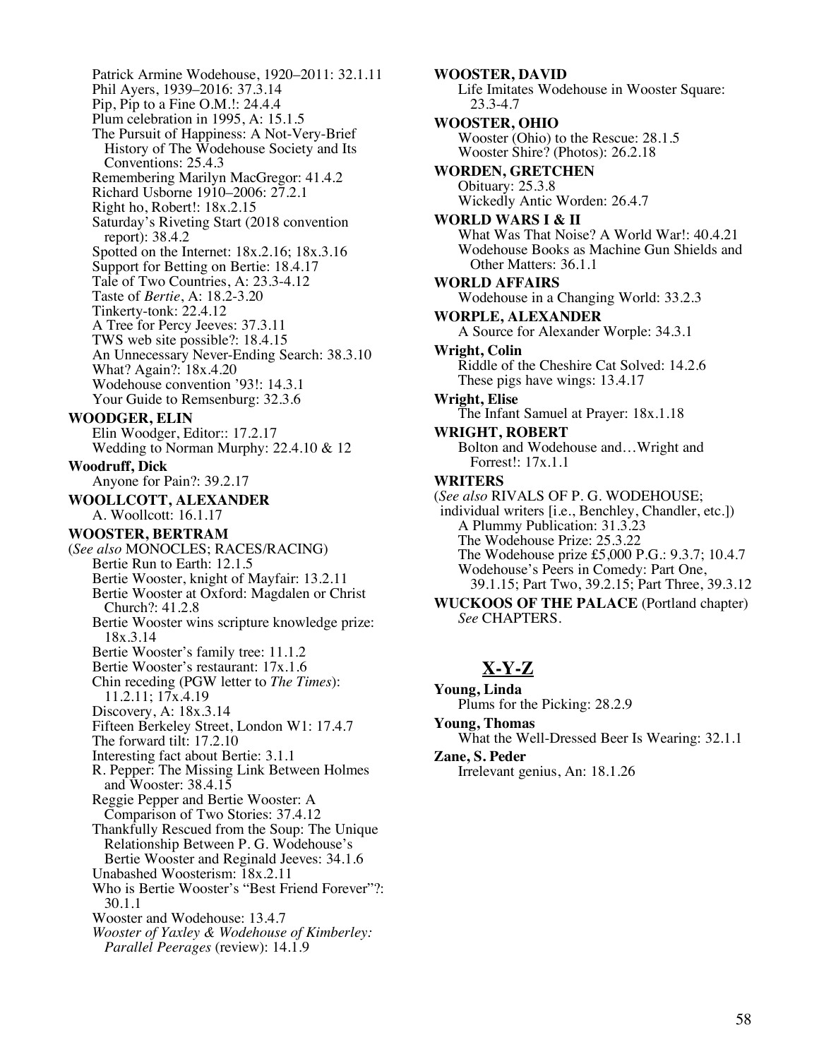Patrick Armine Wodehouse, 1920–2011: 32.1.11
Phil Ayers, 1939–2016: 37.3.14
Pip, Pip to a Fine O.M.!: 24.4.4
Plum celebration in 1995, A: 15.1.5
The Pursuit of Happiness: A Not-Very-Brief History of The Wodehouse Society and Its Conventions: 25.4.3
Remembering Marilyn MacGregor: 41.4.2
Richard Usborne 1910–2006: 27.2.1
Right ho, Robert!: 18x.2.15
Saturday's Riveting Start (2018 convention report): 38.4.2
Spotted on the Internet: 18x.2.16; 18x.3.16
Support for Betting on Bertie: 18.4.17
Tale of Two Countries, A: 23.3-4.12
Taste of *Bertie*, A: 18.2-3.20
Tinkerty-tonk: 22.4.12
A Tree for Percy Jeeves: 37.3.11
TWS web site possible?: 18.4.15
An Unnecessary Never-Ending Search: 38.3.10
What? Again?: 18x.4.20
Wodehouse convention '93!: 14.3.1
Your Guide to Remsenburg: 32.3.6

**WOODGER, ELIN**
Elin Woodger, Editor:: 17.2.17
Wedding to Norman Murphy: 22.4.10 & 12

**Woodruff, Dick**
Anyone for Pain?: 39.2.17

**WOOLLCOTT, ALEXANDER**
A. Woollcott: 16.1.17

**WOOSTER, BERTRAM**
(*See also* MONOCLES; RACES/RACING)
Bertie Run to Earth: 12.1.5
Bertie Wooster, knight of Mayfair: 13.2.11
Bertie Wooster at Oxford: Magdalen or Christ Church?: 41.2.8
Bertie Wooster wins scripture knowledge prize: 18x.3.14
Bertie Wooster's family tree: 11.1.2
Bertie Wooster's restaurant: 17x.1.6
Chin receding (PGW letter to *The Times*): 11.2.11; 17x.4.19
Discovery, A: 18x.3.14
Fifteen Berkeley Street, London W1: 17.4.7
The forward tilt: 17.2.10
Interesting fact about Bertie: 3.1.1
R. Pepper: The Missing Link Between Holmes and Wooster: 38.4.15
Reggie Pepper and Bertie Wooster: A Comparison of Two Stories: 37.4.12
Thankfully Rescued from the Soup: The Unique Relationship Between P. G. Wodehouse's Bertie Wooster and Reginald Jeeves: 34.1.6
Unabashed Woosterism: 18x.2.11
Who is Bertie Wooster's "Best Friend Forever"?: 30.1.1
Wooster and Wodehouse: 13.4.7
*Wooster of Yaxley & Wodehouse of Kimberley: Parallel Peerages* (review): 14.1.9

**WOOSTER, DAVID**
Life Imitates Wodehouse in Wooster Square: 23.3-4.7

**WOOSTER, OHIO**
Wooster (Ohio) to the Rescue: 28.1.5
Wooster Shire? (Photos): 26.2.18

**WORDEN, GRETCHEN**
Obituary: 25.3.8
Wickedly Antic Worden: 26.4.7

**WORLD WARS I & II**
What Was That Noise? A World War!: 40.4.21
Wodehouse Books as Machine Gun Shields and Other Matters: 36.1.1

**WORLD AFFAIRS**
Wodehouse in a Changing World: 33.2.3

**WORPLE, ALEXANDER**
A Source for Alexander Worple: 34.3.1

**Wright, Colin**
Riddle of the Cheshire Cat Solved: 14.2.6
These pigs have wings: 13.4.17

**Wright, Elise**
The Infant Samuel at Prayer: 18x.1.18

**WRIGHT, ROBERT**
Bolton and Wodehouse and…Wright and Forrest!: 17x.1.1

**WRITERS**
(*See also* RIVALS OF P. G. WODEHOUSE; individual writers [i.e., Benchley, Chandler, etc.])
A Plummy Publication: 31.3.23
The Wodehouse Prize: 25.3.22
The Wodehouse prize £5,000 P.G.: 9.3.7; 10.4.7
Wodehouse's Peers in Comedy: Part One, 39.1.15; Part Two, 39.2.15; Part Three, 39.3.12

**WUCKOOS OF THE PALACE** (Portland chapter)
*See* CHAPTERS.

## X-Y-Z

**Young, Linda**
Plums for the Picking: 28.2.9

**Young, Thomas**
What the Well-Dressed Beer Is Wearing: 32.1.1

**Zane, S. Peder**
Irrelevant genius, An: 18.1.26